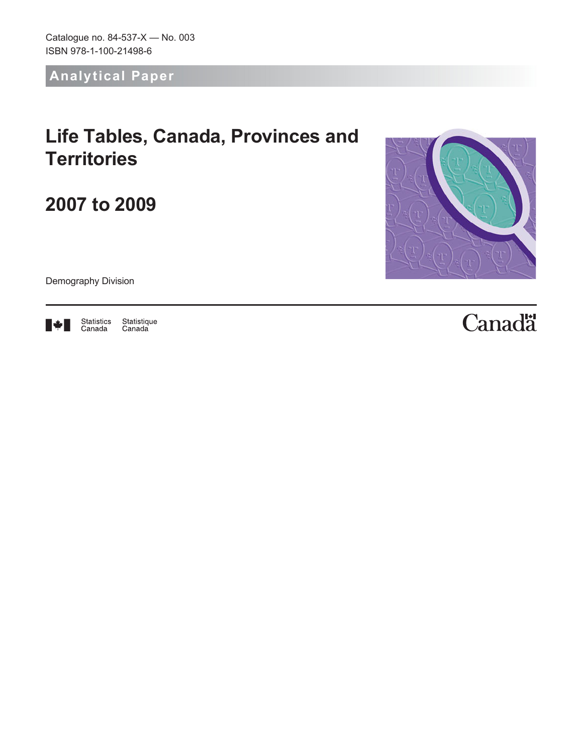Catalogue no. 84-537-X — No. 003
ISBN 978-1-100-21498-6

**Analytical Paper**

# Life Tables, Canada, Provinces and Territories

## 2007 to 2009

Demography Division

Statistics Canada Statistique Canada

Canada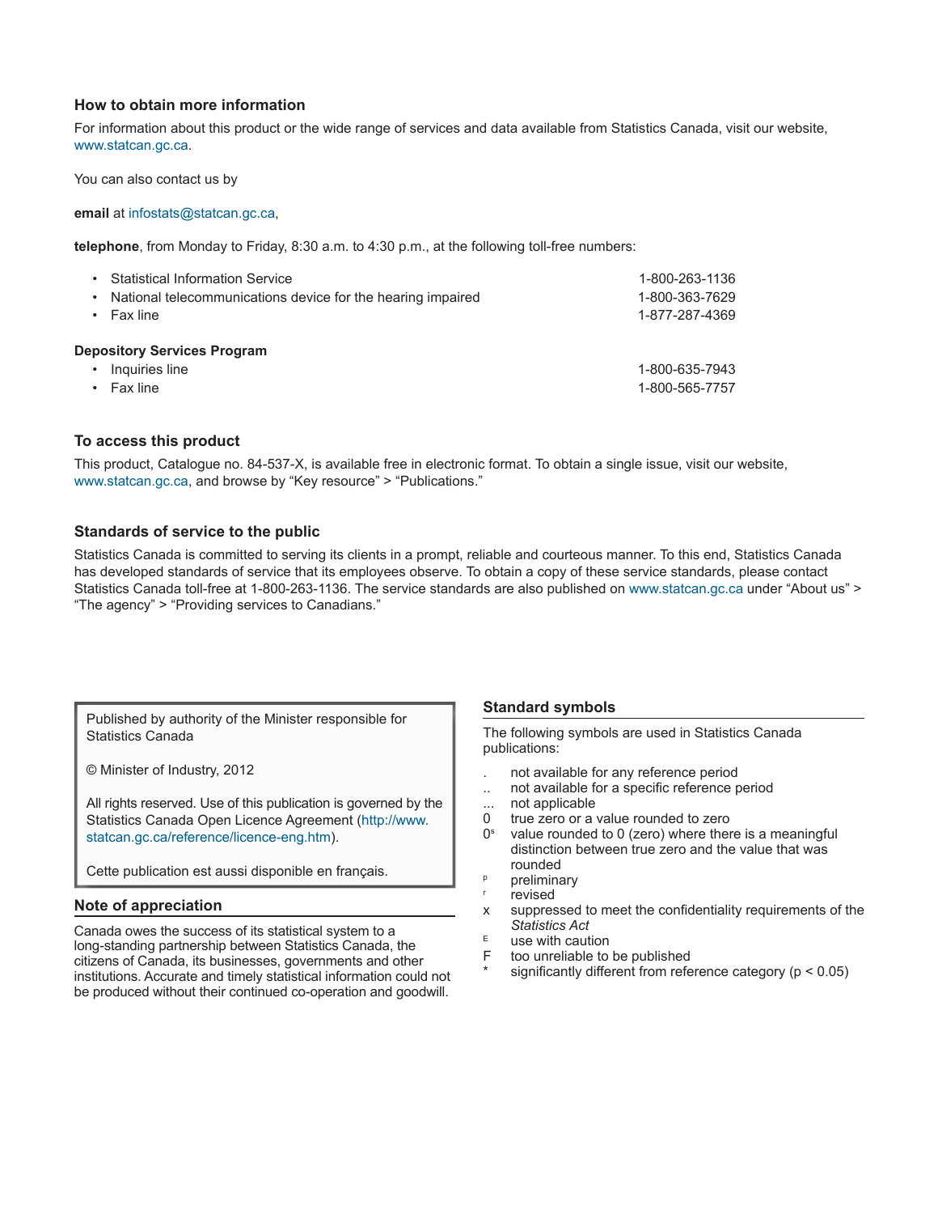## How to obtain more information

For information about this product or the wide range of services and data available from Statistics Canada, visit our website, www.statcan.gc.ca.

You can also contact us by

**email** at infostats@statcan.gc.ca,

**telephone**, from Monday to Friday, 8:30 a.m. to 4:30 p.m., at the following toll-free numbers:

- Statistical Information Service 1-800-263-1136
- National telecommunications device for the hearing impaired 1-800-363-7629
- Fax line 1-877-287-4369

**Depository Services Program**

- Inquiries line 1-800-635-7943
- Fax line 1-800-565-7757

## To access this product

This product, Catalogue no. 84-537-X, is available free in electronic format. To obtain a single issue, visit our website, www.statcan.gc.ca, and browse by "Key resource" > "Publications."

## Standards of service to the public

Statistics Canada is committed to serving its clients in a prompt, reliable and courteous manner. To this end, Statistics Canada has developed standards of service that its employees observe. To obtain a copy of these service standards, please contact Statistics Canada toll-free at 1-800-263-1136. The service standards are also published on www.statcan.gc.ca under "About us" > "The agency" > "Providing services to Canadians."

Published by authority of the Minister responsible for Statistics Canada

© Minister of Industry, 2012

All rights reserved. Use of this publication is governed by the Statistics Canada Open Licence Agreement (http://www.statcan.gc.ca/reference/licence-eng.htm).

Cette publication est aussi disponible en français.

## Note of appreciation

Canada owes the success of its statistical system to a long-standing partnership between Statistics Canada, the citizens of Canada, its businesses, governments and other institutions. Accurate and timely statistical information could not be produced without their continued co-operation and goodwill.

## Standard symbols

The following symbols are used in Statistics Canada publications:

- . not available for any reference period
- .. not available for a specific reference period
- ... not applicable
- 0 true zero or a value rounded to zero
- $0^s$ value rounded to 0 (zero) where there is a meaningful distinction between true zero and the value that was rounded
- $^p$ preliminary
- $^r$ revised
- x suppressed to meet the confidentiality requirements of the *Statistics Act*
- $^E$ use with caution
- F too unreliable to be published
- \* significantly different from reference category ($p < 0.05$)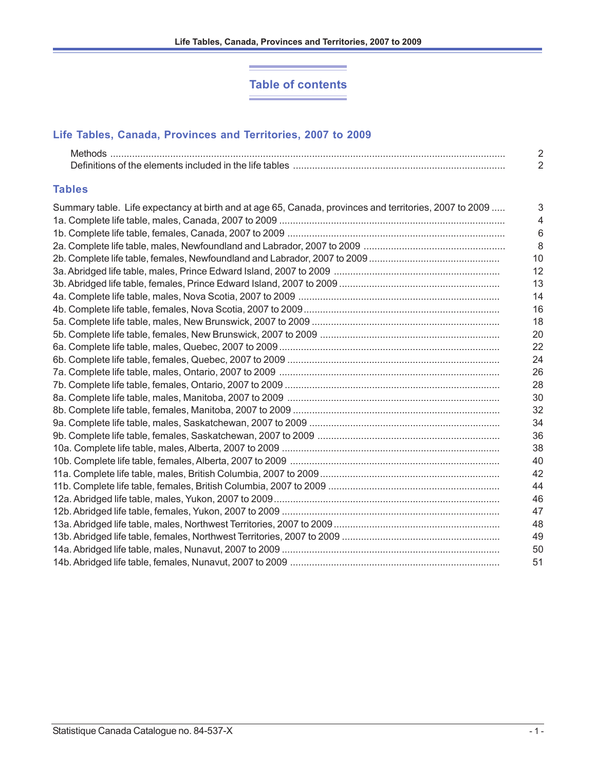# Table of contents

## Life Tables, Canada, Provinces and Territories, 2007 to 2009

Methods ........ 2
Definitions of the elements included in the life tables ........ 2

## Tables

Summary table. Life expectancy at birth and at age 65, Canada, provinces and territories, 2007 to 2009 ........ 3
1a. Complete life table, males, Canada, 2007 to 2009 ........ 4
1b. Complete life table, females, Canada, 2007 to 2009 ........ 6
2a. Complete life table, males, Newfoundland and Labrador, 2007 to 2009 ........ 8
2b. Complete life table, females, Newfoundland and Labrador, 2007 to 2009 ........ 10
3a. Abridged life table, males, Prince Edward Island, 2007 to 2009 ........ 12
3b. Abridged life table, females, Prince Edward Island, 2007 to 2009 ........ 13
4a. Complete life table, males, Nova Scotia, 2007 to 2009 ........ 14
4b. Complete life table, females, Nova Scotia, 2007 to 2009 ........ 16
5a. Complete life table, males, New Brunswick, 2007 to 2009 ........ 18
5b. Complete life table, females, New Brunswick, 2007 to 2009 ........ 20
6a. Complete life table, males, Quebec, 2007 to 2009 ........ 22
6b. Complete life table, females, Quebec, 2007 to 2009 ........ 24
7a. Complete life table, males, Ontario, 2007 to 2009 ........ 26
7b. Complete life table, females, Ontario, 2007 to 2009 ........ 28
8a. Complete life table, males, Manitoba, 2007 to 2009 ........ 30
8b. Complete life table, females, Manitoba, 2007 to 2009 ........ 32
9a. Complete life table, males, Saskatchewan, 2007 to 2009 ........ 34
9b. Complete life table, females, Saskatchewan, 2007 to 2009 ........ 36
10a. Complete life table, males, Alberta, 2007 to 2009 ........ 38
10b. Complete life table, females, Alberta, 2007 to 2009 ........ 40
11a. Complete life table, males, British Columbia, 2007 to 2009 ........ 42
11b. Complete life table, females, British Columbia, 2007 to 2009 ........ 44
12a. Abridged life table, males, Yukon, 2007 to 2009 ........ 46
12b. Abridged life table, females, Yukon, 2007 to 2009 ........ 47
13a. Abridged life table, males, Northwest Territories, 2007 to 2009 ........ 48
13b. Abridged life table, females, Northwest Territories, 2007 to 2009 ........ 49
14a. Abridged life table, males, Nunavut, 2007 to 2009 ........ 50
14b. Abridged life table, females, Nunavut, 2007 to 2009 ........ 51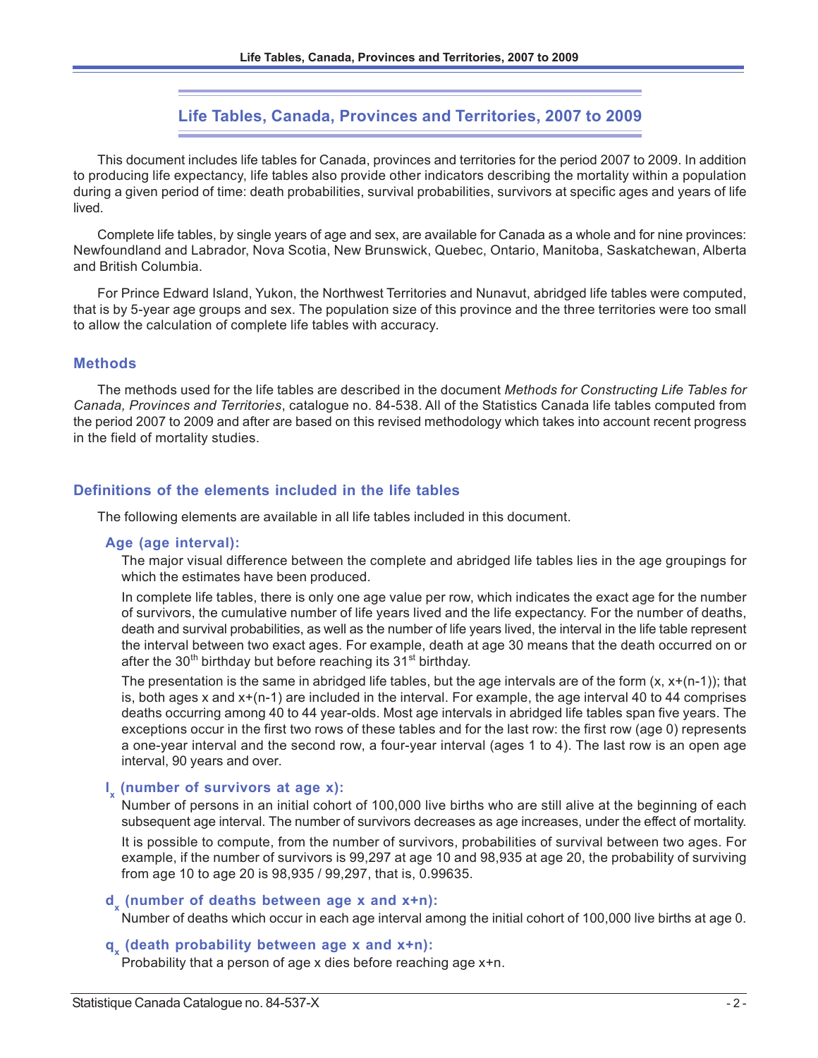# Life Tables, Canada, Provinces and Territories, 2007 to 2009

This document includes life tables for Canada, provinces and territories for the period 2007 to 2009. In addition to producing life expectancy, life tables also provide other indicators describing the mortality within a population during a given period of time: death probabilities, survival probabilities, survivors at specific ages and years of life lived.

Complete life tables, by single years of age and sex, are available for Canada as a whole and for nine provinces: Newfoundland and Labrador, Nova Scotia, New Brunswick, Quebec, Ontario, Manitoba, Saskatchewan, Alberta and British Columbia.

For Prince Edward Island, Yukon, the Northwest Territories and Nunavut, abridged life tables were computed, that is by 5-year age groups and sex. The population size of this province and the three territories were too small to allow the calculation of complete life tables with accuracy.

## Methods

The methods used for the life tables are described in the document *Methods for Constructing Life Tables for Canada, Provinces and Territories*, catalogue no. 84-538. All of the Statistics Canada life tables computed from the period 2007 to 2009 and after are based on this revised methodology which takes into account recent progress in the field of mortality studies.

## Definitions of the elements included in the life tables

The following elements are available in all life tables included in this document.

### Age (age interval):

The major visual difference between the complete and abridged life tables lies in the age groupings for which the estimates have been produced.

In complete life tables, there is only one age value per row, which indicates the exact age for the number of survivors, the cumulative number of life years lived and the life expectancy. For the number of deaths, death and survival probabilities, as well as the number of life years lived, the interval in the life table represent the interval between two exact ages. For example, death at age 30 means that the death occurred on or after the 30th birthday but before reaching its 31st birthday.

The presentation is the same in abridged life tables, but the age intervals are of the form (x, x+(n-1)); that is, both ages x and x+(n-1) are included in the interval. For example, the age interval 40 to 44 comprises deaths occurring among 40 to 44 year-olds. Most age intervals in abridged life tables span five years. The exceptions occur in the first two rows of these tables and for the last row: the first row (age 0) represents a one-year interval and the second row, a four-year interval (ages 1 to 4). The last row is an open age interval, 90 years and over.

### $l_x$ (number of survivors at age x):

Number of persons in an initial cohort of 100,000 live births who are still alive at the beginning of each subsequent age interval. The number of survivors decreases as age increases, under the effect of mortality.

It is possible to compute, from the number of survivors, probabilities of survival between two ages. For example, if the number of survivors is 99,297 at age 10 and 98,935 at age 20, the probability of surviving from age 10 to age 20 is 98,935 / 99,297, that is, 0.99635.

### $d_x$ (number of deaths between age x and x+n):

Number of deaths which occur in each age interval among the initial cohort of 100,000 live births at age 0.

### $q_x$ (death probability between age x and x+n):

Probability that a person of age x dies before reaching age x+n.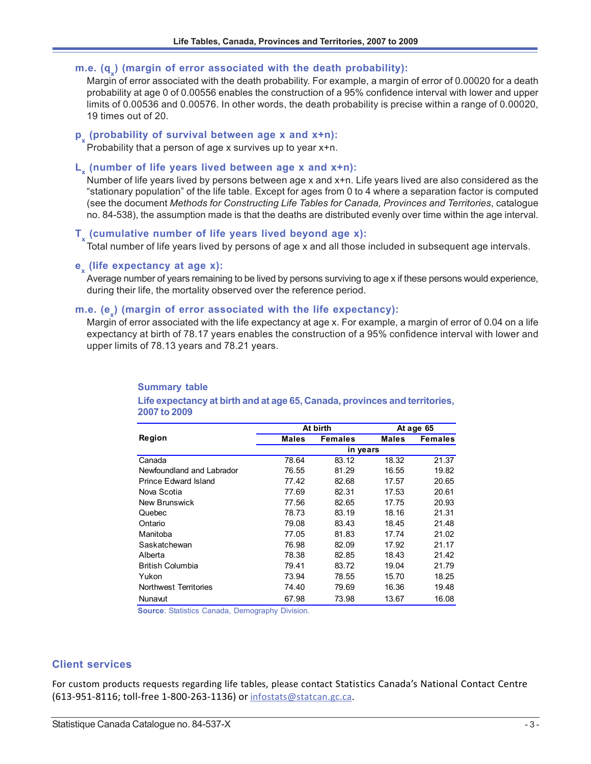### m.e. ($q_x$) (margin of error associated with the death probability):

Margin of error associated with the death probability. For example, a margin of error of 0.00020 for a death probability at age 0 of 0.00556 enables the construction of a 95% confidence interval with lower and upper limits of 0.00536 and 0.00576. In other words, the death probability is precise within a range of 0.00020, 19 times out of 20.

### $p_x$ (probability of survival between age x and x+n):

Probability that a person of age x survives up to year x+n.

### $L_x$ (number of life years lived between age x and x+n):

Number of life years lived by persons between age x and x+n. Life years lived are also considered as the "stationary population" of the life table. Except for ages from 0 to 4 where a separation factor is computed (see the document *Methods for Constructing Life Tables for Canada, Provinces and Territories*, catalogue no. 84-538), the assumption made is that the deaths are distributed evenly over time within the age interval.

### $T_x$ (cumulative number of life years lived beyond age x):

Total number of life years lived by persons of age x and all those included in subsequent age intervals.

### $e_x$ (life expectancy at age x):

Average number of years remaining to be lived by persons surviving to age x if these persons would experience, during their life, the mortality observed over the reference period.

### m.e. ($e_x$) (margin of error associated with the life expectancy):

Margin of error associated with the life expectancy at age x. For example, a margin of error of 0.04 on a life expectancy at birth of 78.17 years enables the construction of a 95% confidence interval with lower and upper limits of 78.13 years and 78.21 years.

**Summary table**

**Life expectancy at birth and at age 65, Canada, provinces and territories, 2007 to 2009**

| Region | At birth | | At age 65 | |
|---|---|---|---|---|
| | Males | Females | Males | Females |
| | in years | | | |
| Canada | 78.64 | 83.12 | 18.32 | 21.37 |
| Newfoundland and Labrador | 76.55 | 81.29 | 16.55 | 19.82 |
| Prince Edward Island | 77.42 | 82.68 | 17.57 | 20.65 |
| Nova Scotia | 77.69 | 82.31 | 17.53 | 20.61 |
| New Brunswick | 77.56 | 82.65 | 17.75 | 20.93 |
| Quebec | 78.73 | 83.19 | 18.16 | 21.31 |
| Ontario | 79.08 | 83.43 | 18.45 | 21.48 |
| Manitoba | 77.05 | 81.83 | 17.74 | 21.02 |
| Saskatchewan | 76.98 | 82.09 | 17.92 | 21.17 |
| Alberta | 78.38 | 82.85 | 18.43 | 21.42 |
| British Columbia | 79.41 | 83.72 | 19.04 | 21.79 |
| Yukon | 73.94 | 78.55 | 15.70 | 18.25 |
| Northwest Territories | 74.40 | 79.69 | 16.36 | 19.48 |
| Nunavut | 67.98 | 73.98 | 13.67 | 16.08 |

**Source**: Statistics Canada, Demography Division.

## Client services

For custom products requests regarding life tables, please contact Statistics Canada's National Contact Centre (613-951-8116; toll-free 1-800-263-1136) or infostats@statcan.gc.ca.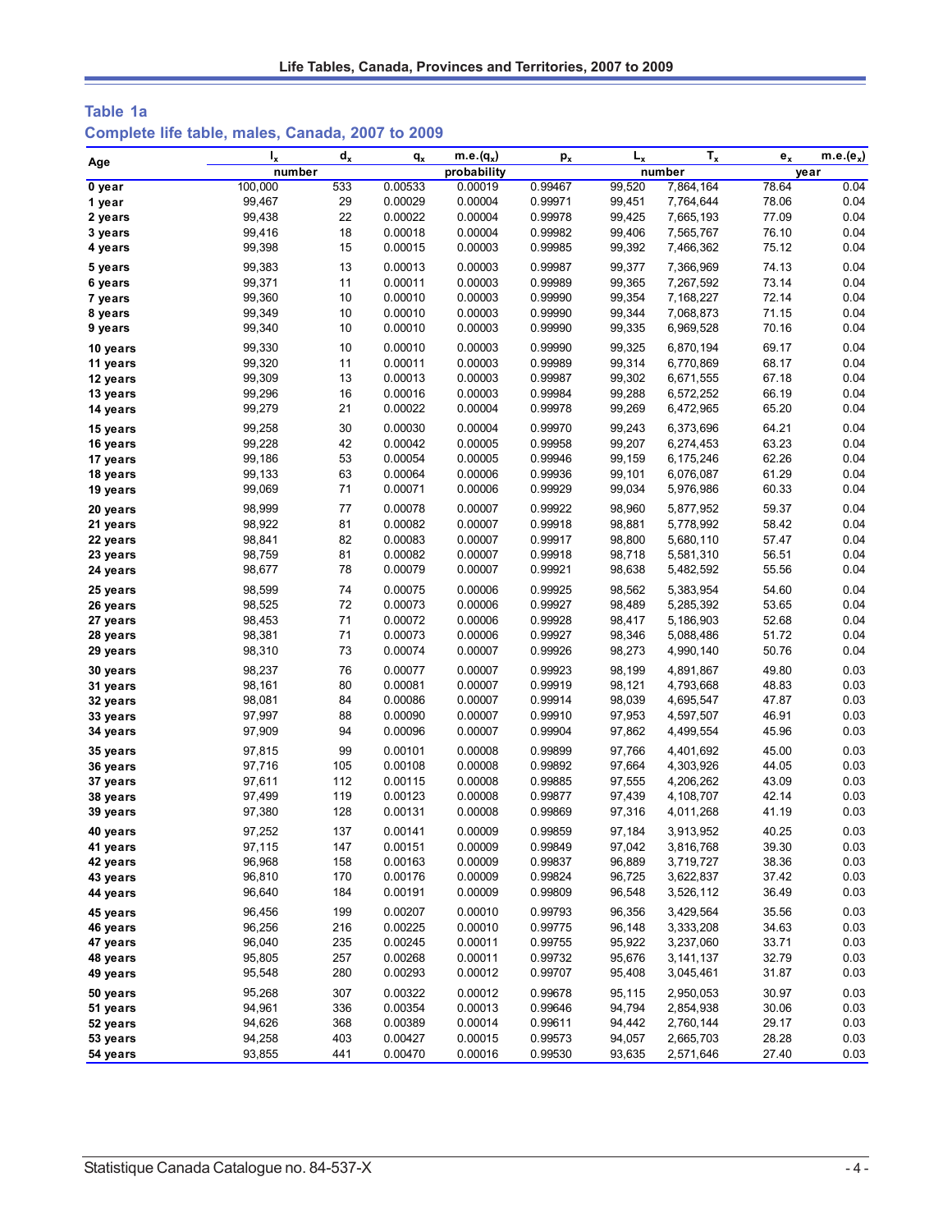## Table 1a

## Complete life table, males, Canada, 2007 to 2009

| Age | $l_x$ | $d_x$ | $q_x$ | m.e.($q_x$) | $p_x$ | $L_x$ | $T_x$ | $e_x$ | m.e.($e_x$) |
|---|---|---|---|---|---|---|---|---|---|
| | number | | probability | | | number | | year | |
| 0 year | 100,000 | 533 | 0.00533 | 0.00019 | 0.99467 | 99,520 | 7,864,164 | 78.64 | 0.04 |
| 1 year | 99,467 | 29 | 0.00029 | 0.00004 | 0.99971 | 99,451 | 7,764,644 | 78.06 | 0.04 |
| 2 years | 99,438 | 22 | 0.00022 | 0.00004 | 0.99978 | 99,425 | 7,665,193 | 77.09 | 0.04 |
| 3 years | 99,416 | 18 | 0.00018 | 0.00004 | 0.99982 | 99,406 | 7,565,767 | 76.10 | 0.04 |
| 4 years | 99,398 | 15 | 0.00015 | 0.00003 | 0.99985 | 99,392 | 7,466,362 | 75.12 | 0.04 |
| 5 years | 99,383 | 13 | 0.00013 | 0.00003 | 0.99987 | 99,377 | 7,366,969 | 74.13 | 0.04 |
| 6 years | 99,371 | 11 | 0.00011 | 0.00003 | 0.99989 | 99,365 | 7,267,592 | 73.14 | 0.04 |
| 7 years | 99,360 | 10 | 0.00010 | 0.00003 | 0.99990 | 99,354 | 7,168,227 | 72.14 | 0.04 |
| 8 years | 99,349 | 10 | 0.00010 | 0.00003 | 0.99990 | 99,344 | 7,068,873 | 71.15 | 0.04 |
| 9 years | 99,340 | 10 | 0.00010 | 0.00003 | 0.99990 | 99,335 | 6,969,528 | 70.16 | 0.04 |
| 10 years | 99,330 | 10 | 0.00010 | 0.00003 | 0.99990 | 99,325 | 6,870,194 | 69.17 | 0.04 |
| 11 years | 99,320 | 11 | 0.00011 | 0.00003 | 0.99989 | 99,314 | 6,770,869 | 68.17 | 0.04 |
| 12 years | 99,309 | 13 | 0.00013 | 0.00003 | 0.99987 | 99,302 | 6,671,555 | 67.18 | 0.04 |
| 13 years | 99,296 | 16 | 0.00016 | 0.00003 | 0.99984 | 99,288 | 6,572,252 | 66.19 | 0.04 |
| 14 years | 99,279 | 21 | 0.00022 | 0.00004 | 0.99978 | 99,269 | 6,472,965 | 65.20 | 0.04 |
| 15 years | 99,258 | 30 | 0.00030 | 0.00004 | 0.99970 | 99,243 | 6,373,696 | 64.21 | 0.04 |
| 16 years | 99,228 | 42 | 0.00042 | 0.00005 | 0.99958 | 99,207 | 6,274,453 | 63.23 | 0.04 |
| 17 years | 99,186 | 53 | 0.00054 | 0.00005 | 0.99946 | 99,159 | 6,175,246 | 62.26 | 0.04 |
| 18 years | 99,133 | 63 | 0.00064 | 0.00006 | 0.99936 | 99,101 | 6,076,087 | 61.29 | 0.04 |
| 19 years | 99,069 | 71 | 0.00071 | 0.00006 | 0.99929 | 99,034 | 5,976,986 | 60.33 | 0.04 |
| 20 years | 98,999 | 77 | 0.00078 | 0.00007 | 0.99922 | 98,960 | 5,877,952 | 59.37 | 0.04 |
| 21 years | 98,922 | 81 | 0.00082 | 0.00007 | 0.99918 | 98,881 | 5,778,992 | 58.42 | 0.04 |
| 22 years | 98,841 | 82 | 0.00083 | 0.00007 | 0.99917 | 98,800 | 5,680,110 | 57.47 | 0.04 |
| 23 years | 98,759 | 81 | 0.00082 | 0.00007 | 0.99918 | 98,718 | 5,581,310 | 56.51 | 0.04 |
| 24 years | 98,677 | 78 | 0.00079 | 0.00007 | 0.99921 | 98,638 | 5,482,592 | 55.56 | 0.04 |
| 25 years | 98,599 | 74 | 0.00075 | 0.00006 | 0.99925 | 98,562 | 5,383,954 | 54.60 | 0.04 |
| 26 years | 98,525 | 72 | 0.00073 | 0.00006 | 0.99927 | 98,489 | 5,285,392 | 53.65 | 0.04 |
| 27 years | 98,453 | 71 | 0.00072 | 0.00006 | 0.99928 | 98,417 | 5,186,903 | 52.68 | 0.04 |
| 28 years | 98,381 | 71 | 0.00073 | 0.00006 | 0.99927 | 98,346 | 5,088,486 | 51.72 | 0.04 |
| 29 years | 98,310 | 73 | 0.00074 | 0.00007 | 0.99926 | 98,273 | 4,990,140 | 50.76 | 0.04 |
| 30 years | 98,237 | 76 | 0.00077 | 0.00007 | 0.99923 | 98,199 | 4,891,867 | 49.80 | 0.03 |
| 31 years | 98,161 | 80 | 0.00081 | 0.00007 | 0.99919 | 98,121 | 4,793,668 | 48.83 | 0.03 |
| 32 years | 98,081 | 84 | 0.00086 | 0.00007 | 0.99914 | 98,039 | 4,695,547 | 47.87 | 0.03 |
| 33 years | 97,997 | 88 | 0.00090 | 0.00007 | 0.99910 | 97,953 | 4,597,507 | 46.91 | 0.03 |
| 34 years | 97,909 | 94 | 0.00096 | 0.00007 | 0.99904 | 97,862 | 4,499,554 | 45.96 | 0.03 |
| 35 years | 97,815 | 99 | 0.00101 | 0.00008 | 0.99899 | 97,766 | 4,401,692 | 45.00 | 0.03 |
| 36 years | 97,716 | 105 | 0.00108 | 0.00008 | 0.99892 | 97,664 | 4,303,926 | 44.05 | 0.03 |
| 37 years | 97,611 | 112 | 0.00115 | 0.00008 | 0.99885 | 97,555 | 4,206,262 | 43.09 | 0.03 |
| 38 years | 97,499 | 119 | 0.00123 | 0.00008 | 0.99877 | 97,439 | 4,108,707 | 42.14 | 0.03 |
| 39 years | 97,380 | 128 | 0.00131 | 0.00008 | 0.99869 | 97,316 | 4,011,268 | 41.19 | 0.03 |
| 40 years | 97,252 | 137 | 0.00141 | 0.00009 | 0.99859 | 97,184 | 3,913,952 | 40.25 | 0.03 |
| 41 years | 97,115 | 147 | 0.00151 | 0.00009 | 0.99849 | 97,042 | 3,816,768 | 39.30 | 0.03 |
| 42 years | 96,968 | 158 | 0.00163 | 0.00009 | 0.99837 | 96,889 | 3,719,727 | 38.36 | 0.03 |
| 43 years | 96,810 | 170 | 0.00176 | 0.00009 | 0.99824 | 96,725 | 3,622,837 | 37.42 | 0.03 |
| 44 years | 96,640 | 184 | 0.00191 | 0.00009 | 0.99809 | 96,548 | 3,526,112 | 36.49 | 0.03 |
| 45 years | 96,456 | 199 | 0.00207 | 0.00010 | 0.99793 | 96,356 | 3,429,564 | 35.56 | 0.03 |
| 46 years | 96,256 | 216 | 0.00225 | 0.00010 | 0.99775 | 96,148 | 3,333,208 | 34.63 | 0.03 |
| 47 years | 96,040 | 235 | 0.00245 | 0.00011 | 0.99755 | 95,922 | 3,237,060 | 33.71 | 0.03 |
| 48 years | 95,805 | 257 | 0.00268 | 0.00011 | 0.99732 | 95,676 | 3,141,137 | 32.79 | 0.03 |
| 49 years | 95,548 | 280 | 0.00293 | 0.00012 | 0.99707 | 95,408 | 3,045,461 | 31.87 | 0.03 |
| 50 years | 95,268 | 307 | 0.00322 | 0.00012 | 0.99678 | 95,115 | 2,950,053 | 30.97 | 0.03 |
| 51 years | 94,961 | 336 | 0.00354 | 0.00013 | 0.99646 | 94,794 | 2,854,938 | 30.06 | 0.03 |
| 52 years | 94,626 | 368 | 0.00389 | 0.00014 | 0.99611 | 94,442 | 2,760,144 | 29.17 | 0.03 |
| 53 years | 94,258 | 403 | 0.00427 | 0.00015 | 0.99573 | 94,057 | 2,665,703 | 28.28 | 0.03 |
| 54 years | 93,855 | 441 | 0.00470 | 0.00016 | 0.99530 | 93,635 | 2,571,646 | 27.40 | 0.03 |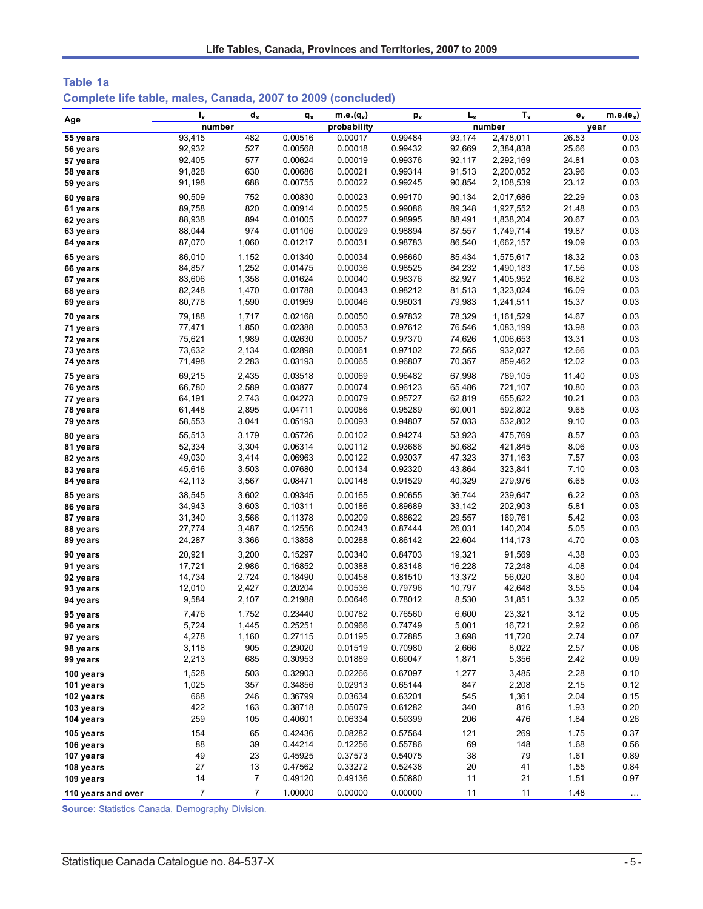## Table 1a

### Complete life table, males, Canada, 2007 to 2009 (concluded)

| Age | $l_x$ | $d_x$ | $q_x$ | m.e.($q_x$) | $p_x$ | $L_x$ | $T_x$ | $e_x$ | m.e.($e_x$) |
|---|---|---|---|---|---|---|---|---|---|
| | number | | probability | | | number | | year | |
| **55 years** | 93,415 | 482 | 0.00516 | 0.00017 | 0.99484 | 93,174 | 2,478,011 | 26.53 | 0.03 |
| **56 years** | 92,932 | 527 | 0.00568 | 0.00018 | 0.99432 | 92,669 | 2,384,838 | 25.66 | 0.03 |
| **57 years** | 92,405 | 577 | 0.00624 | 0.00019 | 0.99376 | 92,117 | 2,292,169 | 24.81 | 0.03 |
| **58 years** | 91,828 | 630 | 0.00686 | 0.00021 | 0.99314 | 91,513 | 2,200,052 | 23.96 | 0.03 |
| **59 years** | 91,198 | 688 | 0.00755 | 0.00022 | 0.99245 | 90,854 | 2,108,539 | 23.12 | 0.03 |
| **60 years** | 90,509 | 752 | 0.00830 | 0.00023 | 0.99170 | 90,134 | 2,017,686 | 22.29 | 0.03 |
| **61 years** | 89,758 | 820 | 0.00914 | 0.00025 | 0.99086 | 89,348 | 1,927,552 | 21.48 | 0.03 |
| **62 years** | 88,938 | 894 | 0.01005 | 0.00027 | 0.98995 | 88,491 | 1,838,204 | 20.67 | 0.03 |
| **63 years** | 88,044 | 974 | 0.01106 | 0.00029 | 0.98894 | 87,557 | 1,749,714 | 19.87 | 0.03 |
| **64 years** | 87,070 | 1,060 | 0.01217 | 0.00031 | 0.98783 | 86,540 | 1,662,157 | 19.09 | 0.03 |
| **65 years** | 86,010 | 1,152 | 0.01340 | 0.00034 | 0.98660 | 85,434 | 1,575,617 | 18.32 | 0.03 |
| **66 years** | 84,857 | 1,252 | 0.01475 | 0.00036 | 0.98525 | 84,232 | 1,490,183 | 17.56 | 0.03 |
| **67 years** | 83,606 | 1,358 | 0.01624 | 0.00040 | 0.98376 | 82,927 | 1,405,952 | 16.82 | 0.03 |
| **68 years** | 82,248 | 1,470 | 0.01788 | 0.00043 | 0.98212 | 81,513 | 1,323,024 | 16.09 | 0.03 |
| **69 years** | 80,778 | 1,590 | 0.01969 | 0.00046 | 0.98031 | 79,983 | 1,241,511 | 15.37 | 0.03 |
| **70 years** | 79,188 | 1,717 | 0.02168 | 0.00050 | 0.97832 | 78,329 | 1,161,529 | 14.67 | 0.03 |
| **71 years** | 77,471 | 1,850 | 0.02388 | 0.00053 | 0.97612 | 76,546 | 1,083,199 | 13.98 | 0.03 |
| **72 years** | 75,621 | 1,989 | 0.02630 | 0.00057 | 0.97370 | 74,626 | 1,006,653 | 13.31 | 0.03 |
| **73 years** | 73,632 | 2,134 | 0.02898 | 0.00061 | 0.97102 | 72,565 | 932,027 | 12.66 | 0.03 |
| **74 years** | 71,498 | 2,283 | 0.03193 | 0.00065 | 0.96807 | 70,357 | 859,462 | 12.02 | 0.03 |
| **75 years** | 69,215 | 2,435 | 0.03518 | 0.00069 | 0.96482 | 67,998 | 789,105 | 11.40 | 0.03 |
| **76 years** | 66,780 | 2,589 | 0.03877 | 0.00074 | 0.96123 | 65,486 | 721,107 | 10.80 | 0.03 |
| **77 years** | 64,191 | 2,743 | 0.04273 | 0.00079 | 0.95727 | 62,819 | 655,622 | 10.21 | 0.03 |
| **78 years** | 61,448 | 2,895 | 0.04711 | 0.00086 | 0.95289 | 60,001 | 592,802 | 9.65 | 0.03 |
| **79 years** | 58,553 | 3,041 | 0.05193 | 0.00093 | 0.94807 | 57,033 | 532,802 | 9.10 | 0.03 |
| **80 years** | 55,513 | 3,179 | 0.05726 | 0.00102 | 0.94274 | 53,923 | 475,769 | 8.57 | 0.03 |
| **81 years** | 52,334 | 3,304 | 0.06314 | 0.00112 | 0.93686 | 50,682 | 421,845 | 8.06 | 0.03 |
| **82 years** | 49,030 | 3,414 | 0.06963 | 0.00122 | 0.93037 | 47,323 | 371,163 | 7.57 | 0.03 |
| **83 years** | 45,616 | 3,503 | 0.07680 | 0.00134 | 0.92320 | 43,864 | 323,841 | 7.10 | 0.03 |
| **84 years** | 42,113 | 3,567 | 0.08471 | 0.00148 | 0.91529 | 40,329 | 279,976 | 6.65 | 0.03 |
| **85 years** | 38,545 | 3,602 | 0.09345 | 0.00165 | 0.90655 | 36,744 | 239,647 | 6.22 | 0.03 |
| **86 years** | 34,943 | 3,603 | 0.10311 | 0.00186 | 0.89689 | 33,142 | 202,903 | 5.81 | 0.03 |
| **87 years** | 31,340 | 3,566 | 0.11378 | 0.00209 | 0.88622 | 29,557 | 169,761 | 5.42 | 0.03 |
| **88 years** | 27,774 | 3,487 | 0.12556 | 0.00243 | 0.87444 | 26,031 | 140,204 | 5.05 | 0.03 |
| **89 years** | 24,287 | 3,366 | 0.13858 | 0.00288 | 0.86142 | 22,604 | 114,173 | 4.70 | 0.03 |
| **90 years** | 20,921 | 3,200 | 0.15297 | 0.00340 | 0.84703 | 19,321 | 91,569 | 4.38 | 0.03 |
| **91 years** | 17,721 | 2,986 | 0.16852 | 0.00388 | 0.83148 | 16,228 | 72,248 | 4.08 | 0.04 |
| **92 years** | 14,734 | 2,724 | 0.18490 | 0.00458 | 0.81510 | 13,372 | 56,020 | 3.80 | 0.04 |
| **93 years** | 12,010 | 2,427 | 0.20204 | 0.00536 | 0.79796 | 10,797 | 42,648 | 3.55 | 0.04 |
| **94 years** | 9,584 | 2,107 | 0.21988 | 0.00646 | 0.78012 | 8,530 | 31,851 | 3.32 | 0.05 |
| **95 years** | 7,476 | 1,752 | 0.23440 | 0.00782 | 0.76560 | 6,600 | 23,321 | 3.12 | 0.05 |
| **96 years** | 5,724 | 1,445 | 0.25251 | 0.00966 | 0.74749 | 5,001 | 16,721 | 2.92 | 0.06 |
| **97 years** | 4,278 | 1,160 | 0.27115 | 0.01195 | 0.72885 | 3,698 | 11,720 | 2.74 | 0.07 |
| **98 years** | 3,118 | 905 | 0.29020 | 0.01519 | 0.70980 | 2,666 | 8,022 | 2.57 | 0.08 |
| **99 years** | 2,213 | 685 | 0.30953 | 0.01889 | 0.69047 | 1,871 | 5,356 | 2.42 | 0.09 |
| **100 years** | 1,528 | 503 | 0.32903 | 0.02266 | 0.67097 | 1,277 | 3,485 | 2.28 | 0.10 |
| **101 years** | 1,025 | 357 | 0.34856 | 0.02913 | 0.65144 | 847 | 2,208 | 2.15 | 0.12 |
| **102 years** | 668 | 246 | 0.36799 | 0.03634 | 0.63201 | 545 | 1,361 | 2.04 | 0.15 |
| **103 years** | 422 | 163 | 0.38718 | 0.05079 | 0.61282 | 340 | 816 | 1.93 | 0.20 |
| **104 years** | 259 | 105 | 0.40601 | 0.06334 | 0.59399 | 206 | 476 | 1.84 | 0.26 |
| **105 years** | 154 | 65 | 0.42436 | 0.08282 | 0.57564 | 121 | 269 | 1.75 | 0.37 |
| **106 years** | 88 | 39 | 0.44214 | 0.12256 | 0.55786 | 69 | 148 | 1.68 | 0.56 |
| **107 years** | 49 | 23 | 0.45925 | 0.37573 | 0.54075 | 38 | 79 | 1.61 | 0.89 |
| **108 years** | 27 | 13 | 0.47562 | 0.33272 | 0.52438 | 20 | 41 | 1.55 | 0.84 |
| **109 years** | 14 | 7 | 0.49120 | 0.49136 | 0.50880 | 11 | 21 | 1.51 | 0.97 |
| **110 years and over** | 7 | 7 | 1.00000 | 0.00000 | 0.00000 | 11 | 11 | 1.48 | ... |

**Source**: Statistics Canada, Demography Division.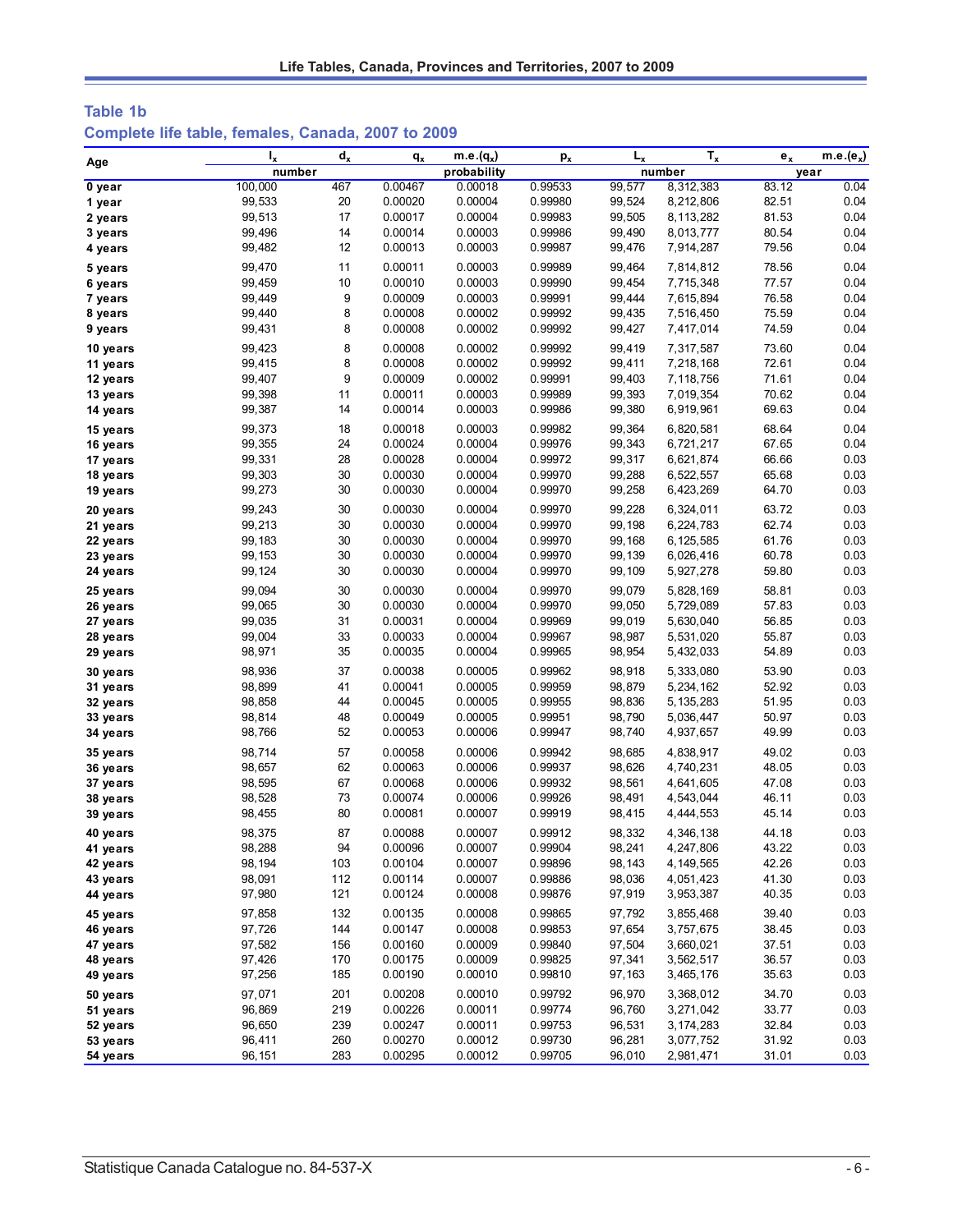## Table 1b

### Complete life table, females, Canada, 2007 to 2009

| Age | $l_x$ | $d_x$ | $q_x$ | m.e.($q_x$) | $p_x$ | $L_x$ | $T_x$ | $e_x$ | m.e.($e_x$) |
|---|---|---|---|---|---|---|---|---|---|
| | number | | probability | | | number | | year | |
| 0 year | 100,000 | 467 | 0.00467 | 0.00018 | 0.99533 | 99,577 | 8,312,383 | 83.12 | 0.04 |
| 1 year | 99,533 | 20 | 0.00020 | 0.00004 | 0.99980 | 99,524 | 8,212,806 | 82.51 | 0.04 |
| 2 years | 99,513 | 17 | 0.00017 | 0.00004 | 0.99983 | 99,505 | 8,113,282 | 81.53 | 0.04 |
| 3 years | 99,496 | 14 | 0.00014 | 0.00003 | 0.99986 | 99,490 | 8,013,777 | 80.54 | 0.04 |
| 4 years | 99,482 | 12 | 0.00013 | 0.00003 | 0.99987 | 99,476 | 7,914,287 | 79.56 | 0.04 |
| 5 years | 99,470 | 11 | 0.00011 | 0.00003 | 0.99989 | 99,464 | 7,814,812 | 78.56 | 0.04 |
| 6 years | 99,459 | 10 | 0.00010 | 0.00003 | 0.99990 | 99,454 | 7,715,348 | 77.57 | 0.04 |
| 7 years | 99,449 | 9 | 0.00009 | 0.00003 | 0.99991 | 99,444 | 7,615,894 | 76.58 | 0.04 |
| 8 years | 99,440 | 8 | 0.00008 | 0.00002 | 0.99992 | 99,435 | 7,516,450 | 75.59 | 0.04 |
| 9 years | 99,431 | 8 | 0.00008 | 0.00002 | 0.99992 | 99,427 | 7,417,014 | 74.59 | 0.04 |
| 10 years | 99,423 | 8 | 0.00008 | 0.00002 | 0.99992 | 99,419 | 7,317,587 | 73.60 | 0.04 |
| 11 years | 99,415 | 8 | 0.00008 | 0.00002 | 0.99992 | 99,411 | 7,218,168 | 72.61 | 0.04 |
| 12 years | 99,407 | 9 | 0.00009 | 0.00002 | 0.99991 | 99,403 | 7,118,756 | 71.61 | 0.04 |
| 13 years | 99,398 | 11 | 0.00011 | 0.00003 | 0.99989 | 99,393 | 7,019,354 | 70.62 | 0.04 |
| 14 years | 99,387 | 14 | 0.00014 | 0.00003 | 0.99986 | 99,380 | 6,919,961 | 69.63 | 0.04 |
| 15 years | 99,373 | 18 | 0.00018 | 0.00003 | 0.99982 | 99,364 | 6,820,581 | 68.64 | 0.04 |
| 16 years | 99,355 | 24 | 0.00024 | 0.00004 | 0.99976 | 99,343 | 6,721,217 | 67.65 | 0.04 |
| 17 years | 99,331 | 28 | 0.00028 | 0.00004 | 0.99972 | 99,317 | 6,621,874 | 66.66 | 0.03 |
| 18 years | 99,303 | 30 | 0.00030 | 0.00004 | 0.99970 | 99,288 | 6,522,557 | 65.68 | 0.03 |
| 19 years | 99,273 | 30 | 0.00030 | 0.00004 | 0.99970 | 99,258 | 6,423,269 | 64.70 | 0.03 |
| 20 years | 99,243 | 30 | 0.00030 | 0.00004 | 0.99970 | 99,228 | 6,324,011 | 63.72 | 0.03 |
| 21 years | 99,213 | 30 | 0.00030 | 0.00004 | 0.99970 | 99,198 | 6,224,783 | 62.74 | 0.03 |
| 22 years | 99,183 | 30 | 0.00030 | 0.00004 | 0.99970 | 99,168 | 6,125,585 | 61.76 | 0.03 |
| 23 years | 99,153 | 30 | 0.00030 | 0.00004 | 0.99970 | 99,139 | 6,026,416 | 60.78 | 0.03 |
| 24 years | 99,124 | 30 | 0.00030 | 0.00004 | 0.99970 | 99,109 | 5,927,278 | 59.80 | 0.03 |
| 25 years | 99,094 | 30 | 0.00030 | 0.00004 | 0.99970 | 99,079 | 5,828,169 | 58.81 | 0.03 |
| 26 years | 99,065 | 30 | 0.00030 | 0.00004 | 0.99970 | 99,050 | 5,729,089 | 57.83 | 0.03 |
| 27 years | 99,035 | 31 | 0.00031 | 0.00004 | 0.99969 | 99,019 | 5,630,040 | 56.85 | 0.03 |
| 28 years | 99,004 | 33 | 0.00033 | 0.00004 | 0.99967 | 98,987 | 5,531,020 | 55.87 | 0.03 |
| 29 years | 98,971 | 35 | 0.00035 | 0.00004 | 0.99965 | 98,954 | 5,432,033 | 54.89 | 0.03 |
| 30 years | 98,936 | 37 | 0.00038 | 0.00005 | 0.99962 | 98,918 | 5,333,080 | 53.90 | 0.03 |
| 31 years | 98,899 | 41 | 0.00041 | 0.00005 | 0.99959 | 98,879 | 5,234,162 | 52.92 | 0.03 |
| 32 years | 98,858 | 44 | 0.00045 | 0.00005 | 0.99955 | 98,836 | 5,135,283 | 51.95 | 0.03 |
| 33 years | 98,814 | 48 | 0.00049 | 0.00005 | 0.99951 | 98,790 | 5,036,447 | 50.97 | 0.03 |
| 34 years | 98,766 | 52 | 0.00053 | 0.00006 | 0.99947 | 98,740 | 4,937,657 | 49.99 | 0.03 |
| 35 years | 98,714 | 57 | 0.00058 | 0.00006 | 0.99942 | 98,685 | 4,838,917 | 49.02 | 0.03 |
| 36 years | 98,657 | 62 | 0.00063 | 0.00006 | 0.99937 | 98,626 | 4,740,231 | 48.05 | 0.03 |
| 37 years | 98,595 | 67 | 0.00068 | 0.00006 | 0.99932 | 98,561 | 4,641,605 | 47.08 | 0.03 |
| 38 years | 98,528 | 73 | 0.00074 | 0.00006 | 0.99926 | 98,491 | 4,543,044 | 46.11 | 0.03 |
| 39 years | 98,455 | 80 | 0.00081 | 0.00007 | 0.99919 | 98,415 | 4,444,553 | 45.14 | 0.03 |
| 40 years | 98,375 | 87 | 0.00088 | 0.00007 | 0.99912 | 98,332 | 4,346,138 | 44.18 | 0.03 |
| 41 years | 98,288 | 94 | 0.00096 | 0.00007 | 0.99904 | 98,241 | 4,247,806 | 43.22 | 0.03 |
| 42 years | 98,194 | 103 | 0.00104 | 0.00007 | 0.99896 | 98,143 | 4,149,565 | 42.26 | 0.03 |
| 43 years | 98,091 | 112 | 0.00114 | 0.00007 | 0.99886 | 98,036 | 4,051,423 | 41.30 | 0.03 |
| 44 years | 97,980 | 121 | 0.00124 | 0.00008 | 0.99876 | 97,919 | 3,953,387 | 40.35 | 0.03 |
| 45 years | 97,858 | 132 | 0.00135 | 0.00008 | 0.99865 | 97,792 | 3,855,468 | 39.40 | 0.03 |
| 46 years | 97,726 | 144 | 0.00147 | 0.00008 | 0.99853 | 97,654 | 3,757,675 | 38.45 | 0.03 |
| 47 years | 97,582 | 156 | 0.00160 | 0.00009 | 0.99840 | 97,504 | 3,660,021 | 37.51 | 0.03 |
| 48 years | 97,426 | 170 | 0.00175 | 0.00009 | 0.99825 | 97,341 | 3,562,517 | 36.57 | 0.03 |
| 49 years | 97,256 | 185 | 0.00190 | 0.00010 | 0.99810 | 97,163 | 3,465,176 | 35.63 | 0.03 |
| 50 years | 97,071 | 201 | 0.00208 | 0.00010 | 0.99792 | 96,970 | 3,368,012 | 34.70 | 0.03 |
| 51 years | 96,869 | 219 | 0.00226 | 0.00011 | 0.99774 | 96,760 | 3,271,042 | 33.77 | 0.03 |
| 52 years | 96,650 | 239 | 0.00247 | 0.00011 | 0.99753 | 96,531 | 3,174,283 | 32.84 | 0.03 |
| 53 years | 96,411 | 260 | 0.00270 | 0.00012 | 0.99730 | 96,281 | 3,077,752 | 31.92 | 0.03 |
| 54 years | 96,151 | 283 | 0.00295 | 0.00012 | 0.99705 | 96,010 | 2,981,471 | 31.01 | 0.03 |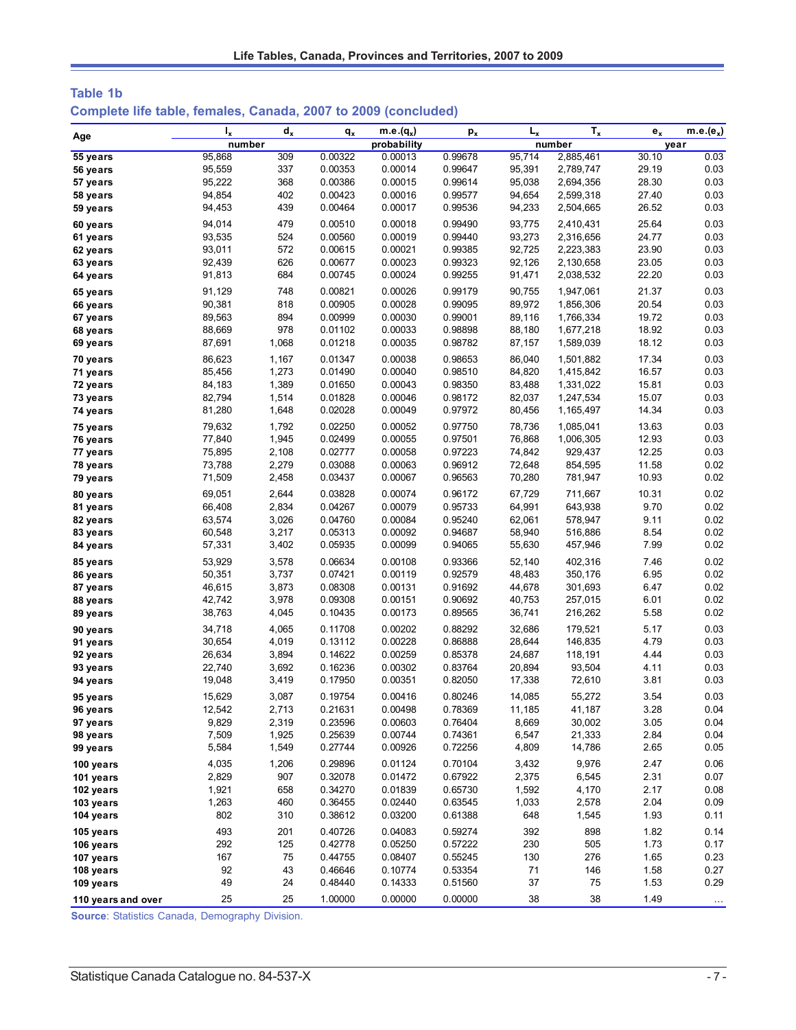**Table 1b**

**Complete life table, females, Canada, 2007 to 2009 (concluded)**

| Age | $l_x$ | $d_x$ | $q_x$ | m.e.($q_x$) | $p_x$ | $L_x$ | $T_x$ | $e_x$ | m.e.($e_x$) |
|---|---|---|---|---|---|---|---|---|---|
| | number | | probability | | | number | | year | |
| 55 years | 95,868 | 309 | 0.00322 | 0.00013 | 0.99678 | 95,714 | 2,885,461 | 30.10 | 0.03 |
| 56 years | 95,559 | 337 | 0.00353 | 0.00014 | 0.99647 | 95,391 | 2,789,747 | 29.19 | 0.03 |
| 57 years | 95,222 | 368 | 0.00386 | 0.00015 | 0.99614 | 95,038 | 2,694,356 | 28.30 | 0.03 |
| 58 years | 94,854 | 402 | 0.00423 | 0.00016 | 0.99577 | 94,654 | 2,599,318 | 27.40 | 0.03 |
| 59 years | 94,453 | 439 | 0.00464 | 0.00017 | 0.99536 | 94,233 | 2,504,665 | 26.52 | 0.03 |
| 60 years | 94,014 | 479 | 0.00510 | 0.00018 | 0.99490 | 93,775 | 2,410,431 | 25.64 | 0.03 |
| 61 years | 93,535 | 524 | 0.00560 | 0.00019 | 0.99440 | 93,273 | 2,316,656 | 24.77 | 0.03 |
| 62 years | 93,011 | 572 | 0.00615 | 0.00021 | 0.99385 | 92,725 | 2,223,383 | 23.90 | 0.03 |
| 63 years | 92,439 | 626 | 0.00677 | 0.00023 | 0.99323 | 92,126 | 2,130,658 | 23.05 | 0.03 |
| 64 years | 91,813 | 684 | 0.00745 | 0.00024 | 0.99255 | 91,471 | 2,038,532 | 22.20 | 0.03 |
| 65 years | 91,129 | 748 | 0.00821 | 0.00026 | 0.99179 | 90,755 | 1,947,061 | 21.37 | 0.03 |
| 66 years | 90,381 | 818 | 0.00905 | 0.00028 | 0.99095 | 89,972 | 1,856,306 | 20.54 | 0.03 |
| 67 years | 89,563 | 894 | 0.00999 | 0.00030 | 0.99001 | 89,116 | 1,766,334 | 19.72 | 0.03 |
| 68 years | 88,669 | 978 | 0.01102 | 0.00033 | 0.98898 | 88,180 | 1,677,218 | 18.92 | 0.03 |
| 69 years | 87,691 | 1,068 | 0.01218 | 0.00035 | 0.98782 | 87,157 | 1,589,039 | 18.12 | 0.03 |
| 70 years | 86,623 | 1,167 | 0.01347 | 0.00038 | 0.98653 | 86,040 | 1,501,882 | 17.34 | 0.03 |
| 71 years | 85,456 | 1,273 | 0.01490 | 0.00040 | 0.98510 | 84,820 | 1,415,842 | 16.57 | 0.03 |
| 72 years | 84,183 | 1,389 | 0.01650 | 0.00043 | 0.98350 | 83,488 | 1,331,022 | 15.81 | 0.03 |
| 73 years | 82,794 | 1,514 | 0.01828 | 0.00046 | 0.98172 | 82,037 | 1,247,534 | 15.07 | 0.03 |
| 74 years | 81,280 | 1,648 | 0.02028 | 0.00049 | 0.97972 | 80,456 | 1,165,497 | 14.34 | 0.03 |
| 75 years | 79,632 | 1,792 | 0.02250 | 0.00052 | 0.97750 | 78,736 | 1,085,041 | 13.63 | 0.03 |
| 76 years | 77,840 | 1,945 | 0.02499 | 0.00055 | 0.97501 | 76,868 | 1,006,305 | 12.93 | 0.03 |
| 77 years | 75,895 | 2,108 | 0.02777 | 0.00058 | 0.97223 | 74,842 | 929,437 | 12.25 | 0.03 |
| 78 years | 73,788 | 2,279 | 0.03088 | 0.00063 | 0.96912 | 72,648 | 854,595 | 11.58 | 0.02 |
| 79 years | 71,509 | 2,458 | 0.03437 | 0.00067 | 0.96563 | 70,280 | 781,947 | 10.93 | 0.02 |
| 80 years | 69,051 | 2,644 | 0.03828 | 0.00074 | 0.96172 | 67,729 | 711,667 | 10.31 | 0.02 |
| 81 years | 66,408 | 2,834 | 0.04267 | 0.00079 | 0.95733 | 64,991 | 643,938 | 9.70 | 0.02 |
| 82 years | 63,574 | 3,026 | 0.04760 | 0.00084 | 0.95240 | 62,061 | 578,947 | 9.11 | 0.02 |
| 83 years | 60,548 | 3,217 | 0.05313 | 0.00092 | 0.94687 | 58,940 | 516,886 | 8.54 | 0.02 |
| 84 years | 57,331 | 3,402 | 0.05935 | 0.00099 | 0.94065 | 55,630 | 457,946 | 7.99 | 0.02 |
| 85 years | 53,929 | 3,578 | 0.06634 | 0.00108 | 0.93366 | 52,140 | 402,316 | 7.46 | 0.02 |
| 86 years | 50,351 | 3,737 | 0.07421 | 0.00119 | 0.92579 | 48,483 | 350,176 | 6.95 | 0.02 |
| 87 years | 46,615 | 3,873 | 0.08308 | 0.00131 | 0.91692 | 44,678 | 301,693 | 6.47 | 0.02 |
| 88 years | 42,742 | 3,978 | 0.09308 | 0.00151 | 0.90692 | 40,753 | 257,015 | 6.01 | 0.02 |
| 89 years | 38,763 | 4,045 | 0.10435 | 0.00173 | 0.89565 | 36,741 | 216,262 | 5.58 | 0.02 |
| 90 years | 34,718 | 4,065 | 0.11708 | 0.00202 | 0.88292 | 32,686 | 179,521 | 5.17 | 0.03 |
| 91 years | 30,654 | 4,019 | 0.13112 | 0.00228 | 0.86888 | 28,644 | 146,835 | 4.79 | 0.03 |
| 92 years | 26,634 | 3,894 | 0.14622 | 0.00259 | 0.85378 | 24,687 | 118,191 | 4.44 | 0.03 |
| 93 years | 22,740 | 3,692 | 0.16236 | 0.00302 | 0.83764 | 20,894 | 93,504 | 4.11 | 0.03 |
| 94 years | 19,048 | 3,419 | 0.17950 | 0.00351 | 0.82050 | 17,338 | 72,610 | 3.81 | 0.03 |
| 95 years | 15,629 | 3,087 | 0.19754 | 0.00416 | 0.80246 | 14,085 | 55,272 | 3.54 | 0.03 |
| 96 years | 12,542 | 2,713 | 0.21631 | 0.00498 | 0.78369 | 11,185 | 41,187 | 3.28 | 0.04 |
| 97 years | 9,829 | 2,319 | 0.23596 | 0.00603 | 0.76404 | 8,669 | 30,002 | 3.05 | 0.04 |
| 98 years | 7,509 | 1,925 | 0.25639 | 0.00744 | 0.74361 | 6,547 | 21,333 | 2.84 | 0.04 |
| 99 years | 5,584 | 1,549 | 0.27744 | 0.00926 | 0.72256 | 4,809 | 14,786 | 2.65 | 0.05 |
| 100 years | 4,035 | 1,206 | 0.29896 | 0.01124 | 0.70104 | 3,432 | 9,976 | 2.47 | 0.06 |
| 101 years | 2,829 | 907 | 0.32078 | 0.01472 | 0.67922 | 2,375 | 6,545 | 2.31 | 0.07 |
| 102 years | 1,921 | 658 | 0.34270 | 0.01839 | 0.65730 | 1,592 | 4,170 | 2.17 | 0.08 |
| 103 years | 1,263 | 460 | 0.36455 | 0.02440 | 0.63545 | 1,033 | 2,578 | 2.04 | 0.09 |
| 104 years | 802 | 310 | 0.38612 | 0.03200 | 0.61388 | 648 | 1,545 | 1.93 | 0.11 |
| 105 years | 493 | 201 | 0.40726 | 0.04083 | 0.59274 | 392 | 898 | 1.82 | 0.14 |
| 106 years | 292 | 125 | 0.42778 | 0.05250 | 0.57222 | 230 | 505 | 1.73 | 0.17 |
| 107 years | 167 | 75 | 0.44755 | 0.08407 | 0.55245 | 130 | 276 | 1.65 | 0.23 |
| 108 years | 92 | 43 | 0.46646 | 0.10774 | 0.53354 | 71 | 146 | 1.58 | 0.27 |
| 109 years | 49 | 24 | 0.48440 | 0.14333 | 0.51560 | 37 | 75 | 1.53 | 0.29 |
| 110 years and over | 25 | 25 | 1.00000 | 0.00000 | 0.00000 | 38 | 38 | 1.49 | ... |

**Source**: Statistics Canada, Demography Division.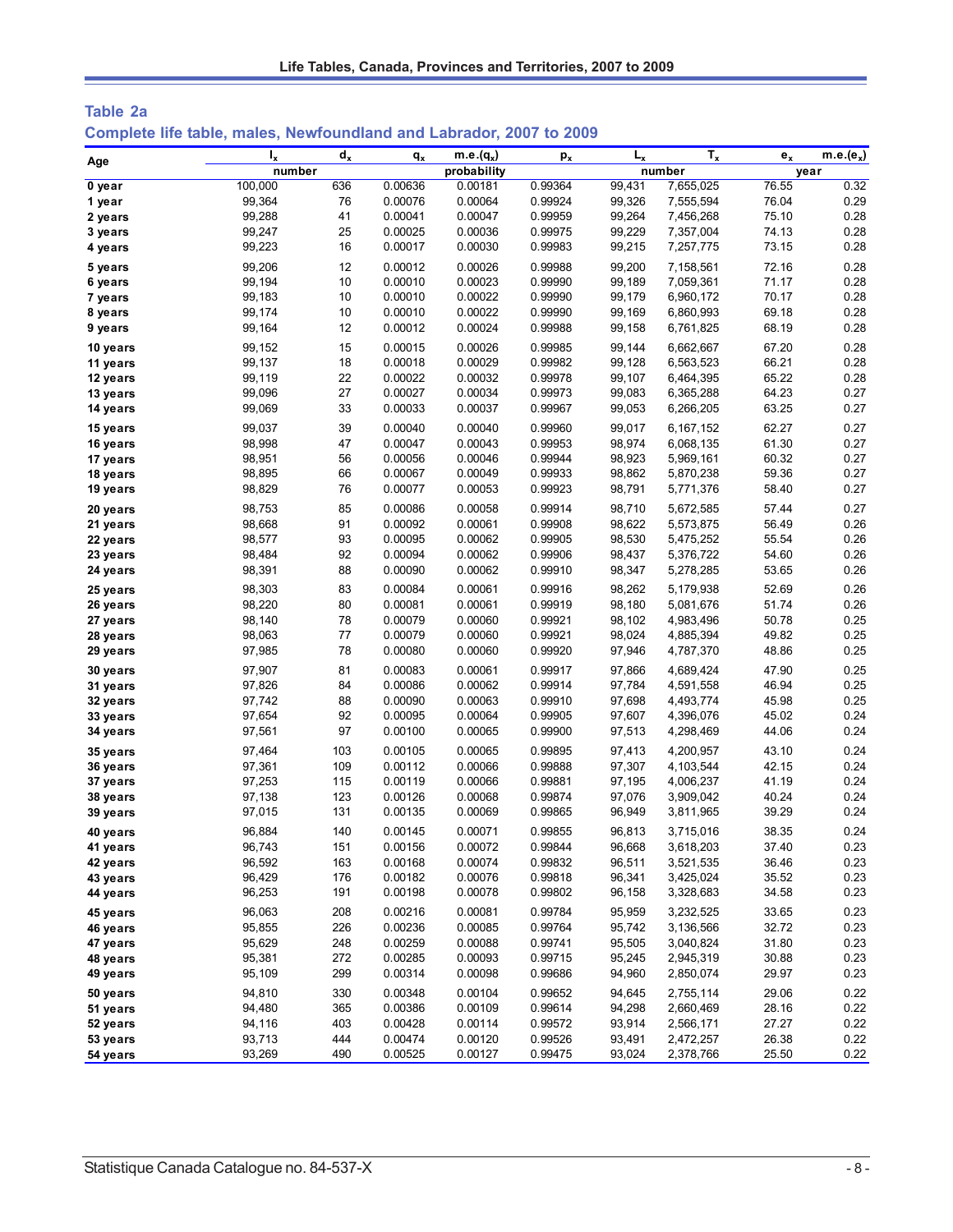## Table 2a

### Complete life table, males, Newfoundland and Labrador, 2007 to 2009

| Age | $l_x$ | $d_x$ | $q_x$ | m.e.($q_x$) | $p_x$ | $L_x$ | $T_x$ | $e_x$ | m.e.($e_x$) |
|---|---|---|---|---|---|---|---|---|---|
| | number | | | probability | | number | | year | |
| 0 year | 100,000 | 636 | 0.00636 | 0.00181 | 0.99364 | 99,431 | 7,655,025 | 76.55 | 0.32 |
| 1 year | 99,364 | 76 | 0.00076 | 0.00064 | 0.99924 | 99,326 | 7,555,594 | 76.04 | 0.29 |
| 2 years | 99,288 | 41 | 0.00041 | 0.00047 | 0.99959 | 99,264 | 7,456,268 | 75.10 | 0.28 |
| 3 years | 99,247 | 25 | 0.00025 | 0.00036 | 0.99975 | 99,229 | 7,357,004 | 74.13 | 0.28 |
| 4 years | 99,223 | 16 | 0.00017 | 0.00030 | 0.99983 | 99,215 | 7,257,775 | 73.15 | 0.28 |
| 5 years | 99,206 | 12 | 0.00012 | 0.00026 | 0.99988 | 99,200 | 7,158,561 | 72.16 | 0.28 |
| 6 years | 99,194 | 10 | 0.00010 | 0.00023 | 0.99990 | 99,189 | 7,059,361 | 71.17 | 0.28 |
| 7 years | 99,183 | 10 | 0.00010 | 0.00022 | 0.99990 | 99,179 | 6,960,172 | 70.17 | 0.28 |
| 8 years | 99,174 | 10 | 0.00010 | 0.00022 | 0.99990 | 99,169 | 6,860,993 | 69.18 | 0.28 |
| 9 years | 99,164 | 12 | 0.00012 | 0.00024 | 0.99988 | 99,158 | 6,761,825 | 68.19 | 0.28 |
| 10 years | 99,152 | 15 | 0.00015 | 0.00026 | 0.99985 | 99,144 | 6,662,667 | 67.20 | 0.28 |
| 11 years | 99,137 | 18 | 0.00018 | 0.00029 | 0.99982 | 99,128 | 6,563,523 | 66.21 | 0.28 |
| 12 years | 99,119 | 22 | 0.00022 | 0.00032 | 0.99978 | 99,107 | 6,464,395 | 65.22 | 0.28 |
| 13 years | 99,096 | 27 | 0.00027 | 0.00034 | 0.99973 | 99,083 | 6,365,288 | 64.23 | 0.27 |
| 14 years | 99,069 | 33 | 0.00033 | 0.00037 | 0.99967 | 99,053 | 6,266,205 | 63.25 | 0.27 |
| 15 years | 99,037 | 39 | 0.00040 | 0.00040 | 0.99960 | 99,017 | 6,167,152 | 62.27 | 0.27 |
| 16 years | 98,998 | 47 | 0.00047 | 0.00043 | 0.99953 | 98,974 | 6,068,135 | 61.30 | 0.27 |
| 17 years | 98,951 | 56 | 0.00056 | 0.00046 | 0.99944 | 98,923 | 5,969,161 | 60.32 | 0.27 |
| 18 years | 98,895 | 66 | 0.00067 | 0.00049 | 0.99933 | 98,862 | 5,870,238 | 59.36 | 0.27 |
| 19 years | 98,829 | 76 | 0.00077 | 0.00053 | 0.99923 | 98,791 | 5,771,376 | 58.40 | 0.27 |
| 20 years | 98,753 | 85 | 0.00086 | 0.00058 | 0.99914 | 98,710 | 5,672,585 | 57.44 | 0.27 |
| 21 years | 98,668 | 91 | 0.00092 | 0.00061 | 0.99908 | 98,622 | 5,573,875 | 56.49 | 0.26 |
| 22 years | 98,577 | 93 | 0.00095 | 0.00062 | 0.99905 | 98,530 | 5,475,252 | 55.54 | 0.26 |
| 23 years | 98,484 | 92 | 0.00094 | 0.00062 | 0.99906 | 98,437 | 5,376,722 | 54.60 | 0.26 |
| 24 years | 98,391 | 88 | 0.00090 | 0.00062 | 0.99910 | 98,347 | 5,278,285 | 53.65 | 0.26 |
| 25 years | 98,303 | 83 | 0.00084 | 0.00061 | 0.99916 | 98,262 | 5,179,938 | 52.69 | 0.26 |
| 26 years | 98,220 | 80 | 0.00081 | 0.00061 | 0.99919 | 98,180 | 5,081,676 | 51.74 | 0.26 |
| 27 years | 98,140 | 78 | 0.00079 | 0.00060 | 0.99921 | 98,102 | 4,983,496 | 50.78 | 0.25 |
| 28 years | 98,063 | 77 | 0.00079 | 0.00060 | 0.99921 | 98,024 | 4,885,394 | 49.82 | 0.25 |
| 29 years | 97,985 | 78 | 0.00080 | 0.00060 | 0.99920 | 97,946 | 4,787,370 | 48.86 | 0.25 |
| 30 years | 97,907 | 81 | 0.00083 | 0.00061 | 0.99917 | 97,866 | 4,689,424 | 47.90 | 0.25 |
| 31 years | 97,826 | 84 | 0.00086 | 0.00062 | 0.99914 | 97,784 | 4,591,558 | 46.94 | 0.25 |
| 32 years | 97,742 | 88 | 0.00090 | 0.00063 | 0.99910 | 97,698 | 4,493,774 | 45.98 | 0.25 |
| 33 years | 97,654 | 92 | 0.00095 | 0.00064 | 0.99905 | 97,607 | 4,396,076 | 45.02 | 0.24 |
| 34 years | 97,561 | 97 | 0.00100 | 0.00065 | 0.99900 | 97,513 | 4,298,469 | 44.06 | 0.24 |
| 35 years | 97,464 | 103 | 0.00105 | 0.00065 | 0.99895 | 97,413 | 4,200,957 | 43.10 | 0.24 |
| 36 years | 97,361 | 109 | 0.00112 | 0.00066 | 0.99888 | 97,307 | 4,103,544 | 42.15 | 0.24 |
| 37 years | 97,253 | 115 | 0.00119 | 0.00066 | 0.99881 | 97,195 | 4,006,237 | 41.19 | 0.24 |
| 38 years | 97,138 | 123 | 0.00126 | 0.00068 | 0.99874 | 97,076 | 3,909,042 | 40.24 | 0.24 |
| 39 years | 97,015 | 131 | 0.00135 | 0.00069 | 0.99865 | 96,949 | 3,811,965 | 39.29 | 0.24 |
| 40 years | 96,884 | 140 | 0.00145 | 0.00071 | 0.99855 | 96,813 | 3,715,016 | 38.35 | 0.24 |
| 41 years | 96,743 | 151 | 0.00156 | 0.00072 | 0.99844 | 96,668 | 3,618,203 | 37.40 | 0.23 |
| 42 years | 96,592 | 163 | 0.00168 | 0.00074 | 0.99832 | 96,511 | 3,521,535 | 36.46 | 0.23 |
| 43 years | 96,429 | 176 | 0.00182 | 0.00076 | 0.99818 | 96,341 | 3,425,024 | 35.52 | 0.23 |
| 44 years | 96,253 | 191 | 0.00198 | 0.00078 | 0.99802 | 96,158 | 3,328,683 | 34.58 | 0.23 |
| 45 years | 96,063 | 208 | 0.00216 | 0.00081 | 0.99784 | 95,959 | 3,232,525 | 33.65 | 0.23 |
| 46 years | 95,855 | 226 | 0.00236 | 0.00085 | 0.99764 | 95,742 | 3,136,566 | 32.72 | 0.23 |
| 47 years | 95,629 | 248 | 0.00259 | 0.00088 | 0.99741 | 95,505 | 3,040,824 | 31.80 | 0.23 |
| 48 years | 95,381 | 272 | 0.00285 | 0.00093 | 0.99715 | 95,245 | 2,945,319 | 30.88 | 0.23 |
| 49 years | 95,109 | 299 | 0.00314 | 0.00098 | 0.99686 | 94,960 | 2,850,074 | 29.97 | 0.23 |
| 50 years | 94,810 | 330 | 0.00348 | 0.00104 | 0.99652 | 94,645 | 2,755,114 | 29.06 | 0.22 |
| 51 years | 94,480 | 365 | 0.00386 | 0.00109 | 0.99614 | 94,298 | 2,660,469 | 28.16 | 0.22 |
| 52 years | 94,116 | 403 | 0.00428 | 0.00114 | 0.99572 | 93,914 | 2,566,171 | 27.27 | 0.22 |
| 53 years | 93,713 | 444 | 0.00474 | 0.00120 | 0.99526 | 93,491 | 2,472,257 | 26.38 | 0.22 |
| 54 years | 93,269 | 490 | 0.00525 | 0.00127 | 0.99475 | 93,024 | 2,378,766 | 25.50 | 0.22 |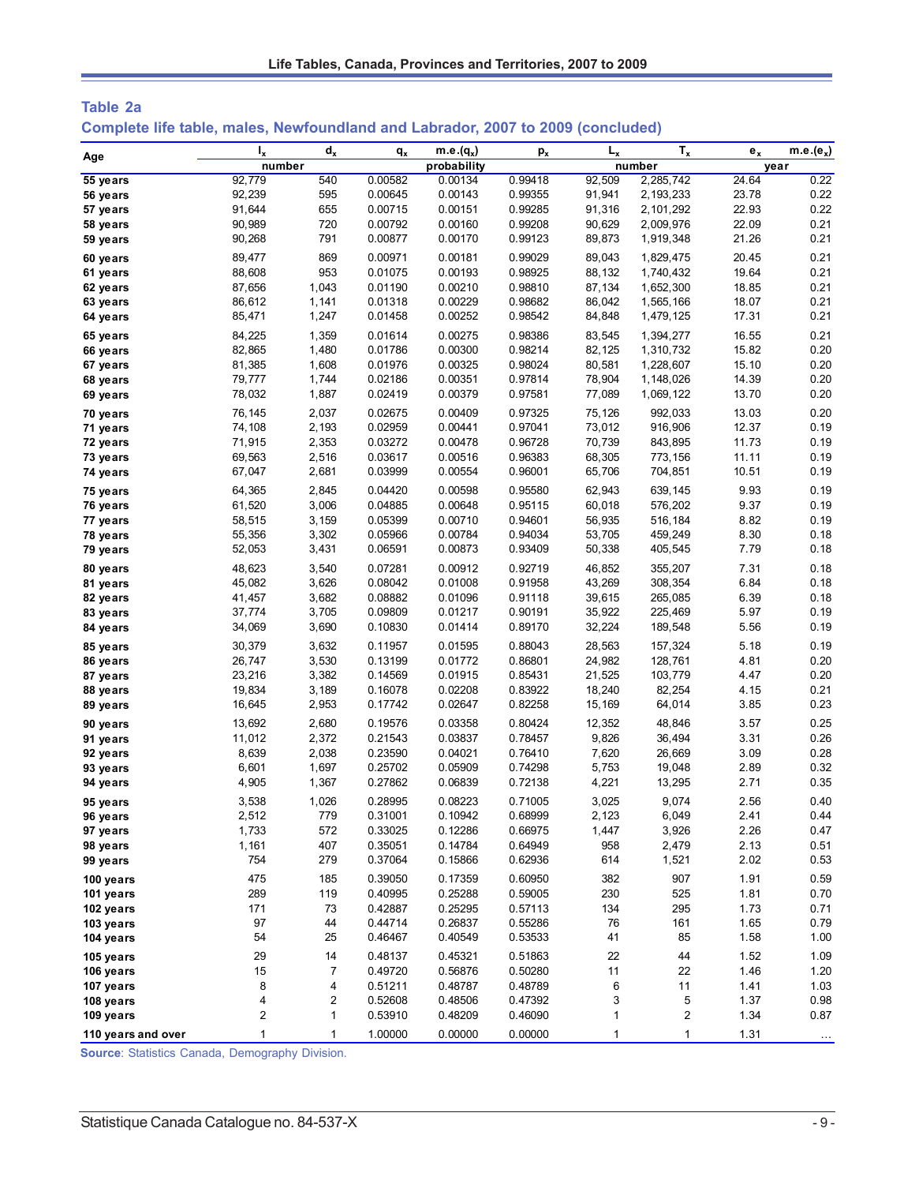## Table 2a

### Complete life table, males, Newfoundland and Labrador, 2007 to 2009 (concluded)

| Age | $l_x$ | $d_x$ | $q_x$ | m.e.($q_x$) | $p_x$ | $L_x$ | $T_x$ | $e_x$ | m.e.($e_x$) |
|---|---|---|---|---|---|---|---|---|---|
| | number | | probability | | | number | | year | |
| 55 years | 92,779 | 540 | 0.00582 | 0.00134 | 0.99418 | 92,509 | 2,285,742 | 24.64 | 0.22 |
| 56 years | 92,239 | 595 | 0.00645 | 0.00143 | 0.99355 | 91,941 | 2,193,233 | 23.78 | 0.22 |
| 57 years | 91,644 | 655 | 0.00715 | 0.00151 | 0.99285 | 91,316 | 2,101,292 | 22.93 | 0.22 |
| 58 years | 90,989 | 720 | 0.00792 | 0.00160 | 0.99208 | 90,629 | 2,009,976 | 22.09 | 0.21 |
| 59 years | 90,268 | 791 | 0.00877 | 0.00170 | 0.99123 | 89,873 | 1,919,348 | 21.26 | 0.21 |
| 60 years | 89,477 | 869 | 0.00971 | 0.00181 | 0.99029 | 89,043 | 1,829,475 | 20.45 | 0.21 |
| 61 years | 88,608 | 953 | 0.01075 | 0.00193 | 0.98925 | 88,132 | 1,740,432 | 19.64 | 0.21 |
| 62 years | 87,656 | 1,043 | 0.01190 | 0.00210 | 0.98810 | 87,134 | 1,652,300 | 18.85 | 0.21 |
| 63 years | 86,612 | 1,141 | 0.01318 | 0.00229 | 0.98682 | 86,042 | 1,565,166 | 18.07 | 0.21 |
| 64 years | 85,471 | 1,247 | 0.01458 | 0.00252 | 0.98542 | 84,848 | 1,479,125 | 17.31 | 0.21 |
| 65 years | 84,225 | 1,359 | 0.01614 | 0.00275 | 0.98386 | 83,545 | 1,394,277 | 16.55 | 0.21 |
| 66 years | 82,865 | 1,480 | 0.01786 | 0.00300 | 0.98214 | 82,125 | 1,310,732 | 15.82 | 0.20 |
| 67 years | 81,385 | 1,608 | 0.01976 | 0.00325 | 0.98024 | 80,581 | 1,228,607 | 15.10 | 0.20 |
| 68 years | 79,777 | 1,744 | 0.02186 | 0.00351 | 0.97814 | 78,904 | 1,148,026 | 14.39 | 0.20 |
| 69 years | 78,032 | 1,887 | 0.02419 | 0.00379 | 0.97581 | 77,089 | 1,069,122 | 13.70 | 0.20 |
| 70 years | 76,145 | 2,037 | 0.02675 | 0.00409 | 0.97325 | 75,126 | 992,033 | 13.03 | 0.20 |
| 71 years | 74,108 | 2,193 | 0.02959 | 0.00441 | 0.97041 | 73,012 | 916,906 | 12.37 | 0.19 |
| 72 years | 71,915 | 2,353 | 0.03272 | 0.00478 | 0.96728 | 70,739 | 843,895 | 11.73 | 0.19 |
| 73 years | 69,563 | 2,516 | 0.03617 | 0.00516 | 0.96383 | 68,305 | 773,156 | 11.11 | 0.19 |
| 74 years | 67,047 | 2,681 | 0.03999 | 0.00554 | 0.96001 | 65,706 | 704,851 | 10.51 | 0.19 |
| 75 years | 64,365 | 2,845 | 0.04420 | 0.00598 | 0.95580 | 62,943 | 639,145 | 9.93 | 0.19 |
| 76 years | 61,520 | 3,006 | 0.04885 | 0.00648 | 0.95115 | 60,018 | 576,202 | 9.37 | 0.19 |
| 77 years | 58,515 | 3,159 | 0.05399 | 0.00710 | 0.94601 | 56,935 | 516,184 | 8.82 | 0.19 |
| 78 years | 55,356 | 3,302 | 0.05966 | 0.00784 | 0.94034 | 53,705 | 459,249 | 8.30 | 0.18 |
| 79 years | 52,053 | 3,431 | 0.06591 | 0.00873 | 0.93409 | 50,338 | 405,545 | 7.79 | 0.18 |
| 80 years | 48,623 | 3,540 | 0.07281 | 0.00912 | 0.92719 | 46,852 | 355,207 | 7.31 | 0.18 |
| 81 years | 45,082 | 3,626 | 0.08042 | 0.01008 | 0.91958 | 43,269 | 308,354 | 6.84 | 0.18 |
| 82 years | 41,457 | 3,682 | 0.08882 | 0.01096 | 0.91118 | 39,615 | 265,085 | 6.39 | 0.18 |
| 83 years | 37,774 | 3,705 | 0.09809 | 0.01217 | 0.90191 | 35,922 | 225,469 | 5.97 | 0.19 |
| 84 years | 34,069 | 3,690 | 0.10830 | 0.01414 | 0.89170 | 32,224 | 189,548 | 5.56 | 0.19 |
| 85 years | 30,379 | 3,632 | 0.11957 | 0.01595 | 0.88043 | 28,563 | 157,324 | 5.18 | 0.19 |
| 86 years | 26,747 | 3,530 | 0.13199 | 0.01772 | 0.86801 | 24,982 | 128,761 | 4.81 | 0.20 |
| 87 years | 23,216 | 3,382 | 0.14569 | 0.01915 | 0.85431 | 21,525 | 103,779 | 4.47 | 0.20 |
| 88 years | 19,834 | 3,189 | 0.16078 | 0.02208 | 0.83922 | 18,240 | 82,254 | 4.15 | 0.21 |
| 89 years | 16,645 | 2,953 | 0.17742 | 0.02647 | 0.82258 | 15,169 | 64,014 | 3.85 | 0.23 |
| 90 years | 13,692 | 2,680 | 0.19576 | 0.03358 | 0.80424 | 12,352 | 48,846 | 3.57 | 0.25 |
| 91 years | 11,012 | 2,372 | 0.21543 | 0.03837 | 0.78457 | 9,826 | 36,494 | 3.31 | 0.26 |
| 92 years | 8,639 | 2,038 | 0.23590 | 0.04021 | 0.76410 | 7,620 | 26,669 | 3.09 | 0.28 |
| 93 years | 6,601 | 1,697 | 0.25702 | 0.05909 | 0.74298 | 5,753 | 19,048 | 2.89 | 0.32 |
| 94 years | 4,905 | 1,367 | 0.27862 | 0.06839 | 0.72138 | 4,221 | 13,295 | 2.71 | 0.35 |
| 95 years | 3,538 | 1,026 | 0.28995 | 0.08223 | 0.71005 | 3,025 | 9,074 | 2.56 | 0.40 |
| 96 years | 2,512 | 779 | 0.31001 | 0.10942 | 0.68999 | 2,123 | 6,049 | 2.41 | 0.44 |
| 97 years | 1,733 | 572 | 0.33025 | 0.12286 | 0.66975 | 1,447 | 3,926 | 2.26 | 0.47 |
| 98 years | 1,161 | 407 | 0.35051 | 0.14784 | 0.64949 | 958 | 2,479 | 2.13 | 0.51 |
| 99 years | 754 | 279 | 0.37064 | 0.15866 | 0.62936 | 614 | 1,521 | 2.02 | 0.53 |
| 100 years | 475 | 185 | 0.39050 | 0.17359 | 0.60950 | 382 | 907 | 1.91 | 0.59 |
| 101 years | 289 | 119 | 0.40995 | 0.25288 | 0.59005 | 230 | 525 | 1.81 | 0.70 |
| 102 years | 171 | 73 | 0.42887 | 0.25295 | 0.57113 | 134 | 295 | 1.73 | 0.71 |
| 103 years | 97 | 44 | 0.44714 | 0.26837 | 0.55286 | 76 | 161 | 1.65 | 0.79 |
| 104 years | 54 | 25 | 0.46467 | 0.40549 | 0.53533 | 41 | 85 | 1.58 | 1.00 |
| 105 years | 29 | 14 | 0.48137 | 0.45321 | 0.51863 | 22 | 44 | 1.52 | 1.09 |
| 106 years | 15 | 7 | 0.49720 | 0.56876 | 0.50280 | 11 | 22 | 1.46 | 1.20 |
| 107 years | 8 | 4 | 0.51211 | 0.48787 | 0.48789 | 6 | 11 | 1.41 | 1.03 |
| 108 years | 4 | 2 | 0.52608 | 0.48506 | 0.47392 | 3 | 5 | 1.37 | 0.98 |
| 109 years | 2 | 1 | 0.53910 | 0.48209 | 0.46090 | 1 | 2 | 1.34 | 0.87 |
| 110 years and over | 1 | 1 | 1.00000 | 0.00000 | 0.00000 | 1 | 1 | 1.31 | ... |

**Source**: Statistics Canada, Demography Division.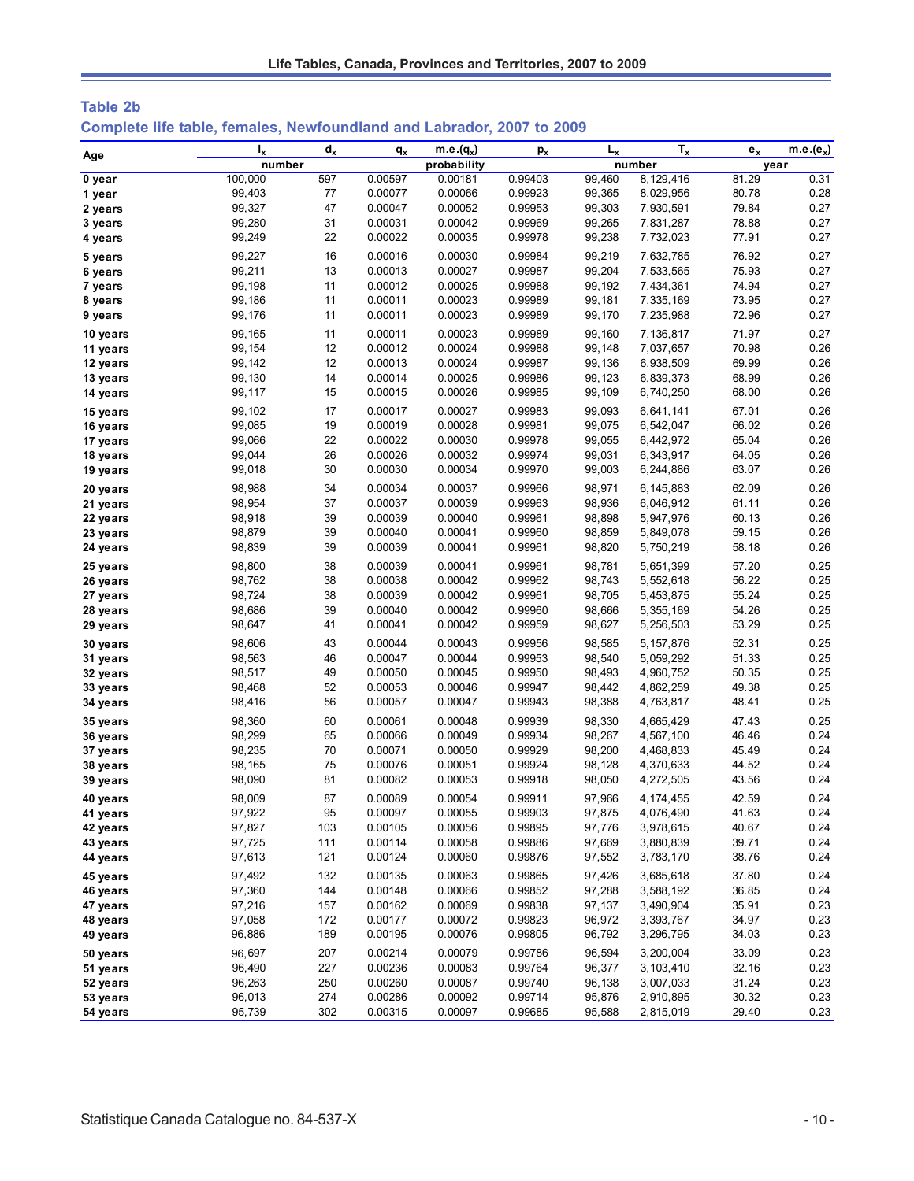## Table 2b

### Complete life table, females, Newfoundland and Labrador, 2007 to 2009

| Age | $l_x$ | $d_x$ | $q_x$ | m.e.($q_x$) | $p_x$ | $L_x$ | $T_x$ | $e_x$ | m.e.($e_x$) |
|---|---|---|---|---|---|---|---|---|---|
| | number | | probability | | | number | | year | |
| 0 year | 100,000 | 597 | 0.00597 | 0.00181 | 0.99403 | 99,460 | 8,129,416 | 81.29 | 0.31 |
| 1 year | 99,403 | 77 | 0.00077 | 0.00066 | 0.99923 | 99,365 | 8,029,956 | 80.78 | 0.28 |
| 2 years | 99,327 | 47 | 0.00047 | 0.00052 | 0.99953 | 99,303 | 7,930,591 | 79.84 | 0.27 |
| 3 years | 99,280 | 31 | 0.00031 | 0.00042 | 0.99969 | 99,265 | 7,831,287 | 78.88 | 0.27 |
| 4 years | 99,249 | 22 | 0.00022 | 0.00035 | 0.99978 | 99,238 | 7,732,023 | 77.91 | 0.27 |
| 5 years | 99,227 | 16 | 0.00016 | 0.00030 | 0.99984 | 99,219 | 7,632,785 | 76.92 | 0.27 |
| 6 years | 99,211 | 13 | 0.00013 | 0.00027 | 0.99987 | 99,204 | 7,533,565 | 75.93 | 0.27 |
| 7 years | 99,198 | 11 | 0.00012 | 0.00025 | 0.99988 | 99,192 | 7,434,361 | 74.94 | 0.27 |
| 8 years | 99,186 | 11 | 0.00011 | 0.00023 | 0.99989 | 99,181 | 7,335,169 | 73.95 | 0.27 |
| 9 years | 99,176 | 11 | 0.00011 | 0.00023 | 0.99989 | 99,170 | 7,235,988 | 72.96 | 0.27 |
| 10 years | 99,165 | 11 | 0.00011 | 0.00023 | 0.99989 | 99,160 | 7,136,817 | 71.97 | 0.27 |
| 11 years | 99,154 | 12 | 0.00012 | 0.00024 | 0.99988 | 99,148 | 7,037,657 | 70.98 | 0.26 |
| 12 years | 99,142 | 12 | 0.00013 | 0.00024 | 0.99987 | 99,136 | 6,938,509 | 69.99 | 0.26 |
| 13 years | 99,130 | 14 | 0.00014 | 0.00025 | 0.99986 | 99,123 | 6,839,373 | 68.99 | 0.26 |
| 14 years | 99,117 | 15 | 0.00015 | 0.00026 | 0.99985 | 99,109 | 6,740,250 | 68.00 | 0.26 |
| 15 years | 99,102 | 17 | 0.00017 | 0.00027 | 0.99983 | 99,093 | 6,641,141 | 67.01 | 0.26 |
| 16 years | 99,085 | 19 | 0.00019 | 0.00028 | 0.99981 | 99,075 | 6,542,047 | 66.02 | 0.26 |
| 17 years | 99,066 | 22 | 0.00022 | 0.00030 | 0.99978 | 99,055 | 6,442,972 | 65.04 | 0.26 |
| 18 years | 99,044 | 26 | 0.00026 | 0.00032 | 0.99974 | 99,031 | 6,343,917 | 64.05 | 0.26 |
| 19 years | 99,018 | 30 | 0.00030 | 0.00034 | 0.99970 | 99,003 | 6,244,886 | 63.07 | 0.26 |
| 20 years | 98,988 | 34 | 0.00034 | 0.00037 | 0.99966 | 98,971 | 6,145,883 | 62.09 | 0.26 |
| 21 years | 98,954 | 37 | 0.00037 | 0.00039 | 0.99963 | 98,936 | 6,046,912 | 61.11 | 0.26 |
| 22 years | 98,918 | 39 | 0.00039 | 0.00040 | 0.99961 | 98,898 | 5,947,976 | 60.13 | 0.26 |
| 23 years | 98,879 | 39 | 0.00040 | 0.00041 | 0.99960 | 98,859 | 5,849,078 | 59.15 | 0.26 |
| 24 years | 98,839 | 39 | 0.00039 | 0.00041 | 0.99961 | 98,820 | 5,750,219 | 58.18 | 0.26 |
| 25 years | 98,800 | 38 | 0.00039 | 0.00041 | 0.99961 | 98,781 | 5,651,399 | 57.20 | 0.25 |
| 26 years | 98,762 | 38 | 0.00038 | 0.00042 | 0.99962 | 98,743 | 5,552,618 | 56.22 | 0.25 |
| 27 years | 98,724 | 38 | 0.00039 | 0.00042 | 0.99961 | 98,705 | 5,453,875 | 55.24 | 0.25 |
| 28 years | 98,686 | 39 | 0.00040 | 0.00042 | 0.99960 | 98,666 | 5,355,169 | 54.26 | 0.25 |
| 29 years | 98,647 | 41 | 0.00041 | 0.00042 | 0.99959 | 98,627 | 5,256,503 | 53.29 | 0.25 |
| 30 years | 98,606 | 43 | 0.00044 | 0.00043 | 0.99956 | 98,585 | 5,157,876 | 52.31 | 0.25 |
| 31 years | 98,563 | 46 | 0.00047 | 0.00044 | 0.99953 | 98,540 | 5,059,292 | 51.33 | 0.25 |
| 32 years | 98,517 | 49 | 0.00050 | 0.00045 | 0.99950 | 98,493 | 4,960,752 | 50.35 | 0.25 |
| 33 years | 98,468 | 52 | 0.00053 | 0.00046 | 0.99947 | 98,442 | 4,862,259 | 49.38 | 0.25 |
| 34 years | 98,416 | 56 | 0.00057 | 0.00047 | 0.99943 | 98,388 | 4,763,817 | 48.41 | 0.25 |
| 35 years | 98,360 | 60 | 0.00061 | 0.00048 | 0.99939 | 98,330 | 4,665,429 | 47.43 | 0.25 |
| 36 years | 98,299 | 65 | 0.00066 | 0.00049 | 0.99934 | 98,267 | 4,567,100 | 46.46 | 0.24 |
| 37 years | 98,235 | 70 | 0.00071 | 0.00050 | 0.99929 | 98,200 | 4,468,833 | 45.49 | 0.24 |
| 38 years | 98,165 | 75 | 0.00076 | 0.00051 | 0.99924 | 98,128 | 4,370,633 | 44.52 | 0.24 |
| 39 years | 98,090 | 81 | 0.00082 | 0.00053 | 0.99918 | 98,050 | 4,272,505 | 43.56 | 0.24 |
| 40 years | 98,009 | 87 | 0.00089 | 0.00054 | 0.99911 | 97,966 | 4,174,455 | 42.59 | 0.24 |
| 41 years | 97,922 | 95 | 0.00097 | 0.00055 | 0.99903 | 97,875 | 4,076,490 | 41.63 | 0.24 |
| 42 years | 97,827 | 103 | 0.00105 | 0.00056 | 0.99895 | 97,776 | 3,978,615 | 40.67 | 0.24 |
| 43 years | 97,725 | 111 | 0.00114 | 0.00058 | 0.99886 | 97,669 | 3,880,839 | 39.71 | 0.24 |
| 44 years | 97,613 | 121 | 0.00124 | 0.00060 | 0.99876 | 97,552 | 3,783,170 | 38.76 | 0.24 |
| 45 years | 97,492 | 132 | 0.00135 | 0.00063 | 0.99865 | 97,426 | 3,685,618 | 37.80 | 0.24 |
| 46 years | 97,360 | 144 | 0.00148 | 0.00066 | 0.99852 | 97,288 | 3,588,192 | 36.85 | 0.24 |
| 47 years | 97,216 | 157 | 0.00162 | 0.00069 | 0.99838 | 97,137 | 3,490,904 | 35.91 | 0.23 |
| 48 years | 97,058 | 172 | 0.00177 | 0.00072 | 0.99823 | 96,972 | 3,393,767 | 34.97 | 0.23 |
| 49 years | 96,886 | 189 | 0.00195 | 0.00076 | 0.99805 | 96,792 | 3,296,795 | 34.03 | 0.23 |
| 50 years | 96,697 | 207 | 0.00214 | 0.00079 | 0.99786 | 96,594 | 3,200,004 | 33.09 | 0.23 |
| 51 years | 96,490 | 227 | 0.00236 | 0.00083 | 0.99764 | 96,377 | 3,103,410 | 32.16 | 0.23 |
| 52 years | 96,263 | 250 | 0.00260 | 0.00087 | 0.99740 | 96,138 | 3,007,033 | 31.24 | 0.23 |
| 53 years | 96,013 | 274 | 0.00286 | 0.00092 | 0.99714 | 95,876 | 2,910,895 | 30.32 | 0.23 |
| 54 years | 95,739 | 302 | 0.00315 | 0.00097 | 0.99685 | 95,588 | 2,815,019 | 29.40 | 0.23 |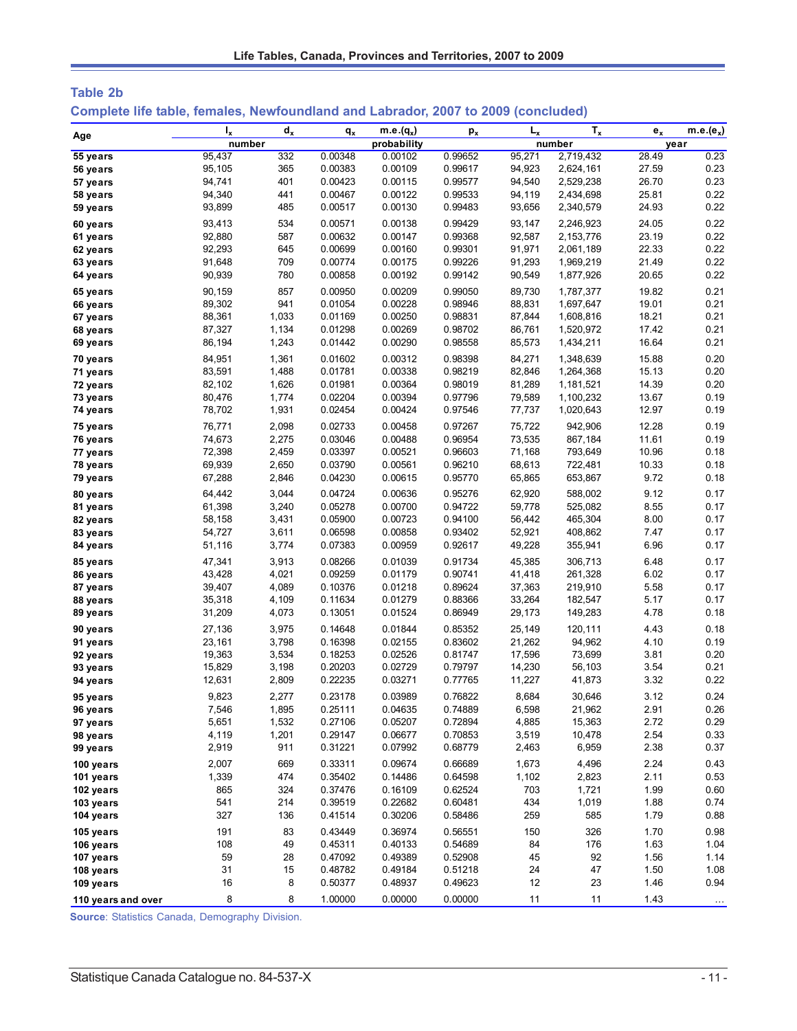## Table 2b

### Complete life table, females, Newfoundland and Labrador, 2007 to 2009 (concluded)

| Age | $l_x$ | $d_x$ | $q_x$ | m.e.($q_x$) | $p_x$ | $L_x$ | $T_x$ | $e_x$ | m.e.($e_x$) |
|---|---|---|---|---|---|---|---|---|---|
| | number | | probability | | | number | | year | |
| 55 years | 95,437 | 332 | 0.00348 | 0.00102 | 0.99652 | 95,271 | 2,719,432 | 28.49 | 0.23 |
| 56 years | 95,105 | 365 | 0.00383 | 0.00109 | 0.99617 | 94,923 | 2,624,161 | 27.59 | 0.23 |
| 57 years | 94,741 | 401 | 0.00423 | 0.00115 | 0.99577 | 94,540 | 2,529,238 | 26.70 | 0.23 |
| 58 years | 94,340 | 441 | 0.00467 | 0.00122 | 0.99533 | 94,119 | 2,434,698 | 25.81 | 0.22 |
| 59 years | 93,899 | 485 | 0.00517 | 0.00130 | 0.99483 | 93,656 | 2,340,579 | 24.93 | 0.22 |
| 60 years | 93,413 | 534 | 0.00571 | 0.00138 | 0.99429 | 93,147 | 2,246,923 | 24.05 | 0.22 |
| 61 years | 92,880 | 587 | 0.00632 | 0.00147 | 0.99368 | 92,587 | 2,153,776 | 23.19 | 0.22 |
| 62 years | 92,293 | 645 | 0.00699 | 0.00160 | 0.99301 | 91,971 | 2,061,189 | 22.33 | 0.22 |
| 63 years | 91,648 | 709 | 0.00774 | 0.00175 | 0.99226 | 91,293 | 1,969,219 | 21.49 | 0.22 |
| 64 years | 90,939 | 780 | 0.00858 | 0.00192 | 0.99142 | 90,549 | 1,877,926 | 20.65 | 0.22 |
| 65 years | 90,159 | 857 | 0.00950 | 0.00209 | 0.99050 | 89,730 | 1,787,377 | 19.82 | 0.21 |
| 66 years | 89,302 | 941 | 0.01054 | 0.00228 | 0.98946 | 88,831 | 1,697,647 | 19.01 | 0.21 |
| 67 years | 88,361 | 1,033 | 0.01169 | 0.00250 | 0.98831 | 87,844 | 1,608,816 | 18.21 | 0.21 |
| 68 years | 87,327 | 1,134 | 0.01298 | 0.00269 | 0.98702 | 86,761 | 1,520,972 | 17.42 | 0.21 |
| 69 years | 86,194 | 1,243 | 0.01442 | 0.00290 | 0.98558 | 85,573 | 1,434,211 | 16.64 | 0.21 |
| 70 years | 84,951 | 1,361 | 0.01602 | 0.00312 | 0.98398 | 84,271 | 1,348,639 | 15.88 | 0.20 |
| 71 years | 83,591 | 1,488 | 0.01781 | 0.00338 | 0.98219 | 82,846 | 1,264,368 | 15.13 | 0.20 |
| 72 years | 82,102 | 1,626 | 0.01981 | 0.00364 | 0.98019 | 81,289 | 1,181,521 | 14.39 | 0.20 |
| 73 years | 80,476 | 1,774 | 0.02204 | 0.00394 | 0.97796 | 79,589 | 1,100,232 | 13.67 | 0.19 |
| 74 years | 78,702 | 1,931 | 0.02454 | 0.00424 | 0.97546 | 77,737 | 1,020,643 | 12.97 | 0.19 |
| 75 years | 76,771 | 2,098 | 0.02733 | 0.00458 | 0.97267 | 75,722 | 942,906 | 12.28 | 0.19 |
| 76 years | 74,673 | 2,275 | 0.03046 | 0.00488 | 0.96954 | 73,535 | 867,184 | 11.61 | 0.19 |
| 77 years | 72,398 | 2,459 | 0.03397 | 0.00521 | 0.96603 | 71,168 | 793,649 | 10.96 | 0.18 |
| 78 years | 69,939 | 2,650 | 0.03790 | 0.00561 | 0.96210 | 68,613 | 722,481 | 10.33 | 0.18 |
| 79 years | 67,288 | 2,846 | 0.04230 | 0.00615 | 0.95770 | 65,865 | 653,867 | 9.72 | 0.18 |
| 80 years | 64,442 | 3,044 | 0.04724 | 0.00636 | 0.95276 | 62,920 | 588,002 | 9.12 | 0.17 |
| 81 years | 61,398 | 3,240 | 0.05278 | 0.00700 | 0.94722 | 59,778 | 525,082 | 8.55 | 0.17 |
| 82 years | 58,158 | 3,431 | 0.05900 | 0.00723 | 0.94100 | 56,442 | 465,304 | 8.00 | 0.17 |
| 83 years | 54,727 | 3,611 | 0.06598 | 0.00858 | 0.93402 | 52,921 | 408,862 | 7.47 | 0.17 |
| 84 years | 51,116 | 3,774 | 0.07383 | 0.00959 | 0.92617 | 49,228 | 355,941 | 6.96 | 0.17 |
| 85 years | 47,341 | 3,913 | 0.08266 | 0.01039 | 0.91734 | 45,385 | 306,713 | 6.48 | 0.17 |
| 86 years | 43,428 | 4,021 | 0.09259 | 0.01179 | 0.90741 | 41,418 | 261,328 | 6.02 | 0.17 |
| 87 years | 39,407 | 4,089 | 0.10376 | 0.01218 | 0.89624 | 37,363 | 219,910 | 5.58 | 0.17 |
| 88 years | 35,318 | 4,109 | 0.11634 | 0.01279 | 0.88366 | 33,264 | 182,547 | 5.17 | 0.17 |
| 89 years | 31,209 | 4,073 | 0.13051 | 0.01524 | 0.86949 | 29,173 | 149,283 | 4.78 | 0.18 |
| 90 years | 27,136 | 3,975 | 0.14648 | 0.01844 | 0.85352 | 25,149 | 120,111 | 4.43 | 0.18 |
| 91 years | 23,161 | 3,798 | 0.16398 | 0.02155 | 0.83602 | 21,262 | 94,962 | 4.10 | 0.19 |
| 92 years | 19,363 | 3,534 | 0.18253 | 0.02526 | 0.81747 | 17,596 | 73,699 | 3.81 | 0.20 |
| 93 years | 15,829 | 3,198 | 0.20203 | 0.02729 | 0.79797 | 14,230 | 56,103 | 3.54 | 0.21 |
| 94 years | 12,631 | 2,809 | 0.22235 | 0.03271 | 0.77765 | 11,227 | 41,873 | 3.32 | 0.22 |
| 95 years | 9,823 | 2,277 | 0.23178 | 0.03989 | 0.76822 | 8,684 | 30,646 | 3.12 | 0.24 |
| 96 years | 7,546 | 1,895 | 0.25111 | 0.04635 | 0.74889 | 6,598 | 21,962 | 2.91 | 0.26 |
| 97 years | 5,651 | 1,532 | 0.27106 | 0.05207 | 0.72894 | 4,885 | 15,363 | 2.72 | 0.29 |
| 98 years | 4,119 | 1,201 | 0.29147 | 0.06677 | 0.70853 | 3,519 | 10,478 | 2.54 | 0.33 |
| 99 years | 2,919 | 911 | 0.31221 | 0.07992 | 0.68779 | 2,463 | 6,959 | 2.38 | 0.37 |
| 100 years | 2,007 | 669 | 0.33311 | 0.09674 | 0.66689 | 1,673 | 4,496 | 2.24 | 0.43 |
| 101 years | 1,339 | 474 | 0.35402 | 0.14486 | 0.64598 | 1,102 | 2,823 | 2.11 | 0.53 |
| 102 years | 865 | 324 | 0.37476 | 0.16109 | 0.62524 | 703 | 1,721 | 1.99 | 0.60 |
| 103 years | 541 | 214 | 0.39519 | 0.22682 | 0.60481 | 434 | 1,019 | 1.88 | 0.74 |
| 104 years | 327 | 136 | 0.41514 | 0.30206 | 0.58486 | 259 | 585 | 1.79 | 0.88 |
| 105 years | 191 | 83 | 0.43449 | 0.36974 | 0.56551 | 150 | 326 | 1.70 | 0.98 |
| 106 years | 108 | 49 | 0.45311 | 0.40133 | 0.54689 | 84 | 176 | 1.63 | 1.04 |
| 107 years | 59 | 28 | 0.47092 | 0.49389 | 0.52908 | 45 | 92 | 1.56 | 1.14 |
| 108 years | 31 | 15 | 0.48782 | 0.49184 | 0.51218 | 24 | 47 | 1.50 | 1.08 |
| 109 years | 16 | 8 | 0.50377 | 0.48937 | 0.49623 | 12 | 23 | 1.46 | 0.94 |
| 110 years and over | 8 | 8 | 1.00000 | 0.00000 | 0.00000 | 11 | 11 | 1.43 | ... |

**Source**: Statistics Canada, Demography Division.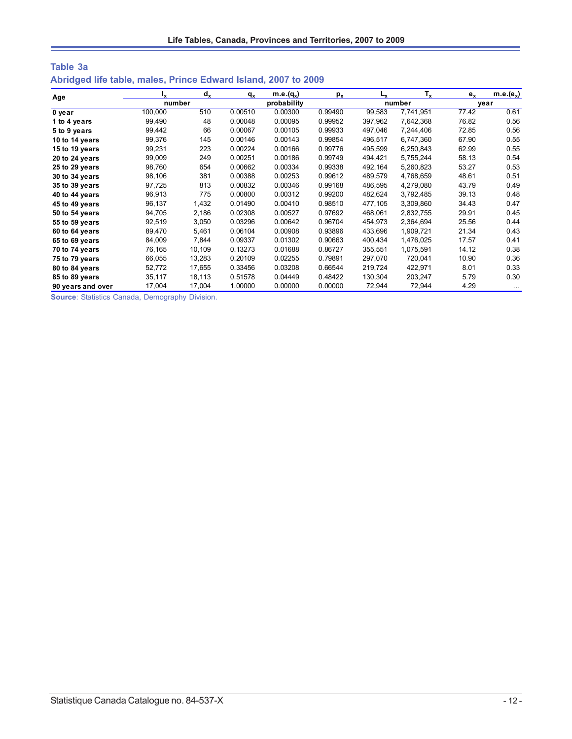## Table 3a

## Abridged life table, males, Prince Edward Island, 2007 to 2009

| Age | $l_x$ | $d_x$ | $q_x$ | m.e.($q_x$) | $p_x$ | $L_x$ | $T_x$ | $e_x$ | m.e.($e_x$) |
|---|---|---|---|---|---|---|---|---|---|
| | number | | probability | | | number | | year | |
| **0 year** | 100,000 | 510 | 0.00510 | 0.00300 | 0.99490 | 99,583 | 7,741,951 | 77.42 | 0.61 |
| **1 to 4 years** | 99,490 | 48 | 0.00048 | 0.00095 | 0.99952 | 397,962 | 7,642,368 | 76.82 | 0.56 |
| **5 to 9 years** | 99,442 | 66 | 0.00067 | 0.00105 | 0.99933 | 497,046 | 7,244,406 | 72.85 | 0.56 |
| **10 to 14 years** | 99,376 | 145 | 0.00146 | 0.00143 | 0.99854 | 496,517 | 6,747,360 | 67.90 | 0.55 |
| **15 to 19 years** | 99,231 | 223 | 0.00224 | 0.00166 | 0.99776 | 495,599 | 6,250,843 | 62.99 | 0.55 |
| **20 to 24 years** | 99,009 | 249 | 0.00251 | 0.00186 | 0.99749 | 494,421 | 5,755,244 | 58.13 | 0.54 |
| **25 to 29 years** | 98,760 | 654 | 0.00662 | 0.00334 | 0.99338 | 492,164 | 5,260,823 | 53.27 | 0.53 |
| **30 to 34 years** | 98,106 | 381 | 0.00388 | 0.00253 | 0.99612 | 489,579 | 4,768,659 | 48.61 | 0.51 |
| **35 to 39 years** | 97,725 | 813 | 0.00832 | 0.00346 | 0.99168 | 486,595 | 4,279,080 | 43.79 | 0.49 |
| **40 to 44 years** | 96,913 | 775 | 0.00800 | 0.00312 | 0.99200 | 482,624 | 3,792,485 | 39.13 | 0.48 |
| **45 to 49 years** | 96,137 | 1,432 | 0.01490 | 0.00410 | 0.98510 | 477,105 | 3,309,860 | 34.43 | 0.47 |
| **50 to 54 years** | 94,705 | 2,186 | 0.02308 | 0.00527 | 0.97692 | 468,061 | 2,832,755 | 29.91 | 0.45 |
| **55 to 59 years** | 92,519 | 3,050 | 0.03296 | 0.00642 | 0.96704 | 454,973 | 2,364,694 | 25.56 | 0.44 |
| **60 to 64 years** | 89,470 | 5,461 | 0.06104 | 0.00908 | 0.93896 | 433,696 | 1,909,721 | 21.34 | 0.43 |
| **65 to 69 years** | 84,009 | 7,844 | 0.09337 | 0.01302 | 0.90663 | 400,434 | 1,476,025 | 17.57 | 0.41 |
| **70 to 74 years** | 76,165 | 10,109 | 0.13273 | 0.01688 | 0.86727 | 355,551 | 1,075,591 | 14.12 | 0.38 |
| **75 to 79 years** | 66,055 | 13,283 | 0.20109 | 0.02255 | 0.79891 | 297,070 | 720,041 | 10.90 | 0.36 |
| **80 to 84 years** | 52,772 | 17,655 | 0.33456 | 0.03208 | 0.66544 | 219,724 | 422,971 | 8.01 | 0.33 |
| **85 to 89 years** | 35,117 | 18,113 | 0.51578 | 0.04449 | 0.48422 | 130,304 | 203,247 | 5.79 | 0.30 |
| **90 years and over** | 17,004 | 17,004 | 1.00000 | 0.00000 | 0.00000 | 72,944 | 72,944 | 4.29 | ... |

**Source**: Statistics Canada, Demography Division.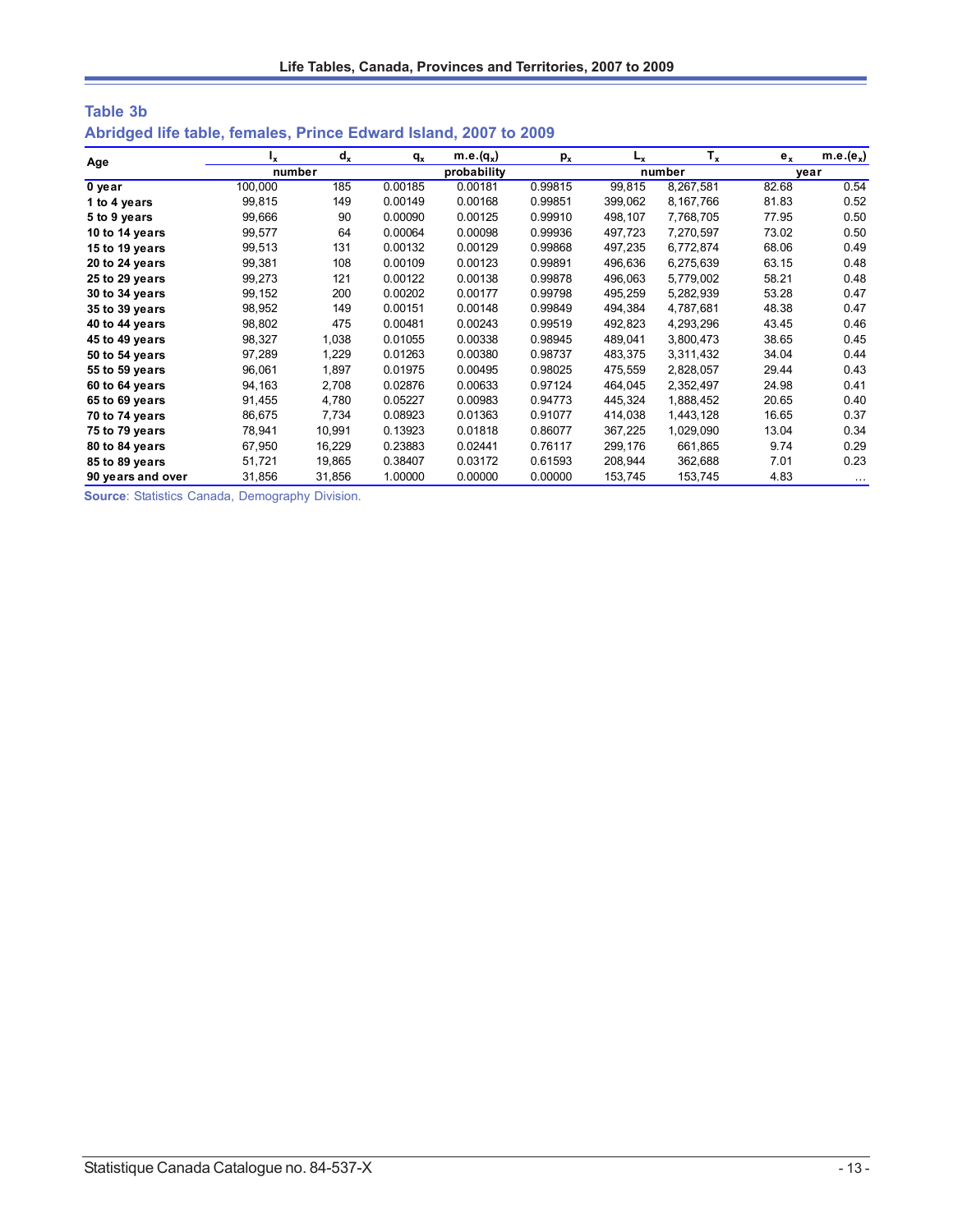## Table 3b

## Abridged life table, females, Prince Edward Island, 2007 to 2009

| Age | $l_x$ | $d_x$ | $q_x$ | m.e.($q_x$) | $p_x$ | $L_x$ | $T_x$ | $e_x$ | m.e.($e_x$) |
|---|---|---|---|---|---|---|---|---|---|
| | number | | probability | | | number | | year | |
| 0 year | 100,000 | 185 | 0.00185 | 0.00181 | 0.99815 | 99,815 | 8,267,581 | 82.68 | 0.54 |
| 1 to 4 years | 99,815 | 149 | 0.00149 | 0.00168 | 0.99851 | 399,062 | 8,167,766 | 81.83 | 0.52 |
| 5 to 9 years | 99,666 | 90 | 0.00090 | 0.00125 | 0.99910 | 498,107 | 7,768,705 | 77.95 | 0.50 |
| 10 to 14 years | 99,577 | 64 | 0.00064 | 0.00098 | 0.99936 | 497,723 | 7,270,597 | 73.02 | 0.50 |
| 15 to 19 years | 99,513 | 131 | 0.00132 | 0.00129 | 0.99868 | 497,235 | 6,772,874 | 68.06 | 0.49 |
| 20 to 24 years | 99,381 | 108 | 0.00109 | 0.00123 | 0.99891 | 496,636 | 6,275,639 | 63.15 | 0.48 |
| 25 to 29 years | 99,273 | 121 | 0.00122 | 0.00138 | 0.99878 | 496,063 | 5,779,002 | 58.21 | 0.48 |
| 30 to 34 years | 99,152 | 200 | 0.00202 | 0.00177 | 0.99798 | 495,259 | 5,282,939 | 53.28 | 0.47 |
| 35 to 39 years | 98,952 | 149 | 0.00151 | 0.00148 | 0.99849 | 494,384 | 4,787,681 | 48.38 | 0.47 |
| 40 to 44 years | 98,802 | 475 | 0.00481 | 0.00243 | 0.99519 | 492,823 | 4,293,296 | 43.45 | 0.46 |
| 45 to 49 years | 98,327 | 1,038 | 0.01055 | 0.00338 | 0.98945 | 489,041 | 3,800,473 | 38.65 | 0.45 |
| 50 to 54 years | 97,289 | 1,229 | 0.01263 | 0.00380 | 0.98737 | 483,375 | 3,311,432 | 34.04 | 0.44 |
| 55 to 59 years | 96,061 | 1,897 | 0.01975 | 0.00495 | 0.98025 | 475,559 | 2,828,057 | 29.44 | 0.43 |
| 60 to 64 years | 94,163 | 2,708 | 0.02876 | 0.00633 | 0.97124 | 464,045 | 2,352,497 | 24.98 | 0.41 |
| 65 to 69 years | 91,455 | 4,780 | 0.05227 | 0.00983 | 0.94773 | 445,324 | 1,888,452 | 20.65 | 0.40 |
| 70 to 74 years | 86,675 | 7,734 | 0.08923 | 0.01363 | 0.91077 | 414,038 | 1,443,128 | 16.65 | 0.37 |
| 75 to 79 years | 78,941 | 10,991 | 0.13923 | 0.01818 | 0.86077 | 367,225 | 1,029,090 | 13.04 | 0.34 |
| 80 to 84 years | 67,950 | 16,229 | 0.23883 | 0.02441 | 0.76117 | 299,176 | 661,865 | 9.74 | 0.29 |
| 85 to 89 years | 51,721 | 19,865 | 0.38407 | 0.03172 | 0.61593 | 208,944 | 362,688 | 7.01 | 0.23 |
| 90 years and over | 31,856 | 31,856 | 1.00000 | 0.00000 | 0.00000 | 153,745 | 153,745 | 4.83 | ... |

**Source**: Statistics Canada, Demography Division.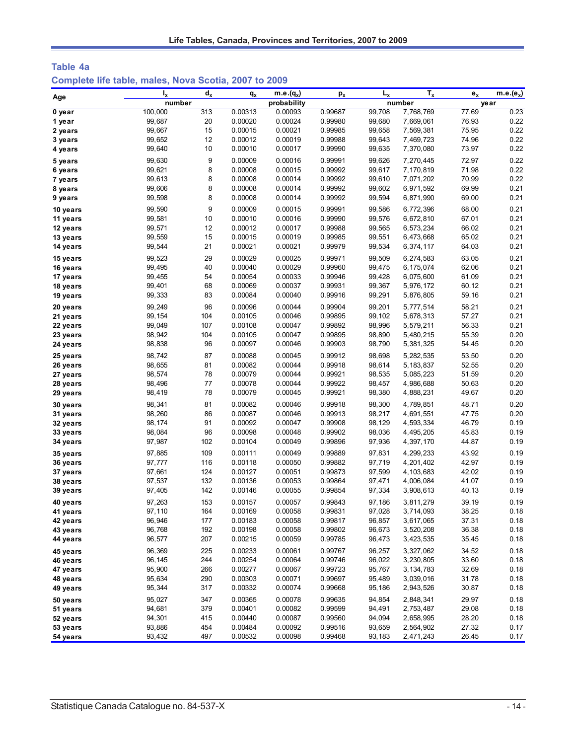## Table 4a

### Complete life table, males, Nova Scotia, 2007 to 2009

| Age | $l_x$ | $d_x$ | $q_x$ | m.e.($q_x$) | $p_x$ | $L_x$ | $T_x$ | $e_x$ | m.e.($e_x$) |
|---|---|---|---|---|---|---|---|---|---|
| | number | | probability | | | number | | year | |
| 0 year | 100,000 | 313 | 0.00313 | 0.00093 | 0.99687 | 99,708 | 7,768,769 | 77.69 | 0.23 |
| 1 year | 99,687 | 20 | 0.00020 | 0.00024 | 0.99980 | 99,680 | 7,669,061 | 76.93 | 0.22 |
| 2 years | 99,667 | 15 | 0.00015 | 0.00021 | 0.99985 | 99,658 | 7,569,381 | 75.95 | 0.22 |
| 3 years | 99,652 | 12 | 0.00012 | 0.00019 | 0.99988 | 99,643 | 7,469,723 | 74.96 | 0.22 |
| 4 years | 99,640 | 10 | 0.00010 | 0.00017 | 0.99990 | 99,635 | 7,370,080 | 73.97 | 0.22 |
| 5 years | 99,630 | 9 | 0.00009 | 0.00016 | 0.99991 | 99,626 | 7,270,445 | 72.97 | 0.22 |
| 6 years | 99,621 | 8 | 0.00008 | 0.00015 | 0.99992 | 99,617 | 7,170,819 | 71.98 | 0.22 |
| 7 years | 99,613 | 8 | 0.00008 | 0.00014 | 0.99992 | 99,610 | 7,071,202 | 70.99 | 0.22 |
| 8 years | 99,606 | 8 | 0.00008 | 0.00014 | 0.99992 | 99,602 | 6,971,592 | 69.99 | 0.21 |
| 9 years | 99,598 | 8 | 0.00008 | 0.00014 | 0.99992 | 99,594 | 6,871,990 | 69.00 | 0.21 |
| 10 years | 99,590 | 9 | 0.00009 | 0.00015 | 0.99991 | 99,586 | 6,772,396 | 68.00 | 0.21 |
| 11 years | 99,581 | 10 | 0.00010 | 0.00016 | 0.99990 | 99,576 | 6,672,810 | 67.01 | 0.21 |
| 12 years | 99,571 | 12 | 0.00012 | 0.00017 | 0.99988 | 99,565 | 6,573,234 | 66.02 | 0.21 |
| 13 years | 99,559 | 15 | 0.00015 | 0.00019 | 0.99985 | 99,551 | 6,473,668 | 65.02 | 0.21 |
| 14 years | 99,544 | 21 | 0.00021 | 0.00021 | 0.99979 | 99,534 | 6,374,117 | 64.03 | 0.21 |
| 15 years | 99,523 | 29 | 0.00029 | 0.00025 | 0.99971 | 99,509 | 6,274,583 | 63.05 | 0.21 |
| 16 years | 99,495 | 40 | 0.00040 | 0.00029 | 0.99960 | 99,475 | 6,175,074 | 62.06 | 0.21 |
| 17 years | 99,455 | 54 | 0.00054 | 0.00033 | 0.99946 | 99,428 | 6,075,600 | 61.09 | 0.21 |
| 18 years | 99,401 | 68 | 0.00069 | 0.00037 | 0.99931 | 99,367 | 5,976,172 | 60.12 | 0.21 |
| 19 years | 99,333 | 83 | 0.00084 | 0.00040 | 0.99916 | 99,291 | 5,876,805 | 59.16 | 0.21 |
| 20 years | 99,249 | 96 | 0.00096 | 0.00044 | 0.99904 | 99,201 | 5,777,514 | 58.21 | 0.21 |
| 21 years | 99,154 | 104 | 0.00105 | 0.00046 | 0.99895 | 99,102 | 5,678,313 | 57.27 | 0.21 |
| 22 years | 99,049 | 107 | 0.00108 | 0.00047 | 0.99892 | 98,996 | 5,579,211 | 56.33 | 0.21 |
| 23 years | 98,942 | 104 | 0.00105 | 0.00047 | 0.99895 | 98,890 | 5,480,215 | 55.39 | 0.20 |
| 24 years | 98,838 | 96 | 0.00097 | 0.00046 | 0.99903 | 98,790 | 5,381,325 | 54.45 | 0.20 |
| 25 years | 98,742 | 87 | 0.00088 | 0.00045 | 0.99912 | 98,698 | 5,282,535 | 53.50 | 0.20 |
| 26 years | 98,655 | 81 | 0.00082 | 0.00044 | 0.99918 | 98,614 | 5,183,837 | 52.55 | 0.20 |
| 27 years | 98,574 | 78 | 0.00079 | 0.00044 | 0.99921 | 98,535 | 5,085,223 | 51.59 | 0.20 |
| 28 years | 98,496 | 77 | 0.00078 | 0.00044 | 0.99922 | 98,457 | 4,986,688 | 50.63 | 0.20 |
| 29 years | 98,419 | 78 | 0.00079 | 0.00045 | 0.99921 | 98,380 | 4,888,231 | 49.67 | 0.20 |
| 30 years | 98,341 | 81 | 0.00082 | 0.00046 | 0.99918 | 98,300 | 4,789,851 | 48.71 | 0.20 |
| 31 years | 98,260 | 86 | 0.00087 | 0.00046 | 0.99913 | 98,217 | 4,691,551 | 47.75 | 0.20 |
| 32 years | 98,174 | 91 | 0.00092 | 0.00047 | 0.99908 | 98,129 | 4,593,334 | 46.79 | 0.19 |
| 33 years | 98,084 | 96 | 0.00098 | 0.00048 | 0.99902 | 98,036 | 4,495,205 | 45.83 | 0.19 |
| 34 years | 97,987 | 102 | 0.00104 | 0.00049 | 0.99896 | 97,936 | 4,397,170 | 44.87 | 0.19 |
| 35 years | 97,885 | 109 | 0.00111 | 0.00049 | 0.99889 | 97,831 | 4,299,233 | 43.92 | 0.19 |
| 36 years | 97,777 | 116 | 0.00118 | 0.00050 | 0.99882 | 97,719 | 4,201,402 | 42.97 | 0.19 |
| 37 years | 97,661 | 124 | 0.00127 | 0.00051 | 0.99873 | 97,599 | 4,103,683 | 42.02 | 0.19 |
| 38 years | 97,537 | 132 | 0.00136 | 0.00053 | 0.99864 | 97,471 | 4,006,084 | 41.07 | 0.19 |
| 39 years | 97,405 | 142 | 0.00146 | 0.00055 | 0.99854 | 97,334 | 3,908,613 | 40.13 | 0.19 |
| 40 years | 97,263 | 153 | 0.00157 | 0.00057 | 0.99843 | 97,186 | 3,811,279 | 39.19 | 0.19 |
| 41 years | 97,110 | 164 | 0.00169 | 0.00058 | 0.99831 | 97,028 | 3,714,093 | 38.25 | 0.18 |
| 42 years | 96,946 | 177 | 0.00183 | 0.00058 | 0.99817 | 96,857 | 3,617,065 | 37.31 | 0.18 |
| 43 years | 96,768 | 192 | 0.00198 | 0.00058 | 0.99802 | 96,673 | 3,520,208 | 36.38 | 0.18 |
| 44 years | 96,577 | 207 | 0.00215 | 0.00059 | 0.99785 | 96,473 | 3,423,535 | 35.45 | 0.18 |
| 45 years | 96,369 | 225 | 0.00233 | 0.00061 | 0.99767 | 96,257 | 3,327,062 | 34.52 | 0.18 |
| 46 years | 96,145 | 244 | 0.00254 | 0.00064 | 0.99746 | 96,022 | 3,230,805 | 33.60 | 0.18 |
| 47 years | 95,900 | 266 | 0.00277 | 0.00067 | 0.99723 | 95,767 | 3,134,783 | 32.69 | 0.18 |
| 48 years | 95,634 | 290 | 0.00303 | 0.00071 | 0.99697 | 95,489 | 3,039,016 | 31.78 | 0.18 |
| 49 years | 95,344 | 317 | 0.00332 | 0.00074 | 0.99668 | 95,186 | 2,943,526 | 30.87 | 0.18 |
| 50 years | 95,027 | 347 | 0.00365 | 0.00078 | 0.99635 | 94,854 | 2,848,341 | 29.97 | 0.18 |
| 51 years | 94,681 | 379 | 0.00401 | 0.00082 | 0.99599 | 94,491 | 2,753,487 | 29.08 | 0.18 |
| 52 years | 94,301 | 415 | 0.00440 | 0.00087 | 0.99560 | 94,094 | 2,658,995 | 28.20 | 0.18 |
| 53 years | 93,886 | 454 | 0.00484 | 0.00092 | 0.99516 | 93,659 | 2,564,902 | 27.32 | 0.17 |
| 54 years | 93,432 | 497 | 0.00532 | 0.00098 | 0.99468 | 93,183 | 2,471,243 | 26.45 | 0.17 |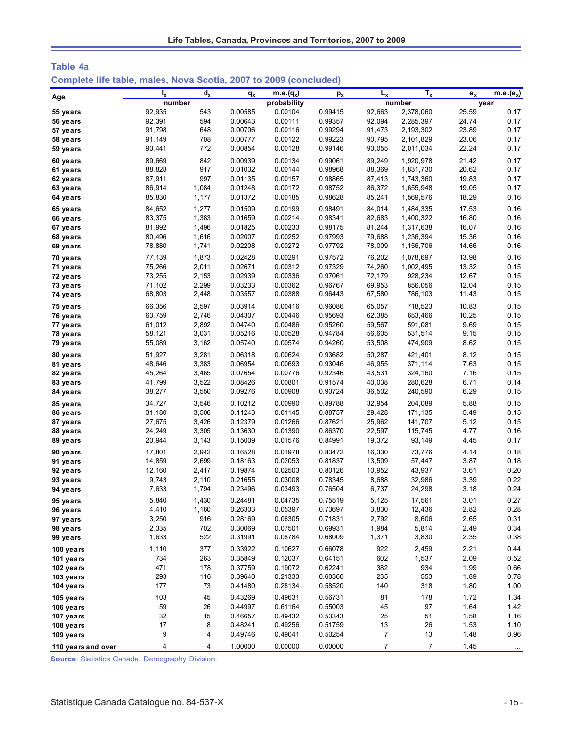## Table 4a

### Complete life table, males, Nova Scotia, 2007 to 2009 (concluded)

| Age | $l_x$ | $d_x$ | $q_x$ | m.e.($q_x$) | $p_x$ | $L_x$ | $T_x$ | $e_x$ | m.e.($e_x$) |
|---|---|---|---|---|---|---|---|---|---|
| | number | | probability | | | number | | year | |
| 55 years | 92,935 | 543 | 0.00585 | 0.00104 | 0.99415 | 92,663 | 2,378,060 | 25.59 | 0.17 |
| 56 years | 92,391 | 594 | 0.00643 | 0.00111 | 0.99357 | 92,094 | 2,285,397 | 24.74 | 0.17 |
| 57 years | 91,798 | 648 | 0.00706 | 0.00116 | 0.99294 | 91,473 | 2,193,302 | 23.89 | 0.17 |
| 58 years | 91,149 | 708 | 0.00777 | 0.00122 | 0.99223 | 90,795 | 2,101,829 | 23.06 | 0.17 |
| 59 years | 90,441 | 772 | 0.00854 | 0.00128 | 0.99146 | 90,055 | 2,011,034 | 22.24 | 0.17 |
| 60 years | 89,669 | 842 | 0.00939 | 0.00134 | 0.99061 | 89,249 | 1,920,978 | 21.42 | 0.17 |
| 61 years | 88,828 | 917 | 0.01032 | 0.00144 | 0.98968 | 88,369 | 1,831,730 | 20.62 | 0.17 |
| 62 years | 87,911 | 997 | 0.01135 | 0.00157 | 0.98865 | 87,413 | 1,743,360 | 19.83 | 0.17 |
| 63 years | 86,914 | 1,084 | 0.01248 | 0.00172 | 0.98752 | 86,372 | 1,655,948 | 19.05 | 0.17 |
| 64 years | 85,830 | 1,177 | 0.01372 | 0.00185 | 0.98628 | 85,241 | 1,569,576 | 18.29 | 0.16 |
| 65 years | 84,652 | 1,277 | 0.01509 | 0.00199 | 0.98491 | 84,014 | 1,484,335 | 17.53 | 0.16 |
| 66 years | 83,375 | 1,383 | 0.01659 | 0.00214 | 0.98341 | 82,683 | 1,400,322 | 16.80 | 0.16 |
| 67 years | 81,992 | 1,496 | 0.01825 | 0.00233 | 0.98175 | 81,244 | 1,317,638 | 16.07 | 0.16 |
| 68 years | 80,496 | 1,616 | 0.02007 | 0.00252 | 0.97993 | 79,688 | 1,236,394 | 15.36 | 0.16 |
| 69 years | 78,880 | 1,741 | 0.02208 | 0.00272 | 0.97792 | 78,009 | 1,156,706 | 14.66 | 0.16 |
| 70 years | 77,139 | 1,873 | 0.02428 | 0.00291 | 0.97572 | 76,202 | 1,078,697 | 13.98 | 0.16 |
| 71 years | 75,266 | 2,011 | 0.02671 | 0.00312 | 0.97329 | 74,260 | 1,002,495 | 13.32 | 0.15 |
| 72 years | 73,255 | 2,153 | 0.02939 | 0.00336 | 0.97061 | 72,179 | 928,234 | 12.67 | 0.15 |
| 73 years | 71,102 | 2,299 | 0.03233 | 0.00362 | 0.96767 | 69,953 | 856,056 | 12.04 | 0.15 |
| 74 years | 68,803 | 2,448 | 0.03557 | 0.00388 | 0.96443 | 67,580 | 786,103 | 11.43 | 0.15 |
| 75 years | 66,356 | 2,597 | 0.03914 | 0.00416 | 0.96086 | 65,057 | 718,523 | 10.83 | 0.15 |
| 76 years | 63,759 | 2,746 | 0.04307 | 0.00446 | 0.95693 | 62,385 | 653,466 | 10.25 | 0.15 |
| 77 years | 61,012 | 2,892 | 0.04740 | 0.00486 | 0.95260 | 59,567 | 591,081 | 9.69 | 0.15 |
| 78 years | 58,121 | 3,031 | 0.05216 | 0.00528 | 0.94784 | 56,605 | 531,514 | 9.15 | 0.15 |
| 79 years | 55,089 | 3,162 | 0.05740 | 0.00574 | 0.94260 | 53,508 | 474,909 | 8.62 | 0.15 |
| 80 years | 51,927 | 3,281 | 0.06318 | 0.00624 | 0.93682 | 50,287 | 421,401 | 8.12 | 0.15 |
| 81 years | 48,646 | 3,383 | 0.06954 | 0.00693 | 0.93046 | 46,955 | 371,114 | 7.63 | 0.15 |
| 82 years | 45,264 | 3,465 | 0.07654 | 0.00776 | 0.92346 | 43,531 | 324,160 | 7.16 | 0.15 |
| 83 years | 41,799 | 3,522 | 0.08426 | 0.00801 | 0.91574 | 40,038 | 280,628 | 6.71 | 0.14 |
| 84 years | 38,277 | 3,550 | 0.09276 | 0.00908 | 0.90724 | 36,502 | 240,590 | 6.29 | 0.15 |
| 85 years | 34,727 | 3,546 | 0.10212 | 0.00990 | 0.89788 | 32,954 | 204,089 | 5.88 | 0.15 |
| 86 years | 31,180 | 3,506 | 0.11243 | 0.01145 | 0.88757 | 29,428 | 171,135 | 5.49 | 0.15 |
| 87 years | 27,675 | 3,426 | 0.12379 | 0.01266 | 0.87621 | 25,962 | 141,707 | 5.12 | 0.15 |
| 88 years | 24,249 | 3,305 | 0.13630 | 0.01390 | 0.86370 | 22,597 | 115,745 | 4.77 | 0.16 |
| 89 years | 20,944 | 3,143 | 0.15009 | 0.01576 | 0.84991 | 19,372 | 93,149 | 4.45 | 0.17 |
| 90 years | 17,801 | 2,942 | 0.16528 | 0.01978 | 0.83472 | 16,330 | 73,776 | 4.14 | 0.18 |
| 91 years | 14,859 | 2,699 | 0.18163 | 0.02053 | 0.81837 | 13,509 | 57,447 | 3.87 | 0.18 |
| 92 years | 12,160 | 2,417 | 0.19874 | 0.02503 | 0.80126 | 10,952 | 43,937 | 3.61 | 0.20 |
| 93 years | 9,743 | 2,110 | 0.21655 | 0.03008 | 0.78345 | 8,688 | 32,986 | 3.39 | 0.22 |
| 94 years | 7,633 | 1,794 | 0.23496 | 0.03493 | 0.76504 | 6,737 | 24,298 | 3.18 | 0.24 |
| 95 years | 5,840 | 1,430 | 0.24481 | 0.04735 | 0.75519 | 5,125 | 17,561 | 3.01 | 0.27 |
| 96 years | 4,410 | 1,160 | 0.26303 | 0.05397 | 0.73697 | 3,830 | 12,436 | 2.82 | 0.28 |
| 97 years | 3,250 | 916 | 0.28169 | 0.06305 | 0.71831 | 2,792 | 8,606 | 2.65 | 0.31 |
| 98 years | 2,335 | 702 | 0.30069 | 0.07501 | 0.69931 | 1,984 | 5,814 | 2.49 | 0.34 |
| 99 years | 1,633 | 522 | 0.31991 | 0.08784 | 0.68009 | 1,371 | 3,830 | 2.35 | 0.38 |
| 100 years | 1,110 | 377 | 0.33922 | 0.10627 | 0.66078 | 922 | 2,459 | 2.21 | 0.44 |
| 101 years | 734 | 263 | 0.35849 | 0.12037 | 0.64151 | 602 | 1,537 | 2.09 | 0.52 |
| 102 years | 471 | 178 | 0.37759 | 0.19072 | 0.62241 | 382 | 934 | 1.99 | 0.66 |
| 103 years | 293 | 116 | 0.39640 | 0.21333 | 0.60360 | 235 | 553 | 1.89 | 0.78 |
| 104 years | 177 | 73 | 0.41480 | 0.28134 | 0.58520 | 140 | 318 | 1.80 | 1.00 |
| 105 years | 103 | 45 | 0.43269 | 0.49631 | 0.56731 | 81 | 178 | 1.72 | 1.34 |
| 106 years | 59 | 26 | 0.44997 | 0.61164 | 0.55003 | 45 | 97 | 1.64 | 1.42 |
| 107 years | 32 | 15 | 0.46657 | 0.49432 | 0.53343 | 25 | 51 | 1.58 | 1.16 |
| 108 years | 17 | 8 | 0.48241 | 0.49256 | 0.51759 | 13 | 26 | 1.53 | 1.10 |
| 109 years | 9 | 4 | 0.49746 | 0.49041 | 0.50254 | 7 | 13 | 1.48 | 0.96 |
| 110 years and over | 4 | 4 | 1.00000 | 0.00000 | 0.00000 | 7 | 7 | 1.45 | ... |

**Source**: Statistics Canada, Demography Division.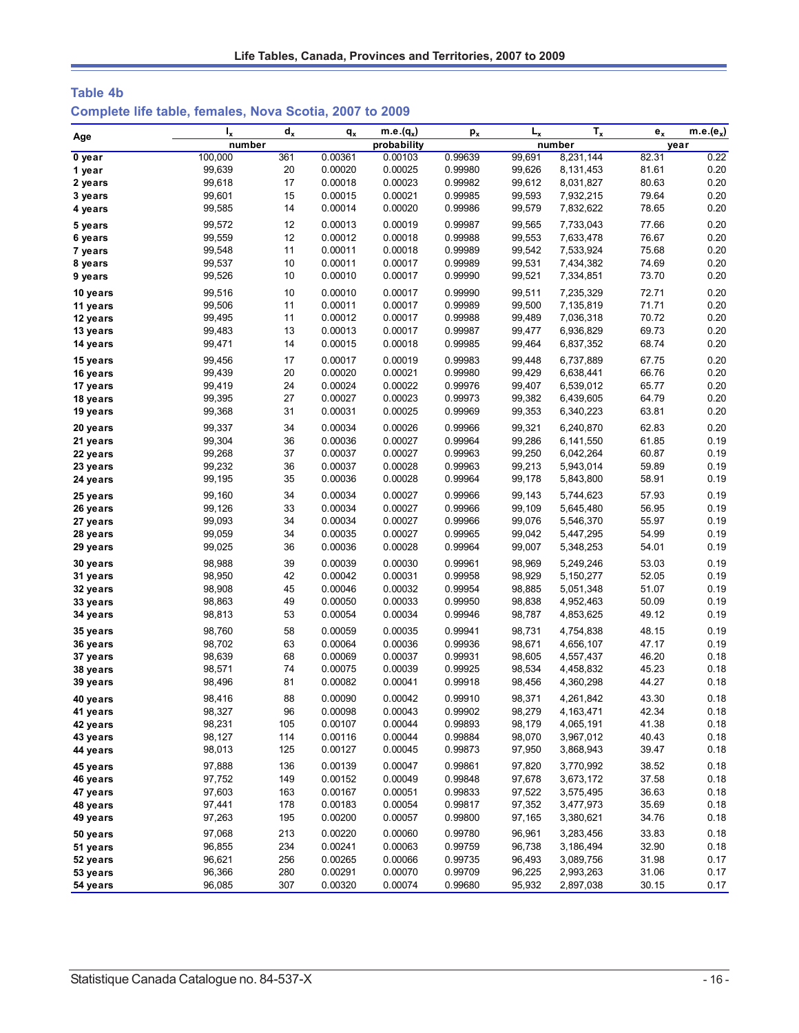## Table 4b

### Complete life table, females, Nova Scotia, 2007 to 2009

| Age | $l_x$ | $d_x$ | $q_x$ | m.e.($q_x$) | $p_x$ | $L_x$ | $T_x$ | $e_x$ | m.e.($e_x$) |
|---|---|---|---|---|---|---|---|---|---|
| | number | | probability | | | number | | year | |
| 0 year | 100,000 | 361 | 0.00361 | 0.00103 | 0.99639 | 99,691 | 8,231,144 | 82.31 | 0.22 |
| 1 year | 99,639 | 20 | 0.00020 | 0.00025 | 0.99980 | 99,626 | 8,131,453 | 81.61 | 0.20 |
| 2 years | 99,618 | 17 | 0.00018 | 0.00023 | 0.99982 | 99,612 | 8,031,827 | 80.63 | 0.20 |
| 3 years | 99,601 | 15 | 0.00015 | 0.00021 | 0.99985 | 99,593 | 7,932,215 | 79.64 | 0.20 |
| 4 years | 99,585 | 14 | 0.00014 | 0.00020 | 0.99986 | 99,579 | 7,832,622 | 78.65 | 0.20 |
| 5 years | 99,572 | 12 | 0.00013 | 0.00019 | 0.99987 | 99,565 | 7,733,043 | 77.66 | 0.20 |
| 6 years | 99,559 | 12 | 0.00012 | 0.00018 | 0.99988 | 99,553 | 7,633,478 | 76.67 | 0.20 |
| 7 years | 99,548 | 11 | 0.00011 | 0.00018 | 0.99989 | 99,542 | 7,533,924 | 75.68 | 0.20 |
| 8 years | 99,537 | 10 | 0.00011 | 0.00017 | 0.99989 | 99,531 | 7,434,382 | 74.69 | 0.20 |
| 9 years | 99,526 | 10 | 0.00010 | 0.00017 | 0.99990 | 99,521 | 7,334,851 | 73.70 | 0.20 |
| 10 years | 99,516 | 10 | 0.00010 | 0.00017 | 0.99990 | 99,511 | 7,235,329 | 72.71 | 0.20 |
| 11 years | 99,506 | 11 | 0.00011 | 0.00017 | 0.99989 | 99,500 | 7,135,819 | 71.71 | 0.20 |
| 12 years | 99,495 | 11 | 0.00012 | 0.00017 | 0.99988 | 99,489 | 7,036,318 | 70.72 | 0.20 |
| 13 years | 99,483 | 13 | 0.00013 | 0.00017 | 0.99987 | 99,477 | 6,936,829 | 69.73 | 0.20 |
| 14 years | 99,471 | 14 | 0.00015 | 0.00018 | 0.99985 | 99,464 | 6,837,352 | 68.74 | 0.20 |
| 15 years | 99,456 | 17 | 0.00017 | 0.00019 | 0.99983 | 99,448 | 6,737,889 | 67.75 | 0.20 |
| 16 years | 99,439 | 20 | 0.00020 | 0.00021 | 0.99980 | 99,429 | 6,638,441 | 66.76 | 0.20 |
| 17 years | 99,419 | 24 | 0.00024 | 0.00022 | 0.99976 | 99,407 | 6,539,012 | 65.77 | 0.20 |
| 18 years | 99,395 | 27 | 0.00027 | 0.00023 | 0.99973 | 99,382 | 6,439,605 | 64.79 | 0.20 |
| 19 years | 99,368 | 31 | 0.00031 | 0.00025 | 0.99969 | 99,353 | 6,340,223 | 63.81 | 0.20 |
| 20 years | 99,337 | 34 | 0.00034 | 0.00026 | 0.99966 | 99,321 | 6,240,870 | 62.83 | 0.20 |
| 21 years | 99,304 | 36 | 0.00036 | 0.00027 | 0.99964 | 99,286 | 6,141,550 | 61.85 | 0.19 |
| 22 years | 99,268 | 37 | 0.00037 | 0.00027 | 0.99963 | 99,250 | 6,042,264 | 60.87 | 0.19 |
| 23 years | 99,232 | 36 | 0.00037 | 0.00028 | 0.99963 | 99,213 | 5,943,014 | 59.89 | 0.19 |
| 24 years | 99,195 | 35 | 0.00036 | 0.00028 | 0.99964 | 99,178 | 5,843,800 | 58.91 | 0.19 |
| 25 years | 99,160 | 34 | 0.00034 | 0.00027 | 0.99966 | 99,143 | 5,744,623 | 57.93 | 0.19 |
| 26 years | 99,126 | 33 | 0.00034 | 0.00027 | 0.99966 | 99,109 | 5,645,480 | 56.95 | 0.19 |
| 27 years | 99,093 | 34 | 0.00034 | 0.00027 | 0.99966 | 99,076 | 5,546,370 | 55.97 | 0.19 |
| 28 years | 99,059 | 34 | 0.00035 | 0.00027 | 0.99965 | 99,042 | 5,447,295 | 54.99 | 0.19 |
| 29 years | 99,025 | 36 | 0.00036 | 0.00028 | 0.99964 | 99,007 | 5,348,253 | 54.01 | 0.19 |
| 30 years | 98,988 | 39 | 0.00039 | 0.00030 | 0.99961 | 98,969 | 5,249,246 | 53.03 | 0.19 |
| 31 years | 98,950 | 42 | 0.00042 | 0.00031 | 0.99958 | 98,929 | 5,150,277 | 52.05 | 0.19 |
| 32 years | 98,908 | 45 | 0.00046 | 0.00032 | 0.99954 | 98,885 | 5,051,348 | 51.07 | 0.19 |
| 33 years | 98,863 | 49 | 0.00050 | 0.00033 | 0.99950 | 98,838 | 4,952,463 | 50.09 | 0.19 |
| 34 years | 98,813 | 53 | 0.00054 | 0.00034 | 0.99946 | 98,787 | 4,853,625 | 49.12 | 0.19 |
| 35 years | 98,760 | 58 | 0.00059 | 0.00035 | 0.99941 | 98,731 | 4,754,838 | 48.15 | 0.19 |
| 36 years | 98,702 | 63 | 0.00064 | 0.00036 | 0.99936 | 98,671 | 4,656,107 | 47.17 | 0.19 |
| 37 years | 98,639 | 68 | 0.00069 | 0.00037 | 0.99931 | 98,605 | 4,557,437 | 46.20 | 0.18 |
| 38 years | 98,571 | 74 | 0.00075 | 0.00039 | 0.99925 | 98,534 | 4,458,832 | 45.23 | 0.18 |
| 39 years | 98,496 | 81 | 0.00082 | 0.00041 | 0.99918 | 98,456 | 4,360,298 | 44.27 | 0.18 |
| 40 years | 98,416 | 88 | 0.00090 | 0.00042 | 0.99910 | 98,371 | 4,261,842 | 43.30 | 0.18 |
| 41 years | 98,327 | 96 | 0.00098 | 0.00043 | 0.99902 | 98,279 | 4,163,471 | 42.34 | 0.18 |
| 42 years | 98,231 | 105 | 0.00107 | 0.00044 | 0.99893 | 98,179 | 4,065,191 | 41.38 | 0.18 |
| 43 years | 98,127 | 114 | 0.00116 | 0.00044 | 0.99884 | 98,070 | 3,967,012 | 40.43 | 0.18 |
| 44 years | 98,013 | 125 | 0.00127 | 0.00045 | 0.99873 | 97,950 | 3,868,943 | 39.47 | 0.18 |
| 45 years | 97,888 | 136 | 0.00139 | 0.00047 | 0.99861 | 97,820 | 3,770,992 | 38.52 | 0.18 |
| 46 years | 97,752 | 149 | 0.00152 | 0.00049 | 0.99848 | 97,678 | 3,673,172 | 37.58 | 0.18 |
| 47 years | 97,603 | 163 | 0.00167 | 0.00051 | 0.99833 | 97,522 | 3,575,495 | 36.63 | 0.18 |
| 48 years | 97,441 | 178 | 0.00183 | 0.00054 | 0.99817 | 97,352 | 3,477,973 | 35.69 | 0.18 |
| 49 years | 97,263 | 195 | 0.00200 | 0.00057 | 0.99800 | 97,165 | 3,380,621 | 34.76 | 0.18 |
| 50 years | 97,068 | 213 | 0.00220 | 0.00060 | 0.99780 | 96,961 | 3,283,456 | 33.83 | 0.18 |
| 51 years | 96,855 | 234 | 0.00241 | 0.00063 | 0.99759 | 96,738 | 3,186,494 | 32.90 | 0.18 |
| 52 years | 96,621 | 256 | 0.00265 | 0.00066 | 0.99735 | 96,493 | 3,089,756 | 31.98 | 0.17 |
| 53 years | 96,366 | 280 | 0.00291 | 0.00070 | 0.99709 | 96,225 | 2,993,263 | 31.06 | 0.17 |
| 54 years | 96,085 | 307 | 0.00320 | 0.00074 | 0.99680 | 95,932 | 2,897,038 | 30.15 | 0.17 |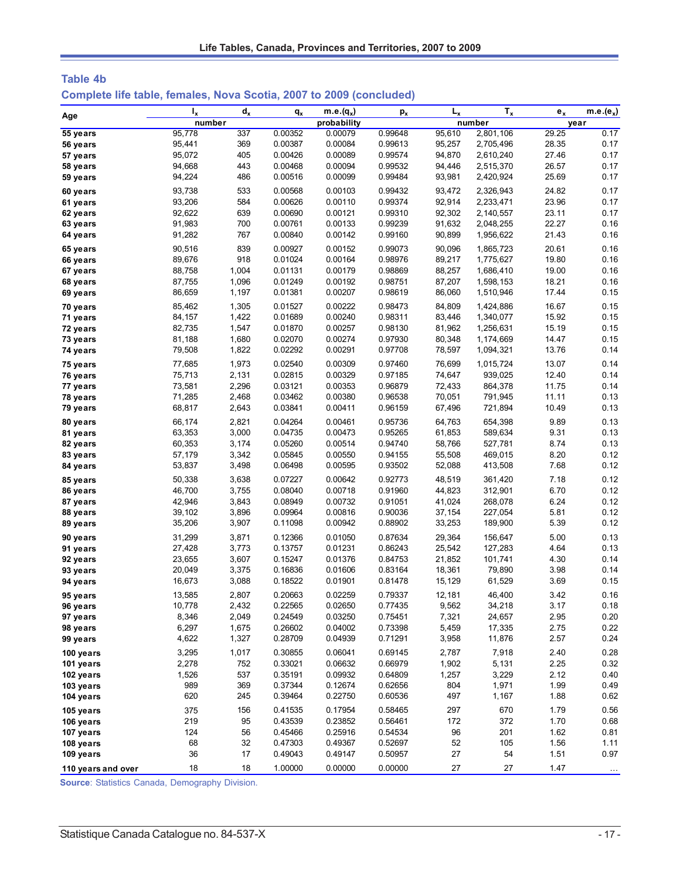## Table 4b

### Complete life table, females, Nova Scotia, 2007 to 2009 (concluded)

| Age | $l_x$ | $d_x$ | $q_x$ | m.e.($q_x$) | $p_x$ | $L_x$ | $T_x$ | $e_x$ | m.e.($e_x$) |
|---|---|---|---|---|---|---|---|---|---|
| | number | | probability | | | number | | year | |
| 55 years | 95,778 | 337 | 0.00352 | 0.00079 | 0.99648 | 95,610 | 2,801,106 | 29.25 | 0.17 |
| 56 years | 95,441 | 369 | 0.00387 | 0.00084 | 0.99613 | 95,257 | 2,705,496 | 28.35 | 0.17 |
| 57 years | 95,072 | 405 | 0.00426 | 0.00089 | 0.99574 | 94,870 | 2,610,240 | 27.46 | 0.17 |
| 58 years | 94,668 | 443 | 0.00468 | 0.00094 | 0.99532 | 94,446 | 2,515,370 | 26.57 | 0.17 |
| 59 years | 94,224 | 486 | 0.00516 | 0.00099 | 0.99484 | 93,981 | 2,420,924 | 25.69 | 0.17 |
| 60 years | 93,738 | 533 | 0.00568 | 0.00103 | 0.99432 | 93,472 | 2,326,943 | 24.82 | 0.17 |
| 61 years | 93,206 | 584 | 0.00626 | 0.00110 | 0.99374 | 92,914 | 2,233,471 | 23.96 | 0.17 |
| 62 years | 92,622 | 639 | 0.00690 | 0.00121 | 0.99310 | 92,302 | 2,140,557 | 23.11 | 0.17 |
| 63 years | 91,983 | 700 | 0.00761 | 0.00133 | 0.99239 | 91,632 | 2,048,255 | 22.27 | 0.16 |
| 64 years | 91,282 | 767 | 0.00840 | 0.00142 | 0.99160 | 90,899 | 1,956,622 | 21.43 | 0.16 |
| 65 years | 90,516 | 839 | 0.00927 | 0.00152 | 0.99073 | 90,096 | 1,865,723 | 20.61 | 0.16 |
| 66 years | 89,676 | 918 | 0.01024 | 0.00164 | 0.98976 | 89,217 | 1,775,627 | 19.80 | 0.16 |
| 67 years | 88,758 | 1,004 | 0.01131 | 0.00179 | 0.98869 | 88,257 | 1,686,410 | 19.00 | 0.16 |
| 68 years | 87,755 | 1,096 | 0.01249 | 0.00192 | 0.98751 | 87,207 | 1,598,153 | 18.21 | 0.16 |
| 69 years | 86,659 | 1,197 | 0.01381 | 0.00207 | 0.98619 | 86,060 | 1,510,946 | 17.44 | 0.15 |
| 70 years | 85,462 | 1,305 | 0.01527 | 0.00222 | 0.98473 | 84,809 | 1,424,886 | 16.67 | 0.15 |
| 71 years | 84,157 | 1,422 | 0.01689 | 0.00240 | 0.98311 | 83,446 | 1,340,077 | 15.92 | 0.15 |
| 72 years | 82,735 | 1,547 | 0.01870 | 0.00257 | 0.98130 | 81,962 | 1,256,631 | 15.19 | 0.15 |
| 73 years | 81,188 | 1,680 | 0.02070 | 0.00274 | 0.97930 | 80,348 | 1,174,669 | 14.47 | 0.15 |
| 74 years | 79,508 | 1,822 | 0.02292 | 0.00291 | 0.97708 | 78,597 | 1,094,321 | 13.76 | 0.14 |
| 75 years | 77,685 | 1,973 | 0.02540 | 0.00309 | 0.97460 | 76,699 | 1,015,724 | 13.07 | 0.14 |
| 76 years | 75,713 | 2,131 | 0.02815 | 0.00329 | 0.97185 | 74,647 | 939,025 | 12.40 | 0.14 |
| 77 years | 73,581 | 2,296 | 0.03121 | 0.00353 | 0.96879 | 72,433 | 864,378 | 11.75 | 0.14 |
| 78 years | 71,285 | 2,468 | 0.03462 | 0.00380 | 0.96538 | 70,051 | 791,945 | 11.11 | 0.13 |
| 79 years | 68,817 | 2,643 | 0.03841 | 0.00411 | 0.96159 | 67,496 | 721,894 | 10.49 | 0.13 |
| 80 years | 66,174 | 2,821 | 0.04264 | 0.00461 | 0.95736 | 64,763 | 654,398 | 9.89 | 0.13 |
| 81 years | 63,353 | 3,000 | 0.04735 | 0.00473 | 0.95265 | 61,853 | 589,634 | 9.31 | 0.13 |
| 82 years | 60,353 | 3,174 | 0.05260 | 0.00514 | 0.94740 | 58,766 | 527,781 | 8.74 | 0.13 |
| 83 years | 57,179 | 3,342 | 0.05845 | 0.00550 | 0.94155 | 55,508 | 469,015 | 8.20 | 0.12 |
| 84 years | 53,837 | 3,498 | 0.06498 | 0.00595 | 0.93502 | 52,088 | 413,508 | 7.68 | 0.12 |
| 85 years | 50,338 | 3,638 | 0.07227 | 0.00642 | 0.92773 | 48,519 | 361,420 | 7.18 | 0.12 |
| 86 years | 46,700 | 3,755 | 0.08040 | 0.00718 | 0.91960 | 44,823 | 312,901 | 6.70 | 0.12 |
| 87 years | 42,946 | 3,843 | 0.08949 | 0.00732 | 0.91051 | 41,024 | 268,078 | 6.24 | 0.12 |
| 88 years | 39,102 | 3,896 | 0.09964 | 0.00816 | 0.90036 | 37,154 | 227,054 | 5.81 | 0.12 |
| 89 years | 35,206 | 3,907 | 0.11098 | 0.00942 | 0.88902 | 33,253 | 189,900 | 5.39 | 0.12 |
| 90 years | 31,299 | 3,871 | 0.12366 | 0.01050 | 0.87634 | 29,364 | 156,647 | 5.00 | 0.13 |
| 91 years | 27,428 | 3,773 | 0.13757 | 0.01231 | 0.86243 | 25,542 | 127,283 | 4.64 | 0.13 |
| 92 years | 23,655 | 3,607 | 0.15247 | 0.01376 | 0.84753 | 21,852 | 101,741 | 4.30 | 0.14 |
| 93 years | 20,049 | 3,375 | 0.16836 | 0.01606 | 0.83164 | 18,361 | 79,890 | 3.98 | 0.14 |
| 94 years | 16,673 | 3,088 | 0.18522 | 0.01901 | 0.81478 | 15,129 | 61,529 | 3.69 | 0.15 |
| 95 years | 13,585 | 2,807 | 0.20663 | 0.02259 | 0.79337 | 12,181 | 46,400 | 3.42 | 0.16 |
| 96 years | 10,778 | 2,432 | 0.22565 | 0.02650 | 0.77435 | 9,562 | 34,218 | 3.17 | 0.18 |
| 97 years | 8,346 | 2,049 | 0.24549 | 0.03250 | 0.75451 | 7,321 | 24,657 | 2.95 | 0.20 |
| 98 years | 6,297 | 1,675 | 0.26602 | 0.04002 | 0.73398 | 5,459 | 17,335 | 2.75 | 0.22 |
| 99 years | 4,622 | 1,327 | 0.28709 | 0.04939 | 0.71291 | 3,958 | 11,876 | 2.57 | 0.24 |
| 100 years | 3,295 | 1,017 | 0.30855 | 0.06041 | 0.69145 | 2,787 | 7,918 | 2.40 | 0.28 |
| 101 years | 2,278 | 752 | 0.33021 | 0.06632 | 0.66979 | 1,902 | 5,131 | 2.25 | 0.32 |
| 102 years | 1,526 | 537 | 0.35191 | 0.09932 | 0.64809 | 1,257 | 3,229 | 2.12 | 0.40 |
| 103 years | 989 | 369 | 0.37344 | 0.12674 | 0.62656 | 804 | 1,971 | 1.99 | 0.49 |
| 104 years | 620 | 245 | 0.39464 | 0.22750 | 0.60536 | 497 | 1,167 | 1.88 | 0.62 |
| 105 years | 375 | 156 | 0.41535 | 0.17954 | 0.58465 | 297 | 670 | 1.79 | 0.56 |
| 106 years | 219 | 95 | 0.43539 | 0.23852 | 0.56461 | 172 | 372 | 1.70 | 0.68 |
| 107 years | 124 | 56 | 0.45466 | 0.25916 | 0.54534 | 96 | 201 | 1.62 | 0.81 |
| 108 years | 68 | 32 | 0.47303 | 0.49367 | 0.52697 | 52 | 105 | 1.56 | 1.11 |
| 109 years | 36 | 17 | 0.49043 | 0.49147 | 0.50957 | 27 | 54 | 1.51 | 0.97 |
| 110 years and over | 18 | 18 | 1.00000 | 0.00000 | 0.00000 | 27 | 27 | 1.47 | ... |

**Source**: Statistics Canada, Demography Division.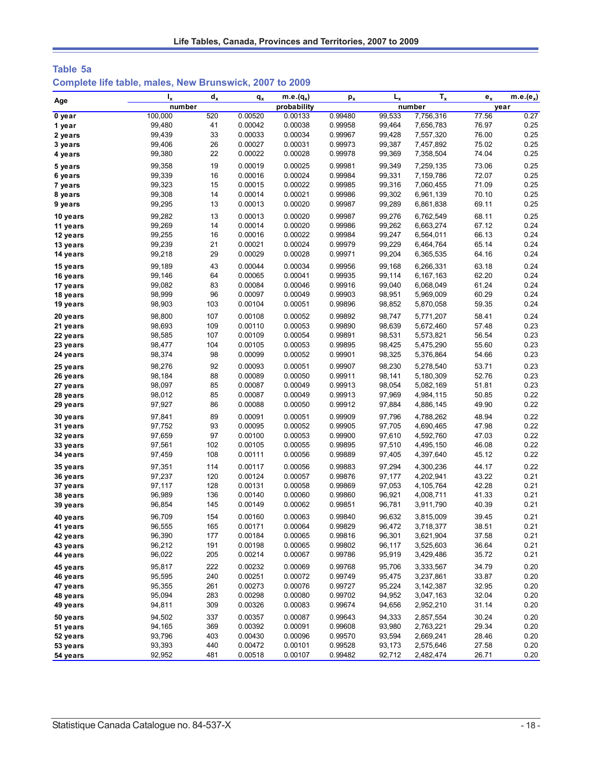## Table 5a

## Complete life table, males, New Brunswick, 2007 to 2009

| Age | $l_x$ | $d_x$ | $q_x$ | m.e.($q_x$) | $p_x$ | $L_x$ | $T_x$ | $e_x$ | m.e.($e_x$) |
|---|---|---|---|---|---|---|---|---|---|
| | number | | probability | | | number | | year | |
| 0 year | 100,000 | 520 | 0.00520 | 0.00133 | 0.99480 | 99,533 | 7,756,316 | 77.56 | 0.27 |
| 1 year | 99,480 | 41 | 0.00042 | 0.00038 | 0.99958 | 99,464 | 7,656,783 | 76.97 | 0.25 |
| 2 years | 99,439 | 33 | 0.00033 | 0.00034 | 0.99967 | 99,428 | 7,557,320 | 76.00 | 0.25 |
| 3 years | 99,406 | 26 | 0.00027 | 0.00031 | 0.99973 | 99,387 | 7,457,892 | 75.02 | 0.25 |
| 4 years | 99,380 | 22 | 0.00022 | 0.00028 | 0.99978 | 99,369 | 7,358,504 | 74.04 | 0.25 |
| 5 years | 99,358 | 19 | 0.00019 | 0.00025 | 0.99981 | 99,349 | 7,259,135 | 73.06 | 0.25 |
| 6 years | 99,339 | 16 | 0.00016 | 0.00024 | 0.99984 | 99,331 | 7,159,786 | 72.07 | 0.25 |
| 7 years | 99,323 | 15 | 0.00015 | 0.00022 | 0.99985 | 99,316 | 7,060,455 | 71.09 | 0.25 |
| 8 years | 99,308 | 14 | 0.00014 | 0.00021 | 0.99986 | 99,302 | 6,961,139 | 70.10 | 0.25 |
| 9 years | 99,295 | 13 | 0.00013 | 0.00020 | 0.99987 | 99,289 | 6,861,838 | 69.11 | 0.25 |
| 10 years | 99,282 | 13 | 0.00013 | 0.00020 | 0.99987 | 99,276 | 6,762,549 | 68.11 | 0.25 |
| 11 years | 99,269 | 14 | 0.00014 | 0.00020 | 0.99986 | 99,262 | 6,663,274 | 67.12 | 0.24 |
| 12 years | 99,255 | 16 | 0.00016 | 0.00022 | 0.99984 | 99,247 | 6,564,011 | 66.13 | 0.24 |
| 13 years | 99,239 | 21 | 0.00021 | 0.00024 | 0.99979 | 99,229 | 6,464,764 | 65.14 | 0.24 |
| 14 years | 99,218 | 29 | 0.00029 | 0.00028 | 0.99971 | 99,204 | 6,365,535 | 64.16 | 0.24 |
| 15 years | 99,189 | 43 | 0.00044 | 0.00034 | 0.99956 | 99,168 | 6,266,331 | 63.18 | 0.24 |
| 16 years | 99,146 | 64 | 0.00065 | 0.00041 | 0.99935 | 99,114 | 6,167,163 | 62.20 | 0.24 |
| 17 years | 99,082 | 83 | 0.00084 | 0.00046 | 0.99916 | 99,040 | 6,068,049 | 61.24 | 0.24 |
| 18 years | 98,999 | 96 | 0.00097 | 0.00049 | 0.99903 | 98,951 | 5,969,009 | 60.29 | 0.24 |
| 19 years | 98,903 | 103 | 0.00104 | 0.00051 | 0.99896 | 98,852 | 5,870,058 | 59.35 | 0.24 |
| 20 years | 98,800 | 107 | 0.00108 | 0.00052 | 0.99892 | 98,747 | 5,771,207 | 58.41 | 0.24 |
| 21 years | 98,693 | 109 | 0.00110 | 0.00053 | 0.99890 | 98,639 | 5,672,460 | 57.48 | 0.23 |
| 22 years | 98,585 | 107 | 0.00109 | 0.00054 | 0.99891 | 98,531 | 5,573,821 | 56.54 | 0.23 |
| 23 years | 98,477 | 104 | 0.00105 | 0.00053 | 0.99895 | 98,425 | 5,475,290 | 55.60 | 0.23 |
| 24 years | 98,374 | 98 | 0.00099 | 0.00052 | 0.99901 | 98,325 | 5,376,864 | 54.66 | 0.23 |
| 25 years | 98,276 | 92 | 0.00093 | 0.00051 | 0.99907 | 98,230 | 5,278,540 | 53.71 | 0.23 |
| 26 years | 98,184 | 88 | 0.00089 | 0.00050 | 0.99911 | 98,141 | 5,180,309 | 52.76 | 0.23 |
| 27 years | 98,097 | 85 | 0.00087 | 0.00049 | 0.99913 | 98,054 | 5,082,169 | 51.81 | 0.23 |
| 28 years | 98,012 | 85 | 0.00087 | 0.00049 | 0.99913 | 97,969 | 4,984,115 | 50.85 | 0.22 |
| 29 years | 97,927 | 86 | 0.00088 | 0.00050 | 0.99912 | 97,884 | 4,886,145 | 49.90 | 0.22 |
| 30 years | 97,841 | 89 | 0.00091 | 0.00051 | 0.99909 | 97,796 | 4,788,262 | 48.94 | 0.22 |
| 31 years | 97,752 | 93 | 0.00095 | 0.00052 | 0.99905 | 97,705 | 4,690,465 | 47.98 | 0.22 |
| 32 years | 97,659 | 97 | 0.00100 | 0.00053 | 0.99900 | 97,610 | 4,592,760 | 47.03 | 0.22 |
| 33 years | 97,561 | 102 | 0.00105 | 0.00055 | 0.99895 | 97,510 | 4,495,150 | 46.08 | 0.22 |
| 34 years | 97,459 | 108 | 0.00111 | 0.00056 | 0.99889 | 97,405 | 4,397,640 | 45.12 | 0.22 |
| 35 years | 97,351 | 114 | 0.00117 | 0.00056 | 0.99883 | 97,294 | 4,300,236 | 44.17 | 0.22 |
| 36 years | 97,237 | 120 | 0.00124 | 0.00057 | 0.99876 | 97,177 | 4,202,941 | 43.22 | 0.21 |
| 37 years | 97,117 | 128 | 0.00131 | 0.00058 | 0.99869 | 97,053 | 4,105,764 | 42.28 | 0.21 |
| 38 years | 96,989 | 136 | 0.00140 | 0.00060 | 0.99860 | 96,921 | 4,008,711 | 41.33 | 0.21 |
| 39 years | 96,854 | 145 | 0.00149 | 0.00062 | 0.99851 | 96,781 | 3,911,790 | 40.39 | 0.21 |
| 40 years | 96,709 | 154 | 0.00160 | 0.00063 | 0.99840 | 96,632 | 3,815,009 | 39.45 | 0.21 |
| 41 years | 96,555 | 165 | 0.00171 | 0.00064 | 0.99829 | 96,472 | 3,718,377 | 38.51 | 0.21 |
| 42 years | 96,390 | 177 | 0.00184 | 0.00065 | 0.99816 | 96,301 | 3,621,904 | 37.58 | 0.21 |
| 43 years | 96,212 | 191 | 0.00198 | 0.00065 | 0.99802 | 96,117 | 3,525,603 | 36.64 | 0.21 |
| 44 years | 96,022 | 205 | 0.00214 | 0.00067 | 0.99786 | 95,919 | 3,429,486 | 35.72 | 0.21 |
| 45 years | 95,817 | 222 | 0.00232 | 0.00069 | 0.99768 | 95,706 | 3,333,567 | 34.79 | 0.20 |
| 46 years | 95,595 | 240 | 0.00251 | 0.00072 | 0.99749 | 95,475 | 3,237,861 | 33.87 | 0.20 |
| 47 years | 95,355 | 261 | 0.00273 | 0.00076 | 0.99727 | 95,224 | 3,142,387 | 32.95 | 0.20 |
| 48 years | 95,094 | 283 | 0.00298 | 0.00080 | 0.99702 | 94,952 | 3,047,163 | 32.04 | 0.20 |
| 49 years | 94,811 | 309 | 0.00326 | 0.00083 | 0.99674 | 94,656 | 2,952,210 | 31.14 | 0.20 |
| 50 years | 94,502 | 337 | 0.00357 | 0.00087 | 0.99643 | 94,333 | 2,857,554 | 30.24 | 0.20 |
| 51 years | 94,165 | 369 | 0.00392 | 0.00091 | 0.99608 | 93,980 | 2,763,221 | 29.34 | 0.20 |
| 52 years | 93,796 | 403 | 0.00430 | 0.00096 | 0.99570 | 93,594 | 2,669,241 | 28.46 | 0.20 |
| 53 years | 93,393 | 440 | 0.00472 | 0.00101 | 0.99528 | 93,173 | 2,575,646 | 27.58 | 0.20 |
| 54 years | 92,952 | 481 | 0.00518 | 0.00107 | 0.99482 | 92,712 | 2,482,474 | 26.71 | 0.20 |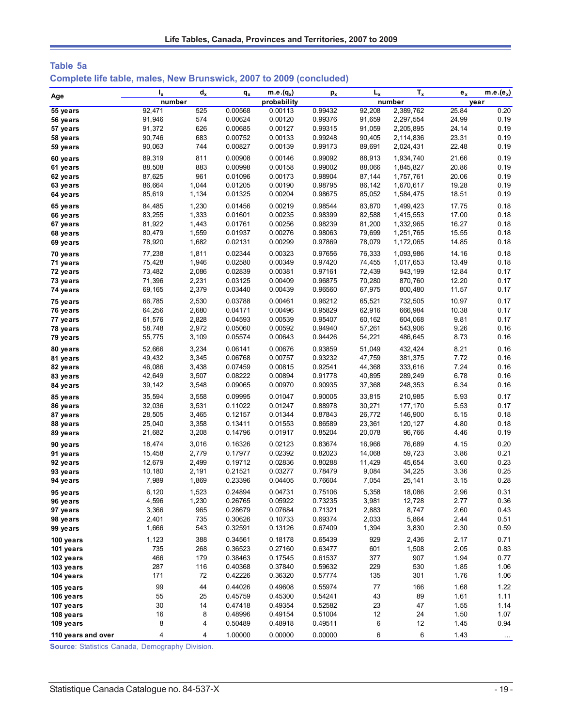## Table 5a

### Complete life table, males, New Brunswick, 2007 to 2009 (concluded)

| Age | $l_x$ | $d_x$ | $q_x$ | m.e.($q_x$) | $p_x$ | $L_x$ | $T_x$ | $e_x$ | m.e.($e_x$) |
|---|---|---|---|---|---|---|---|---|---|
| | number | | probability | | | number | | year | |
| 55 years | 92,471 | 525 | 0.00568 | 0.00113 | 0.99432 | 92,208 | 2,389,762 | 25.84 | 0.20 |
| 56 years | 91,946 | 574 | 0.00624 | 0.00120 | 0.99376 | 91,659 | 2,297,554 | 24.99 | 0.19 |
| 57 years | 91,372 | 626 | 0.00685 | 0.00127 | 0.99315 | 91,059 | 2,205,895 | 24.14 | 0.19 |
| 58 years | 90,746 | 683 | 0.00752 | 0.00133 | 0.99248 | 90,405 | 2,114,836 | 23.31 | 0.19 |
| 59 years | 90,063 | 744 | 0.00827 | 0.00139 | 0.99173 | 89,691 | 2,024,431 | 22.48 | 0.19 |
| 60 years | 89,319 | 811 | 0.00908 | 0.00146 | 0.99092 | 88,913 | 1,934,740 | 21.66 | 0.19 |
| 61 years | 88,508 | 883 | 0.00998 | 0.00158 | 0.99002 | 88,066 | 1,845,827 | 20.86 | 0.19 |
| 62 years | 87,625 | 961 | 0.01096 | 0.00173 | 0.98904 | 87,144 | 1,757,761 | 20.06 | 0.19 |
| 63 years | 86,664 | 1,044 | 0.01205 | 0.00190 | 0.98795 | 86,142 | 1,670,617 | 19.28 | 0.19 |
| 64 years | 85,619 | 1,134 | 0.01325 | 0.00204 | 0.98675 | 85,052 | 1,584,475 | 18.51 | 0.19 |
| 65 years | 84,485 | 1,230 | 0.01456 | 0.00219 | 0.98544 | 83,870 | 1,499,423 | 17.75 | 0.18 |
| 66 years | 83,255 | 1,333 | 0.01601 | 0.00235 | 0.98399 | 82,588 | 1,415,553 | 17.00 | 0.18 |
| 67 years | 81,922 | 1,443 | 0.01761 | 0.00256 | 0.98239 | 81,200 | 1,332,965 | 16.27 | 0.18 |
| 68 years | 80,479 | 1,559 | 0.01937 | 0.00276 | 0.98063 | 79,699 | 1,251,765 | 15.55 | 0.18 |
| 69 years | 78,920 | 1,682 | 0.02131 | 0.00299 | 0.97869 | 78,079 | 1,172,065 | 14.85 | 0.18 |
| 70 years | 77,238 | 1,811 | 0.02344 | 0.00323 | 0.97656 | 76,333 | 1,093,986 | 14.16 | 0.18 |
| 71 years | 75,428 | 1,946 | 0.02580 | 0.00349 | 0.97420 | 74,455 | 1,017,653 | 13.49 | 0.18 |
| 72 years | 73,482 | 2,086 | 0.02839 | 0.00381 | 0.97161 | 72,439 | 943,199 | 12.84 | 0.17 |
| 73 years | 71,396 | 2,231 | 0.03125 | 0.00409 | 0.96875 | 70,280 | 870,760 | 12.20 | 0.17 |
| 74 years | 69,165 | 2,379 | 0.03440 | 0.00439 | 0.96560 | 67,975 | 800,480 | 11.57 | 0.17 |
| 75 years | 66,785 | 2,530 | 0.03788 | 0.00461 | 0.96212 | 65,521 | 732,505 | 10.97 | 0.17 |
| 76 years | 64,256 | 2,680 | 0.04171 | 0.00496 | 0.95829 | 62,916 | 666,984 | 10.38 | 0.17 |
| 77 years | 61,576 | 2,828 | 0.04593 | 0.00539 | 0.95407 | 60,162 | 604,068 | 9.81 | 0.17 |
| 78 years | 58,748 | 2,972 | 0.05060 | 0.00592 | 0.94940 | 57,261 | 543,906 | 9.26 | 0.16 |
| 79 years | 55,775 | 3,109 | 0.05574 | 0.00643 | 0.94426 | 54,221 | 486,645 | 8.73 | 0.16 |
| 80 years | 52,666 | 3,234 | 0.06141 | 0.00676 | 0.93859 | 51,049 | 432,424 | 8.21 | 0.16 |
| 81 years | 49,432 | 3,345 | 0.06768 | 0.00757 | 0.93232 | 47,759 | 381,375 | 7.72 | 0.16 |
| 82 years | 46,086 | 3,438 | 0.07459 | 0.00815 | 0.92541 | 44,368 | 333,616 | 7.24 | 0.16 |
| 83 years | 42,649 | 3,507 | 0.08222 | 0.00894 | 0.91778 | 40,895 | 289,249 | 6.78 | 0.16 |
| 84 years | 39,142 | 3,548 | 0.09065 | 0.00970 | 0.90935 | 37,368 | 248,353 | 6.34 | 0.16 |
| 85 years | 35,594 | 3,558 | 0.09995 | 0.01047 | 0.90005 | 33,815 | 210,985 | 5.93 | 0.17 |
| 86 years | 32,036 | 3,531 | 0.11022 | 0.01247 | 0.88978 | 30,271 | 177,170 | 5.53 | 0.17 |
| 87 years | 28,505 | 3,465 | 0.12157 | 0.01344 | 0.87843 | 26,772 | 146,900 | 5.15 | 0.18 |
| 88 years | 25,040 | 3,358 | 0.13411 | 0.01553 | 0.86589 | 23,361 | 120,127 | 4.80 | 0.18 |
| 89 years | 21,682 | 3,208 | 0.14796 | 0.01917 | 0.85204 | 20,078 | 96,766 | 4.46 | 0.19 |
| 90 years | 18,474 | 3,016 | 0.16326 | 0.02123 | 0.83674 | 16,966 | 76,689 | 4.15 | 0.20 |
| 91 years | 15,458 | 2,779 | 0.17977 | 0.02392 | 0.82023 | 14,068 | 59,723 | 3.86 | 0.21 |
| 92 years | 12,679 | 2,499 | 0.19712 | 0.02836 | 0.80288 | 11,429 | 45,654 | 3.60 | 0.23 |
| 93 years | 10,180 | 2,191 | 0.21521 | 0.03277 | 0.78479 | 9,084 | 34,225 | 3.36 | 0.25 |
| 94 years | 7,989 | 1,869 | 0.23396 | 0.04405 | 0.76604 | 7,054 | 25,141 | 3.15 | 0.28 |
| 95 years | 6,120 | 1,523 | 0.24894 | 0.04731 | 0.75106 | 5,358 | 18,086 | 2.96 | 0.31 |
| 96 years | 4,596 | 1,230 | 0.26765 | 0.05922 | 0.73235 | 3,981 | 12,728 | 2.77 | 0.36 |
| 97 years | 3,366 | 965 | 0.28679 | 0.07684 | 0.71321 | 2,883 | 8,747 | 2.60 | 0.43 |
| 98 years | 2,401 | 735 | 0.30626 | 0.10733 | 0.69374 | 2,033 | 5,864 | 2.44 | 0.51 |
| 99 years | 1,666 | 543 | 0.32591 | 0.13126 | 0.67409 | 1,394 | 3,830 | 2.30 | 0.59 |
| 100 years | 1,123 | 388 | 0.34561 | 0.18178 | 0.65439 | 929 | 2,436 | 2.17 | 0.71 |
| 101 years | 735 | 268 | 0.36523 | 0.27160 | 0.63477 | 601 | 1,508 | 2.05 | 0.83 |
| 102 years | 466 | 179 | 0.38463 | 0.17545 | 0.61537 | 377 | 907 | 1.94 | 0.77 |
| 103 years | 287 | 116 | 0.40368 | 0.37840 | 0.59632 | 229 | 530 | 1.85 | 1.06 |
| 104 years | 171 | 72 | 0.42226 | 0.36320 | 0.57774 | 135 | 301 | 1.76 | 1.06 |
| 105 years | 99 | 44 | 0.44026 | 0.49608 | 0.55974 | 77 | 166 | 1.68 | 1.22 |
| 106 years | 55 | 25 | 0.45759 | 0.45300 | 0.54241 | 43 | 89 | 1.61 | 1.11 |
| 107 years | 30 | 14 | 0.47418 | 0.49354 | 0.52582 | 23 | 47 | 1.55 | 1.14 |
| 108 years | 16 | 8 | 0.48996 | 0.49154 | 0.51004 | 12 | 24 | 1.50 | 1.07 |
| 109 years | 8 | 4 | 0.50489 | 0.48918 | 0.49511 | 6 | 12 | 1.45 | 0.94 |
| 110 years and over | 4 | 4 | 1.00000 | 0.00000 | 0.00000 | 6 | 6 | 1.43 | ... |

**Source**: Statistics Canada, Demography Division.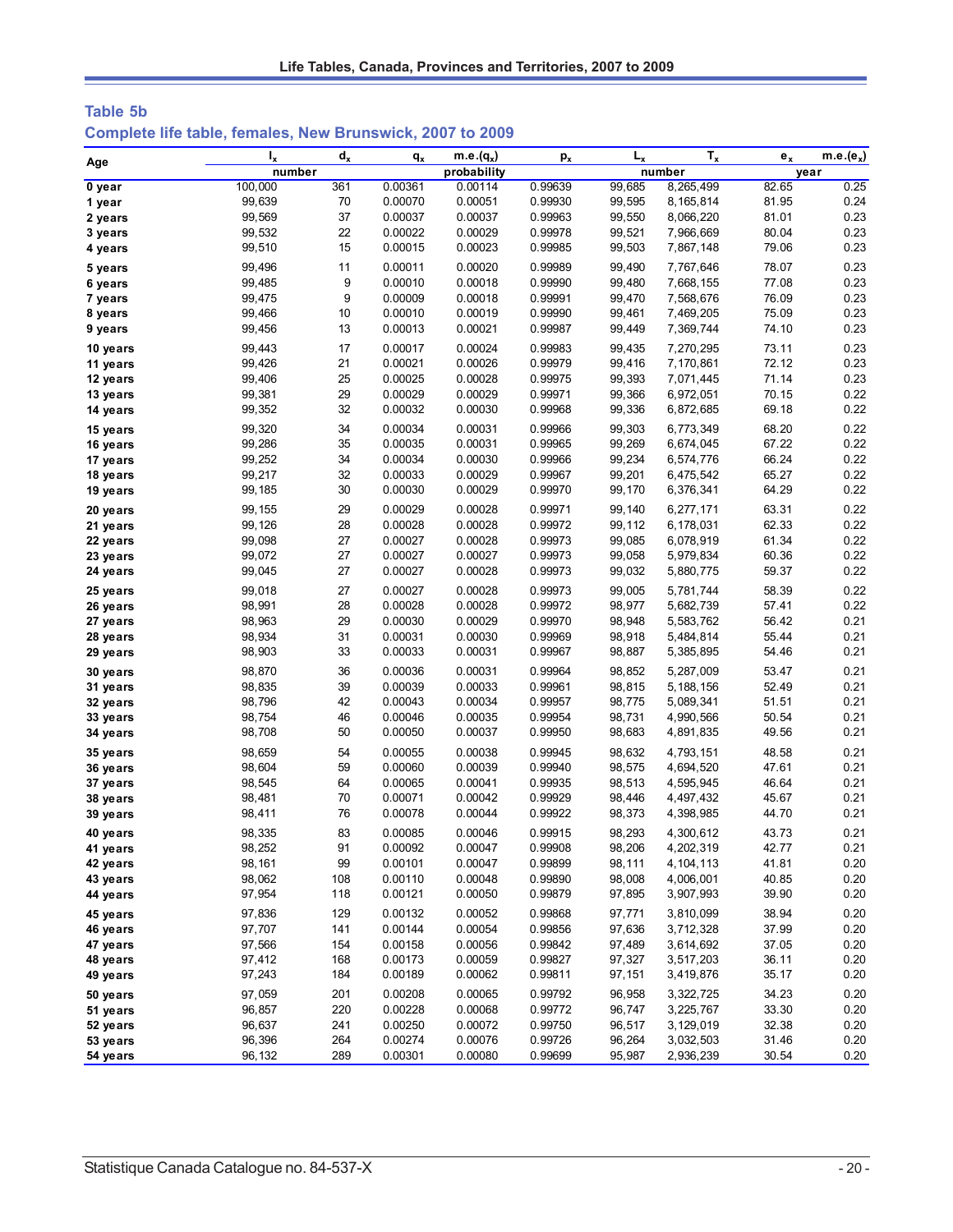## Table 5b

### Complete life table, females, New Brunswick, 2007 to 2009

| Age | $l_x$ | $d_x$ | $q_x$ | m.e.($q_x$) | $p_x$ | $L_x$ | $T_x$ | $e_x$ | m.e.($e_x$) |
|---|---|---|---|---|---|---|---|---|---|
| | number | | probability | | | number | | year | |
| 0 year | 100,000 | 361 | 0.00361 | 0.00114 | 0.99639 | 99,685 | 8,265,499 | 82.65 | 0.25 |
| 1 year | 99,639 | 70 | 0.00070 | 0.00051 | 0.99930 | 99,595 | 8,165,814 | 81.95 | 0.24 |
| 2 years | 99,569 | 37 | 0.00037 | 0.00037 | 0.99963 | 99,550 | 8,066,220 | 81.01 | 0.23 |
| 3 years | 99,532 | 22 | 0.00022 | 0.00029 | 0.99978 | 99,521 | 7,966,669 | 80.04 | 0.23 |
| 4 years | 99,510 | 15 | 0.00015 | 0.00023 | 0.99985 | 99,503 | 7,867,148 | 79.06 | 0.23 |
| 5 years | 99,496 | 11 | 0.00011 | 0.00020 | 0.99989 | 99,490 | 7,767,646 | 78.07 | 0.23 |
| 6 years | 99,485 | 9 | 0.00010 | 0.00018 | 0.99990 | 99,480 | 7,668,155 | 77.08 | 0.23 |
| 7 years | 99,475 | 9 | 0.00009 | 0.00018 | 0.99991 | 99,470 | 7,568,676 | 76.09 | 0.23 |
| 8 years | 99,466 | 10 | 0.00010 | 0.00019 | 0.99990 | 99,461 | 7,469,205 | 75.09 | 0.23 |
| 9 years | 99,456 | 13 | 0.00013 | 0.00021 | 0.99987 | 99,449 | 7,369,744 | 74.10 | 0.23 |
| 10 years | 99,443 | 17 | 0.00017 | 0.00024 | 0.99983 | 99,435 | 7,270,295 | 73.11 | 0.23 |
| 11 years | 99,426 | 21 | 0.00021 | 0.00026 | 0.99979 | 99,416 | 7,170,861 | 72.12 | 0.23 |
| 12 years | 99,406 | 25 | 0.00025 | 0.00028 | 0.99975 | 99,393 | 7,071,445 | 71.14 | 0.23 |
| 13 years | 99,381 | 29 | 0.00029 | 0.00029 | 0.99971 | 99,366 | 6,972,051 | 70.15 | 0.22 |
| 14 years | 99,352 | 32 | 0.00032 | 0.00030 | 0.99968 | 99,336 | 6,872,685 | 69.18 | 0.22 |
| 15 years | 99,320 | 34 | 0.00034 | 0.00031 | 0.99966 | 99,303 | 6,773,349 | 68.20 | 0.22 |
| 16 years | 99,286 | 35 | 0.00035 | 0.00031 | 0.99965 | 99,269 | 6,674,045 | 67.22 | 0.22 |
| 17 years | 99,252 | 34 | 0.00034 | 0.00030 | 0.99966 | 99,234 | 6,574,776 | 66.24 | 0.22 |
| 18 years | 99,217 | 32 | 0.00033 | 0.00029 | 0.99967 | 99,201 | 6,475,542 | 65.27 | 0.22 |
| 19 years | 99,185 | 30 | 0.00030 | 0.00029 | 0.99970 | 99,170 | 6,376,341 | 64.29 | 0.22 |
| 20 years | 99,155 | 29 | 0.00029 | 0.00028 | 0.99971 | 99,140 | 6,277,171 | 63.31 | 0.22 |
| 21 years | 99,126 | 28 | 0.00028 | 0.00028 | 0.99972 | 99,112 | 6,178,031 | 62.33 | 0.22 |
| 22 years | 99,098 | 27 | 0.00027 | 0.00028 | 0.99973 | 99,085 | 6,078,919 | 61.34 | 0.22 |
| 23 years | 99,072 | 27 | 0.00027 | 0.00027 | 0.99973 | 99,058 | 5,979,834 | 60.36 | 0.22 |
| 24 years | 99,045 | 27 | 0.00027 | 0.00028 | 0.99973 | 99,032 | 5,880,775 | 59.37 | 0.22 |
| 25 years | 99,018 | 27 | 0.00027 | 0.00028 | 0.99973 | 99,005 | 5,781,744 | 58.39 | 0.22 |
| 26 years | 98,991 | 28 | 0.00028 | 0.00028 | 0.99972 | 98,977 | 5,682,739 | 57.41 | 0.22 |
| 27 years | 98,963 | 29 | 0.00030 | 0.00029 | 0.99970 | 98,948 | 5,583,762 | 56.42 | 0.21 |
| 28 years | 98,934 | 31 | 0.00031 | 0.00030 | 0.99969 | 98,918 | 5,484,814 | 55.44 | 0.21 |
| 29 years | 98,903 | 33 | 0.00033 | 0.00031 | 0.99967 | 98,887 | 5,385,895 | 54.46 | 0.21 |
| 30 years | 98,870 | 36 | 0.00036 | 0.00031 | 0.99964 | 98,852 | 5,287,009 | 53.47 | 0.21 |
| 31 years | 98,835 | 39 | 0.00039 | 0.00033 | 0.99961 | 98,815 | 5,188,156 | 52.49 | 0.21 |
| 32 years | 98,796 | 42 | 0.00043 | 0.00034 | 0.99957 | 98,775 | 5,089,341 | 51.51 | 0.21 |
| 33 years | 98,754 | 46 | 0.00046 | 0.00035 | 0.99954 | 98,731 | 4,990,566 | 50.54 | 0.21 |
| 34 years | 98,708 | 50 | 0.00050 | 0.00037 | 0.99950 | 98,683 | 4,891,835 | 49.56 | 0.21 |
| 35 years | 98,659 | 54 | 0.00055 | 0.00038 | 0.99945 | 98,632 | 4,793,151 | 48.58 | 0.21 |
| 36 years | 98,604 | 59 | 0.00060 | 0.00039 | 0.99940 | 98,575 | 4,694,520 | 47.61 | 0.21 |
| 37 years | 98,545 | 64 | 0.00065 | 0.00041 | 0.99935 | 98,513 | 4,595,945 | 46.64 | 0.21 |
| 38 years | 98,481 | 70 | 0.00071 | 0.00042 | 0.99929 | 98,446 | 4,497,432 | 45.67 | 0.21 |
| 39 years | 98,411 | 76 | 0.00078 | 0.00044 | 0.99922 | 98,373 | 4,398,985 | 44.70 | 0.21 |
| 40 years | 98,335 | 83 | 0.00085 | 0.00046 | 0.99915 | 98,293 | 4,300,612 | 43.73 | 0.21 |
| 41 years | 98,252 | 91 | 0.00092 | 0.00047 | 0.99908 | 98,206 | 4,202,319 | 42.77 | 0.21 |
| 42 years | 98,161 | 99 | 0.00101 | 0.00047 | 0.99899 | 98,111 | 4,104,113 | 41.81 | 0.20 |
| 43 years | 98,062 | 108 | 0.00110 | 0.00048 | 0.99890 | 98,008 | 4,006,001 | 40.85 | 0.20 |
| 44 years | 97,954 | 118 | 0.00121 | 0.00050 | 0.99879 | 97,895 | 3,907,993 | 39.90 | 0.20 |
| 45 years | 97,836 | 129 | 0.00132 | 0.00052 | 0.99868 | 97,771 | 3,810,099 | 38.94 | 0.20 |
| 46 years | 97,707 | 141 | 0.00144 | 0.00054 | 0.99856 | 97,636 | 3,712,328 | 37.99 | 0.20 |
| 47 years | 97,566 | 154 | 0.00158 | 0.00056 | 0.99842 | 97,489 | 3,614,692 | 37.05 | 0.20 |
| 48 years | 97,412 | 168 | 0.00173 | 0.00059 | 0.99827 | 97,327 | 3,517,203 | 36.11 | 0.20 |
| 49 years | 97,243 | 184 | 0.00189 | 0.00062 | 0.99811 | 97,151 | 3,419,876 | 35.17 | 0.20 |
| 50 years | 97,059 | 201 | 0.00208 | 0.00065 | 0.99792 | 96,958 | 3,322,725 | 34.23 | 0.20 |
| 51 years | 96,857 | 220 | 0.00228 | 0.00068 | 0.99772 | 96,747 | 3,225,767 | 33.30 | 0.20 |
| 52 years | 96,637 | 241 | 0.00250 | 0.00072 | 0.99750 | 96,517 | 3,129,019 | 32.38 | 0.20 |
| 53 years | 96,396 | 264 | 0.00274 | 0.00076 | 0.99726 | 96,264 | 3,032,503 | 31.46 | 0.20 |
| 54 years | 96,132 | 289 | 0.00301 | 0.00080 | 0.99699 | 95,987 | 2,936,239 | 30.54 | 0.20 |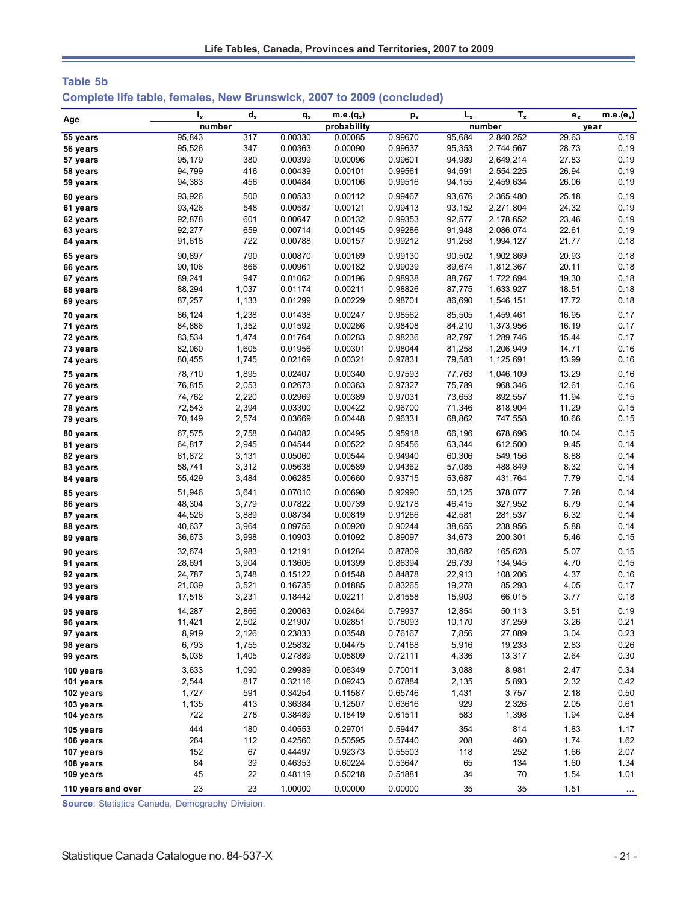## Table 5b

### Complete life table, females, New Brunswick, 2007 to 2009 (concluded)

| Age | $l_x$ | $d_x$ | $q_x$ | m.e.($q_x$) | $p_x$ | $L_x$ | $T_x$ | $e_x$ | m.e.($e_x$) |
|---|---|---|---|---|---|---|---|---|---|
| | number | | probability | | | number | | year | |
| 55 years | 95,843 | 317 | 0.00330 | 0.00085 | 0.99670 | 95,684 | 2,840,252 | 29.63 | 0.19 |
| 56 years | 95,526 | 347 | 0.00363 | 0.00090 | 0.99637 | 95,353 | 2,744,567 | 28.73 | 0.19 |
| 57 years | 95,179 | 380 | 0.00399 | 0.00096 | 0.99601 | 94,989 | 2,649,214 | 27.83 | 0.19 |
| 58 years | 94,799 | 416 | 0.00439 | 0.00101 | 0.99561 | 94,591 | 2,554,225 | 26.94 | 0.19 |
| 59 years | 94,383 | 456 | 0.00484 | 0.00106 | 0.99516 | 94,155 | 2,459,634 | 26.06 | 0.19 |
| 60 years | 93,926 | 500 | 0.00533 | 0.00112 | 0.99467 | 93,676 | 2,365,480 | 25.18 | 0.19 |
| 61 years | 93,426 | 548 | 0.00587 | 0.00121 | 0.99413 | 93,152 | 2,271,804 | 24.32 | 0.19 |
| 62 years | 92,878 | 601 | 0.00647 | 0.00132 | 0.99353 | 92,577 | 2,178,652 | 23.46 | 0.19 |
| 63 years | 92,277 | 659 | 0.00714 | 0.00145 | 0.99286 | 91,948 | 2,086,074 | 22.61 | 0.19 |
| 64 years | 91,618 | 722 | 0.00788 | 0.00157 | 0.99212 | 91,258 | 1,994,127 | 21.77 | 0.18 |
| 65 years | 90,897 | 790 | 0.00870 | 0.00169 | 0.99130 | 90,502 | 1,902,869 | 20.93 | 0.18 |
| 66 years | 90,106 | 866 | 0.00961 | 0.00182 | 0.99039 | 89,674 | 1,812,367 | 20.11 | 0.18 |
| 67 years | 89,241 | 947 | 0.01062 | 0.00196 | 0.98938 | 88,767 | 1,722,694 | 19.30 | 0.18 |
| 68 years | 88,294 | 1,037 | 0.01174 | 0.00211 | 0.98826 | 87,775 | 1,633,927 | 18.51 | 0.18 |
| 69 years | 87,257 | 1,133 | 0.01299 | 0.00229 | 0.98701 | 86,690 | 1,546,151 | 17.72 | 0.18 |
| 70 years | 86,124 | 1,238 | 0.01438 | 0.00247 | 0.98562 | 85,505 | 1,459,461 | 16.95 | 0.17 |
| 71 years | 84,886 | 1,352 | 0.01592 | 0.00266 | 0.98408 | 84,210 | 1,373,956 | 16.19 | 0.17 |
| 72 years | 83,534 | 1,474 | 0.01764 | 0.00283 | 0.98236 | 82,797 | 1,289,746 | 15.44 | 0.17 |
| 73 years | 82,060 | 1,605 | 0.01956 | 0.00301 | 0.98044 | 81,258 | 1,206,949 | 14.71 | 0.16 |
| 74 years | 80,455 | 1,745 | 0.02169 | 0.00321 | 0.97831 | 79,583 | 1,125,691 | 13.99 | 0.16 |
| 75 years | 78,710 | 1,895 | 0.02407 | 0.00340 | 0.97593 | 77,763 | 1,046,109 | 13.29 | 0.16 |
| 76 years | 76,815 | 2,053 | 0.02673 | 0.00363 | 0.97327 | 75,789 | 968,346 | 12.61 | 0.16 |
| 77 years | 74,762 | 2,220 | 0.02969 | 0.00389 | 0.97031 | 73,653 | 892,557 | 11.94 | 0.15 |
| 78 years | 72,543 | 2,394 | 0.03300 | 0.00422 | 0.96700 | 71,346 | 818,904 | 11.29 | 0.15 |
| 79 years | 70,149 | 2,574 | 0.03669 | 0.00448 | 0.96331 | 68,862 | 747,558 | 10.66 | 0.15 |
| 80 years | 67,575 | 2,758 | 0.04082 | 0.00495 | 0.95918 | 66,196 | 678,696 | 10.04 | 0.15 |
| 81 years | 64,817 | 2,945 | 0.04544 | 0.00522 | 0.95456 | 63,344 | 612,500 | 9.45 | 0.14 |
| 82 years | 61,872 | 3,131 | 0.05060 | 0.00544 | 0.94940 | 60,306 | 549,156 | 8.88 | 0.14 |
| 83 years | 58,741 | 3,312 | 0.05638 | 0.00589 | 0.94362 | 57,085 | 488,849 | 8.32 | 0.14 |
| 84 years | 55,429 | 3,484 | 0.06285 | 0.00660 | 0.93715 | 53,687 | 431,764 | 7.79 | 0.14 |
| 85 years | 51,946 | 3,641 | 0.07010 | 0.00690 | 0.92990 | 50,125 | 378,077 | 7.28 | 0.14 |
| 86 years | 48,304 | 3,779 | 0.07822 | 0.00739 | 0.92178 | 46,415 | 327,952 | 6.79 | 0.14 |
| 87 years | 44,526 | 3,889 | 0.08734 | 0.00819 | 0.91266 | 42,581 | 281,537 | 6.32 | 0.14 |
| 88 years | 40,637 | 3,964 | 0.09756 | 0.00920 | 0.90244 | 38,655 | 238,956 | 5.88 | 0.14 |
| 89 years | 36,673 | 3,998 | 0.10903 | 0.01092 | 0.89097 | 34,673 | 200,301 | 5.46 | 0.15 |
| 90 years | 32,674 | 3,983 | 0.12191 | 0.01284 | 0.87809 | 30,682 | 165,628 | 5.07 | 0.15 |
| 91 years | 28,691 | 3,904 | 0.13606 | 0.01399 | 0.86394 | 26,739 | 134,945 | 4.70 | 0.15 |
| 92 years | 24,787 | 3,748 | 0.15122 | 0.01548 | 0.84878 | 22,913 | 108,206 | 4.37 | 0.16 |
| 93 years | 21,039 | 3,521 | 0.16735 | 0.01885 | 0.83265 | 19,278 | 85,293 | 4.05 | 0.17 |
| 94 years | 17,518 | 3,231 | 0.18442 | 0.02211 | 0.81558 | 15,903 | 66,015 | 3.77 | 0.18 |
| 95 years | 14,287 | 2,866 | 0.20063 | 0.02464 | 0.79937 | 12,854 | 50,113 | 3.51 | 0.19 |
| 96 years | 11,421 | 2,502 | 0.21907 | 0.02851 | 0.78093 | 10,170 | 37,259 | 3.26 | 0.21 |
| 97 years | 8,919 | 2,126 | 0.23833 | 0.03548 | 0.76167 | 7,856 | 27,089 | 3.04 | 0.23 |
| 98 years | 6,793 | 1,755 | 0.25832 | 0.04475 | 0.74168 | 5,916 | 19,233 | 2.83 | 0.26 |
| 99 years | 5,038 | 1,405 | 0.27889 | 0.05809 | 0.72111 | 4,336 | 13,317 | 2.64 | 0.30 |
| 100 years | 3,633 | 1,090 | 0.29989 | 0.06349 | 0.70011 | 3,088 | 8,981 | 2.47 | 0.34 |
| 101 years | 2,544 | 817 | 0.32116 | 0.09243 | 0.67884 | 2,135 | 5,893 | 2.32 | 0.42 |
| 102 years | 1,727 | 591 | 0.34254 | 0.11587 | 0.65746 | 1,431 | 3,757 | 2.18 | 0.50 |
| 103 years | 1,135 | 413 | 0.36384 | 0.12507 | 0.63616 | 929 | 2,326 | 2.05 | 0.61 |
| 104 years | 722 | 278 | 0.38489 | 0.18419 | 0.61511 | 583 | 1,398 | 1.94 | 0.84 |
| 105 years | 444 | 180 | 0.40553 | 0.29701 | 0.59447 | 354 | 814 | 1.83 | 1.17 |
| 106 years | 264 | 112 | 0.42560 | 0.50595 | 0.57440 | 208 | 460 | 1.74 | 1.62 |
| 107 years | 152 | 67 | 0.44497 | 0.92373 | 0.55503 | 118 | 252 | 1.66 | 2.07 |
| 108 years | 84 | 39 | 0.46353 | 0.60224 | 0.53647 | 65 | 134 | 1.60 | 1.34 |
| 109 years | 45 | 22 | 0.48119 | 0.50218 | 0.51881 | 34 | 70 | 1.54 | 1.01 |
| 110 years and over | 23 | 23 | 1.00000 | 0.00000 | 0.00000 | 35 | 35 | 1.51 | ... |

**Source**: Statistics Canada, Demography Division.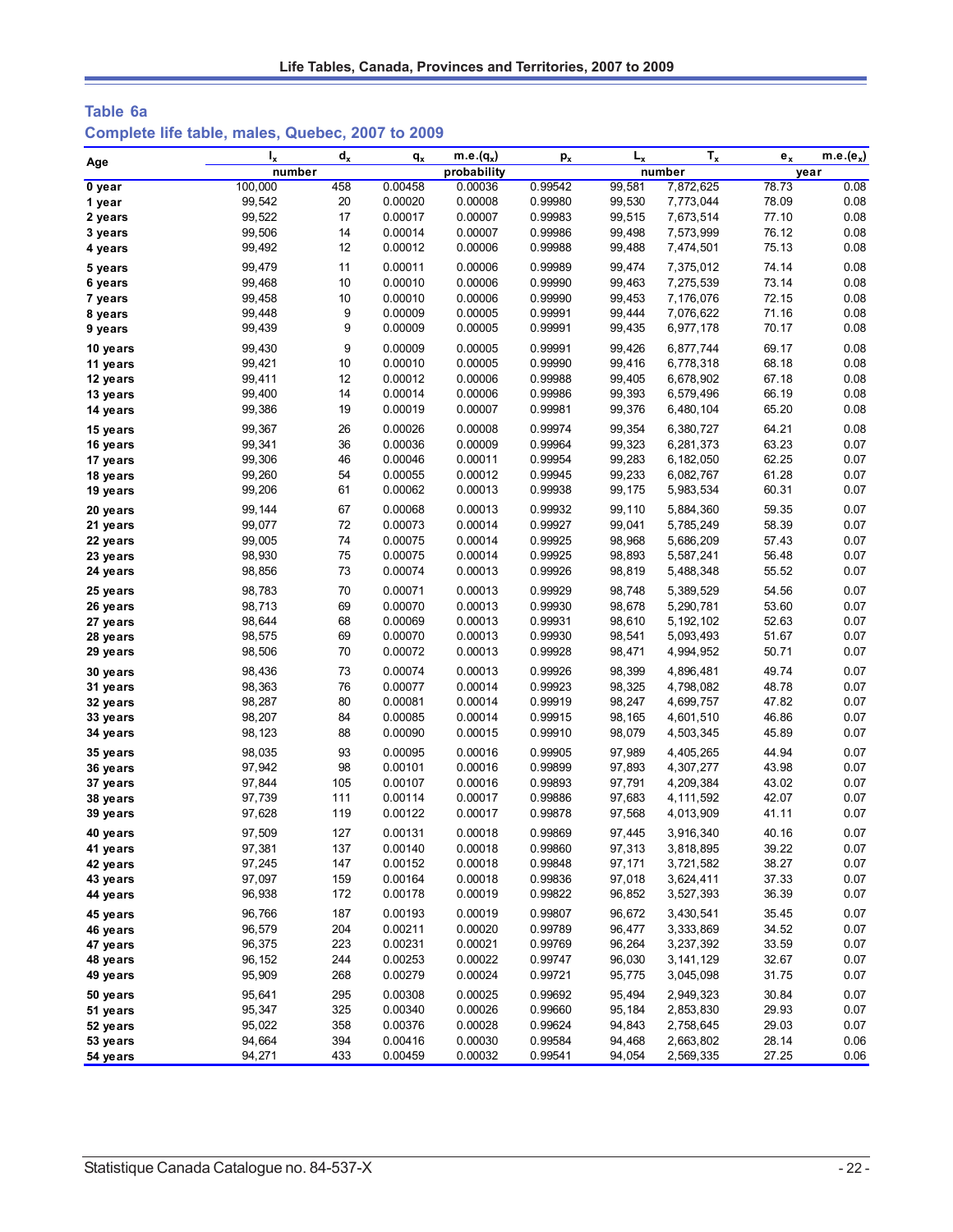## Table 6a

### Complete life table, males, Quebec, 2007 to 2009

| Age | $l_x$ | $d_x$ | $q_x$ | $m.e.(q_x)$ | $p_x$ | $L_x$ | $T_x$ | $e_x$ | $m.e.(e_x)$ |
|---|---|---|---|---|---|---|---|---|---|
| | number | | probability | | | number | | year | |
| 0 year | 100,000 | 458 | 0.00458 | 0.00036 | 0.99542 | 99,581 | 7,872,625 | 78.73 | 0.08 |
| 1 year | 99,542 | 20 | 0.00020 | 0.00008 | 0.99980 | 99,530 | 7,773,044 | 78.09 | 0.08 |
| 2 years | 99,522 | 17 | 0.00017 | 0.00007 | 0.99983 | 99,515 | 7,673,514 | 77.10 | 0.08 |
| 3 years | 99,506 | 14 | 0.00014 | 0.00007 | 0.99986 | 99,498 | 7,573,999 | 76.12 | 0.08 |
| 4 years | 99,492 | 12 | 0.00012 | 0.00006 | 0.99988 | 99,488 | 7,474,501 | 75.13 | 0.08 |
| 5 years | 99,479 | 11 | 0.00011 | 0.00006 | 0.99989 | 99,474 | 7,375,012 | 74.14 | 0.08 |
| 6 years | 99,468 | 10 | 0.00010 | 0.00006 | 0.99990 | 99,463 | 7,275,539 | 73.14 | 0.08 |
| 7 years | 99,458 | 10 | 0.00010 | 0.00006 | 0.99990 | 99,453 | 7,176,076 | 72.15 | 0.08 |
| 8 years | 99,448 | 9 | 0.00009 | 0.00005 | 0.99991 | 99,444 | 7,076,622 | 71.16 | 0.08 |
| 9 years | 99,439 | 9 | 0.00009 | 0.00005 | 0.99991 | 99,435 | 6,977,178 | 70.17 | 0.08 |
| 10 years | 99,430 | 9 | 0.00009 | 0.00005 | 0.99991 | 99,426 | 6,877,744 | 69.17 | 0.08 |
| 11 years | 99,421 | 10 | 0.00010 | 0.00005 | 0.99990 | 99,416 | 6,778,318 | 68.18 | 0.08 |
| 12 years | 99,411 | 12 | 0.00012 | 0.00006 | 0.99988 | 99,405 | 6,678,902 | 67.18 | 0.08 |
| 13 years | 99,400 | 14 | 0.00014 | 0.00006 | 0.99986 | 99,393 | 6,579,496 | 66.19 | 0.08 |
| 14 years | 99,386 | 19 | 0.00019 | 0.00007 | 0.99981 | 99,376 | 6,480,104 | 65.20 | 0.08 |
| 15 years | 99,367 | 26 | 0.00026 | 0.00008 | 0.99974 | 99,354 | 6,380,727 | 64.21 | 0.08 |
| 16 years | 99,341 | 36 | 0.00036 | 0.00009 | 0.99964 | 99,323 | 6,281,373 | 63.23 | 0.07 |
| 17 years | 99,306 | 46 | 0.00046 | 0.00011 | 0.99954 | 99,283 | 6,182,050 | 62.25 | 0.07 |
| 18 years | 99,260 | 54 | 0.00055 | 0.00012 | 0.99945 | 99,233 | 6,082,767 | 61.28 | 0.07 |
| 19 years | 99,206 | 61 | 0.00062 | 0.00013 | 0.99938 | 99,175 | 5,983,534 | 60.31 | 0.07 |
| 20 years | 99,144 | 67 | 0.00068 | 0.00013 | 0.99932 | 99,110 | 5,884,360 | 59.35 | 0.07 |
| 21 years | 99,077 | 72 | 0.00073 | 0.00014 | 0.99927 | 99,041 | 5,785,249 | 58.39 | 0.07 |
| 22 years | 99,005 | 74 | 0.00075 | 0.00014 | 0.99925 | 98,968 | 5,686,209 | 57.43 | 0.07 |
| 23 years | 98,930 | 75 | 0.00075 | 0.00014 | 0.99925 | 98,893 | 5,587,241 | 56.48 | 0.07 |
| 24 years | 98,856 | 73 | 0.00074 | 0.00013 | 0.99926 | 98,819 | 5,488,348 | 55.52 | 0.07 |
| 25 years | 98,783 | 70 | 0.00071 | 0.00013 | 0.99929 | 98,748 | 5,389,529 | 54.56 | 0.07 |
| 26 years | 98,713 | 69 | 0.00070 | 0.00013 | 0.99930 | 98,678 | 5,290,781 | 53.60 | 0.07 |
| 27 years | 98,644 | 68 | 0.00069 | 0.00013 | 0.99931 | 98,610 | 5,192,102 | 52.63 | 0.07 |
| 28 years | 98,575 | 69 | 0.00070 | 0.00013 | 0.99930 | 98,541 | 5,093,493 | 51.67 | 0.07 |
| 29 years | 98,506 | 70 | 0.00072 | 0.00013 | 0.99928 | 98,471 | 4,994,952 | 50.71 | 0.07 |
| 30 years | 98,436 | 73 | 0.00074 | 0.00013 | 0.99926 | 98,399 | 4,896,481 | 49.74 | 0.07 |
| 31 years | 98,363 | 76 | 0.00077 | 0.00014 | 0.99923 | 98,325 | 4,798,082 | 48.78 | 0.07 |
| 32 years | 98,287 | 80 | 0.00081 | 0.00014 | 0.99919 | 98,247 | 4,699,757 | 47.82 | 0.07 |
| 33 years | 98,207 | 84 | 0.00085 | 0.00014 | 0.99915 | 98,165 | 4,601,510 | 46.86 | 0.07 |
| 34 years | 98,123 | 88 | 0.00090 | 0.00015 | 0.99910 | 98,079 | 4,503,345 | 45.89 | 0.07 |
| 35 years | 98,035 | 93 | 0.00095 | 0.00016 | 0.99905 | 97,989 | 4,405,265 | 44.94 | 0.07 |
| 36 years | 97,942 | 98 | 0.00101 | 0.00016 | 0.99899 | 97,893 | 4,307,277 | 43.98 | 0.07 |
| 37 years | 97,844 | 105 | 0.00107 | 0.00016 | 0.99893 | 97,791 | 4,209,384 | 43.02 | 0.07 |
| 38 years | 97,739 | 111 | 0.00114 | 0.00017 | 0.99886 | 97,683 | 4,111,592 | 42.07 | 0.07 |
| 39 years | 97,628 | 119 | 0.00122 | 0.00017 | 0.99878 | 97,568 | 4,013,909 | 41.11 | 0.07 |
| 40 years | 97,509 | 127 | 0.00131 | 0.00018 | 0.99869 | 97,445 | 3,916,340 | 40.16 | 0.07 |
| 41 years | 97,381 | 137 | 0.00140 | 0.00018 | 0.99860 | 97,313 | 3,818,895 | 39.22 | 0.07 |
| 42 years | 97,245 | 147 | 0.00152 | 0.00018 | 0.99848 | 97,171 | 3,721,582 | 38.27 | 0.07 |
| 43 years | 97,097 | 159 | 0.00164 | 0.00018 | 0.99836 | 97,018 | 3,624,411 | 37.33 | 0.07 |
| 44 years | 96,938 | 172 | 0.00178 | 0.00019 | 0.99822 | 96,852 | 3,527,393 | 36.39 | 0.07 |
| 45 years | 96,766 | 187 | 0.00193 | 0.00019 | 0.99807 | 96,672 | 3,430,541 | 35.45 | 0.07 |
| 46 years | 96,579 | 204 | 0.00211 | 0.00020 | 0.99789 | 96,477 | 3,333,869 | 34.52 | 0.07 |
| 47 years | 96,375 | 223 | 0.00231 | 0.00021 | 0.99769 | 96,264 | 3,237,392 | 33.59 | 0.07 |
| 48 years | 96,152 | 244 | 0.00253 | 0.00022 | 0.99747 | 96,030 | 3,141,129 | 32.67 | 0.07 |
| 49 years | 95,909 | 268 | 0.00279 | 0.00024 | 0.99721 | 95,775 | 3,045,098 | 31.75 | 0.07 |
| 50 years | 95,641 | 295 | 0.00308 | 0.00025 | 0.99692 | 95,494 | 2,949,323 | 30.84 | 0.07 |
| 51 years | 95,347 | 325 | 0.00340 | 0.00026 | 0.99660 | 95,184 | 2,853,830 | 29.93 | 0.07 |
| 52 years | 95,022 | 358 | 0.00376 | 0.00028 | 0.99624 | 94,843 | 2,758,645 | 29.03 | 0.07 |
| 53 years | 94,664 | 394 | 0.00416 | 0.00030 | 0.99584 | 94,468 | 2,663,802 | 28.14 | 0.06 |
| 54 years | 94,271 | 433 | 0.00459 | 0.00032 | 0.99541 | 94,054 | 2,569,335 | 27.25 | 0.06 |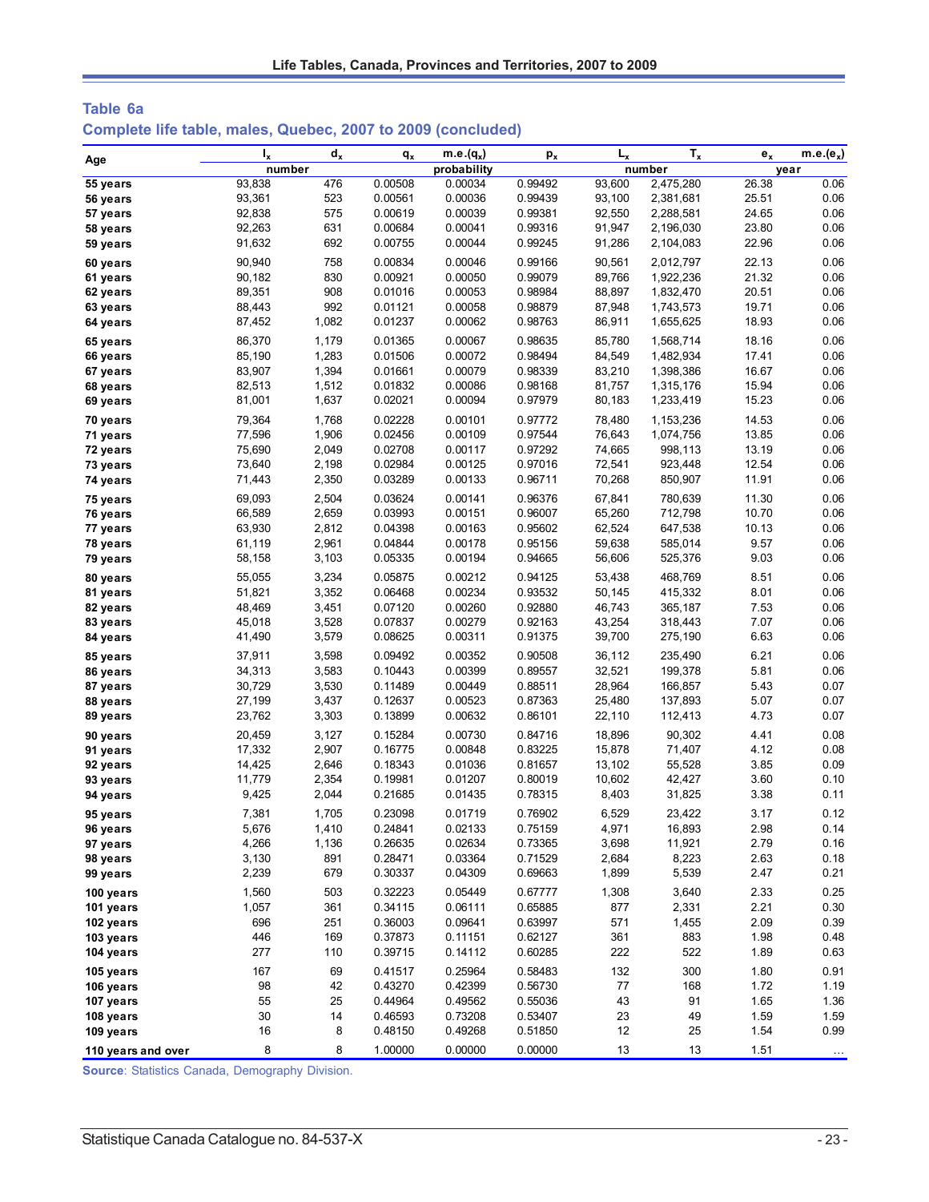## Table 6a

### Complete life table, males, Quebec, 2007 to 2009 (concluded)

| Age | $l_x$ | $d_x$ | $q_x$ | m.e.($q_x$) | $p_x$ | $L_x$ | $T_x$ | $e_x$ | m.e.($e_x$) |
|---|---|---|---|---|---|---|---|---|---|
| | number | | probability | | | number | | year | |
| 55 years | 93,838 | 476 | 0.00508 | 0.00034 | 0.99492 | 93,600 | 2,475,280 | 26.38 | 0.06 |
| 56 years | 93,361 | 523 | 0.00561 | 0.00036 | 0.99439 | 93,100 | 2,381,681 | 25.51 | 0.06 |
| 57 years | 92,838 | 575 | 0.00619 | 0.00039 | 0.99381 | 92,550 | 2,288,581 | 24.65 | 0.06 |
| 58 years | 92,263 | 631 | 0.00684 | 0.00041 | 0.99316 | 91,947 | 2,196,030 | 23.80 | 0.06 |
| 59 years | 91,632 | 692 | 0.00755 | 0.00044 | 0.99245 | 91,286 | 2,104,083 | 22.96 | 0.06 |
| 60 years | 90,940 | 758 | 0.00834 | 0.00046 | 0.99166 | 90,561 | 2,012,797 | 22.13 | 0.06 |
| 61 years | 90,182 | 830 | 0.00921 | 0.00050 | 0.99079 | 89,766 | 1,922,236 | 21.32 | 0.06 |
| 62 years | 89,351 | 908 | 0.01016 | 0.00053 | 0.98984 | 88,897 | 1,832,470 | 20.51 | 0.06 |
| 63 years | 88,443 | 992 | 0.01121 | 0.00058 | 0.98879 | 87,948 | 1,743,573 | 19.71 | 0.06 |
| 64 years | 87,452 | 1,082 | 0.01237 | 0.00062 | 0.98763 | 86,911 | 1,655,625 | 18.93 | 0.06 |
| 65 years | 86,370 | 1,179 | 0.01365 | 0.00067 | 0.98635 | 85,780 | 1,568,714 | 18.16 | 0.06 |
| 66 years | 85,190 | 1,283 | 0.01506 | 0.00072 | 0.98494 | 84,549 | 1,482,934 | 17.41 | 0.06 |
| 67 years | 83,907 | 1,394 | 0.01661 | 0.00079 | 0.98339 | 83,210 | 1,398,386 | 16.67 | 0.06 |
| 68 years | 82,513 | 1,512 | 0.01832 | 0.00086 | 0.98168 | 81,757 | 1,315,176 | 15.94 | 0.06 |
| 69 years | 81,001 | 1,637 | 0.02021 | 0.00094 | 0.97979 | 80,183 | 1,233,419 | 15.23 | 0.06 |
| 70 years | 79,364 | 1,768 | 0.02228 | 0.00101 | 0.97772 | 78,480 | 1,153,236 | 14.53 | 0.06 |
| 71 years | 77,596 | 1,906 | 0.02456 | 0.00109 | 0.97544 | 76,643 | 1,074,756 | 13.85 | 0.06 |
| 72 years | 75,690 | 2,049 | 0.02708 | 0.00117 | 0.97292 | 74,665 | 998,113 | 13.19 | 0.06 |
| 73 years | 73,640 | 2,198 | 0.02984 | 0.00125 | 0.97016 | 72,541 | 923,448 | 12.54 | 0.06 |
| 74 years | 71,443 | 2,350 | 0.03289 | 0.00133 | 0.96711 | 70,268 | 850,907 | 11.91 | 0.06 |
| 75 years | 69,093 | 2,504 | 0.03624 | 0.00141 | 0.96376 | 67,841 | 780,639 | 11.30 | 0.06 |
| 76 years | 66,589 | 2,659 | 0.03993 | 0.00151 | 0.96007 | 65,260 | 712,798 | 10.70 | 0.06 |
| 77 years | 63,930 | 2,812 | 0.04398 | 0.00163 | 0.95602 | 62,524 | 647,538 | 10.13 | 0.06 |
| 78 years | 61,119 | 2,961 | 0.04844 | 0.00178 | 0.95156 | 59,638 | 585,014 | 9.57 | 0.06 |
| 79 years | 58,158 | 3,103 | 0.05335 | 0.00194 | 0.94665 | 56,606 | 525,376 | 9.03 | 0.06 |
| 80 years | 55,055 | 3,234 | 0.05875 | 0.00212 | 0.94125 | 53,438 | 468,769 | 8.51 | 0.06 |
| 81 years | 51,821 | 3,352 | 0.06468 | 0.00234 | 0.93532 | 50,145 | 415,332 | 8.01 | 0.06 |
| 82 years | 48,469 | 3,451 | 0.07120 | 0.00260 | 0.92880 | 46,743 | 365,187 | 7.53 | 0.06 |
| 83 years | 45,018 | 3,528 | 0.07837 | 0.00279 | 0.92163 | 43,254 | 318,443 | 7.07 | 0.06 |
| 84 years | 41,490 | 3,579 | 0.08625 | 0.00311 | 0.91375 | 39,700 | 275,190 | 6.63 | 0.06 |
| 85 years | 37,911 | 3,598 | 0.09492 | 0.00352 | 0.90508 | 36,112 | 235,490 | 6.21 | 0.06 |
| 86 years | 34,313 | 3,583 | 0.10443 | 0.00399 | 0.89557 | 32,521 | 199,378 | 5.81 | 0.06 |
| 87 years | 30,729 | 3,530 | 0.11489 | 0.00449 | 0.88511 | 28,964 | 166,857 | 5.43 | 0.07 |
| 88 years | 27,199 | 3,437 | 0.12637 | 0.00523 | 0.87363 | 25,480 | 137,893 | 5.07 | 0.07 |
| 89 years | 23,762 | 3,303 | 0.13899 | 0.00632 | 0.86101 | 22,110 | 112,413 | 4.73 | 0.07 |
| 90 years | 20,459 | 3,127 | 0.15284 | 0.00730 | 0.84716 | 18,896 | 90,302 | 4.41 | 0.08 |
| 91 years | 17,332 | 2,907 | 0.16775 | 0.00848 | 0.83225 | 15,878 | 71,407 | 4.12 | 0.08 |
| 92 years | 14,425 | 2,646 | 0.18343 | 0.01036 | 0.81657 | 13,102 | 55,528 | 3.85 | 0.09 |
| 93 years | 11,779 | 2,354 | 0.19981 | 0.01207 | 0.80019 | 10,602 | 42,427 | 3.60 | 0.10 |
| 94 years | 9,425 | 2,044 | 0.21685 | 0.01435 | 0.78315 | 8,403 | 31,825 | 3.38 | 0.11 |
| 95 years | 7,381 | 1,705 | 0.23098 | 0.01719 | 0.76902 | 6,529 | 23,422 | 3.17 | 0.12 |
| 96 years | 5,676 | 1,410 | 0.24841 | 0.02133 | 0.75159 | 4,971 | 16,893 | 2.98 | 0.14 |
| 97 years | 4,266 | 1,136 | 0.26635 | 0.02634 | 0.73365 | 3,698 | 11,921 | 2.79 | 0.16 |
| 98 years | 3,130 | 891 | 0.28471 | 0.03364 | 0.71529 | 2,684 | 8,223 | 2.63 | 0.18 |
| 99 years | 2,239 | 679 | 0.30337 | 0.04309 | 0.69663 | 1,899 | 5,539 | 2.47 | 0.21 |
| 100 years | 1,560 | 503 | 0.32223 | 0.05449 | 0.67777 | 1,308 | 3,640 | 2.33 | 0.25 |
| 101 years | 1,057 | 361 | 0.34115 | 0.06111 | 0.65885 | 877 | 2,331 | 2.21 | 0.30 |
| 102 years | 696 | 251 | 0.36003 | 0.09641 | 0.63997 | 571 | 1,455 | 2.09 | 0.39 |
| 103 years | 446 | 169 | 0.37873 | 0.11151 | 0.62127 | 361 | 883 | 1.98 | 0.48 |
| 104 years | 277 | 110 | 0.39715 | 0.14112 | 0.60285 | 222 | 522 | 1.89 | 0.63 |
| 105 years | 167 | 69 | 0.41517 | 0.25964 | 0.58483 | 132 | 300 | 1.80 | 0.91 |
| 106 years | 98 | 42 | 0.43270 | 0.42399 | 0.56730 | 77 | 168 | 1.72 | 1.19 |
| 107 years | 55 | 25 | 0.44964 | 0.49562 | 0.55036 | 43 | 91 | 1.65 | 1.36 |
| 108 years | 30 | 14 | 0.46593 | 0.73208 | 0.53407 | 23 | 49 | 1.59 | 1.59 |
| 109 years | 16 | 8 | 0.48150 | 0.49268 | 0.51850 | 12 | 25 | 1.54 | 0.99 |
| 110 years and over | 8 | 8 | 1.00000 | 0.00000 | 0.00000 | 13 | 13 | 1.51 | ... |

**Source**: Statistics Canada, Demography Division.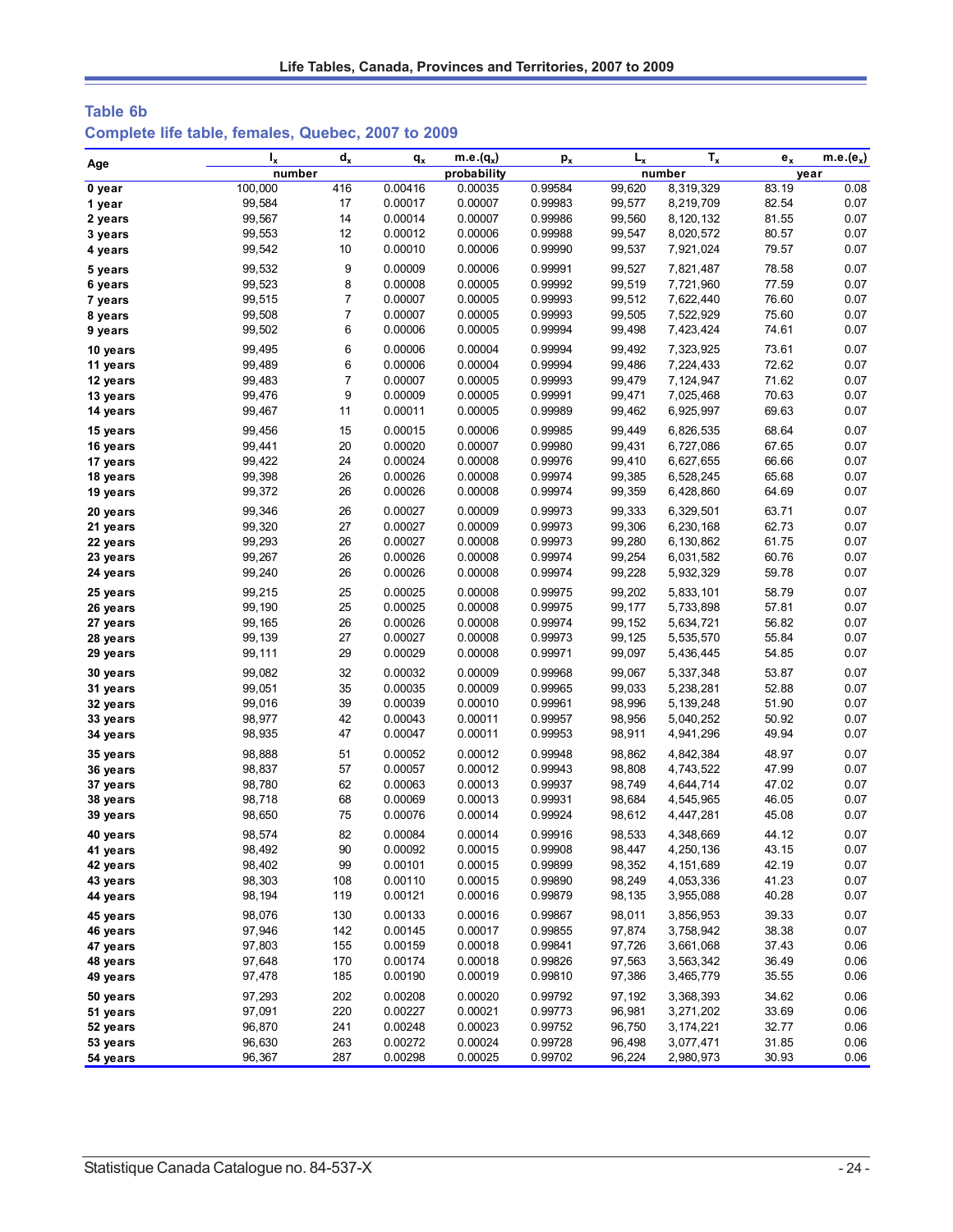## Table 6b

## Complete life table, females, Quebec, 2007 to 2009

| Age | $l_x$ | $d_x$ | $q_x$ | m.e.($q_x$) | $p_x$ | $L_x$ | $T_x$ | $e_x$ | m.e.($e_x$) |
|---|---|---|---|---|---|---|---|---|---|
| | number | | probability | | | number | | year | |
| 0 year | 100,000 | 416 | 0.00416 | 0.00035 | 0.99584 | 99,620 | 8,319,329 | 83.19 | 0.08 |
| 1 year | 99,584 | 17 | 0.00017 | 0.00007 | 0.99983 | 99,577 | 8,219,709 | 82.54 | 0.07 |
| 2 years | 99,567 | 14 | 0.00014 | 0.00007 | 0.99986 | 99,560 | 8,120,132 | 81.55 | 0.07 |
| 3 years | 99,553 | 12 | 0.00012 | 0.00006 | 0.99988 | 99,547 | 8,020,572 | 80.57 | 0.07 |
| 4 years | 99,542 | 10 | 0.00010 | 0.00006 | 0.99990 | 99,537 | 7,921,024 | 79.57 | 0.07 |
| 5 years | 99,532 | 9 | 0.00009 | 0.00006 | 0.99991 | 99,527 | 7,821,487 | 78.58 | 0.07 |
| 6 years | 99,523 | 8 | 0.00008 | 0.00005 | 0.99992 | 99,519 | 7,721,960 | 77.59 | 0.07 |
| 7 years | 99,515 | 7 | 0.00007 | 0.00005 | 0.99993 | 99,512 | 7,622,440 | 76.60 | 0.07 |
| 8 years | 99,508 | 7 | 0.00007 | 0.00005 | 0.99993 | 99,505 | 7,522,929 | 75.60 | 0.07 |
| 9 years | 99,502 | 6 | 0.00006 | 0.00005 | 0.99994 | 99,498 | 7,423,424 | 74.61 | 0.07 |
| 10 years | 99,495 | 6 | 0.00006 | 0.00004 | 0.99994 | 99,492 | 7,323,925 | 73.61 | 0.07 |
| 11 years | 99,489 | 6 | 0.00006 | 0.00004 | 0.99994 | 99,486 | 7,224,433 | 72.62 | 0.07 |
| 12 years | 99,483 | 7 | 0.00007 | 0.00005 | 0.99993 | 99,479 | 7,124,947 | 71.62 | 0.07 |
| 13 years | 99,476 | 9 | 0.00009 | 0.00005 | 0.99991 | 99,471 | 7,025,468 | 70.63 | 0.07 |
| 14 years | 99,467 | 11 | 0.00011 | 0.00005 | 0.99989 | 99,462 | 6,925,997 | 69.63 | 0.07 |
| 15 years | 99,456 | 15 | 0.00015 | 0.00006 | 0.99985 | 99,449 | 6,826,535 | 68.64 | 0.07 |
| 16 years | 99,441 | 20 | 0.00020 | 0.00007 | 0.99980 | 99,431 | 6,727,086 | 67.65 | 0.07 |
| 17 years | 99,422 | 24 | 0.00024 | 0.00008 | 0.99976 | 99,410 | 6,627,655 | 66.66 | 0.07 |
| 18 years | 99,398 | 26 | 0.00026 | 0.00008 | 0.99974 | 99,385 | 6,528,245 | 65.68 | 0.07 |
| 19 years | 99,372 | 26 | 0.00026 | 0.00008 | 0.99974 | 99,359 | 6,428,860 | 64.69 | 0.07 |
| 20 years | 99,346 | 26 | 0.00027 | 0.00009 | 0.99973 | 99,333 | 6,329,501 | 63.71 | 0.07 |
| 21 years | 99,320 | 27 | 0.00027 | 0.00009 | 0.99973 | 99,306 | 6,230,168 | 62.73 | 0.07 |
| 22 years | 99,293 | 26 | 0.00027 | 0.00008 | 0.99973 | 99,280 | 6,130,862 | 61.75 | 0.07 |
| 23 years | 99,267 | 26 | 0.00026 | 0.00008 | 0.99974 | 99,254 | 6,031,582 | 60.76 | 0.07 |
| 24 years | 99,240 | 26 | 0.00026 | 0.00008 | 0.99974 | 99,228 | 5,932,329 | 59.78 | 0.07 |
| 25 years | 99,215 | 25 | 0.00025 | 0.00008 | 0.99975 | 99,202 | 5,833,101 | 58.79 | 0.07 |
| 26 years | 99,190 | 25 | 0.00025 | 0.00008 | 0.99975 | 99,177 | 5,733,898 | 57.81 | 0.07 |
| 27 years | 99,165 | 26 | 0.00026 | 0.00008 | 0.99974 | 99,152 | 5,634,721 | 56.82 | 0.07 |
| 28 years | 99,139 | 27 | 0.00027 | 0.00008 | 0.99973 | 99,125 | 5,535,570 | 55.84 | 0.07 |
| 29 years | 99,111 | 29 | 0.00029 | 0.00008 | 0.99971 | 99,097 | 5,436,445 | 54.85 | 0.07 |
| 30 years | 99,082 | 32 | 0.00032 | 0.00009 | 0.99968 | 99,067 | 5,337,348 | 53.87 | 0.07 |
| 31 years | 99,051 | 35 | 0.00035 | 0.00009 | 0.99965 | 99,033 | 5,238,281 | 52.88 | 0.07 |
| 32 years | 99,016 | 39 | 0.00039 | 0.00010 | 0.99961 | 98,996 | 5,139,248 | 51.90 | 0.07 |
| 33 years | 98,977 | 42 | 0.00043 | 0.00011 | 0.99957 | 98,956 | 5,040,252 | 50.92 | 0.07 |
| 34 years | 98,935 | 47 | 0.00047 | 0.00011 | 0.99953 | 98,911 | 4,941,296 | 49.94 | 0.07 |
| 35 years | 98,888 | 51 | 0.00052 | 0.00012 | 0.99948 | 98,862 | 4,842,384 | 48.97 | 0.07 |
| 36 years | 98,837 | 57 | 0.00057 | 0.00012 | 0.99943 | 98,808 | 4,743,522 | 47.99 | 0.07 |
| 37 years | 98,780 | 62 | 0.00063 | 0.00013 | 0.99937 | 98,749 | 4,644,714 | 47.02 | 0.07 |
| 38 years | 98,718 | 68 | 0.00069 | 0.00013 | 0.99931 | 98,684 | 4,545,965 | 46.05 | 0.07 |
| 39 years | 98,650 | 75 | 0.00076 | 0.00014 | 0.99924 | 98,612 | 4,447,281 | 45.08 | 0.07 |
| 40 years | 98,574 | 82 | 0.00084 | 0.00014 | 0.99916 | 98,533 | 4,348,669 | 44.12 | 0.07 |
| 41 years | 98,492 | 90 | 0.00092 | 0.00015 | 0.99908 | 98,447 | 4,250,136 | 43.15 | 0.07 |
| 42 years | 98,402 | 99 | 0.00101 | 0.00015 | 0.99899 | 98,352 | 4,151,689 | 42.19 | 0.07 |
| 43 years | 98,303 | 108 | 0.00110 | 0.00015 | 0.99890 | 98,249 | 4,053,336 | 41.23 | 0.07 |
| 44 years | 98,194 | 119 | 0.00121 | 0.00016 | 0.99879 | 98,135 | 3,955,088 | 40.28 | 0.07 |
| 45 years | 98,076 | 130 | 0.00133 | 0.00016 | 0.99867 | 98,011 | 3,856,953 | 39.33 | 0.07 |
| 46 years | 97,946 | 142 | 0.00145 | 0.00017 | 0.99855 | 97,874 | 3,758,942 | 38.38 | 0.07 |
| 47 years | 97,803 | 155 | 0.00159 | 0.00018 | 0.99841 | 97,726 | 3,661,068 | 37.43 | 0.06 |
| 48 years | 97,648 | 170 | 0.00174 | 0.00018 | 0.99826 | 97,563 | 3,563,342 | 36.49 | 0.06 |
| 49 years | 97,478 | 185 | 0.00190 | 0.00019 | 0.99810 | 97,386 | 3,465,779 | 35.55 | 0.06 |
| 50 years | 97,293 | 202 | 0.00208 | 0.00020 | 0.99792 | 97,192 | 3,368,393 | 34.62 | 0.06 |
| 51 years | 97,091 | 220 | 0.00227 | 0.00021 | 0.99773 | 96,981 | 3,271,202 | 33.69 | 0.06 |
| 52 years | 96,870 | 241 | 0.00248 | 0.00023 | 0.99752 | 96,750 | 3,174,221 | 32.77 | 0.06 |
| 53 years | 96,630 | 263 | 0.00272 | 0.00024 | 0.99728 | 96,498 | 3,077,471 | 31.85 | 0.06 |
| 54 years | 96,367 | 287 | 0.00298 | 0.00025 | 0.99702 | 96,224 | 2,980,973 | 30.93 | 0.06 |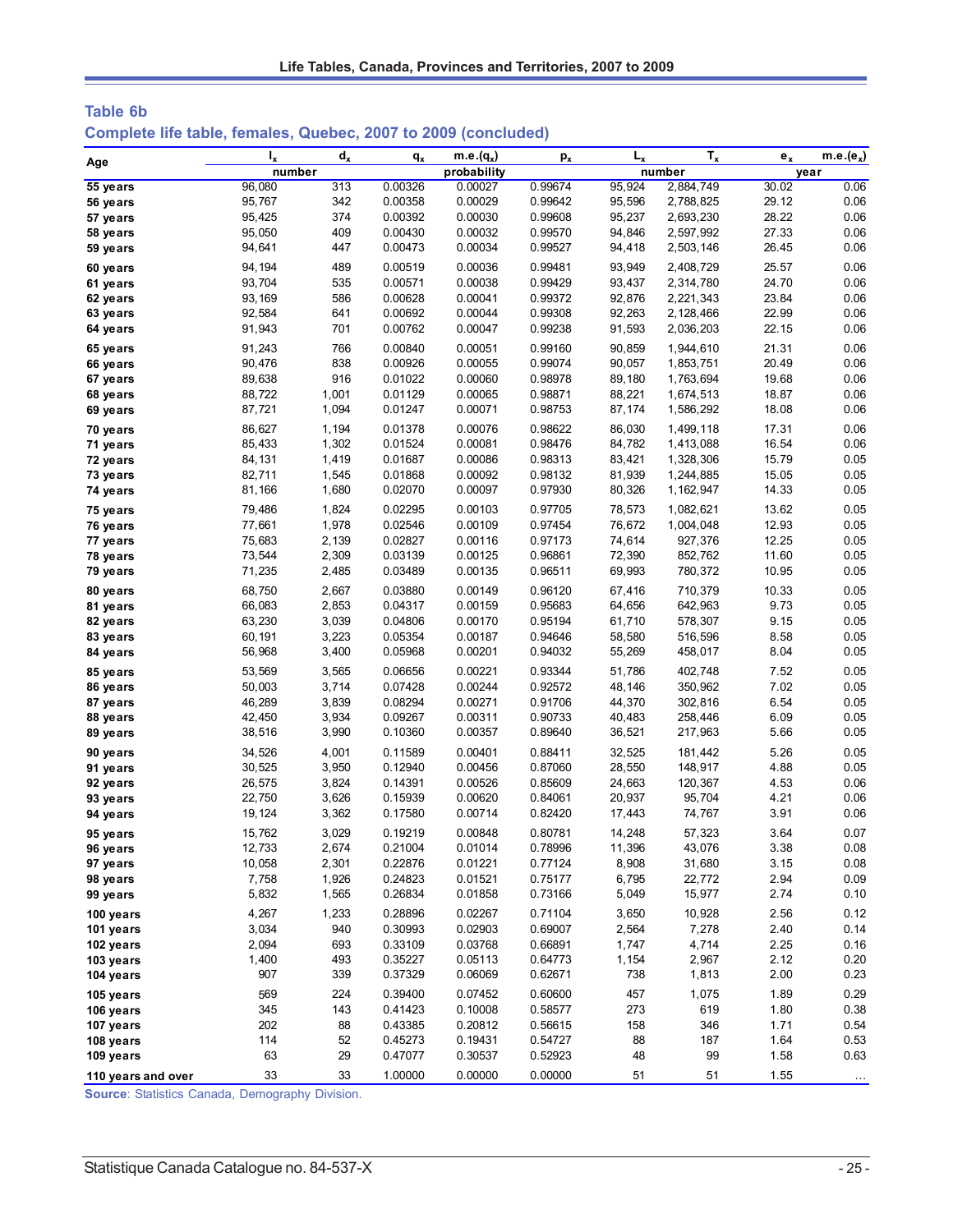## Table 6b

### Complete life table, females, Quebec, 2007 to 2009 (concluded)

| Age | $l_x$ | $d_x$ | $q_x$ | m.e.($q_x$) | $p_x$ | $L_x$ | $T_x$ | $e_x$ | m.e.($e_x$) |
|---|---|---|---|---|---|---|---|---|---|
| | number | | probability | | | number | | year | |
| 55 years | 96,080 | 313 | 0.00326 | 0.00027 | 0.99674 | 95,924 | 2,884,749 | 30.02 | 0.06 |
| 56 years | 95,767 | 342 | 0.00358 | 0.00029 | 0.99642 | 95,596 | 2,788,825 | 29.12 | 0.06 |
| 57 years | 95,425 | 374 | 0.00392 | 0.00030 | 0.99608 | 95,237 | 2,693,230 | 28.22 | 0.06 |
| 58 years | 95,050 | 409 | 0.00430 | 0.00032 | 0.99570 | 94,846 | 2,597,992 | 27.33 | 0.06 |
| 59 years | 94,641 | 447 | 0.00473 | 0.00034 | 0.99527 | 94,418 | 2,503,146 | 26.45 | 0.06 |
| 60 years | 94,194 | 489 | 0.00519 | 0.00036 | 0.99481 | 93,949 | 2,408,729 | 25.57 | 0.06 |
| 61 years | 93,704 | 535 | 0.00571 | 0.00038 | 0.99429 | 93,437 | 2,314,780 | 24.70 | 0.06 |
| 62 years | 93,169 | 586 | 0.00628 | 0.00041 | 0.99372 | 92,876 | 2,221,343 | 23.84 | 0.06 |
| 63 years | 92,584 | 641 | 0.00692 | 0.00044 | 0.99308 | 92,263 | 2,128,466 | 22.99 | 0.06 |
| 64 years | 91,943 | 701 | 0.00762 | 0.00047 | 0.99238 | 91,593 | 2,036,203 | 22.15 | 0.06 |
| 65 years | 91,243 | 766 | 0.00840 | 0.00051 | 0.99160 | 90,859 | 1,944,610 | 21.31 | 0.06 |
| 66 years | 90,476 | 838 | 0.00926 | 0.00055 | 0.99074 | 90,057 | 1,853,751 | 20.49 | 0.06 |
| 67 years | 89,638 | 916 | 0.01022 | 0.00060 | 0.98978 | 89,180 | 1,763,694 | 19.68 | 0.06 |
| 68 years | 88,722 | 1,001 | 0.01129 | 0.00065 | 0.98871 | 88,221 | 1,674,513 | 18.87 | 0.06 |
| 69 years | 87,721 | 1,094 | 0.01247 | 0.00071 | 0.98753 | 87,174 | 1,586,292 | 18.08 | 0.06 |
| 70 years | 86,627 | 1,194 | 0.01378 | 0.00076 | 0.98622 | 86,030 | 1,499,118 | 17.31 | 0.06 |
| 71 years | 85,433 | 1,302 | 0.01524 | 0.00081 | 0.98476 | 84,782 | 1,413,088 | 16.54 | 0.06 |
| 72 years | 84,131 | 1,419 | 0.01687 | 0.00086 | 0.98313 | 83,421 | 1,328,306 | 15.79 | 0.05 |
| 73 years | 82,711 | 1,545 | 0.01868 | 0.00092 | 0.98132 | 81,939 | 1,244,885 | 15.05 | 0.05 |
| 74 years | 81,166 | 1,680 | 0.02070 | 0.00097 | 0.97930 | 80,326 | 1,162,947 | 14.33 | 0.05 |
| 75 years | 79,486 | 1,824 | 0.02295 | 0.00103 | 0.97705 | 78,573 | 1,082,621 | 13.62 | 0.05 |
| 76 years | 77,661 | 1,978 | 0.02546 | 0.00109 | 0.97454 | 76,672 | 1,004,048 | 12.93 | 0.05 |
| 77 years | 75,683 | 2,139 | 0.02827 | 0.00116 | 0.97173 | 74,614 | 927,376 | 12.25 | 0.05 |
| 78 years | 73,544 | 2,309 | 0.03139 | 0.00125 | 0.96861 | 72,390 | 852,762 | 11.60 | 0.05 |
| 79 years | 71,235 | 2,485 | 0.03489 | 0.00135 | 0.96511 | 69,993 | 780,372 | 10.95 | 0.05 |
| 80 years | 68,750 | 2,667 | 0.03880 | 0.00149 | 0.96120 | 67,416 | 710,379 | 10.33 | 0.05 |
| 81 years | 66,083 | 2,853 | 0.04317 | 0.00159 | 0.95683 | 64,656 | 642,963 | 9.73 | 0.05 |
| 82 years | 63,230 | 3,039 | 0.04806 | 0.00170 | 0.95194 | 61,710 | 578,307 | 9.15 | 0.05 |
| 83 years | 60,191 | 3,223 | 0.05354 | 0.00187 | 0.94646 | 58,580 | 516,596 | 8.58 | 0.05 |
| 84 years | 56,968 | 3,400 | 0.05968 | 0.00201 | 0.94032 | 55,269 | 458,017 | 8.04 | 0.05 |
| 85 years | 53,569 | 3,565 | 0.06656 | 0.00221 | 0.93344 | 51,786 | 402,748 | 7.52 | 0.05 |
| 86 years | 50,003 | 3,714 | 0.07428 | 0.00244 | 0.92572 | 48,146 | 350,962 | 7.02 | 0.05 |
| 87 years | 46,289 | 3,839 | 0.08294 | 0.00271 | 0.91706 | 44,370 | 302,816 | 6.54 | 0.05 |
| 88 years | 42,450 | 3,934 | 0.09267 | 0.00311 | 0.90733 | 40,483 | 258,446 | 6.09 | 0.05 |
| 89 years | 38,516 | 3,990 | 0.10360 | 0.00357 | 0.89640 | 36,521 | 217,963 | 5.66 | 0.05 |
| 90 years | 34,526 | 4,001 | 0.11589 | 0.00401 | 0.88411 | 32,525 | 181,442 | 5.26 | 0.05 |
| 91 years | 30,525 | 3,950 | 0.12940 | 0.00456 | 0.87060 | 28,550 | 148,917 | 4.88 | 0.05 |
| 92 years | 26,575 | 3,824 | 0.14391 | 0.00526 | 0.85609 | 24,663 | 120,367 | 4.53 | 0.06 |
| 93 years | 22,750 | 3,626 | 0.15939 | 0.00620 | 0.84061 | 20,937 | 95,704 | 4.21 | 0.06 |
| 94 years | 19,124 | 3,362 | 0.17580 | 0.00714 | 0.82420 | 17,443 | 74,767 | 3.91 | 0.06 |
| 95 years | 15,762 | 3,029 | 0.19219 | 0.00848 | 0.80781 | 14,248 | 57,323 | 3.64 | 0.07 |
| 96 years | 12,733 | 2,674 | 0.21004 | 0.01014 | 0.78996 | 11,396 | 43,076 | 3.38 | 0.08 |
| 97 years | 10,058 | 2,301 | 0.22876 | 0.01221 | 0.77124 | 8,908 | 31,680 | 3.15 | 0.08 |
| 98 years | 7,758 | 1,926 | 0.24823 | 0.01521 | 0.75177 | 6,795 | 22,772 | 2.94 | 0.09 |
| 99 years | 5,832 | 1,565 | 0.26834 | 0.01858 | 0.73166 | 5,049 | 15,977 | 2.74 | 0.10 |
| 100 years | 4,267 | 1,233 | 0.28896 | 0.02267 | 0.71104 | 3,650 | 10,928 | 2.56 | 0.12 |
| 101 years | 3,034 | 940 | 0.30993 | 0.02903 | 0.69007 | 2,564 | 7,278 | 2.40 | 0.14 |
| 102 years | 2,094 | 693 | 0.33109 | 0.03768 | 0.66891 | 1,747 | 4,714 | 2.25 | 0.16 |
| 103 years | 1,400 | 493 | 0.35227 | 0.05113 | 0.64773 | 1,154 | 2,967 | 2.12 | 0.20 |
| 104 years | 907 | 339 | 0.37329 | 0.06069 | 0.62671 | 738 | 1,813 | 2.00 | 0.23 |
| 105 years | 569 | 224 | 0.39400 | 0.07452 | 0.60600 | 457 | 1,075 | 1.89 | 0.29 |
| 106 years | 345 | 143 | 0.41423 | 0.10008 | 0.58577 | 273 | 619 | 1.80 | 0.38 |
| 107 years | 202 | 88 | 0.43385 | 0.20812 | 0.56615 | 158 | 346 | 1.71 | 0.54 |
| 108 years | 114 | 52 | 0.45273 | 0.19431 | 0.54727 | 88 | 187 | 1.64 | 0.53 |
| 109 years | 63 | 29 | 0.47077 | 0.30537 | 0.52923 | 48 | 99 | 1.58 | 0.63 |
| 110 years and over | 33 | 33 | 1.00000 | 0.00000 | 0.00000 | 51 | 51 | 1.55 | ... |

**Source**: Statistics Canada, Demography Division.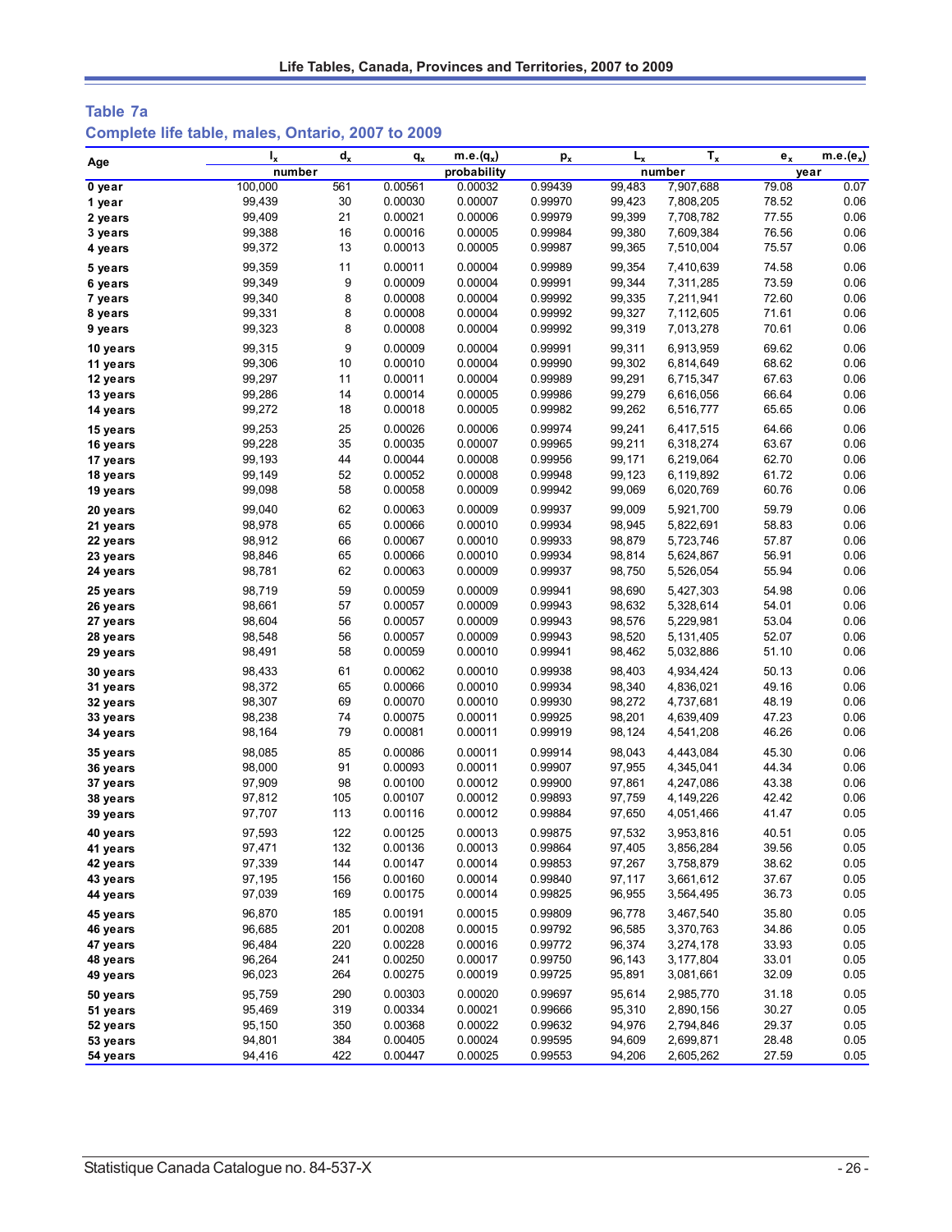## Table 7a

### Complete life table, males, Ontario, 2007 to 2009

| Age | $l_x$ | $d_x$ | $q_x$ | m.e.($q_x$) | $p_x$ | $L_x$ | $T_x$ | $e_x$ | m.e.($e_x$) |
|---|---|---|---|---|---|---|---|---|---|
| | number | | probability | | | number | | year | |
| 0 year | 100,000 | 561 | 0.00561 | 0.00032 | 0.99439 | 99,483 | 7,907,688 | 79.08 | 0.07 |
| 1 year | 99,439 | 30 | 0.00030 | 0.00007 | 0.99970 | 99,423 | 7,808,205 | 78.52 | 0.06 |
| 2 years | 99,409 | 21 | 0.00021 | 0.00006 | 0.99979 | 99,399 | 7,708,782 | 77.55 | 0.06 |
| 3 years | 99,388 | 16 | 0.00016 | 0.00005 | 0.99984 | 99,380 | 7,609,384 | 76.56 | 0.06 |
| 4 years | 99,372 | 13 | 0.00013 | 0.00005 | 0.99987 | 99,365 | 7,510,004 | 75.57 | 0.06 |
| 5 years | 99,359 | 11 | 0.00011 | 0.00004 | 0.99989 | 99,354 | 7,410,639 | 74.58 | 0.06 |
| 6 years | 99,349 | 9 | 0.00009 | 0.00004 | 0.99991 | 99,344 | 7,311,285 | 73.59 | 0.06 |
| 7 years | 99,340 | 8 | 0.00008 | 0.00004 | 0.99992 | 99,335 | 7,211,941 | 72.60 | 0.06 |
| 8 years | 99,331 | 8 | 0.00008 | 0.00004 | 0.99992 | 99,327 | 7,112,605 | 71.61 | 0.06 |
| 9 years | 99,323 | 8 | 0.00008 | 0.00004 | 0.99992 | 99,319 | 7,013,278 | 70.61 | 0.06 |
| 10 years | 99,315 | 9 | 0.00009 | 0.00004 | 0.99991 | 99,311 | 6,913,959 | 69.62 | 0.06 |
| 11 years | 99,306 | 10 | 0.00010 | 0.00004 | 0.99990 | 99,302 | 6,814,649 | 68.62 | 0.06 |
| 12 years | 99,297 | 11 | 0.00011 | 0.00004 | 0.99989 | 99,291 | 6,715,347 | 67.63 | 0.06 |
| 13 years | 99,286 | 14 | 0.00014 | 0.00005 | 0.99986 | 99,279 | 6,616,056 | 66.64 | 0.06 |
| 14 years | 99,272 | 18 | 0.00018 | 0.00005 | 0.99982 | 99,262 | 6,516,777 | 65.65 | 0.06 |
| 15 years | 99,253 | 25 | 0.00026 | 0.00006 | 0.99974 | 99,241 | 6,417,515 | 64.66 | 0.06 |
| 16 years | 99,228 | 35 | 0.00035 | 0.00007 | 0.99965 | 99,211 | 6,318,274 | 63.67 | 0.06 |
| 17 years | 99,193 | 44 | 0.00044 | 0.00008 | 0.99956 | 99,171 | 6,219,064 | 62.70 | 0.06 |
| 18 years | 99,149 | 52 | 0.00052 | 0.00008 | 0.99948 | 99,123 | 6,119,892 | 61.72 | 0.06 |
| 19 years | 99,098 | 58 | 0.00058 | 0.00009 | 0.99942 | 99,069 | 6,020,769 | 60.76 | 0.06 |
| 20 years | 99,040 | 62 | 0.00063 | 0.00009 | 0.99937 | 99,009 | 5,921,700 | 59.79 | 0.06 |
| 21 years | 98,978 | 65 | 0.00066 | 0.00010 | 0.99934 | 98,945 | 5,822,691 | 58.83 | 0.06 |
| 22 years | 98,912 | 66 | 0.00067 | 0.00010 | 0.99933 | 98,879 | 5,723,746 | 57.87 | 0.06 |
| 23 years | 98,846 | 65 | 0.00066 | 0.00010 | 0.99934 | 98,814 | 5,624,867 | 56.91 | 0.06 |
| 24 years | 98,781 | 62 | 0.00063 | 0.00009 | 0.99937 | 98,750 | 5,526,054 | 55.94 | 0.06 |
| 25 years | 98,719 | 59 | 0.00059 | 0.00009 | 0.99941 | 98,690 | 5,427,303 | 54.98 | 0.06 |
| 26 years | 98,661 | 57 | 0.00057 | 0.00009 | 0.99943 | 98,632 | 5,328,614 | 54.01 | 0.06 |
| 27 years | 98,604 | 56 | 0.00057 | 0.00009 | 0.99943 | 98,576 | 5,229,981 | 53.04 | 0.06 |
| 28 years | 98,548 | 56 | 0.00057 | 0.00009 | 0.99943 | 98,520 | 5,131,405 | 52.07 | 0.06 |
| 29 years | 98,491 | 58 | 0.00059 | 0.00010 | 0.99941 | 98,462 | 5,032,886 | 51.10 | 0.06 |
| 30 years | 98,433 | 61 | 0.00062 | 0.00010 | 0.99938 | 98,403 | 4,934,424 | 50.13 | 0.06 |
| 31 years | 98,372 | 65 | 0.00066 | 0.00010 | 0.99934 | 98,340 | 4,836,021 | 49.16 | 0.06 |
| 32 years | 98,307 | 69 | 0.00070 | 0.00010 | 0.99930 | 98,272 | 4,737,681 | 48.19 | 0.06 |
| 33 years | 98,238 | 74 | 0.00075 | 0.00011 | 0.99925 | 98,201 | 4,639,409 | 47.23 | 0.06 |
| 34 years | 98,164 | 79 | 0.00081 | 0.00011 | 0.99919 | 98,124 | 4,541,208 | 46.26 | 0.06 |
| 35 years | 98,085 | 85 | 0.00086 | 0.00011 | 0.99914 | 98,043 | 4,443,084 | 45.30 | 0.06 |
| 36 years | 98,000 | 91 | 0.00093 | 0.00011 | 0.99907 | 97,955 | 4,345,041 | 44.34 | 0.06 |
| 37 years | 97,909 | 98 | 0.00100 | 0.00012 | 0.99900 | 97,861 | 4,247,086 | 43.38 | 0.06 |
| 38 years | 97,812 | 105 | 0.00107 | 0.00012 | 0.99893 | 97,759 | 4,149,226 | 42.42 | 0.06 |
| 39 years | 97,707 | 113 | 0.00116 | 0.00012 | 0.99884 | 97,650 | 4,051,466 | 41.47 | 0.05 |
| 40 years | 97,593 | 122 | 0.00125 | 0.00013 | 0.99875 | 97,532 | 3,953,816 | 40.51 | 0.05 |
| 41 years | 97,471 | 132 | 0.00136 | 0.00013 | 0.99864 | 97,405 | 3,856,284 | 39.56 | 0.05 |
| 42 years | 97,339 | 144 | 0.00147 | 0.00014 | 0.99853 | 97,267 | 3,758,879 | 38.62 | 0.05 |
| 43 years | 97,195 | 156 | 0.00160 | 0.00014 | 0.99840 | 97,117 | 3,661,612 | 37.67 | 0.05 |
| 44 years | 97,039 | 169 | 0.00175 | 0.00014 | 0.99825 | 96,955 | 3,564,495 | 36.73 | 0.05 |
| 45 years | 96,870 | 185 | 0.00191 | 0.00015 | 0.99809 | 96,778 | 3,467,540 | 35.80 | 0.05 |
| 46 years | 96,685 | 201 | 0.00208 | 0.00015 | 0.99792 | 96,585 | 3,370,763 | 34.86 | 0.05 |
| 47 years | 96,484 | 220 | 0.00228 | 0.00016 | 0.99772 | 96,374 | 3,274,178 | 33.93 | 0.05 |
| 48 years | 96,264 | 241 | 0.00250 | 0.00017 | 0.99750 | 96,143 | 3,177,804 | 33.01 | 0.05 |
| 49 years | 96,023 | 264 | 0.00275 | 0.00019 | 0.99725 | 95,891 | 3,081,661 | 32.09 | 0.05 |
| 50 years | 95,759 | 290 | 0.00303 | 0.00020 | 0.99697 | 95,614 | 2,985,770 | 31.18 | 0.05 |
| 51 years | 95,469 | 319 | 0.00334 | 0.00021 | 0.99666 | 95,310 | 2,890,156 | 30.27 | 0.05 |
| 52 years | 95,150 | 350 | 0.00368 | 0.00022 | 0.99632 | 94,976 | 2,794,846 | 29.37 | 0.05 |
| 53 years | 94,801 | 384 | 0.00405 | 0.00024 | 0.99595 | 94,609 | 2,699,871 | 28.48 | 0.05 |
| 54 years | 94,416 | 422 | 0.00447 | 0.00025 | 0.99553 | 94,206 | 2,605,262 | 27.59 | 0.05 |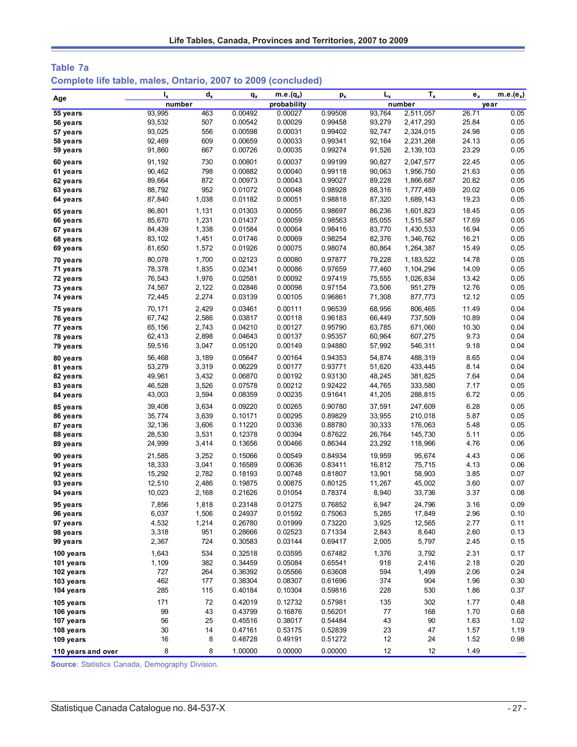## Table 7a

### Complete life table, males, Ontario, 2007 to 2009 (concluded)

| Age | $l_x$ | $d_x$ | $q_x$ | m.e.($q_x$) | $p_x$ | $L_x$ | $T_x$ | $e_x$ | m.e.($e_x$) |
|---|---|---|---|---|---|---|---|---|---|
| | number | | probability | | | number | | year | |
| 55 years | 93,995 | 463 | 0.00492 | 0.00027 | 0.99508 | 93,764 | 2,511,057 | 26.71 | 0.05 |
| 56 years | 93,532 | 507 | 0.00542 | 0.00029 | 0.99458 | 93,279 | 2,417,293 | 25.84 | 0.05 |
| 57 years | 93,025 | 556 | 0.00598 | 0.00031 | 0.99402 | 92,747 | 2,324,015 | 24.98 | 0.05 |
| 58 years | 92,469 | 609 | 0.00659 | 0.00033 | 0.99341 | 92,164 | 2,231,268 | 24.13 | 0.05 |
| 59 years | 91,860 | 667 | 0.00726 | 0.00035 | 0.99274 | 91,526 | 2,139,103 | 23.29 | 0.05 |
| 60 years | 91,192 | 730 | 0.00801 | 0.00037 | 0.99199 | 90,827 | 2,047,577 | 22.45 | 0.05 |
| 61 years | 90,462 | 798 | 0.00882 | 0.00040 | 0.99118 | 90,063 | 1,956,750 | 21.63 | 0.05 |
| 62 years | 89,664 | 872 | 0.00973 | 0.00043 | 0.99027 | 89,228 | 1,866,687 | 20.82 | 0.05 |
| 63 years | 88,792 | 952 | 0.01072 | 0.00048 | 0.98928 | 88,316 | 1,777,459 | 20.02 | 0.05 |
| 64 years | 87,840 | 1,038 | 0.01182 | 0.00051 | 0.98818 | 87,320 | 1,689,143 | 19.23 | 0.05 |
| 65 years | 86,801 | 1,131 | 0.01303 | 0.00055 | 0.98697 | 86,236 | 1,601,823 | 18.45 | 0.05 |
| 66 years | 85,670 | 1,231 | 0.01437 | 0.00059 | 0.98563 | 85,055 | 1,515,587 | 17.69 | 0.05 |
| 67 years | 84,439 | 1,338 | 0.01584 | 0.00064 | 0.98416 | 83,770 | 1,430,533 | 16.94 | 0.05 |
| 68 years | 83,102 | 1,451 | 0.01746 | 0.00069 | 0.98254 | 82,376 | 1,346,762 | 16.21 | 0.05 |
| 69 years | 81,650 | 1,572 | 0.01926 | 0.00075 | 0.98074 | 80,864 | 1,264,387 | 15.49 | 0.05 |
| 70 years | 80,078 | 1,700 | 0.02123 | 0.00080 | 0.97877 | 79,228 | 1,183,522 | 14.78 | 0.05 |
| 71 years | 78,378 | 1,835 | 0.02341 | 0.00086 | 0.97659 | 77,460 | 1,104,294 | 14.09 | 0.05 |
| 72 years | 76,543 | 1,976 | 0.02581 | 0.00092 | 0.97419 | 75,555 | 1,026,834 | 13.42 | 0.05 |
| 73 years | 74,567 | 2,122 | 0.02846 | 0.00098 | 0.97154 | 73,506 | 951,279 | 12.76 | 0.05 |
| 74 years | 72,445 | 2,274 | 0.03139 | 0.00105 | 0.96861 | 71,308 | 877,773 | 12.12 | 0.05 |
| 75 years | 70,171 | 2,429 | 0.03461 | 0.00111 | 0.96539 | 68,956 | 806,465 | 11.49 | 0.04 |
| 76 years | 67,742 | 2,586 | 0.03817 | 0.00118 | 0.96183 | 66,449 | 737,509 | 10.89 | 0.04 |
| 77 years | 65,156 | 2,743 | 0.04210 | 0.00127 | 0.95790 | 63,785 | 671,060 | 10.30 | 0.04 |
| 78 years | 62,413 | 2,898 | 0.04643 | 0.00137 | 0.95357 | 60,964 | 607,275 | 9.73 | 0.04 |
| 79 years | 59,516 | 3,047 | 0.05120 | 0.00149 | 0.94880 | 57,992 | 546,311 | 9.18 | 0.04 |
| 80 years | 56,468 | 3,189 | 0.05647 | 0.00164 | 0.94353 | 54,874 | 488,319 | 8.65 | 0.04 |
| 81 years | 53,279 | 3,319 | 0.06229 | 0.00177 | 0.93771 | 51,620 | 433,445 | 8.14 | 0.04 |
| 82 years | 49,961 | 3,432 | 0.06870 | 0.00192 | 0.93130 | 48,245 | 381,825 | 7.64 | 0.04 |
| 83 years | 46,528 | 3,526 | 0.07578 | 0.00212 | 0.92422 | 44,765 | 333,580 | 7.17 | 0.05 |
| 84 years | 43,003 | 3,594 | 0.08359 | 0.00235 | 0.91641 | 41,205 | 288,815 | 6.72 | 0.05 |
| 85 years | 39,408 | 3,634 | 0.09220 | 0.00265 | 0.90780 | 37,591 | 247,609 | 6.28 | 0.05 |
| 86 years | 35,774 | 3,639 | 0.10171 | 0.00295 | 0.89829 | 33,955 | 210,018 | 5.87 | 0.05 |
| 87 years | 32,136 | 3,606 | 0.11220 | 0.00336 | 0.88780 | 30,333 | 176,063 | 5.48 | 0.05 |
| 88 years | 28,530 | 3,531 | 0.12378 | 0.00394 | 0.87622 | 26,764 | 145,730 | 5.11 | 0.05 |
| 89 years | 24,999 | 3,414 | 0.13656 | 0.00466 | 0.86344 | 23,292 | 118,966 | 4.76 | 0.06 |
| 90 years | 21,585 | 3,252 | 0.15066 | 0.00549 | 0.84934 | 19,959 | 95,674 | 4.43 | 0.06 |
| 91 years | 18,333 | 3,041 | 0.16589 | 0.00636 | 0.83411 | 16,812 | 75,715 | 4.13 | 0.06 |
| 92 years | 15,292 | 2,782 | 0.18193 | 0.00748 | 0.81807 | 13,901 | 58,903 | 3.85 | 0.07 |
| 93 years | 12,510 | 2,486 | 0.19875 | 0.00875 | 0.80125 | 11,267 | 45,002 | 3.60 | 0.07 |
| 94 years | 10,023 | 2,168 | 0.21626 | 0.01054 | 0.78374 | 8,940 | 33,736 | 3.37 | 0.08 |
| 95 years | 7,856 | 1,818 | 0.23148 | 0.01275 | 0.76852 | 6,947 | 24,796 | 3.16 | 0.09 |
| 96 years | 6,037 | 1,506 | 0.24937 | 0.01592 | 0.75063 | 5,285 | 17,849 | 2.96 | 0.10 |
| 97 years | 4,532 | 1,214 | 0.26780 | 0.01999 | 0.73220 | 3,925 | 12,565 | 2.77 | 0.11 |
| 98 years | 3,318 | 951 | 0.28666 | 0.02523 | 0.71334 | 2,843 | 8,640 | 2.60 | 0.13 |
| 99 years | 2,367 | 724 | 0.30583 | 0.03144 | 0.69417 | 2,005 | 5,797 | 2.45 | 0.15 |
| 100 years | 1,643 | 534 | 0.32518 | 0.03595 | 0.67482 | 1,376 | 3,792 | 2.31 | 0.17 |
| 101 years | 1,109 | 382 | 0.34459 | 0.05084 | 0.65541 | 918 | 2,416 | 2.18 | 0.20 |
| 102 years | 727 | 264 | 0.36392 | 0.05566 | 0.63608 | 594 | 1,499 | 2.06 | 0.24 |
| 103 years | 462 | 177 | 0.38304 | 0.08307 | 0.61696 | 374 | 904 | 1.96 | 0.30 |
| 104 years | 285 | 115 | 0.40184 | 0.10304 | 0.59816 | 228 | 530 | 1.86 | 0.37 |
| 105 years | 171 | 72 | 0.42019 | 0.12732 | 0.57981 | 135 | 302 | 1.77 | 0.48 |
| 106 years | 99 | 43 | 0.43799 | 0.16876 | 0.56201 | 77 | 168 | 1.70 | 0.68 |
| 107 years | 56 | 25 | 0.45516 | 0.38017 | 0.54484 | 43 | 90 | 1.63 | 1.02 |
| 108 years | 30 | 14 | 0.47161 | 0.53175 | 0.52839 | 23 | 47 | 1.57 | 1.19 |
| 109 years | 16 | 8 | 0.48728 | 0.49191 | 0.51272 | 12 | 24 | 1.52 | 0.98 |
| 110 years and over | 8 | 8 | 1.00000 | 0.00000 | 0.00000 | 12 | 12 | 1.49 | ... |

**Source**: Statistics Canada, Demography Division.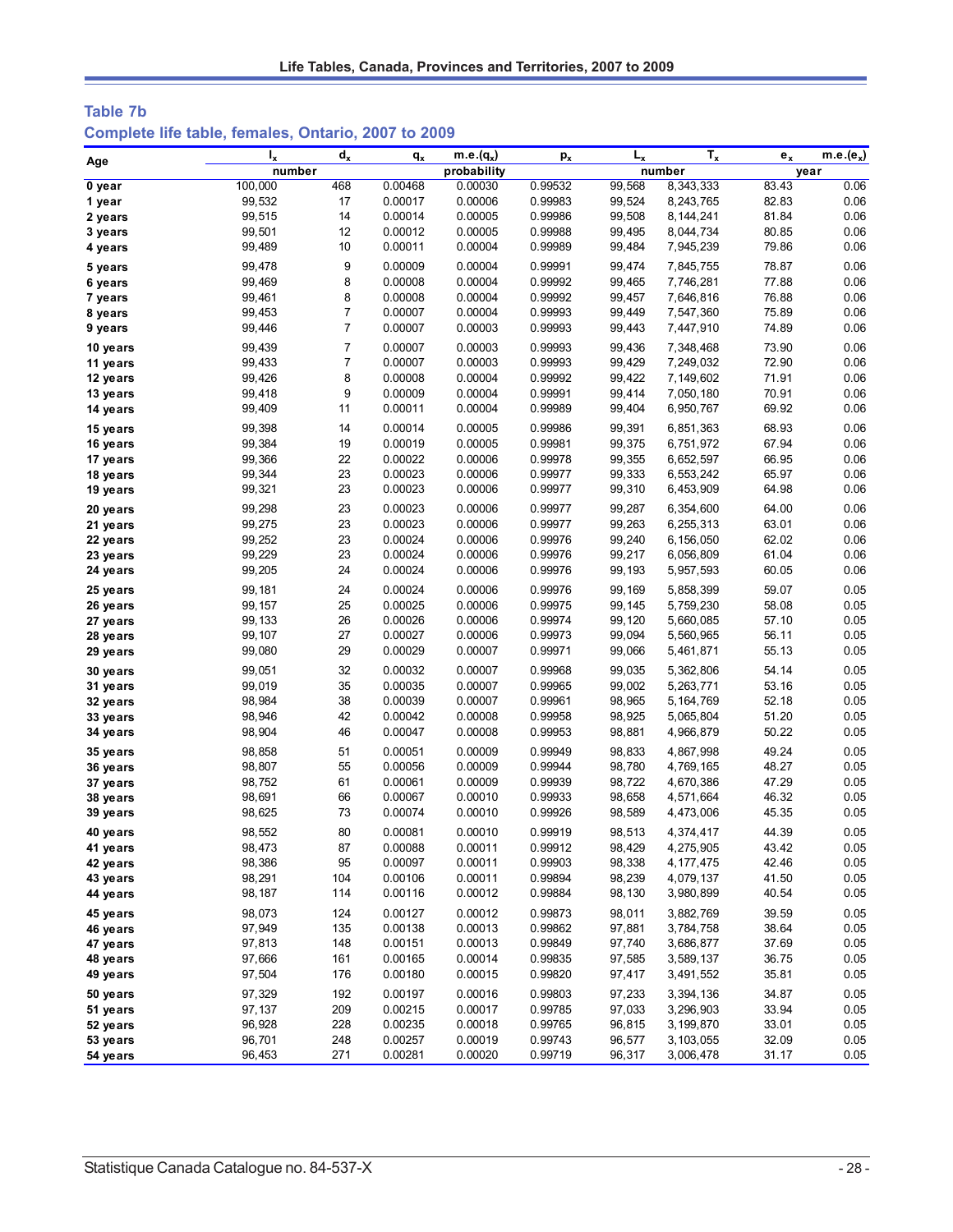## Table 7b

### Complete life table, females, Ontario, 2007 to 2009

| Age | $l_x$ | $d_x$ | $q_x$ | m.e.($q_x$) | $p_x$ | $L_x$ | $T_x$ | $e_x$ | m.e.($e_x$) |
|---|---|---|---|---|---|---|---|---|---|
| | number | | probability | | | number | | year | |
| 0 year | 100,000 | 468 | 0.00468 | 0.00030 | 0.99532 | 99,568 | 8,343,333 | 83.43 | 0.06 |
| 1 year | 99,532 | 17 | 0.00017 | 0.00006 | 0.99983 | 99,524 | 8,243,765 | 82.83 | 0.06 |
| 2 years | 99,515 | 14 | 0.00014 | 0.00005 | 0.99986 | 99,508 | 8,144,241 | 81.84 | 0.06 |
| 3 years | 99,501 | 12 | 0.00012 | 0.00005 | 0.99988 | 99,495 | 8,044,734 | 80.85 | 0.06 |
| 4 years | 99,489 | 10 | 0.00011 | 0.00004 | 0.99989 | 99,484 | 7,945,239 | 79.86 | 0.06 |
| 5 years | 99,478 | 9 | 0.00009 | 0.00004 | 0.99991 | 99,474 | 7,845,755 | 78.87 | 0.06 |
| 6 years | 99,469 | 8 | 0.00008 | 0.00004 | 0.99992 | 99,465 | 7,746,281 | 77.88 | 0.06 |
| 7 years | 99,461 | 8 | 0.00008 | 0.00004 | 0.99992 | 99,457 | 7,646,816 | 76.88 | 0.06 |
| 8 years | 99,453 | 7 | 0.00007 | 0.00004 | 0.99993 | 99,449 | 7,547,360 | 75.89 | 0.06 |
| 9 years | 99,446 | 7 | 0.00007 | 0.00003 | 0.99993 | 99,443 | 7,447,910 | 74.89 | 0.06 |
| 10 years | 99,439 | 7 | 0.00007 | 0.00003 | 0.99993 | 99,436 | 7,348,468 | 73.90 | 0.06 |
| 11 years | 99,433 | 7 | 0.00007 | 0.00003 | 0.99993 | 99,429 | 7,249,032 | 72.90 | 0.06 |
| 12 years | 99,426 | 8 | 0.00008 | 0.00004 | 0.99992 | 99,422 | 7,149,602 | 71.91 | 0.06 |
| 13 years | 99,418 | 9 | 0.00009 | 0.00004 | 0.99991 | 99,414 | 7,050,180 | 70.91 | 0.06 |
| 14 years | 99,409 | 11 | 0.00011 | 0.00004 | 0.99989 | 99,404 | 6,950,767 | 69.92 | 0.06 |
| 15 years | 99,398 | 14 | 0.00014 | 0.00005 | 0.99986 | 99,391 | 6,851,363 | 68.93 | 0.06 |
| 16 years | 99,384 | 19 | 0.00019 | 0.00005 | 0.99981 | 99,375 | 6,751,972 | 67.94 | 0.06 |
| 17 years | 99,366 | 22 | 0.00022 | 0.00006 | 0.99978 | 99,355 | 6,652,597 | 66.95 | 0.06 |
| 18 years | 99,344 | 23 | 0.00023 | 0.00006 | 0.99977 | 99,333 | 6,553,242 | 65.97 | 0.06 |
| 19 years | 99,321 | 23 | 0.00023 | 0.00006 | 0.99977 | 99,310 | 6,453,909 | 64.98 | 0.06 |
| 20 years | 99,298 | 23 | 0.00023 | 0.00006 | 0.99977 | 99,287 | 6,354,600 | 64.00 | 0.06 |
| 21 years | 99,275 | 23 | 0.00023 | 0.00006 | 0.99977 | 99,263 | 6,255,313 | 63.01 | 0.06 |
| 22 years | 99,252 | 23 | 0.00024 | 0.00006 | 0.99976 | 99,240 | 6,156,050 | 62.02 | 0.06 |
| 23 years | 99,229 | 23 | 0.00024 | 0.00006 | 0.99976 | 99,217 | 6,056,809 | 61.04 | 0.06 |
| 24 years | 99,205 | 24 | 0.00024 | 0.00006 | 0.99976 | 99,193 | 5,957,593 | 60.05 | 0.06 |
| 25 years | 99,181 | 24 | 0.00024 | 0.00006 | 0.99976 | 99,169 | 5,858,399 | 59.07 | 0.05 |
| 26 years | 99,157 | 25 | 0.00025 | 0.00006 | 0.99975 | 99,145 | 5,759,230 | 58.08 | 0.05 |
| 27 years | 99,133 | 26 | 0.00026 | 0.00006 | 0.99974 | 99,120 | 5,660,085 | 57.10 | 0.05 |
| 28 years | 99,107 | 27 | 0.00027 | 0.00006 | 0.99973 | 99,094 | 5,560,965 | 56.11 | 0.05 |
| 29 years | 99,080 | 29 | 0.00029 | 0.00007 | 0.99971 | 99,066 | 5,461,871 | 55.13 | 0.05 |
| 30 years | 99,051 | 32 | 0.00032 | 0.00007 | 0.99968 | 99,035 | 5,362,806 | 54.14 | 0.05 |
| 31 years | 99,019 | 35 | 0.00035 | 0.00007 | 0.99965 | 99,002 | 5,263,771 | 53.16 | 0.05 |
| 32 years | 98,984 | 38 | 0.00039 | 0.00007 | 0.99961 | 98,965 | 5,164,769 | 52.18 | 0.05 |
| 33 years | 98,946 | 42 | 0.00042 | 0.00008 | 0.99958 | 98,925 | 5,065,804 | 51.20 | 0.05 |
| 34 years | 98,904 | 46 | 0.00047 | 0.00008 | 0.99953 | 98,881 | 4,966,879 | 50.22 | 0.05 |
| 35 years | 98,858 | 51 | 0.00051 | 0.00009 | 0.99949 | 98,833 | 4,867,998 | 49.24 | 0.05 |
| 36 years | 98,807 | 55 | 0.00056 | 0.00009 | 0.99944 | 98,780 | 4,769,165 | 48.27 | 0.05 |
| 37 years | 98,752 | 61 | 0.00061 | 0.00009 | 0.99939 | 98,722 | 4,670,386 | 47.29 | 0.05 |
| 38 years | 98,691 | 66 | 0.00067 | 0.00010 | 0.99933 | 98,658 | 4,571,664 | 46.32 | 0.05 |
| 39 years | 98,625 | 73 | 0.00074 | 0.00010 | 0.99926 | 98,589 | 4,473,006 | 45.35 | 0.05 |
| 40 years | 98,552 | 80 | 0.00081 | 0.00010 | 0.99919 | 98,513 | 4,374,417 | 44.39 | 0.05 |
| 41 years | 98,473 | 87 | 0.00088 | 0.00011 | 0.99912 | 98,429 | 4,275,905 | 43.42 | 0.05 |
| 42 years | 98,386 | 95 | 0.00097 | 0.00011 | 0.99903 | 98,338 | 4,177,475 | 42.46 | 0.05 |
| 43 years | 98,291 | 104 | 0.00106 | 0.00011 | 0.99894 | 98,239 | 4,079,137 | 41.50 | 0.05 |
| 44 years | 98,187 | 114 | 0.00116 | 0.00012 | 0.99884 | 98,130 | 3,980,899 | 40.54 | 0.05 |
| 45 years | 98,073 | 124 | 0.00127 | 0.00012 | 0.99873 | 98,011 | 3,882,769 | 39.59 | 0.05 |
| 46 years | 97,949 | 135 | 0.00138 | 0.00013 | 0.99862 | 97,881 | 3,784,758 | 38.64 | 0.05 |
| 47 years | 97,813 | 148 | 0.00151 | 0.00013 | 0.99849 | 97,740 | 3,686,877 | 37.69 | 0.05 |
| 48 years | 97,666 | 161 | 0.00165 | 0.00014 | 0.99835 | 97,585 | 3,589,137 | 36.75 | 0.05 |
| 49 years | 97,504 | 176 | 0.00180 | 0.00015 | 0.99820 | 97,417 | 3,491,552 | 35.81 | 0.05 |
| 50 years | 97,329 | 192 | 0.00197 | 0.00016 | 0.99803 | 97,233 | 3,394,136 | 34.87 | 0.05 |
| 51 years | 97,137 | 209 | 0.00215 | 0.00017 | 0.99785 | 97,033 | 3,296,903 | 33.94 | 0.05 |
| 52 years | 96,928 | 228 | 0.00235 | 0.00018 | 0.99765 | 96,815 | 3,199,870 | 33.01 | 0.05 |
| 53 years | 96,701 | 248 | 0.00257 | 0.00019 | 0.99743 | 96,577 | 3,103,055 | 32.09 | 0.05 |
| 54 years | 96,453 | 271 | 0.00281 | 0.00020 | 0.99719 | 96,317 | 3,006,478 | 31.17 | 0.05 |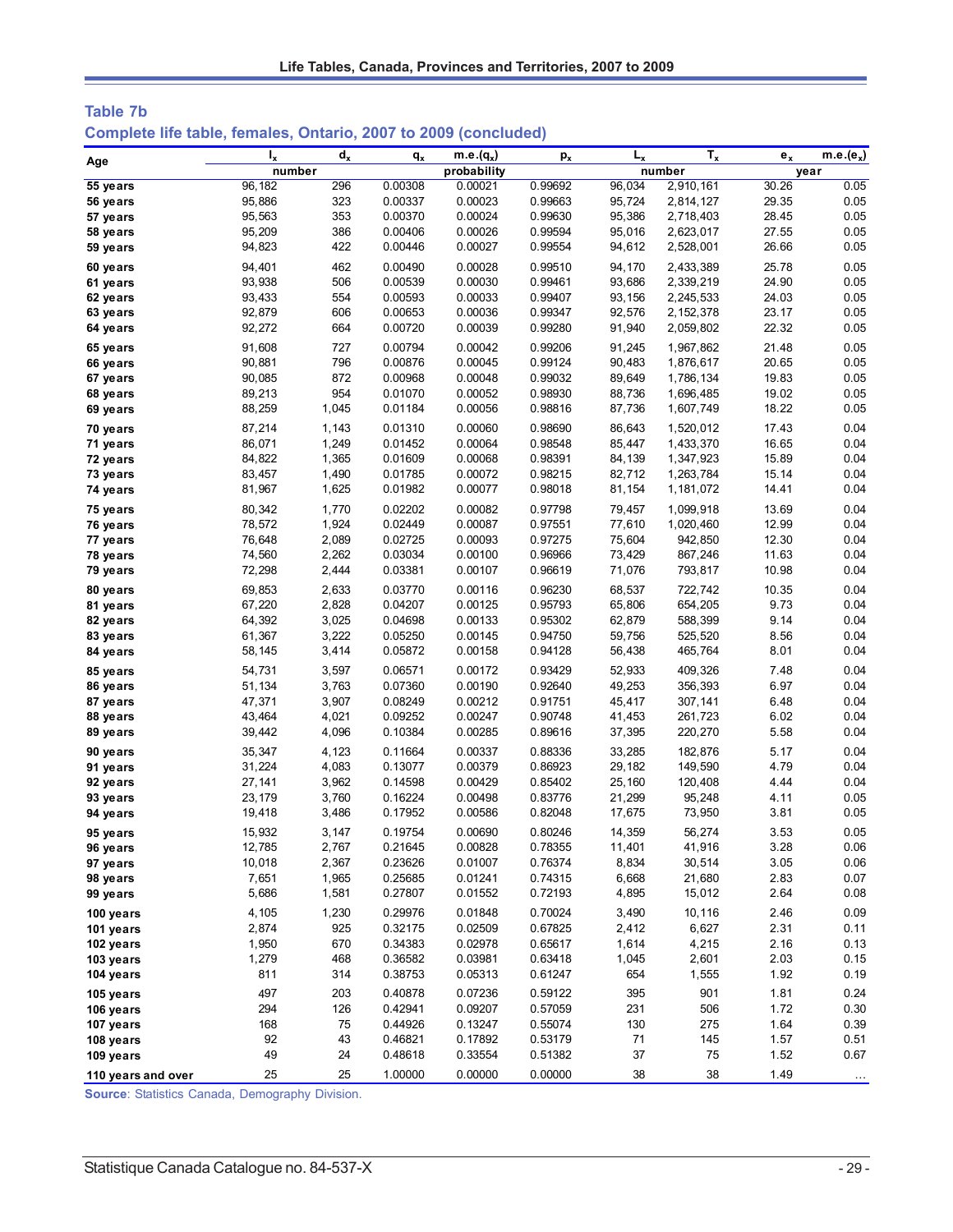## Table 7b

### Complete life table, females, Ontario, 2007 to 2009 (concluded)

| Age | $l_x$ | $d_x$ | $q_x$ | m.e.($q_x$) | $p_x$ | $L_x$ | $T_x$ | $e_x$ | m.e.($e_x$) |
|---|---|---|---|---|---|---|---|---|---|
| | number | | probability | | | number | | year | |
| 55 years | 96,182 | 296 | 0.00308 | 0.00021 | 0.99692 | 96,034 | 2,910,161 | 30.26 | 0.05 |
| 56 years | 95,886 | 323 | 0.00337 | 0.00023 | 0.99663 | 95,724 | 2,814,127 | 29.35 | 0.05 |
| 57 years | 95,563 | 353 | 0.00370 | 0.00024 | 0.99630 | 95,386 | 2,718,403 | 28.45 | 0.05 |
| 58 years | 95,209 | 386 | 0.00406 | 0.00026 | 0.99594 | 95,016 | 2,623,017 | 27.55 | 0.05 |
| 59 years | 94,823 | 422 | 0.00446 | 0.00027 | 0.99554 | 94,612 | 2,528,001 | 26.66 | 0.05 |
| 60 years | 94,401 | 462 | 0.00490 | 0.00028 | 0.99510 | 94,170 | 2,433,389 | 25.78 | 0.05 |
| 61 years | 93,938 | 506 | 0.00539 | 0.00030 | 0.99461 | 93,686 | 2,339,219 | 24.90 | 0.05 |
| 62 years | 93,433 | 554 | 0.00593 | 0.00033 | 0.99407 | 93,156 | 2,245,533 | 24.03 | 0.05 |
| 63 years | 92,879 | 606 | 0.00653 | 0.00036 | 0.99347 | 92,576 | 2,152,378 | 23.17 | 0.05 |
| 64 years | 92,272 | 664 | 0.00720 | 0.00039 | 0.99280 | 91,940 | 2,059,802 | 22.32 | 0.05 |
| 65 years | 91,608 | 727 | 0.00794 | 0.00042 | 0.99206 | 91,245 | 1,967,862 | 21.48 | 0.05 |
| 66 years | 90,881 | 796 | 0.00876 | 0.00045 | 0.99124 | 90,483 | 1,876,617 | 20.65 | 0.05 |
| 67 years | 90,085 | 872 | 0.00968 | 0.00048 | 0.99032 | 89,649 | 1,786,134 | 19.83 | 0.05 |
| 68 years | 89,213 | 954 | 0.01070 | 0.00052 | 0.98930 | 88,736 | 1,696,485 | 19.02 | 0.05 |
| 69 years | 88,259 | 1,045 | 0.01184 | 0.00056 | 0.98816 | 87,736 | 1,607,749 | 18.22 | 0.05 |
| 70 years | 87,214 | 1,143 | 0.01310 | 0.00060 | 0.98690 | 86,643 | 1,520,012 | 17.43 | 0.04 |
| 71 years | 86,071 | 1,249 | 0.01452 | 0.00064 | 0.98548 | 85,447 | 1,433,370 | 16.65 | 0.04 |
| 72 years | 84,822 | 1,365 | 0.01609 | 0.00068 | 0.98391 | 84,139 | 1,347,923 | 15.89 | 0.04 |
| 73 years | 83,457 | 1,490 | 0.01785 | 0.00072 | 0.98215 | 82,712 | 1,263,784 | 15.14 | 0.04 |
| 74 years | 81,967 | 1,625 | 0.01982 | 0.00077 | 0.98018 | 81,154 | 1,181,072 | 14.41 | 0.04 |
| 75 years | 80,342 | 1,770 | 0.02202 | 0.00082 | 0.97798 | 79,457 | 1,099,918 | 13.69 | 0.04 |
| 76 years | 78,572 | 1,924 | 0.02449 | 0.00087 | 0.97551 | 77,610 | 1,020,460 | 12.99 | 0.04 |
| 77 years | 76,648 | 2,089 | 0.02725 | 0.00093 | 0.97275 | 75,604 | 942,850 | 12.30 | 0.04 |
| 78 years | 74,560 | 2,262 | 0.03034 | 0.00100 | 0.96966 | 73,429 | 867,246 | 11.63 | 0.04 |
| 79 years | 72,298 | 2,444 | 0.03381 | 0.00107 | 0.96619 | 71,076 | 793,817 | 10.98 | 0.04 |
| 80 years | 69,853 | 2,633 | 0.03770 | 0.00116 | 0.96230 | 68,537 | 722,742 | 10.35 | 0.04 |
| 81 years | 67,220 | 2,828 | 0.04207 | 0.00125 | 0.95793 | 65,806 | 654,205 | 9.73 | 0.04 |
| 82 years | 64,392 | 3,025 | 0.04698 | 0.00133 | 0.95302 | 62,879 | 588,399 | 9.14 | 0.04 |
| 83 years | 61,367 | 3,222 | 0.05250 | 0.00145 | 0.94750 | 59,756 | 525,520 | 8.56 | 0.04 |
| 84 years | 58,145 | 3,414 | 0.05872 | 0.00158 | 0.94128 | 56,438 | 465,764 | 8.01 | 0.04 |
| 85 years | 54,731 | 3,597 | 0.06571 | 0.00172 | 0.93429 | 52,933 | 409,326 | 7.48 | 0.04 |
| 86 years | 51,134 | 3,763 | 0.07360 | 0.00190 | 0.92640 | 49,253 | 356,393 | 6.97 | 0.04 |
| 87 years | 47,371 | 3,907 | 0.08249 | 0.00212 | 0.91751 | 45,417 | 307,141 | 6.48 | 0.04 |
| 88 years | 43,464 | 4,021 | 0.09252 | 0.00247 | 0.90748 | 41,453 | 261,723 | 6.02 | 0.04 |
| 89 years | 39,442 | 4,096 | 0.10384 | 0.00285 | 0.89616 | 37,395 | 220,270 | 5.58 | 0.04 |
| 90 years | 35,347 | 4,123 | 0.11664 | 0.00337 | 0.88336 | 33,285 | 182,876 | 5.17 | 0.04 |
| 91 years | 31,224 | 4,083 | 0.13077 | 0.00379 | 0.86923 | 29,182 | 149,590 | 4.79 | 0.04 |
| 92 years | 27,141 | 3,962 | 0.14598 | 0.00429 | 0.85402 | 25,160 | 120,408 | 4.44 | 0.04 |
| 93 years | 23,179 | 3,760 | 0.16224 | 0.00498 | 0.83776 | 21,299 | 95,248 | 4.11 | 0.05 |
| 94 years | 19,418 | 3,486 | 0.17952 | 0.00586 | 0.82048 | 17,675 | 73,950 | 3.81 | 0.05 |
| 95 years | 15,932 | 3,147 | 0.19754 | 0.00690 | 0.80246 | 14,359 | 56,274 | 3.53 | 0.05 |
| 96 years | 12,785 | 2,767 | 0.21645 | 0.00828 | 0.78355 | 11,401 | 41,916 | 3.28 | 0.06 |
| 97 years | 10,018 | 2,367 | 0.23626 | 0.01007 | 0.76374 | 8,834 | 30,514 | 3.05 | 0.06 |
| 98 years | 7,651 | 1,965 | 0.25685 | 0.01241 | 0.74315 | 6,668 | 21,680 | 2.83 | 0.07 |
| 99 years | 5,686 | 1,581 | 0.27807 | 0.01552 | 0.72193 | 4,895 | 15,012 | 2.64 | 0.08 |
| 100 years | 4,105 | 1,230 | 0.29976 | 0.01848 | 0.70024 | 3,490 | 10,116 | 2.46 | 0.09 |
| 101 years | 2,874 | 925 | 0.32175 | 0.02509 | 0.67825 | 2,412 | 6,627 | 2.31 | 0.11 |
| 102 years | 1,950 | 670 | 0.34383 | 0.02978 | 0.65617 | 1,614 | 4,215 | 2.16 | 0.13 |
| 103 years | 1,279 | 468 | 0.36582 | 0.03981 | 0.63418 | 1,045 | 2,601 | 2.03 | 0.15 |
| 104 years | 811 | 314 | 0.38753 | 0.05313 | 0.61247 | 654 | 1,555 | 1.92 | 0.19 |
| 105 years | 497 | 203 | 0.40878 | 0.07236 | 0.59122 | 395 | 901 | 1.81 | 0.24 |
| 106 years | 294 | 126 | 0.42941 | 0.09207 | 0.57059 | 231 | 506 | 1.72 | 0.30 |
| 107 years | 168 | 75 | 0.44926 | 0.13247 | 0.55074 | 130 | 275 | 1.64 | 0.39 |
| 108 years | 92 | 43 | 0.46821 | 0.17892 | 0.53179 | 71 | 145 | 1.57 | 0.51 |
| 109 years | 49 | 24 | 0.48618 | 0.33554 | 0.51382 | 37 | 75 | 1.52 | 0.67 |
| 110 years and over | 25 | 25 | 1.00000 | 0.00000 | 0.00000 | 38 | 38 | 1.49 | ... |

**Source**: Statistics Canada, Demography Division.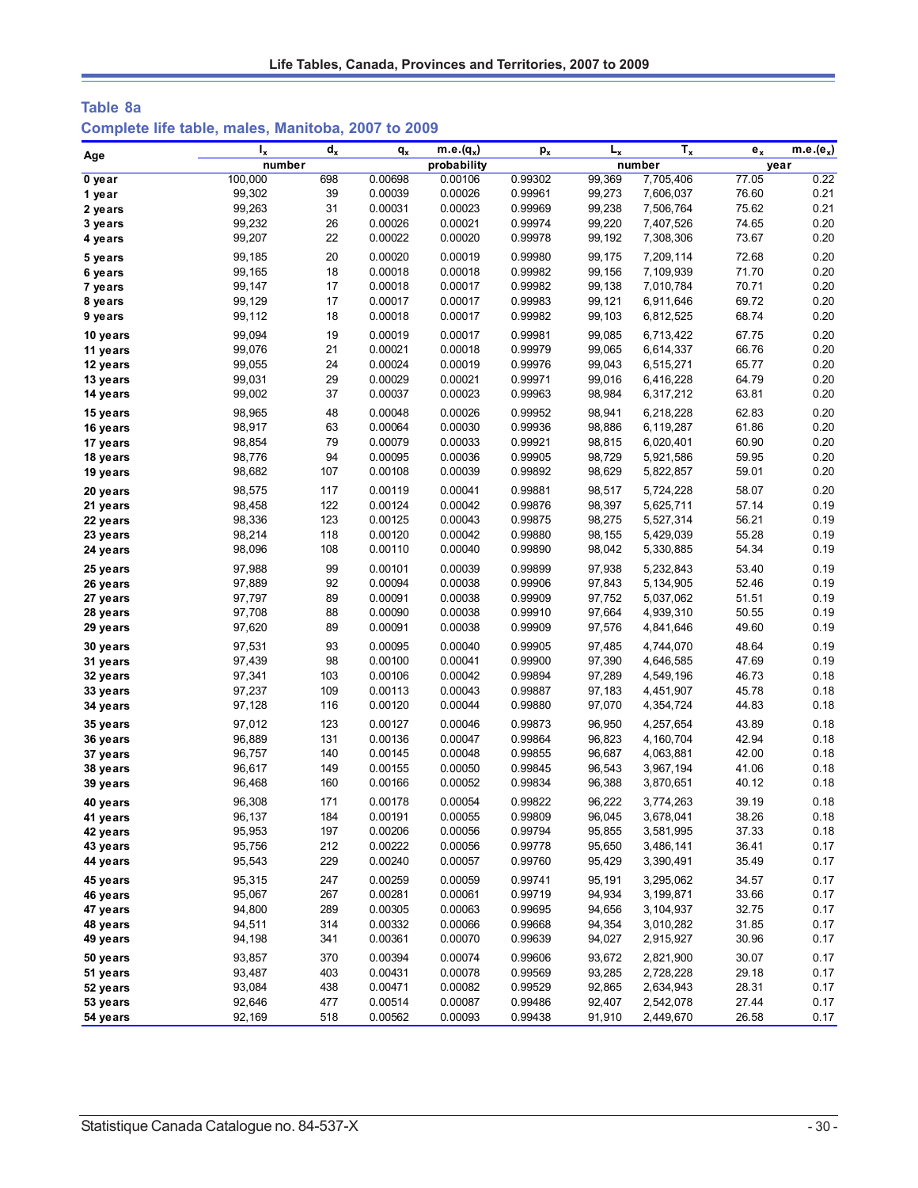## Table 8a

### Complete life table, males, Manitoba, 2007 to 2009

| Age | $l_x$ | $d_x$ | $q_x$ | m.e.($q_x$) | $p_x$ | $L_x$ | $T_x$ | $e_x$ | m.e.($e_x$) |
|---|---|---|---|---|---|---|---|---|---|
| | number | | probability | | | number | | year | |
| 0 year | 100,000 | 698 | 0.00698 | 0.00106 | 0.99302 | 99,369 | 7,705,406 | 77.05 | 0.22 |
| 1 year | 99,302 | 39 | 0.00039 | 0.00026 | 0.99961 | 99,273 | 7,606,037 | 76.60 | 0.21 |
| 2 years | 99,263 | 31 | 0.00031 | 0.00023 | 0.99969 | 99,238 | 7,506,764 | 75.62 | 0.21 |
| 3 years | 99,232 | 26 | 0.00026 | 0.00021 | 0.99974 | 99,220 | 7,407,526 | 74.65 | 0.20 |
| 4 years | 99,207 | 22 | 0.00022 | 0.00020 | 0.99978 | 99,192 | 7,308,306 | 73.67 | 0.20 |
| 5 years | 99,185 | 20 | 0.00020 | 0.00019 | 0.99980 | 99,175 | 7,209,114 | 72.68 | 0.20 |
| 6 years | 99,165 | 18 | 0.00018 | 0.00018 | 0.99982 | 99,156 | 7,109,939 | 71.70 | 0.20 |
| 7 years | 99,147 | 17 | 0.00018 | 0.00017 | 0.99982 | 99,138 | 7,010,784 | 70.71 | 0.20 |
| 8 years | 99,129 | 17 | 0.00017 | 0.00017 | 0.99983 | 99,121 | 6,911,646 | 69.72 | 0.20 |
| 9 years | 99,112 | 18 | 0.00018 | 0.00017 | 0.99982 | 99,103 | 6,812,525 | 68.74 | 0.20 |
| 10 years | 99,094 | 19 | 0.00019 | 0.00017 | 0.99981 | 99,085 | 6,713,422 | 67.75 | 0.20 |
| 11 years | 99,076 | 21 | 0.00021 | 0.00018 | 0.99979 | 99,065 | 6,614,337 | 66.76 | 0.20 |
| 12 years | 99,055 | 24 | 0.00024 | 0.00019 | 0.99976 | 99,043 | 6,515,271 | 65.77 | 0.20 |
| 13 years | 99,031 | 29 | 0.00029 | 0.00021 | 0.99971 | 99,016 | 6,416,228 | 64.79 | 0.20 |
| 14 years | 99,002 | 37 | 0.00037 | 0.00023 | 0.99963 | 98,984 | 6,317,212 | 63.81 | 0.20 |
| 15 years | 98,965 | 48 | 0.00048 | 0.00026 | 0.99952 | 98,941 | 6,218,228 | 62.83 | 0.20 |
| 16 years | 98,917 | 63 | 0.00064 | 0.00030 | 0.99936 | 98,886 | 6,119,287 | 61.86 | 0.20 |
| 17 years | 98,854 | 79 | 0.00079 | 0.00033 | 0.99921 | 98,815 | 6,020,401 | 60.90 | 0.20 |
| 18 years | 98,776 | 94 | 0.00095 | 0.00036 | 0.99905 | 98,729 | 5,921,586 | 59.95 | 0.20 |
| 19 years | 98,682 | 107 | 0.00108 | 0.00039 | 0.99892 | 98,629 | 5,822,857 | 59.01 | 0.20 |
| 20 years | 98,575 | 117 | 0.00119 | 0.00041 | 0.99881 | 98,517 | 5,724,228 | 58.07 | 0.20 |
| 21 years | 98,458 | 122 | 0.00124 | 0.00042 | 0.99876 | 98,397 | 5,625,711 | 57.14 | 0.19 |
| 22 years | 98,336 | 123 | 0.00125 | 0.00043 | 0.99875 | 98,275 | 5,527,314 | 56.21 | 0.19 |
| 23 years | 98,214 | 118 | 0.00120 | 0.00042 | 0.99880 | 98,155 | 5,429,039 | 55.28 | 0.19 |
| 24 years | 98,096 | 108 | 0.00110 | 0.00040 | 0.99890 | 98,042 | 5,330,885 | 54.34 | 0.19 |
| 25 years | 97,988 | 99 | 0.00101 | 0.00039 | 0.99899 | 97,938 | 5,232,843 | 53.40 | 0.19 |
| 26 years | 97,889 | 92 | 0.00094 | 0.00038 | 0.99906 | 97,843 | 5,134,905 | 52.46 | 0.19 |
| 27 years | 97,797 | 89 | 0.00091 | 0.00038 | 0.99909 | 97,752 | 5,037,062 | 51.51 | 0.19 |
| 28 years | 97,708 | 88 | 0.00090 | 0.00038 | 0.99910 | 97,664 | 4,939,310 | 50.55 | 0.19 |
| 29 years | 97,620 | 89 | 0.00091 | 0.00038 | 0.99909 | 97,576 | 4,841,646 | 49.60 | 0.19 |
| 30 years | 97,531 | 93 | 0.00095 | 0.00040 | 0.99905 | 97,485 | 4,744,070 | 48.64 | 0.19 |
| 31 years | 97,439 | 98 | 0.00100 | 0.00041 | 0.99900 | 97,390 | 4,646,585 | 47.69 | 0.19 |
| 32 years | 97,341 | 103 | 0.00106 | 0.00042 | 0.99894 | 97,289 | 4,549,196 | 46.73 | 0.18 |
| 33 years | 97,237 | 109 | 0.00113 | 0.00043 | 0.99887 | 97,183 | 4,451,907 | 45.78 | 0.18 |
| 34 years | 97,128 | 116 | 0.00120 | 0.00044 | 0.99880 | 97,070 | 4,354,724 | 44.83 | 0.18 |
| 35 years | 97,012 | 123 | 0.00127 | 0.00046 | 0.99873 | 96,950 | 4,257,654 | 43.89 | 0.18 |
| 36 years | 96,889 | 131 | 0.00136 | 0.00047 | 0.99864 | 96,823 | 4,160,704 | 42.94 | 0.18 |
| 37 years | 96,757 | 140 | 0.00145 | 0.00048 | 0.99855 | 96,687 | 4,063,881 | 42.00 | 0.18 |
| 38 years | 96,617 | 149 | 0.00155 | 0.00050 | 0.99845 | 96,543 | 3,967,194 | 41.06 | 0.18 |
| 39 years | 96,468 | 160 | 0.00166 | 0.00052 | 0.99834 | 96,388 | 3,870,651 | 40.12 | 0.18 |
| 40 years | 96,308 | 171 | 0.00178 | 0.00054 | 0.99822 | 96,222 | 3,774,263 | 39.19 | 0.18 |
| 41 years | 96,137 | 184 | 0.00191 | 0.00055 | 0.99809 | 96,045 | 3,678,041 | 38.26 | 0.18 |
| 42 years | 95,953 | 197 | 0.00206 | 0.00056 | 0.99794 | 95,855 | 3,581,995 | 37.33 | 0.18 |
| 43 years | 95,756 | 212 | 0.00222 | 0.00056 | 0.99778 | 95,650 | 3,486,141 | 36.41 | 0.17 |
| 44 years | 95,543 | 229 | 0.00240 | 0.00057 | 0.99760 | 95,429 | 3,390,491 | 35.49 | 0.17 |
| 45 years | 95,315 | 247 | 0.00259 | 0.00059 | 0.99741 | 95,191 | 3,295,062 | 34.57 | 0.17 |
| 46 years | 95,067 | 267 | 0.00281 | 0.00061 | 0.99719 | 94,934 | 3,199,871 | 33.66 | 0.17 |
| 47 years | 94,800 | 289 | 0.00305 | 0.00063 | 0.99695 | 94,656 | 3,104,937 | 32.75 | 0.17 |
| 48 years | 94,511 | 314 | 0.00332 | 0.00066 | 0.99668 | 94,354 | 3,010,282 | 31.85 | 0.17 |
| 49 years | 94,198 | 341 | 0.00361 | 0.00070 | 0.99639 | 94,027 | 2,915,927 | 30.96 | 0.17 |
| 50 years | 93,857 | 370 | 0.00394 | 0.00074 | 0.99606 | 93,672 | 2,821,900 | 30.07 | 0.17 |
| 51 years | 93,487 | 403 | 0.00431 | 0.00078 | 0.99569 | 93,285 | 2,728,228 | 29.18 | 0.17 |
| 52 years | 93,084 | 438 | 0.00471 | 0.00082 | 0.99529 | 92,865 | 2,634,943 | 28.31 | 0.17 |
| 53 years | 92,646 | 477 | 0.00514 | 0.00087 | 0.99486 | 92,407 | 2,542,078 | 27.44 | 0.17 |
| 54 years | 92,169 | 518 | 0.00562 | 0.00093 | 0.99438 | 91,910 | 2,449,670 | 26.58 | 0.17 |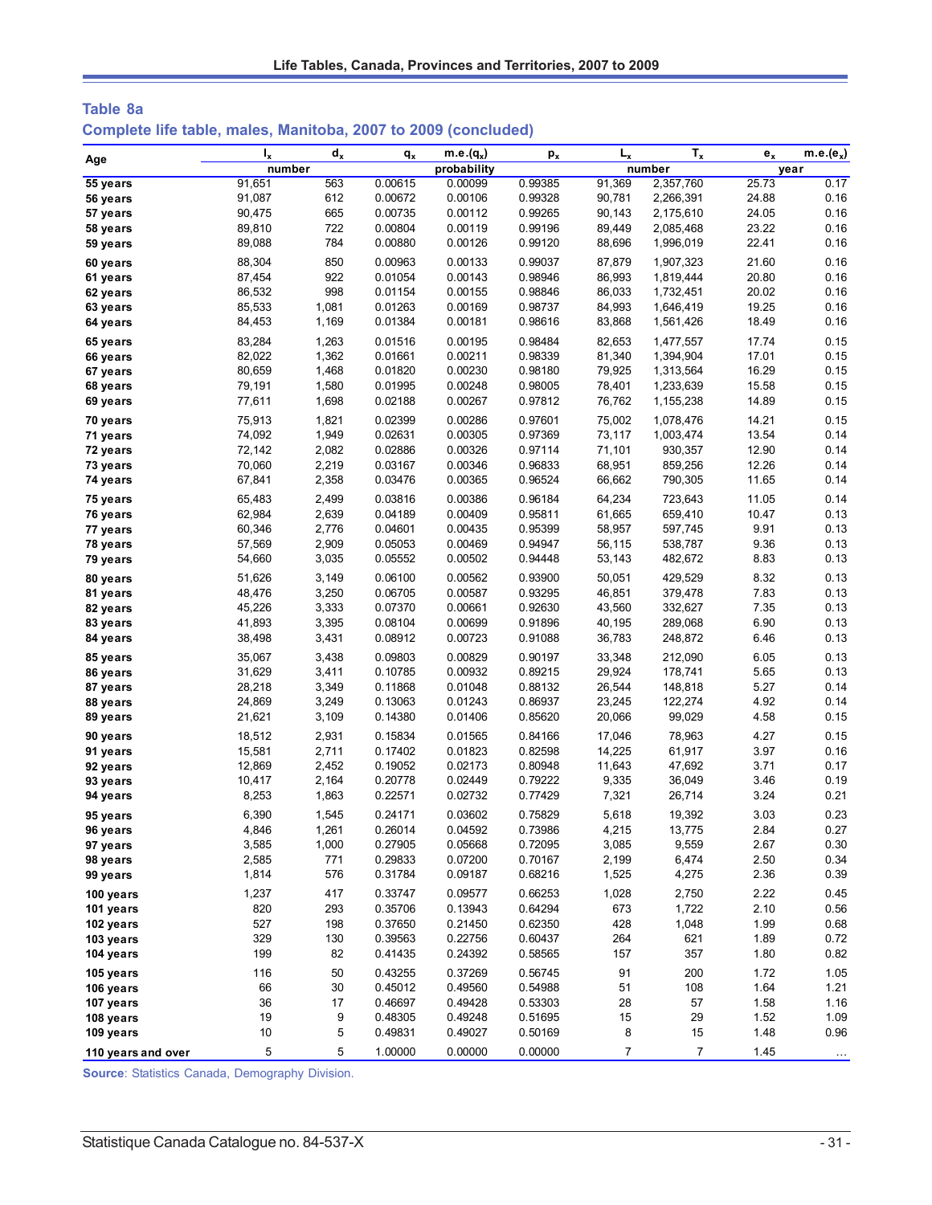## Table 8a

### Complete life table, males, Manitoba, 2007 to 2009 (concluded)

| Age | $l_x$ | $d_x$ | $q_x$ | $m.e.(q_x)$ | $p_x$ | $L_x$ | $T_x$ | $e_x$ | $m.e.(e_x)$ |
|---|---|---|---|---|---|---|---|---|---|
| | number | | probability | | | number | | year | |
| 55 years | 91,651 | 563 | 0.00615 | 0.00099 | 0.99385 | 91,369 | 2,357,760 | 25.73 | 0.17 |
| 56 years | 91,087 | 612 | 0.00672 | 0.00106 | 0.99328 | 90,781 | 2,266,391 | 24.88 | 0.16 |
| 57 years | 90,475 | 665 | 0.00735 | 0.00112 | 0.99265 | 90,143 | 2,175,610 | 24.05 | 0.16 |
| 58 years | 89,810 | 722 | 0.00804 | 0.00119 | 0.99196 | 89,449 | 2,085,468 | 23.22 | 0.16 |
| 59 years | 89,088 | 784 | 0.00880 | 0.00126 | 0.99120 | 88,696 | 1,996,019 | 22.41 | 0.16 |
| 60 years | 88,304 | 850 | 0.00963 | 0.00133 | 0.99037 | 87,879 | 1,907,323 | 21.60 | 0.16 |
| 61 years | 87,454 | 922 | 0.01054 | 0.00143 | 0.98946 | 86,993 | 1,819,444 | 20.80 | 0.16 |
| 62 years | 86,532 | 998 | 0.01154 | 0.00155 | 0.98846 | 86,033 | 1,732,451 | 20.02 | 0.16 |
| 63 years | 85,533 | 1,081 | 0.01263 | 0.00169 | 0.98737 | 84,993 | 1,646,419 | 19.25 | 0.16 |
| 64 years | 84,453 | 1,169 | 0.01384 | 0.00181 | 0.98616 | 83,868 | 1,561,426 | 18.49 | 0.16 |
| 65 years | 83,284 | 1,263 | 0.01516 | 0.00195 | 0.98484 | 82,653 | 1,477,557 | 17.74 | 0.15 |
| 66 years | 82,022 | 1,362 | 0.01661 | 0.00211 | 0.98339 | 81,340 | 1,394,904 | 17.01 | 0.15 |
| 67 years | 80,659 | 1,468 | 0.01820 | 0.00230 | 0.98180 | 79,925 | 1,313,564 | 16.29 | 0.15 |
| 68 years | 79,191 | 1,580 | 0.01995 | 0.00248 | 0.98005 | 78,401 | 1,233,639 | 15.58 | 0.15 |
| 69 years | 77,611 | 1,698 | 0.02188 | 0.00267 | 0.97812 | 76,762 | 1,155,238 | 14.89 | 0.15 |
| 70 years | 75,913 | 1,821 | 0.02399 | 0.00286 | 0.97601 | 75,002 | 1,078,476 | 14.21 | 0.15 |
| 71 years | 74,092 | 1,949 | 0.02631 | 0.00305 | 0.97369 | 73,117 | 1,003,474 | 13.54 | 0.14 |
| 72 years | 72,142 | 2,082 | 0.02886 | 0.00326 | 0.97114 | 71,101 | 930,357 | 12.90 | 0.14 |
| 73 years | 70,060 | 2,219 | 0.03167 | 0.00346 | 0.96833 | 68,951 | 859,256 | 12.26 | 0.14 |
| 74 years | 67,841 | 2,358 | 0.03476 | 0.00365 | 0.96524 | 66,662 | 790,305 | 11.65 | 0.14 |
| 75 years | 65,483 | 2,499 | 0.03816 | 0.00386 | 0.96184 | 64,234 | 723,643 | 11.05 | 0.14 |
| 76 years | 62,984 | 2,639 | 0.04189 | 0.00409 | 0.95811 | 61,665 | 659,410 | 10.47 | 0.13 |
| 77 years | 60,346 | 2,776 | 0.04601 | 0.00435 | 0.95399 | 58,957 | 597,745 | 9.91 | 0.13 |
| 78 years | 57,569 | 2,909 | 0.05053 | 0.00469 | 0.94947 | 56,115 | 538,787 | 9.36 | 0.13 |
| 79 years | 54,660 | 3,035 | 0.05552 | 0.00502 | 0.94448 | 53,143 | 482,672 | 8.83 | 0.13 |
| 80 years | 51,626 | 3,149 | 0.06100 | 0.00562 | 0.93900 | 50,051 | 429,529 | 8.32 | 0.13 |
| 81 years | 48,476 | 3,250 | 0.06705 | 0.00587 | 0.93295 | 46,851 | 379,478 | 7.83 | 0.13 |
| 82 years | 45,226 | 3,333 | 0.07370 | 0.00661 | 0.92630 | 43,560 | 332,627 | 7.35 | 0.13 |
| 83 years | 41,893 | 3,395 | 0.08104 | 0.00699 | 0.91896 | 40,195 | 289,068 | 6.90 | 0.13 |
| 84 years | 38,498 | 3,431 | 0.08912 | 0.00723 | 0.91088 | 36,783 | 248,872 | 6.46 | 0.13 |
| 85 years | 35,067 | 3,438 | 0.09803 | 0.00829 | 0.90197 | 33,348 | 212,090 | 6.05 | 0.13 |
| 86 years | 31,629 | 3,411 | 0.10785 | 0.00932 | 0.89215 | 29,924 | 178,741 | 5.65 | 0.13 |
| 87 years | 28,218 | 3,349 | 0.11868 | 0.01048 | 0.88132 | 26,544 | 148,818 | 5.27 | 0.14 |
| 88 years | 24,869 | 3,249 | 0.13063 | 0.01243 | 0.86937 | 23,245 | 122,274 | 4.92 | 0.14 |
| 89 years | 21,621 | 3,109 | 0.14380 | 0.01406 | 0.85620 | 20,066 | 99,029 | 4.58 | 0.15 |
| 90 years | 18,512 | 2,931 | 0.15834 | 0.01565 | 0.84166 | 17,046 | 78,963 | 4.27 | 0.15 |
| 91 years | 15,581 | 2,711 | 0.17402 | 0.01823 | 0.82598 | 14,225 | 61,917 | 3.97 | 0.16 |
| 92 years | 12,869 | 2,452 | 0.19052 | 0.02173 | 0.80948 | 11,643 | 47,692 | 3.71 | 0.17 |
| 93 years | 10,417 | 2,164 | 0.20778 | 0.02449 | 0.79222 | 9,335 | 36,049 | 3.46 | 0.19 |
| 94 years | 8,253 | 1,863 | 0.22571 | 0.02732 | 0.77429 | 7,321 | 26,714 | 3.24 | 0.21 |
| 95 years | 6,390 | 1,545 | 0.24171 | 0.03602 | 0.75829 | 5,618 | 19,392 | 3.03 | 0.23 |
| 96 years | 4,846 | 1,261 | 0.26014 | 0.04592 | 0.73986 | 4,215 | 13,775 | 2.84 | 0.27 |
| 97 years | 3,585 | 1,000 | 0.27905 | 0.05668 | 0.72095 | 3,085 | 9,559 | 2.67 | 0.30 |
| 98 years | 2,585 | 771 | 0.29833 | 0.07200 | 0.70167 | 2,199 | 6,474 | 2.50 | 0.34 |
| 99 years | 1,814 | 576 | 0.31784 | 0.09187 | 0.68216 | 1,525 | 4,275 | 2.36 | 0.39 |
| 100 years | 1,237 | 417 | 0.33747 | 0.09577 | 0.66253 | 1,028 | 2,750 | 2.22 | 0.45 |
| 101 years | 820 | 293 | 0.35706 | 0.13943 | 0.64294 | 673 | 1,722 | 2.10 | 0.56 |
| 102 years | 527 | 198 | 0.37650 | 0.21450 | 0.62350 | 428 | 1,048 | 1.99 | 0.68 |
| 103 years | 329 | 130 | 0.39563 | 0.22756 | 0.60437 | 264 | 621 | 1.89 | 0.72 |
| 104 years | 199 | 82 | 0.41435 | 0.24392 | 0.58565 | 157 | 357 | 1.80 | 0.82 |
| 105 years | 116 | 50 | 0.43255 | 0.37269 | 0.56745 | 91 | 200 | 1.72 | 1.05 |
| 106 years | 66 | 30 | 0.45012 | 0.49560 | 0.54988 | 51 | 108 | 1.64 | 1.21 |
| 107 years | 36 | 17 | 0.46697 | 0.49428 | 0.53303 | 28 | 57 | 1.58 | 1.16 |
| 108 years | 19 | 9 | 0.48305 | 0.49248 | 0.51695 | 15 | 29 | 1.52 | 1.09 |
| 109 years | 10 | 5 | 0.49831 | 0.49027 | 0.50169 | 8 | 15 | 1.48 | 0.96 |
| 110 years and over | 5 | 5 | 1.00000 | 0.00000 | 0.00000 | 7 | 7 | 1.45 | ... |

**Source**: Statistics Canada, Demography Division.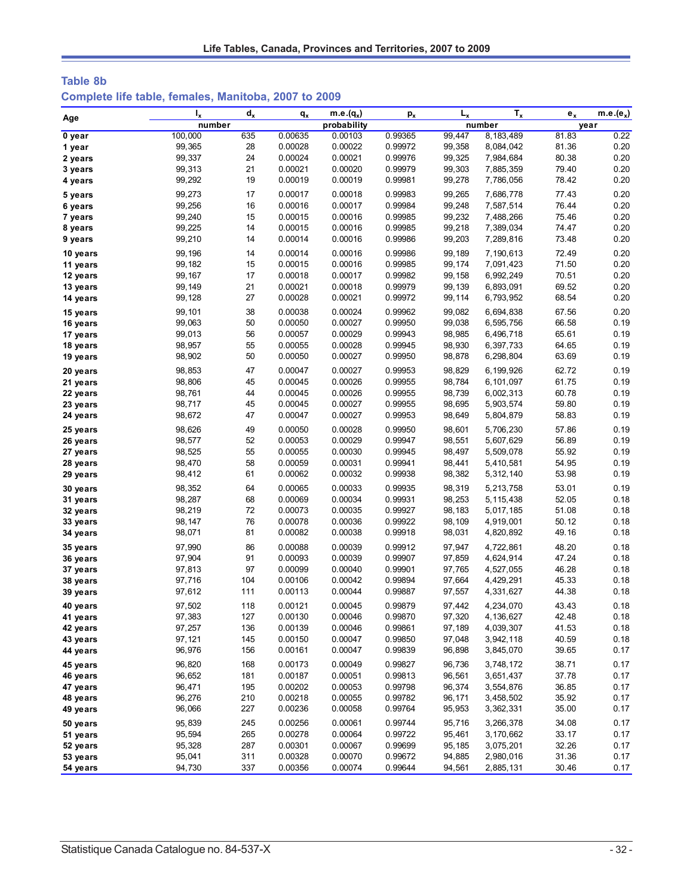## Table 8b

## Complete life table, females, Manitoba, 2007 to 2009

| Age | $l_x$ | $d_x$ | $q_x$ | m.e.($q_x$) | $p_x$ | $L_x$ | $T_x$ | $e_x$ | m.e.($e_x$) |
|---|---|---|---|---|---|---|---|---|---|
| | number | | probability | | | number | | year | |
| 0 year | 100,000 | 635 | 0.00635 | 0.00103 | 0.99365 | 99,447 | 8,183,489 | 81.83 | 0.22 |
| 1 year | 99,365 | 28 | 0.00028 | 0.00022 | 0.99972 | 99,358 | 8,084,042 | 81.36 | 0.20 |
| 2 years | 99,337 | 24 | 0.00024 | 0.00021 | 0.99976 | 99,325 | 7,984,684 | 80.38 | 0.20 |
| 3 years | 99,313 | 21 | 0.00021 | 0.00020 | 0.99979 | 99,303 | 7,885,359 | 79.40 | 0.20 |
| 4 years | 99,292 | 19 | 0.00019 | 0.00019 | 0.99981 | 99,278 | 7,786,056 | 78.42 | 0.20 |
| 5 years | 99,273 | 17 | 0.00017 | 0.00018 | 0.99983 | 99,265 | 7,686,778 | 77.43 | 0.20 |
| 6 years | 99,256 | 16 | 0.00016 | 0.00017 | 0.99984 | 99,248 | 7,587,514 | 76.44 | 0.20 |
| 7 years | 99,240 | 15 | 0.00015 | 0.00016 | 0.99985 | 99,232 | 7,488,266 | 75.46 | 0.20 |
| 8 years | 99,225 | 14 | 0.00015 | 0.00016 | 0.99985 | 99,218 | 7,389,034 | 74.47 | 0.20 |
| 9 years | 99,210 | 14 | 0.00014 | 0.00016 | 0.99986 | 99,203 | 7,289,816 | 73.48 | 0.20 |
| 10 years | 99,196 | 14 | 0.00014 | 0.00016 | 0.99986 | 99,189 | 7,190,613 | 72.49 | 0.20 |
| 11 years | 99,182 | 15 | 0.00015 | 0.00016 | 0.99985 | 99,174 | 7,091,423 | 71.50 | 0.20 |
| 12 years | 99,167 | 17 | 0.00018 | 0.00017 | 0.99982 | 99,158 | 6,992,249 | 70.51 | 0.20 |
| 13 years | 99,149 | 21 | 0.00021 | 0.00018 | 0.99979 | 99,139 | 6,893,091 | 69.52 | 0.20 |
| 14 years | 99,128 | 27 | 0.00028 | 0.00021 | 0.99972 | 99,114 | 6,793,952 | 68.54 | 0.20 |
| 15 years | 99,101 | 38 | 0.00038 | 0.00024 | 0.99962 | 99,082 | 6,694,838 | 67.56 | 0.20 |
| 16 years | 99,063 | 50 | 0.00050 | 0.00027 | 0.99950 | 99,038 | 6,595,756 | 66.58 | 0.19 |
| 17 years | 99,013 | 56 | 0.00057 | 0.00029 | 0.99943 | 98,985 | 6,496,718 | 65.61 | 0.19 |
| 18 years | 98,957 | 55 | 0.00055 | 0.00028 | 0.99945 | 98,930 | 6,397,733 | 64.65 | 0.19 |
| 19 years | 98,902 | 50 | 0.00050 | 0.00027 | 0.99950 | 98,878 | 6,298,804 | 63.69 | 0.19 |
| 20 years | 98,853 | 47 | 0.00047 | 0.00027 | 0.99953 | 98,829 | 6,199,926 | 62.72 | 0.19 |
| 21 years | 98,806 | 45 | 0.00045 | 0.00026 | 0.99955 | 98,784 | 6,101,097 | 61.75 | 0.19 |
| 22 years | 98,761 | 44 | 0.00045 | 0.00026 | 0.99955 | 98,739 | 6,002,313 | 60.78 | 0.19 |
| 23 years | 98,717 | 45 | 0.00045 | 0.00027 | 0.99955 | 98,695 | 5,903,574 | 59.80 | 0.19 |
| 24 years | 98,672 | 47 | 0.00047 | 0.00027 | 0.99953 | 98,649 | 5,804,879 | 58.83 | 0.19 |
| 25 years | 98,626 | 49 | 0.00050 | 0.00028 | 0.99950 | 98,601 | 5,706,230 | 57.86 | 0.19 |
| 26 years | 98,577 | 52 | 0.00053 | 0.00029 | 0.99947 | 98,551 | 5,607,629 | 56.89 | 0.19 |
| 27 years | 98,525 | 55 | 0.00055 | 0.00030 | 0.99945 | 98,497 | 5,509,078 | 55.92 | 0.19 |
| 28 years | 98,470 | 58 | 0.00059 | 0.00031 | 0.99941 | 98,441 | 5,410,581 | 54.95 | 0.19 |
| 29 years | 98,412 | 61 | 0.00062 | 0.00032 | 0.99938 | 98,382 | 5,312,140 | 53.98 | 0.19 |
| 30 years | 98,352 | 64 | 0.00065 | 0.00033 | 0.99935 | 98,319 | 5,213,758 | 53.01 | 0.19 |
| 31 years | 98,287 | 68 | 0.00069 | 0.00034 | 0.99931 | 98,253 | 5,115,438 | 52.05 | 0.18 |
| 32 years | 98,219 | 72 | 0.00073 | 0.00035 | 0.99927 | 98,183 | 5,017,185 | 51.08 | 0.18 |
| 33 years | 98,147 | 76 | 0.00078 | 0.00036 | 0.99922 | 98,109 | 4,919,001 | 50.12 | 0.18 |
| 34 years | 98,071 | 81 | 0.00082 | 0.00038 | 0.99918 | 98,031 | 4,820,892 | 49.16 | 0.18 |
| 35 years | 97,990 | 86 | 0.00088 | 0.00039 | 0.99912 | 97,947 | 4,722,861 | 48.20 | 0.18 |
| 36 years | 97,904 | 91 | 0.00093 | 0.00039 | 0.99907 | 97,859 | 4,624,914 | 47.24 | 0.18 |
| 37 years | 97,813 | 97 | 0.00099 | 0.00040 | 0.99901 | 97,765 | 4,527,055 | 46.28 | 0.18 |
| 38 years | 97,716 | 104 | 0.00106 | 0.00042 | 0.99894 | 97,664 | 4,429,291 | 45.33 | 0.18 |
| 39 years | 97,612 | 111 | 0.00113 | 0.00044 | 0.99887 | 97,557 | 4,331,627 | 44.38 | 0.18 |
| 40 years | 97,502 | 118 | 0.00121 | 0.00045 | 0.99879 | 97,442 | 4,234,070 | 43.43 | 0.18 |
| 41 years | 97,383 | 127 | 0.00130 | 0.00046 | 0.99870 | 97,320 | 4,136,627 | 42.48 | 0.18 |
| 42 years | 97,257 | 136 | 0.00139 | 0.00046 | 0.99861 | 97,189 | 4,039,307 | 41.53 | 0.18 |
| 43 years | 97,121 | 145 | 0.00150 | 0.00047 | 0.99850 | 97,048 | 3,942,118 | 40.59 | 0.18 |
| 44 years | 96,976 | 156 | 0.00161 | 0.00047 | 0.99839 | 96,898 | 3,845,070 | 39.65 | 0.17 |
| 45 years | 96,820 | 168 | 0.00173 | 0.00049 | 0.99827 | 96,736 | 3,748,172 | 38.71 | 0.17 |
| 46 years | 96,652 | 181 | 0.00187 | 0.00051 | 0.99813 | 96,561 | 3,651,437 | 37.78 | 0.17 |
| 47 years | 96,471 | 195 | 0.00202 | 0.00053 | 0.99798 | 96,374 | 3,554,876 | 36.85 | 0.17 |
| 48 years | 96,276 | 210 | 0.00218 | 0.00055 | 0.99782 | 96,171 | 3,458,502 | 35.92 | 0.17 |
| 49 years | 96,066 | 227 | 0.00236 | 0.00058 | 0.99764 | 95,953 | 3,362,331 | 35.00 | 0.17 |
| 50 years | 95,839 | 245 | 0.00256 | 0.00061 | 0.99744 | 95,716 | 3,266,378 | 34.08 | 0.17 |
| 51 years | 95,594 | 265 | 0.00278 | 0.00064 | 0.99722 | 95,461 | 3,170,662 | 33.17 | 0.17 |
| 52 years | 95,328 | 287 | 0.00301 | 0.00067 | 0.99699 | 95,185 | 3,075,201 | 32.26 | 0.17 |
| 53 years | 95,041 | 311 | 0.00328 | 0.00070 | 0.99672 | 94,885 | 2,980,016 | 31.36 | 0.17 |
| 54 years | 94,730 | 337 | 0.00356 | 0.00074 | 0.99644 | 94,561 | 2,885,131 | 30.46 | 0.17 |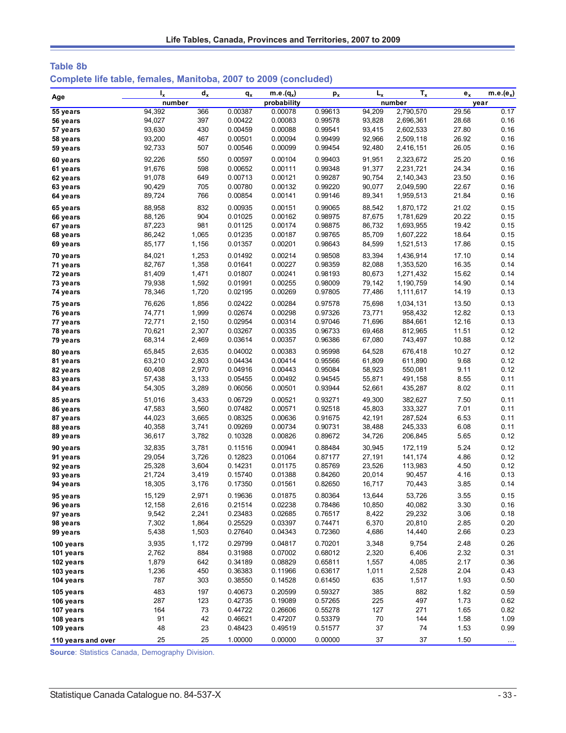## Table 8b

### Complete life table, females, Manitoba, 2007 to 2009 (concluded)

| Age | $l_x$ | $d_x$ | $q_x$ | m.e.($q_x$) | $p_x$ | $L_x$ | $T_x$ | $e_x$ | m.e.($e_x$) |
|---|---|---|---|---|---|---|---|---|---|
| | number | | probability | | | number | | year | |
| 55 years | 94,392 | 366 | 0.00387 | 0.00078 | 0.99613 | 94,209 | 2,790,570 | 29.56 | 0.17 |
| 56 years | 94,027 | 397 | 0.00422 | 0.00083 | 0.99578 | 93,828 | 2,696,361 | 28.68 | 0.16 |
| 57 years | 93,630 | 430 | 0.00459 | 0.00088 | 0.99541 | 93,415 | 2,602,533 | 27.80 | 0.16 |
| 58 years | 93,200 | 467 | 0.00501 | 0.00094 | 0.99499 | 92,966 | 2,509,118 | 26.92 | 0.16 |
| 59 years | 92,733 | 507 | 0.00546 | 0.00099 | 0.99454 | 92,480 | 2,416,151 | 26.05 | 0.16 |
| 60 years | 92,226 | 550 | 0.00597 | 0.00104 | 0.99403 | 91,951 | 2,323,672 | 25.20 | 0.16 |
| 61 years | 91,676 | 598 | 0.00652 | 0.00111 | 0.99348 | 91,377 | 2,231,721 | 24.34 | 0.16 |
| 62 years | 91,078 | 649 | 0.00713 | 0.00121 | 0.99287 | 90,754 | 2,140,343 | 23.50 | 0.16 |
| 63 years | 90,429 | 705 | 0.00780 | 0.00132 | 0.99220 | 90,077 | 2,049,590 | 22.67 | 0.16 |
| 64 years | 89,724 | 766 | 0.00854 | 0.00141 | 0.99146 | 89,341 | 1,959,513 | 21.84 | 0.16 |
| 65 years | 88,958 | 832 | 0.00935 | 0.00151 | 0.99065 | 88,542 | 1,870,172 | 21.02 | 0.15 |
| 66 years | 88,126 | 904 | 0.01025 | 0.00162 | 0.98975 | 87,675 | 1,781,629 | 20.22 | 0.15 |
| 67 years | 87,223 | 981 | 0.01125 | 0.00174 | 0.98875 | 86,732 | 1,693,955 | 19.42 | 0.15 |
| 68 years | 86,242 | 1,065 | 0.01235 | 0.00187 | 0.98765 | 85,709 | 1,607,222 | 18.64 | 0.15 |
| 69 years | 85,177 | 1,156 | 0.01357 | 0.00201 | 0.98643 | 84,599 | 1,521,513 | 17.86 | 0.15 |
| 70 years | 84,021 | 1,253 | 0.01492 | 0.00214 | 0.98508 | 83,394 | 1,436,914 | 17.10 | 0.14 |
| 71 years | 82,767 | 1,358 | 0.01641 | 0.00227 | 0.98359 | 82,088 | 1,353,520 | 16.35 | 0.14 |
| 72 years | 81,409 | 1,471 | 0.01807 | 0.00241 | 0.98193 | 80,673 | 1,271,432 | 15.62 | 0.14 |
| 73 years | 79,938 | 1,592 | 0.01991 | 0.00255 | 0.98009 | 79,142 | 1,190,759 | 14.90 | 0.14 |
| 74 years | 78,346 | 1,720 | 0.02195 | 0.00269 | 0.97805 | 77,486 | 1,111,617 | 14.19 | 0.13 |
| 75 years | 76,626 | 1,856 | 0.02422 | 0.00284 | 0.97578 | 75,698 | 1,034,131 | 13.50 | 0.13 |
| 76 years | 74,771 | 1,999 | 0.02674 | 0.00298 | 0.97326 | 73,771 | 958,432 | 12.82 | 0.13 |
| 77 years | 72,771 | 2,150 | 0.02954 | 0.00314 | 0.97046 | 71,696 | 884,661 | 12.16 | 0.13 |
| 78 years | 70,621 | 2,307 | 0.03267 | 0.00335 | 0.96733 | 69,468 | 812,965 | 11.51 | 0.12 |
| 79 years | 68,314 | 2,469 | 0.03614 | 0.00357 | 0.96386 | 67,080 | 743,497 | 10.88 | 0.12 |
| 80 years | 65,845 | 2,635 | 0.04002 | 0.00383 | 0.95998 | 64,528 | 676,418 | 10.27 | 0.12 |
| 81 years | 63,210 | 2,803 | 0.04434 | 0.00414 | 0.95566 | 61,809 | 611,890 | 9.68 | 0.12 |
| 82 years | 60,408 | 2,970 | 0.04916 | 0.00443 | 0.95084 | 58,923 | 550,081 | 9.11 | 0.12 |
| 83 years | 57,438 | 3,133 | 0.05455 | 0.00492 | 0.94545 | 55,871 | 491,158 | 8.55 | 0.11 |
| 84 years | 54,305 | 3,289 | 0.06056 | 0.00501 | 0.93944 | 52,661 | 435,287 | 8.02 | 0.11 |
| 85 years | 51,016 | 3,433 | 0.06729 | 0.00521 | 0.93271 | 49,300 | 382,627 | 7.50 | 0.11 |
| 86 years | 47,583 | 3,560 | 0.07482 | 0.00571 | 0.92518 | 45,803 | 333,327 | 7.01 | 0.11 |
| 87 years | 44,023 | 3,665 | 0.08325 | 0.00636 | 0.91675 | 42,191 | 287,524 | 6.53 | 0.11 |
| 88 years | 40,358 | 3,741 | 0.09269 | 0.00734 | 0.90731 | 38,488 | 245,333 | 6.08 | 0.11 |
| 89 years | 36,617 | 3,782 | 0.10328 | 0.00826 | 0.89672 | 34,726 | 206,845 | 5.65 | 0.12 |
| 90 years | 32,835 | 3,781 | 0.11516 | 0.00941 | 0.88484 | 30,945 | 172,119 | 5.24 | 0.12 |
| 91 years | 29,054 | 3,726 | 0.12823 | 0.01064 | 0.87177 | 27,191 | 141,174 | 4.86 | 0.12 |
| 92 years | 25,328 | 3,604 | 0.14231 | 0.01175 | 0.85769 | 23,526 | 113,983 | 4.50 | 0.12 |
| 93 years | 21,724 | 3,419 | 0.15740 | 0.01388 | 0.84260 | 20,014 | 90,457 | 4.16 | 0.13 |
| 94 years | 18,305 | 3,176 | 0.17350 | 0.01561 | 0.82650 | 16,717 | 70,443 | 3.85 | 0.14 |
| 95 years | 15,129 | 2,971 | 0.19636 | 0.01875 | 0.80364 | 13,644 | 53,726 | 3.55 | 0.15 |
| 96 years | 12,158 | 2,616 | 0.21514 | 0.02238 | 0.78486 | 10,850 | 40,082 | 3.30 | 0.16 |
| 97 years | 9,542 | 2,241 | 0.23483 | 0.02685 | 0.76517 | 8,422 | 29,232 | 3.06 | 0.18 |
| 98 years | 7,302 | 1,864 | 0.25529 | 0.03397 | 0.74471 | 6,370 | 20,810 | 2.85 | 0.20 |
| 99 years | 5,438 | 1,503 | 0.27640 | 0.04343 | 0.72360 | 4,686 | 14,440 | 2.66 | 0.23 |
| 100 years | 3,935 | 1,172 | 0.29799 | 0.04817 | 0.70201 | 3,348 | 9,754 | 2.48 | 0.26 |
| 101 years | 2,762 | 884 | 0.31988 | 0.07002 | 0.68012 | 2,320 | 6,406 | 2.32 | 0.31 |
| 102 years | 1,879 | 642 | 0.34189 | 0.08829 | 0.65811 | 1,557 | 4,085 | 2.17 | 0.36 |
| 103 years | 1,236 | 450 | 0.36383 | 0.11966 | 0.63617 | 1,011 | 2,528 | 2.04 | 0.43 |
| 104 years | 787 | 303 | 0.38550 | 0.14528 | 0.61450 | 635 | 1,517 | 1.93 | 0.50 |
| 105 years | 483 | 197 | 0.40673 | 0.20599 | 0.59327 | 385 | 882 | 1.82 | 0.59 |
| 106 years | 287 | 123 | 0.42735 | 0.19089 | 0.57265 | 225 | 497 | 1.73 | 0.62 |
| 107 years | 164 | 73 | 0.44722 | 0.26606 | 0.55278 | 127 | 271 | 1.65 | 0.82 |
| 108 years | 91 | 42 | 0.46621 | 0.47207 | 0.53379 | 70 | 144 | 1.58 | 1.09 |
| 109 years | 48 | 23 | 0.48423 | 0.49519 | 0.51577 | 37 | 74 | 1.53 | 0.99 |
| 110 years and over | 25 | 25 | 1.00000 | 0.00000 | 0.00000 | 37 | 37 | 1.50 | ... |

**Source**: Statistics Canada, Demography Division.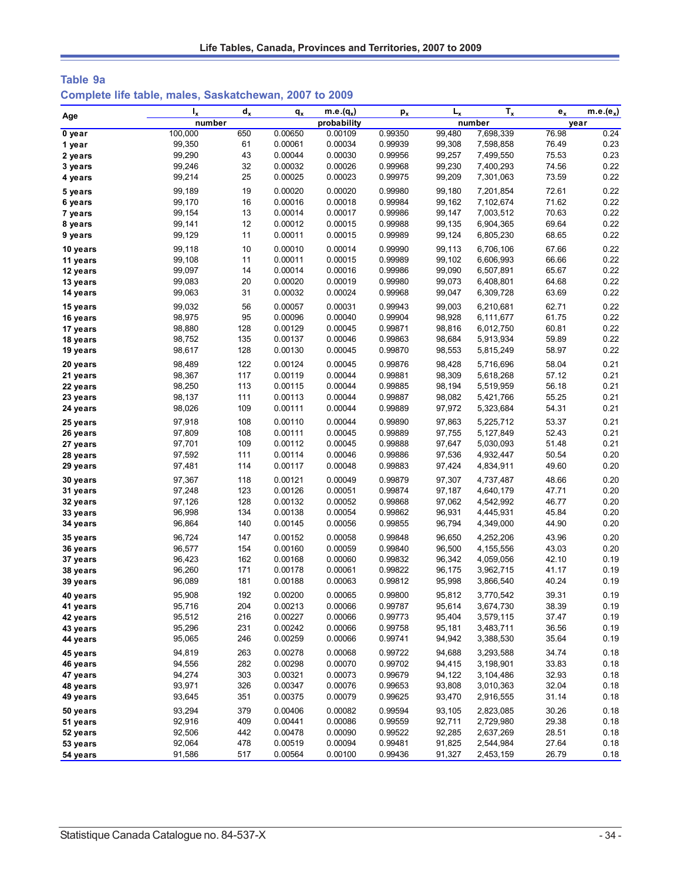## Table 9a

### Complete life table, males, Saskatchewan, 2007 to 2009

| Age | $l_x$ | $d_x$ | $q_x$ | m.e.($q_x$) | $p_x$ | $L_x$ | $T_x$ | $e_x$ | m.e.($e_x$) |
|---|---|---|---|---|---|---|---|---|---|
| | number | | probability | | | number | | year | |
| 0 year | 100,000 | 650 | 0.00650 | 0.00109 | 0.99350 | 99,480 | 7,698,339 | 76.98 | 0.24 |
| 1 year | 99,350 | 61 | 0.00061 | 0.00034 | 0.99939 | 99,308 | 7,598,858 | 76.49 | 0.23 |
| 2 years | 99,290 | 43 | 0.00044 | 0.00030 | 0.99956 | 99,257 | 7,499,550 | 75.53 | 0.23 |
| 3 years | 99,246 | 32 | 0.00032 | 0.00026 | 0.99968 | 99,230 | 7,400,293 | 74.56 | 0.22 |
| 4 years | 99,214 | 25 | 0.00025 | 0.00023 | 0.99975 | 99,209 | 7,301,063 | 73.59 | 0.22 |
| 5 years | 99,189 | 19 | 0.00020 | 0.00020 | 0.99980 | 99,180 | 7,201,854 | 72.61 | 0.22 |
| 6 years | 99,170 | 16 | 0.00016 | 0.00018 | 0.99984 | 99,162 | 7,102,674 | 71.62 | 0.22 |
| 7 years | 99,154 | 13 | 0.00014 | 0.00017 | 0.99986 | 99,147 | 7,003,512 | 70.63 | 0.22 |
| 8 years | 99,141 | 12 | 0.00012 | 0.00015 | 0.99988 | 99,135 | 6,904,365 | 69.64 | 0.22 |
| 9 years | 99,129 | 11 | 0.00011 | 0.00015 | 0.99989 | 99,124 | 6,805,230 | 68.65 | 0.22 |
| 10 years | 99,118 | 10 | 0.00010 | 0.00014 | 0.99990 | 99,113 | 6,706,106 | 67.66 | 0.22 |
| 11 years | 99,108 | 11 | 0.00011 | 0.00015 | 0.99989 | 99,102 | 6,606,993 | 66.66 | 0.22 |
| 12 years | 99,097 | 14 | 0.00014 | 0.00016 | 0.99986 | 99,090 | 6,507,891 | 65.67 | 0.22 |
| 13 years | 99,083 | 20 | 0.00020 | 0.00019 | 0.99980 | 99,073 | 6,408,801 | 64.68 | 0.22 |
| 14 years | 99,063 | 31 | 0.00032 | 0.00024 | 0.99968 | 99,047 | 6,309,728 | 63.69 | 0.22 |
| 15 years | 99,032 | 56 | 0.00057 | 0.00031 | 0.99943 | 99,003 | 6,210,681 | 62.71 | 0.22 |
| 16 years | 98,975 | 95 | 0.00096 | 0.00040 | 0.99904 | 98,928 | 6,111,677 | 61.75 | 0.22 |
| 17 years | 98,880 | 128 | 0.00129 | 0.00045 | 0.99871 | 98,816 | 6,012,750 | 60.81 | 0.22 |
| 18 years | 98,752 | 135 | 0.00137 | 0.00046 | 0.99863 | 98,684 | 5,913,934 | 59.89 | 0.22 |
| 19 years | 98,617 | 128 | 0.00130 | 0.00045 | 0.99870 | 98,553 | 5,815,249 | 58.97 | 0.22 |
| 20 years | 98,489 | 122 | 0.00124 | 0.00045 | 0.99876 | 98,428 | 5,716,696 | 58.04 | 0.21 |
| 21 years | 98,367 | 117 | 0.00119 | 0.00044 | 0.99881 | 98,309 | 5,618,268 | 57.12 | 0.21 |
| 22 years | 98,250 | 113 | 0.00115 | 0.00044 | 0.99885 | 98,194 | 5,519,959 | 56.18 | 0.21 |
| 23 years | 98,137 | 111 | 0.00113 | 0.00044 | 0.99887 | 98,082 | 5,421,766 | 55.25 | 0.21 |
| 24 years | 98,026 | 109 | 0.00111 | 0.00044 | 0.99889 | 97,972 | 5,323,684 | 54.31 | 0.21 |
| 25 years | 97,918 | 108 | 0.00110 | 0.00044 | 0.99890 | 97,863 | 5,225,712 | 53.37 | 0.21 |
| 26 years | 97,809 | 108 | 0.00111 | 0.00045 | 0.99889 | 97,755 | 5,127,849 | 52.43 | 0.21 |
| 27 years | 97,701 | 109 | 0.00112 | 0.00045 | 0.99888 | 97,647 | 5,030,093 | 51.48 | 0.21 |
| 28 years | 97,592 | 111 | 0.00114 | 0.00046 | 0.99886 | 97,536 | 4,932,447 | 50.54 | 0.20 |
| 29 years | 97,481 | 114 | 0.00117 | 0.00048 | 0.99883 | 97,424 | 4,834,911 | 49.60 | 0.20 |
| 30 years | 97,367 | 118 | 0.00121 | 0.00049 | 0.99879 | 97,307 | 4,737,487 | 48.66 | 0.20 |
| 31 years | 97,248 | 123 | 0.00126 | 0.00051 | 0.99874 | 97,187 | 4,640,179 | 47.71 | 0.20 |
| 32 years | 97,126 | 128 | 0.00132 | 0.00052 | 0.99868 | 97,062 | 4,542,992 | 46.77 | 0.20 |
| 33 years | 96,998 | 134 | 0.00138 | 0.00054 | 0.99862 | 96,931 | 4,445,931 | 45.84 | 0.20 |
| 34 years | 96,864 | 140 | 0.00145 | 0.00056 | 0.99855 | 96,794 | 4,349,000 | 44.90 | 0.20 |
| 35 years | 96,724 | 147 | 0.00152 | 0.00058 | 0.99848 | 96,650 | 4,252,206 | 43.96 | 0.20 |
| 36 years | 96,577 | 154 | 0.00160 | 0.00059 | 0.99840 | 96,500 | 4,155,556 | 43.03 | 0.20 |
| 37 years | 96,423 | 162 | 0.00168 | 0.00060 | 0.99832 | 96,342 | 4,059,056 | 42.10 | 0.19 |
| 38 years | 96,260 | 171 | 0.00178 | 0.00061 | 0.99822 | 96,175 | 3,962,715 | 41.17 | 0.19 |
| 39 years | 96,089 | 181 | 0.00188 | 0.00063 | 0.99812 | 95,998 | 3,866,540 | 40.24 | 0.19 |
| 40 years | 95,908 | 192 | 0.00200 | 0.00065 | 0.99800 | 95,812 | 3,770,542 | 39.31 | 0.19 |
| 41 years | 95,716 | 204 | 0.00213 | 0.00066 | 0.99787 | 95,614 | 3,674,730 | 38.39 | 0.19 |
| 42 years | 95,512 | 216 | 0.00227 | 0.00066 | 0.99773 | 95,404 | 3,579,115 | 37.47 | 0.19 |
| 43 years | 95,296 | 231 | 0.00242 | 0.00066 | 0.99758 | 95,181 | 3,483,711 | 36.56 | 0.19 |
| 44 years | 95,065 | 246 | 0.00259 | 0.00066 | 0.99741 | 94,942 | 3,388,530 | 35.64 | 0.19 |
| 45 years | 94,819 | 263 | 0.00278 | 0.00068 | 0.99722 | 94,688 | 3,293,588 | 34.74 | 0.18 |
| 46 years | 94,556 | 282 | 0.00298 | 0.00070 | 0.99702 | 94,415 | 3,198,901 | 33.83 | 0.18 |
| 47 years | 94,274 | 303 | 0.00321 | 0.00073 | 0.99679 | 94,122 | 3,104,486 | 32.93 | 0.18 |
| 48 years | 93,971 | 326 | 0.00347 | 0.00076 | 0.99653 | 93,808 | 3,010,363 | 32.04 | 0.18 |
| 49 years | 93,645 | 351 | 0.00375 | 0.00079 | 0.99625 | 93,470 | 2,916,555 | 31.14 | 0.18 |
| 50 years | 93,294 | 379 | 0.00406 | 0.00082 | 0.99594 | 93,105 | 2,823,085 | 30.26 | 0.18 |
| 51 years | 92,916 | 409 | 0.00441 | 0.00086 | 0.99559 | 92,711 | 2,729,980 | 29.38 | 0.18 |
| 52 years | 92,506 | 442 | 0.00478 | 0.00090 | 0.99522 | 92,285 | 2,637,269 | 28.51 | 0.18 |
| 53 years | 92,064 | 478 | 0.00519 | 0.00094 | 0.99481 | 91,825 | 2,544,984 | 27.64 | 0.18 |
| 54 years | 91,586 | 517 | 0.00564 | 0.00100 | 0.99436 | 91,327 | 2,453,159 | 26.79 | 0.18 |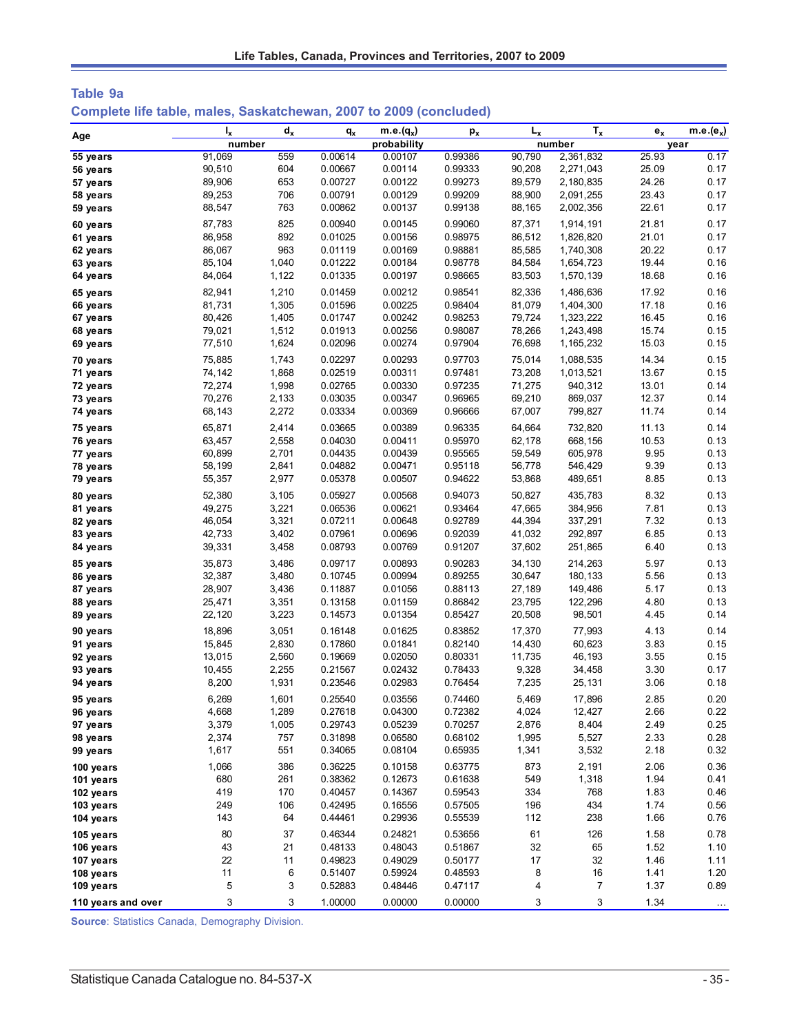## Table 9a

### Complete life table, males, Saskatchewan, 2007 to 2009 (concluded)

| Age | $l_x$ | $d_x$ | $q_x$ | m.e.($q_x$) | $p_x$ | $L_x$ | $T_x$ | $e_x$ | m.e.($e_x$) |
|---|---|---|---|---|---|---|---|---|---|
| | number | | probability | | | number | | year | |
| 55 years | 91,069 | 559 | 0.00614 | 0.00107 | 0.99386 | 90,790 | 2,361,832 | 25.93 | 0.17 |
| 56 years | 90,510 | 604 | 0.00667 | 0.00114 | 0.99333 | 90,208 | 2,271,043 | 25.09 | 0.17 |
| 57 years | 89,906 | 653 | 0.00727 | 0.00122 | 0.99273 | 89,579 | 2,180,835 | 24.26 | 0.17 |
| 58 years | 89,253 | 706 | 0.00791 | 0.00129 | 0.99209 | 88,900 | 2,091,255 | 23.43 | 0.17 |
| 59 years | 88,547 | 763 | 0.00862 | 0.00137 | 0.99138 | 88,165 | 2,002,356 | 22.61 | 0.17 |
| 60 years | 87,783 | 825 | 0.00940 | 0.00145 | 0.99060 | 87,371 | 1,914,191 | 21.81 | 0.17 |
| 61 years | 86,958 | 892 | 0.01025 | 0.00156 | 0.98975 | 86,512 | 1,826,820 | 21.01 | 0.17 |
| 62 years | 86,067 | 963 | 0.01119 | 0.00169 | 0.98881 | 85,585 | 1,740,308 | 20.22 | 0.17 |
| 63 years | 85,104 | 1,040 | 0.01222 | 0.00184 | 0.98778 | 84,584 | 1,654,723 | 19.44 | 0.16 |
| 64 years | 84,064 | 1,122 | 0.01335 | 0.00197 | 0.98665 | 83,503 | 1,570,139 | 18.68 | 0.16 |
| 65 years | 82,941 | 1,210 | 0.01459 | 0.00212 | 0.98541 | 82,336 | 1,486,636 | 17.92 | 0.16 |
| 66 years | 81,731 | 1,305 | 0.01596 | 0.00225 | 0.98404 | 81,079 | 1,404,300 | 17.18 | 0.16 |
| 67 years | 80,426 | 1,405 | 0.01747 | 0.00242 | 0.98253 | 79,724 | 1,323,222 | 16.45 | 0.16 |
| 68 years | 79,021 | 1,512 | 0.01913 | 0.00256 | 0.98087 | 78,266 | 1,243,498 | 15.74 | 0.15 |
| 69 years | 77,510 | 1,624 | 0.02096 | 0.00274 | 0.97904 | 76,698 | 1,165,232 | 15.03 | 0.15 |
| 70 years | 75,885 | 1,743 | 0.02297 | 0.00293 | 0.97703 | 75,014 | 1,088,535 | 14.34 | 0.15 |
| 71 years | 74,142 | 1,868 | 0.02519 | 0.00311 | 0.97481 | 73,208 | 1,013,521 | 13.67 | 0.15 |
| 72 years | 72,274 | 1,998 | 0.02765 | 0.00330 | 0.97235 | 71,275 | 940,312 | 13.01 | 0.14 |
| 73 years | 70,276 | 2,133 | 0.03035 | 0.00347 | 0.96965 | 69,210 | 869,037 | 12.37 | 0.14 |
| 74 years | 68,143 | 2,272 | 0.03334 | 0.00369 | 0.96666 | 67,007 | 799,827 | 11.74 | 0.14 |
| 75 years | 65,871 | 2,414 | 0.03665 | 0.00389 | 0.96335 | 64,664 | 732,820 | 11.13 | 0.14 |
| 76 years | 63,457 | 2,558 | 0.04030 | 0.00411 | 0.95970 | 62,178 | 668,156 | 10.53 | 0.13 |
| 77 years | 60,899 | 2,701 | 0.04435 | 0.00439 | 0.95565 | 59,549 | 605,978 | 9.95 | 0.13 |
| 78 years | 58,199 | 2,841 | 0.04882 | 0.00471 | 0.95118 | 56,778 | 546,429 | 9.39 | 0.13 |
| 79 years | 55,357 | 2,977 | 0.05378 | 0.00507 | 0.94622 | 53,868 | 489,651 | 8.85 | 0.13 |
| 80 years | 52,380 | 3,105 | 0.05927 | 0.00568 | 0.94073 | 50,827 | 435,783 | 8.32 | 0.13 |
| 81 years | 49,275 | 3,221 | 0.06536 | 0.00621 | 0.93464 | 47,665 | 384,956 | 7.81 | 0.13 |
| 82 years | 46,054 | 3,321 | 0.07211 | 0.00648 | 0.92789 | 44,394 | 337,291 | 7.32 | 0.13 |
| 83 years | 42,733 | 3,402 | 0.07961 | 0.00696 | 0.92039 | 41,032 | 292,897 | 6.85 | 0.13 |
| 84 years | 39,331 | 3,458 | 0.08793 | 0.00769 | 0.91207 | 37,602 | 251,865 | 6.40 | 0.13 |
| 85 years | 35,873 | 3,486 | 0.09717 | 0.00893 | 0.90283 | 34,130 | 214,263 | 5.97 | 0.13 |
| 86 years | 32,387 | 3,480 | 0.10745 | 0.00994 | 0.89255 | 30,647 | 180,133 | 5.56 | 0.13 |
| 87 years | 28,907 | 3,436 | 0.11887 | 0.01056 | 0.88113 | 27,189 | 149,486 | 5.17 | 0.13 |
| 88 years | 25,471 | 3,351 | 0.13158 | 0.01159 | 0.86842 | 23,795 | 122,296 | 4.80 | 0.13 |
| 89 years | 22,120 | 3,223 | 0.14573 | 0.01354 | 0.85427 | 20,508 | 98,501 | 4.45 | 0.14 |
| 90 years | 18,896 | 3,051 | 0.16148 | 0.01625 | 0.83852 | 17,370 | 77,993 | 4.13 | 0.14 |
| 91 years | 15,845 | 2,830 | 0.17860 | 0.01841 | 0.82140 | 14,430 | 60,623 | 3.83 | 0.15 |
| 92 years | 13,015 | 2,560 | 0.19669 | 0.02050 | 0.80331 | 11,735 | 46,193 | 3.55 | 0.15 |
| 93 years | 10,455 | 2,255 | 0.21567 | 0.02432 | 0.78433 | 9,328 | 34,458 | 3.30 | 0.17 |
| 94 years | 8,200 | 1,931 | 0.23546 | 0.02983 | 0.76454 | 7,235 | 25,131 | 3.06 | 0.18 |
| 95 years | 6,269 | 1,601 | 0.25540 | 0.03556 | 0.74460 | 5,469 | 17,896 | 2.85 | 0.20 |
| 96 years | 4,668 | 1,289 | 0.27618 | 0.04300 | 0.72382 | 4,024 | 12,427 | 2.66 | 0.22 |
| 97 years | 3,379 | 1,005 | 0.29743 | 0.05239 | 0.70257 | 2,876 | 8,404 | 2.49 | 0.25 |
| 98 years | 2,374 | 757 | 0.31898 | 0.06580 | 0.68102 | 1,995 | 5,527 | 2.33 | 0.28 |
| 99 years | 1,617 | 551 | 0.34065 | 0.08104 | 0.65935 | 1,341 | 3,532 | 2.18 | 0.32 |
| 100 years | 1,066 | 386 | 0.36225 | 0.10158 | 0.63775 | 873 | 2,191 | 2.06 | 0.36 |
| 101 years | 680 | 261 | 0.38362 | 0.12673 | 0.61638 | 549 | 1,318 | 1.94 | 0.41 |
| 102 years | 419 | 170 | 0.40457 | 0.14367 | 0.59543 | 334 | 768 | 1.83 | 0.46 |
| 103 years | 249 | 106 | 0.42495 | 0.16556 | 0.57505 | 196 | 434 | 1.74 | 0.56 |
| 104 years | 143 | 64 | 0.44461 | 0.29936 | 0.55539 | 112 | 238 | 1.66 | 0.76 |
| 105 years | 80 | 37 | 0.46344 | 0.24821 | 0.53656 | 61 | 126 | 1.58 | 0.78 |
| 106 years | 43 | 21 | 0.48133 | 0.48043 | 0.51867 | 32 | 65 | 1.52 | 1.10 |
| 107 years | 22 | 11 | 0.49823 | 0.49029 | 0.50177 | 17 | 32 | 1.46 | 1.11 |
| 108 years | 11 | 6 | 0.51407 | 0.59924 | 0.48593 | 8 | 16 | 1.41 | 1.20 |
| 109 years | 5 | 3 | 0.52883 | 0.48446 | 0.47117 | 4 | 7 | 1.37 | 0.89 |
| 110 years and over | 3 | 3 | 1.00000 | 0.00000 | 0.00000 | 3 | 3 | 1.34 | ... |

**Source**: Statistics Canada, Demography Division.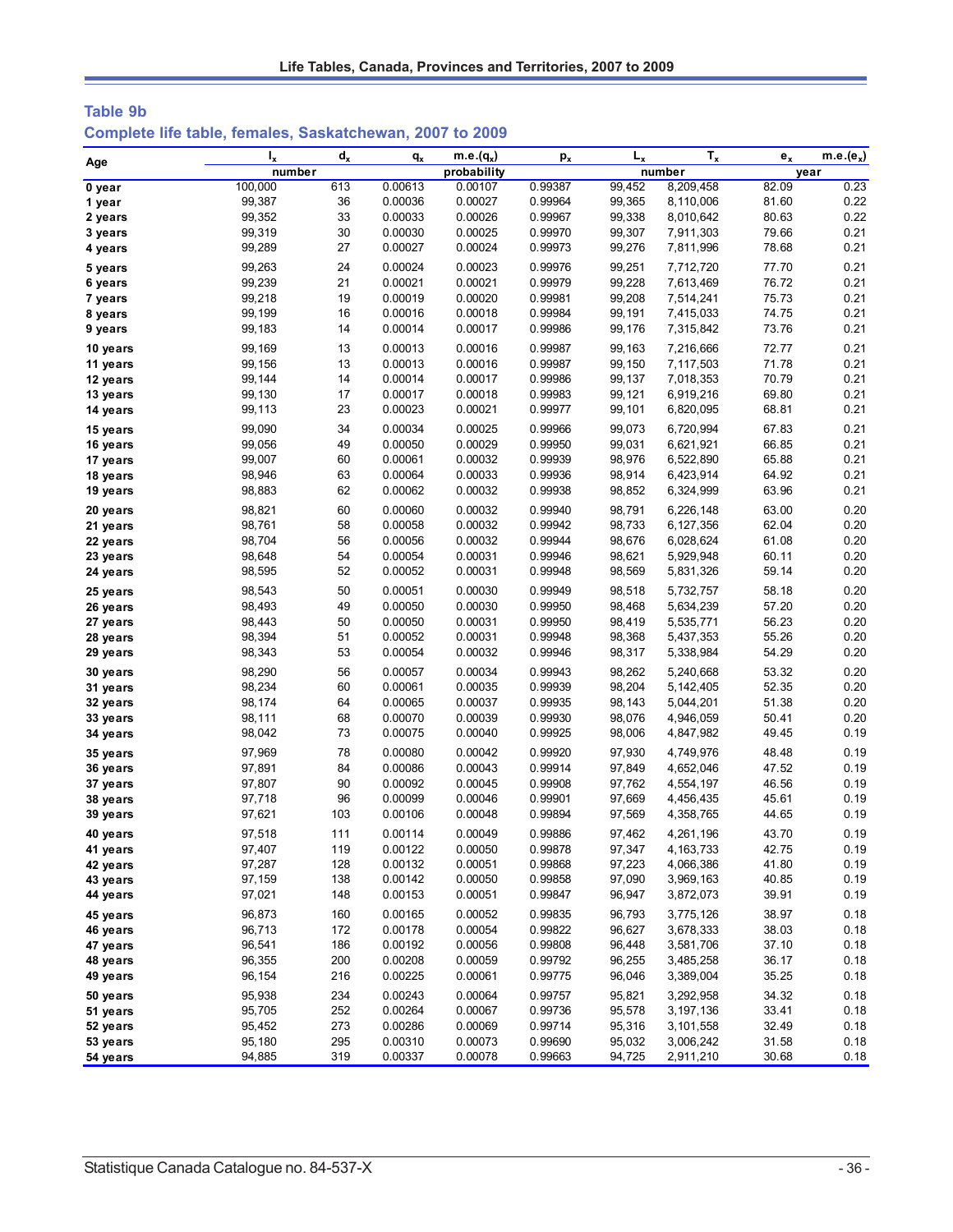## Table 9b

### Complete life table, females, Saskatchewan, 2007 to 2009

| Age | $l_x$ | $d_x$ | $q_x$ | m.e.($q_x$) | $p_x$ | $L_x$ | $T_x$ | $e_x$ | m.e.($e_x$) |
|---|---|---|---|---|---|---|---|---|---|
| | number | | probability | | | number | | year | |
| 0 year | 100,000 | 613 | 0.00613 | 0.00107 | 0.99387 | 99,452 | 8,209,458 | 82.09 | 0.23 |
| 1 year | 99,387 | 36 | 0.00036 | 0.00027 | 0.99964 | 99,365 | 8,110,006 | 81.60 | 0.22 |
| 2 years | 99,352 | 33 | 0.00033 | 0.00026 | 0.99967 | 99,338 | 8,010,642 | 80.63 | 0.22 |
| 3 years | 99,319 | 30 | 0.00030 | 0.00025 | 0.99970 | 99,307 | 7,911,303 | 79.66 | 0.21 |
| 4 years | 99,289 | 27 | 0.00027 | 0.00024 | 0.99973 | 99,276 | 7,811,996 | 78.68 | 0.21 |
| 5 years | 99,263 | 24 | 0.00024 | 0.00023 | 0.99976 | 99,251 | 7,712,720 | 77.70 | 0.21 |
| 6 years | 99,239 | 21 | 0.00021 | 0.00021 | 0.99979 | 99,228 | 7,613,469 | 76.72 | 0.21 |
| 7 years | 99,218 | 19 | 0.00019 | 0.00020 | 0.99981 | 99,208 | 7,514,241 | 75.73 | 0.21 |
| 8 years | 99,199 | 16 | 0.00016 | 0.00018 | 0.99984 | 99,191 | 7,415,033 | 74.75 | 0.21 |
| 9 years | 99,183 | 14 | 0.00014 | 0.00017 | 0.99986 | 99,176 | 7,315,842 | 73.76 | 0.21 |
| 10 years | 99,169 | 13 | 0.00013 | 0.00016 | 0.99987 | 99,163 | 7,216,666 | 72.77 | 0.21 |
| 11 years | 99,156 | 13 | 0.00013 | 0.00016 | 0.99987 | 99,150 | 7,117,503 | 71.78 | 0.21 |
| 12 years | 99,144 | 14 | 0.00014 | 0.00017 | 0.99986 | 99,137 | 7,018,353 | 70.79 | 0.21 |
| 13 years | 99,130 | 17 | 0.00017 | 0.00018 | 0.99983 | 99,121 | 6,919,216 | 69.80 | 0.21 |
| 14 years | 99,113 | 23 | 0.00023 | 0.00021 | 0.99977 | 99,101 | 6,820,095 | 68.81 | 0.21 |
| 15 years | 99,090 | 34 | 0.00034 | 0.00025 | 0.99966 | 99,073 | 6,720,994 | 67.83 | 0.21 |
| 16 years | 99,056 | 49 | 0.00050 | 0.00029 | 0.99950 | 99,031 | 6,621,921 | 66.85 | 0.21 |
| 17 years | 99,007 | 60 | 0.00061 | 0.00032 | 0.99939 | 98,976 | 6,522,890 | 65.88 | 0.21 |
| 18 years | 98,946 | 63 | 0.00064 | 0.00033 | 0.99936 | 98,914 | 6,423,914 | 64.92 | 0.21 |
| 19 years | 98,883 | 62 | 0.00062 | 0.00032 | 0.99938 | 98,852 | 6,324,999 | 63.96 | 0.21 |
| 20 years | 98,821 | 60 | 0.00060 | 0.00032 | 0.99940 | 98,791 | 6,226,148 | 63.00 | 0.20 |
| 21 years | 98,761 | 58 | 0.00058 | 0.00032 | 0.99942 | 98,733 | 6,127,356 | 62.04 | 0.20 |
| 22 years | 98,704 | 56 | 0.00056 | 0.00032 | 0.99944 | 98,676 | 6,028,624 | 61.08 | 0.20 |
| 23 years | 98,648 | 54 | 0.00054 | 0.00031 | 0.99946 | 98,621 | 5,929,948 | 60.11 | 0.20 |
| 24 years | 98,595 | 52 | 0.00052 | 0.00031 | 0.99948 | 98,569 | 5,831,326 | 59.14 | 0.20 |
| 25 years | 98,543 | 50 | 0.00051 | 0.00030 | 0.99949 | 98,518 | 5,732,757 | 58.18 | 0.20 |
| 26 years | 98,493 | 49 | 0.00050 | 0.00030 | 0.99950 | 98,468 | 5,634,239 | 57.20 | 0.20 |
| 27 years | 98,443 | 50 | 0.00050 | 0.00031 | 0.99950 | 98,419 | 5,535,771 | 56.23 | 0.20 |
| 28 years | 98,394 | 51 | 0.00052 | 0.00031 | 0.99948 | 98,368 | 5,437,353 | 55.26 | 0.20 |
| 29 years | 98,343 | 53 | 0.00054 | 0.00032 | 0.99946 | 98,317 | 5,338,984 | 54.29 | 0.20 |
| 30 years | 98,290 | 56 | 0.00057 | 0.00034 | 0.99943 | 98,262 | 5,240,668 | 53.32 | 0.20 |
| 31 years | 98,234 | 60 | 0.00061 | 0.00035 | 0.99939 | 98,204 | 5,142,405 | 52.35 | 0.20 |
| 32 years | 98,174 | 64 | 0.00065 | 0.00037 | 0.99935 | 98,143 | 5,044,201 | 51.38 | 0.20 |
| 33 years | 98,111 | 68 | 0.00070 | 0.00039 | 0.99930 | 98,076 | 4,946,059 | 50.41 | 0.20 |
| 34 years | 98,042 | 73 | 0.00075 | 0.00040 | 0.99925 | 98,006 | 4,847,982 | 49.45 | 0.19 |
| 35 years | 97,969 | 78 | 0.00080 | 0.00042 | 0.99920 | 97,930 | 4,749,976 | 48.48 | 0.19 |
| 36 years | 97,891 | 84 | 0.00086 | 0.00043 | 0.99914 | 97,849 | 4,652,046 | 47.52 | 0.19 |
| 37 years | 97,807 | 90 | 0.00092 | 0.00045 | 0.99908 | 97,762 | 4,554,197 | 46.56 | 0.19 |
| 38 years | 97,718 | 96 | 0.00099 | 0.00046 | 0.99901 | 97,669 | 4,456,435 | 45.61 | 0.19 |
| 39 years | 97,621 | 103 | 0.00106 | 0.00048 | 0.99894 | 97,569 | 4,358,765 | 44.65 | 0.19 |
| 40 years | 97,518 | 111 | 0.00114 | 0.00049 | 0.99886 | 97,462 | 4,261,196 | 43.70 | 0.19 |
| 41 years | 97,407 | 119 | 0.00122 | 0.00050 | 0.99878 | 97,347 | 4,163,733 | 42.75 | 0.19 |
| 42 years | 97,287 | 128 | 0.00132 | 0.00051 | 0.99868 | 97,223 | 4,066,386 | 41.80 | 0.19 |
| 43 years | 97,159 | 138 | 0.00142 | 0.00050 | 0.99858 | 97,090 | 3,969,163 | 40.85 | 0.19 |
| 44 years | 97,021 | 148 | 0.00153 | 0.00051 | 0.99847 | 96,947 | 3,872,073 | 39.91 | 0.19 |
| 45 years | 96,873 | 160 | 0.00165 | 0.00052 | 0.99835 | 96,793 | 3,775,126 | 38.97 | 0.18 |
| 46 years | 96,713 | 172 | 0.00178 | 0.00054 | 0.99822 | 96,627 | 3,678,333 | 38.03 | 0.18 |
| 47 years | 96,541 | 186 | 0.00192 | 0.00056 | 0.99808 | 96,448 | 3,581,706 | 37.10 | 0.18 |
| 48 years | 96,355 | 200 | 0.00208 | 0.00059 | 0.99792 | 96,255 | 3,485,258 | 36.17 | 0.18 |
| 49 years | 96,154 | 216 | 0.00225 | 0.00061 | 0.99775 | 96,046 | 3,389,004 | 35.25 | 0.18 |
| 50 years | 95,938 | 234 | 0.00243 | 0.00064 | 0.99757 | 95,821 | 3,292,958 | 34.32 | 0.18 |
| 51 years | 95,705 | 252 | 0.00264 | 0.00067 | 0.99736 | 95,578 | 3,197,136 | 33.41 | 0.18 |
| 52 years | 95,452 | 273 | 0.00286 | 0.00069 | 0.99714 | 95,316 | 3,101,558 | 32.49 | 0.18 |
| 53 years | 95,180 | 295 | 0.00310 | 0.00073 | 0.99690 | 95,032 | 3,006,242 | 31.58 | 0.18 |
| 54 years | 94,885 | 319 | 0.00337 | 0.00078 | 0.99663 | 94,725 | 2,911,210 | 30.68 | 0.18 |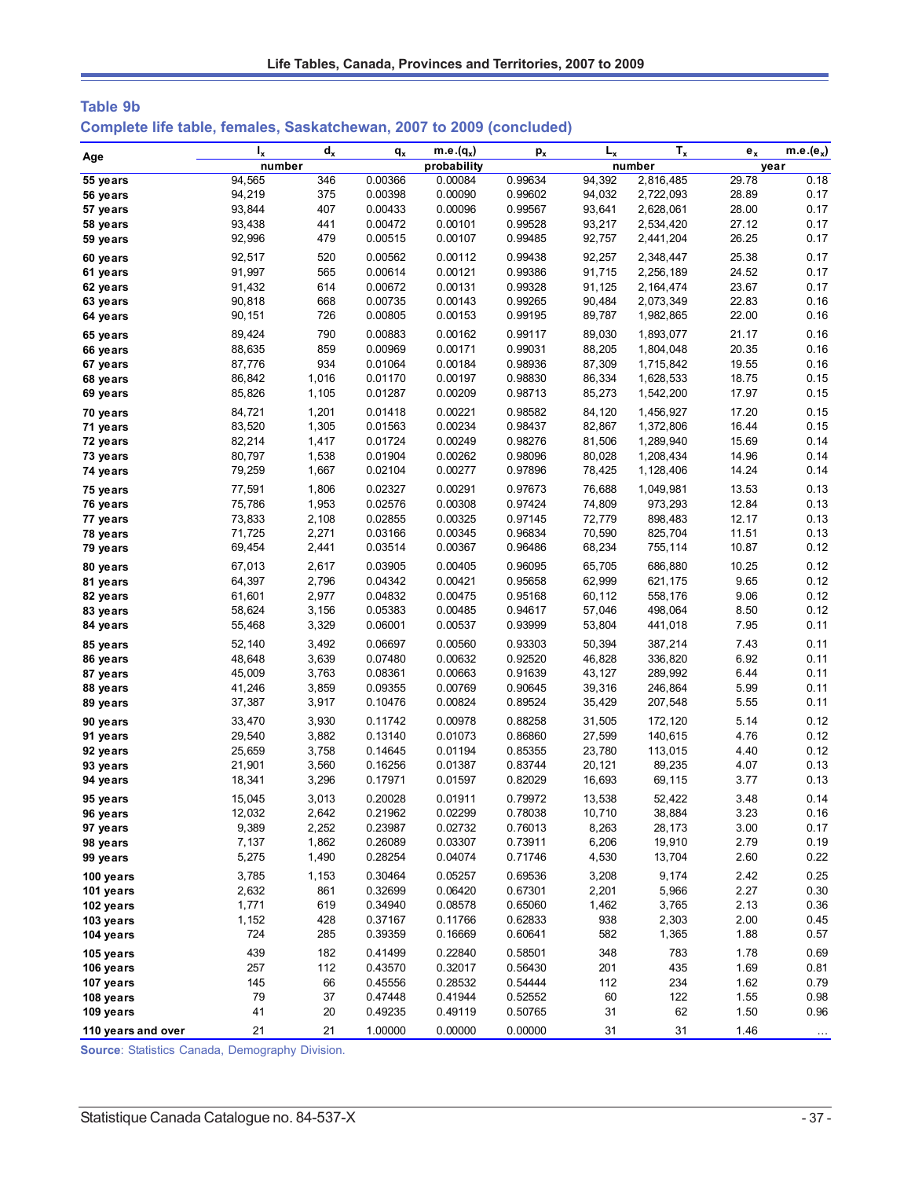### Table 9b

### Complete life table, females, Saskatchewan, 2007 to 2009 (concluded)

| Age | $l_x$ | $d_x$ | $q_x$ | $m.e.(q_x)$ | $p_x$ | $L_x$ | $T_x$ | $e_x$ | $m.e.(e_x)$ |
|---|---|---|---|---|---|---|---|---|---|
| | number | | probability | | | number | | year | |
| 55 years | 94,565 | 346 | 0.00366 | 0.00084 | 0.99634 | 94,392 | 2,816,485 | 29.78 | 0.18 |
| 56 years | 94,219 | 375 | 0.00398 | 0.00090 | 0.99602 | 94,032 | 2,722,093 | 28.89 | 0.17 |
| 57 years | 93,844 | 407 | 0.00433 | 0.00096 | 0.99567 | 93,641 | 2,628,061 | 28.00 | 0.17 |
| 58 years | 93,438 | 441 | 0.00472 | 0.00101 | 0.99528 | 93,217 | 2,534,420 | 27.12 | 0.17 |
| 59 years | 92,996 | 479 | 0.00515 | 0.00107 | 0.99485 | 92,757 | 2,441,204 | 26.25 | 0.17 |
| 60 years | 92,517 | 520 | 0.00562 | 0.00112 | 0.99438 | 92,257 | 2,348,447 | 25.38 | 0.17 |
| 61 years | 91,997 | 565 | 0.00614 | 0.00121 | 0.99386 | 91,715 | 2,256,189 | 24.52 | 0.17 |
| 62 years | 91,432 | 614 | 0.00672 | 0.00131 | 0.99328 | 91,125 | 2,164,474 | 23.67 | 0.17 |
| 63 years | 90,818 | 668 | 0.00735 | 0.00143 | 0.99265 | 90,484 | 2,073,349 | 22.83 | 0.16 |
| 64 years | 90,151 | 726 | 0.00805 | 0.00153 | 0.99195 | 89,787 | 1,982,865 | 22.00 | 0.16 |
| 65 years | 89,424 | 790 | 0.00883 | 0.00162 | 0.99117 | 89,030 | 1,893,077 | 21.17 | 0.16 |
| 66 years | 88,635 | 859 | 0.00969 | 0.00171 | 0.99031 | 88,205 | 1,804,048 | 20.35 | 0.16 |
| 67 years | 87,776 | 934 | 0.01064 | 0.00184 | 0.98936 | 87,309 | 1,715,842 | 19.55 | 0.16 |
| 68 years | 86,842 | 1,016 | 0.01170 | 0.00197 | 0.98830 | 86,334 | 1,628,533 | 18.75 | 0.15 |
| 69 years | 85,826 | 1,105 | 0.01287 | 0.00209 | 0.98713 | 85,273 | 1,542,200 | 17.97 | 0.15 |
| 70 years | 84,721 | 1,201 | 0.01418 | 0.00221 | 0.98582 | 84,120 | 1,456,927 | 17.20 | 0.15 |
| 71 years | 83,520 | 1,305 | 0.01563 | 0.00234 | 0.98437 | 82,867 | 1,372,806 | 16.44 | 0.15 |
| 72 years | 82,214 | 1,417 | 0.01724 | 0.00249 | 0.98276 | 81,506 | 1,289,940 | 15.69 | 0.14 |
| 73 years | 80,797 | 1,538 | 0.01904 | 0.00262 | 0.98096 | 80,028 | 1,208,434 | 14.96 | 0.14 |
| 74 years | 79,259 | 1,667 | 0.02104 | 0.00277 | 0.97896 | 78,425 | 1,128,406 | 14.24 | 0.14 |
| 75 years | 77,591 | 1,806 | 0.02327 | 0.00291 | 0.97673 | 76,688 | 1,049,981 | 13.53 | 0.13 |
| 76 years | 75,786 | 1,953 | 0.02576 | 0.00308 | 0.97424 | 74,809 | 973,293 | 12.84 | 0.13 |
| 77 years | 73,833 | 2,108 | 0.02855 | 0.00325 | 0.97145 | 72,779 | 898,483 | 12.17 | 0.13 |
| 78 years | 71,725 | 2,271 | 0.03166 | 0.00345 | 0.96834 | 70,590 | 825,704 | 11.51 | 0.13 |
| 79 years | 69,454 | 2,441 | 0.03514 | 0.00367 | 0.96486 | 68,234 | 755,114 | 10.87 | 0.12 |
| 80 years | 67,013 | 2,617 | 0.03905 | 0.00405 | 0.96095 | 65,705 | 686,880 | 10.25 | 0.12 |
| 81 years | 64,397 | 2,796 | 0.04342 | 0.00421 | 0.95658 | 62,999 | 621,175 | 9.65 | 0.12 |
| 82 years | 61,601 | 2,977 | 0.04832 | 0.00475 | 0.95168 | 60,112 | 558,176 | 9.06 | 0.12 |
| 83 years | 58,624 | 3,156 | 0.05383 | 0.00485 | 0.94617 | 57,046 | 498,064 | 8.50 | 0.12 |
| 84 years | 55,468 | 3,329 | 0.06001 | 0.00537 | 0.93999 | 53,804 | 441,018 | 7.95 | 0.11 |
| 85 years | 52,140 | 3,492 | 0.06697 | 0.00560 | 0.93303 | 50,394 | 387,214 | 7.43 | 0.11 |
| 86 years | 48,648 | 3,639 | 0.07480 | 0.00632 | 0.92520 | 46,828 | 336,820 | 6.92 | 0.11 |
| 87 years | 45,009 | 3,763 | 0.08361 | 0.00663 | 0.91639 | 43,127 | 289,992 | 6.44 | 0.11 |
| 88 years | 41,246 | 3,859 | 0.09355 | 0.00769 | 0.90645 | 39,316 | 246,864 | 5.99 | 0.11 |
| 89 years | 37,387 | 3,917 | 0.10476 | 0.00824 | 0.89524 | 35,429 | 207,548 | 5.55 | 0.11 |
| 90 years | 33,470 | 3,930 | 0.11742 | 0.00978 | 0.88258 | 31,505 | 172,120 | 5.14 | 0.12 |
| 91 years | 29,540 | 3,882 | 0.13140 | 0.01073 | 0.86860 | 27,599 | 140,615 | 4.76 | 0.12 |
| 92 years | 25,659 | 3,758 | 0.14645 | 0.01194 | 0.85355 | 23,780 | 113,015 | 4.40 | 0.12 |
| 93 years | 21,901 | 3,560 | 0.16256 | 0.01387 | 0.83744 | 20,121 | 89,235 | 4.07 | 0.13 |
| 94 years | 18,341 | 3,296 | 0.17971 | 0.01597 | 0.82029 | 16,693 | 69,115 | 3.77 | 0.13 |
| 95 years | 15,045 | 3,013 | 0.20028 | 0.01911 | 0.79972 | 13,538 | 52,422 | 3.48 | 0.14 |
| 96 years | 12,032 | 2,642 | 0.21962 | 0.02299 | 0.78038 | 10,710 | 38,884 | 3.23 | 0.16 |
| 97 years | 9,389 | 2,252 | 0.23987 | 0.02732 | 0.76013 | 8,263 | 28,173 | 3.00 | 0.17 |
| 98 years | 7,137 | 1,862 | 0.26089 | 0.03307 | 0.73911 | 6,206 | 19,910 | 2.79 | 0.19 |
| 99 years | 5,275 | 1,490 | 0.28254 | 0.04074 | 0.71746 | 4,530 | 13,704 | 2.60 | 0.22 |
| 100 years | 3,785 | 1,153 | 0.30464 | 0.05257 | 0.69536 | 3,208 | 9,174 | 2.42 | 0.25 |
| 101 years | 2,632 | 861 | 0.32699 | 0.06420 | 0.67301 | 2,201 | 5,966 | 2.27 | 0.30 |
| 102 years | 1,771 | 619 | 0.34940 | 0.08578 | 0.65060 | 1,462 | 3,765 | 2.13 | 0.36 |
| 103 years | 1,152 | 428 | 0.37167 | 0.11766 | 0.62833 | 938 | 2,303 | 2.00 | 0.45 |
| 104 years | 724 | 285 | 0.39359 | 0.16669 | 0.60641 | 582 | 1,365 | 1.88 | 0.57 |
| 105 years | 439 | 182 | 0.41499 | 0.22840 | 0.58501 | 348 | 783 | 1.78 | 0.69 |
| 106 years | 257 | 112 | 0.43570 | 0.32017 | 0.56430 | 201 | 435 | 1.69 | 0.81 |
| 107 years | 145 | 66 | 0.45556 | 0.28532 | 0.54444 | 112 | 234 | 1.62 | 0.79 |
| 108 years | 79 | 37 | 0.47448 | 0.41994 | 0.52552 | 60 | 122 | 1.55 | 0.98 |
| 109 years | 41 | 20 | 0.49235 | 0.49119 | 0.50765 | 31 | 62 | 1.50 | 0.96 |
| 110 years and over | 21 | 21 | 1.00000 | 0.00000 | 0.00000 | 31 | 31 | 1.46 | ... |

**Source**: Statistics Canada, Demography Division.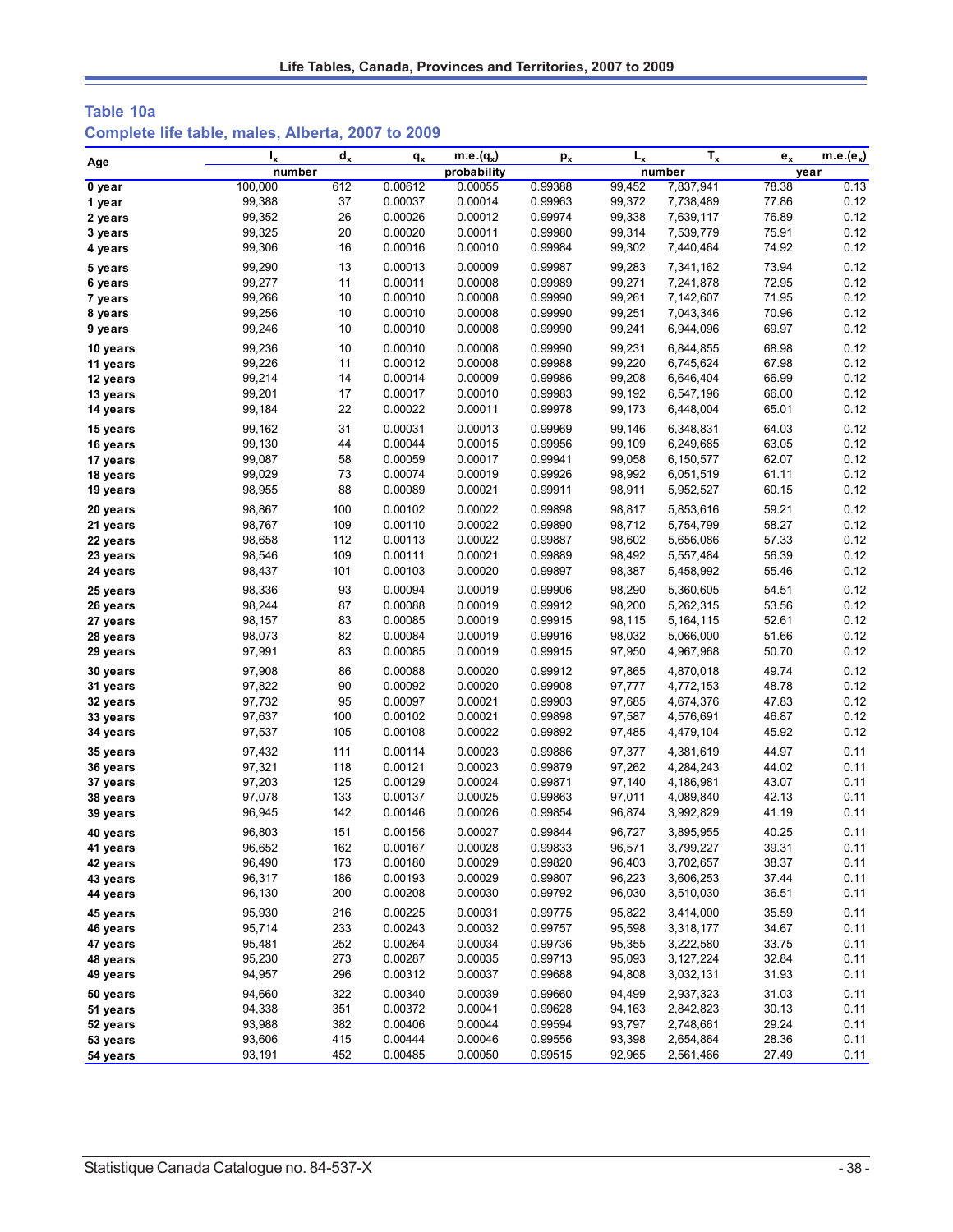### Table 10a

### Complete life table, males, Alberta, 2007 to 2009

| Age | $l_x$ | $d_x$ | $q_x$ | m.e.($q_x$) | $p_x$ | $L_x$ | $T_x$ | $e_x$ | m.e.($e_x$) |
|---|---|---|---|---|---|---|---|---|---|
| | number | | probability | | | number | | year | |
| 0 year | 100,000 | 612 | 0.00612 | 0.00055 | 0.99388 | 99,452 | 7,837,941 | 78.38 | 0.13 |
| 1 year | 99,388 | 37 | 0.00037 | 0.00014 | 0.99963 | 99,372 | 7,738,489 | 77.86 | 0.12 |
| 2 years | 99,352 | 26 | 0.00026 | 0.00012 | 0.99974 | 99,338 | 7,639,117 | 76.89 | 0.12 |
| 3 years | 99,325 | 20 | 0.00020 | 0.00011 | 0.99980 | 99,314 | 7,539,779 | 75.91 | 0.12 |
| 4 years | 99,306 | 16 | 0.00016 | 0.00010 | 0.99984 | 99,302 | 7,440,464 | 74.92 | 0.12 |
| 5 years | 99,290 | 13 | 0.00013 | 0.00009 | 0.99987 | 99,283 | 7,341,162 | 73.94 | 0.12 |
| 6 years | 99,277 | 11 | 0.00011 | 0.00008 | 0.99989 | 99,271 | 7,241,878 | 72.95 | 0.12 |
| 7 years | 99,266 | 10 | 0.00010 | 0.00008 | 0.99990 | 99,261 | 7,142,607 | 71.95 | 0.12 |
| 8 years | 99,256 | 10 | 0.00010 | 0.00008 | 0.99990 | 99,251 | 7,043,346 | 70.96 | 0.12 |
| 9 years | 99,246 | 10 | 0.00010 | 0.00008 | 0.99990 | 99,241 | 6,944,096 | 69.97 | 0.12 |
| 10 years | 99,236 | 10 | 0.00010 | 0.00008 | 0.99990 | 99,231 | 6,844,855 | 68.98 | 0.12 |
| 11 years | 99,226 | 11 | 0.00012 | 0.00008 | 0.99988 | 99,220 | 6,745,624 | 67.98 | 0.12 |
| 12 years | 99,214 | 14 | 0.00014 | 0.00009 | 0.99986 | 99,208 | 6,646,404 | 66.99 | 0.12 |
| 13 years | 99,201 | 17 | 0.00017 | 0.00010 | 0.99983 | 99,192 | 6,547,196 | 66.00 | 0.12 |
| 14 years | 99,184 | 22 | 0.00022 | 0.00011 | 0.99978 | 99,173 | 6,448,004 | 65.01 | 0.12 |
| 15 years | 99,162 | 31 | 0.00031 | 0.00013 | 0.99969 | 99,146 | 6,348,831 | 64.03 | 0.12 |
| 16 years | 99,130 | 44 | 0.00044 | 0.00015 | 0.99956 | 99,109 | 6,249,685 | 63.05 | 0.12 |
| 17 years | 99,087 | 58 | 0.00059 | 0.00017 | 0.99941 | 99,058 | 6,150,577 | 62.07 | 0.12 |
| 18 years | 99,029 | 73 | 0.00074 | 0.00019 | 0.99926 | 98,992 | 6,051,519 | 61.11 | 0.12 |
| 19 years | 98,955 | 88 | 0.00089 | 0.00021 | 0.99911 | 98,911 | 5,952,527 | 60.15 | 0.12 |
| 20 years | 98,867 | 100 | 0.00102 | 0.00022 | 0.99898 | 98,817 | 5,853,616 | 59.21 | 0.12 |
| 21 years | 98,767 | 109 | 0.00110 | 0.00022 | 0.99890 | 98,712 | 5,754,799 | 58.27 | 0.12 |
| 22 years | 98,658 | 112 | 0.00113 | 0.00022 | 0.99887 | 98,602 | 5,656,086 | 57.33 | 0.12 |
| 23 years | 98,546 | 109 | 0.00111 | 0.00021 | 0.99889 | 98,492 | 5,557,484 | 56.39 | 0.12 |
| 24 years | 98,437 | 101 | 0.00103 | 0.00020 | 0.99897 | 98,387 | 5,458,992 | 55.46 | 0.12 |
| 25 years | 98,336 | 93 | 0.00094 | 0.00019 | 0.99906 | 98,290 | 5,360,605 | 54.51 | 0.12 |
| 26 years | 98,244 | 87 | 0.00088 | 0.00019 | 0.99912 | 98,200 | 5,262,315 | 53.56 | 0.12 |
| 27 years | 98,157 | 83 | 0.00085 | 0.00019 | 0.99915 | 98,115 | 5,164,115 | 52.61 | 0.12 |
| 28 years | 98,073 | 82 | 0.00084 | 0.00019 | 0.99916 | 98,032 | 5,066,000 | 51.66 | 0.12 |
| 29 years | 97,991 | 83 | 0.00085 | 0.00019 | 0.99915 | 97,950 | 4,967,968 | 50.70 | 0.12 |
| 30 years | 97,908 | 86 | 0.00088 | 0.00020 | 0.99912 | 97,865 | 4,870,018 | 49.74 | 0.12 |
| 31 years | 97,822 | 90 | 0.00092 | 0.00020 | 0.99908 | 97,777 | 4,772,153 | 48.78 | 0.12 |
| 32 years | 97,732 | 95 | 0.00097 | 0.00021 | 0.99903 | 97,685 | 4,674,376 | 47.83 | 0.12 |
| 33 years | 97,637 | 100 | 0.00102 | 0.00021 | 0.99898 | 97,587 | 4,576,691 | 46.87 | 0.12 |
| 34 years | 97,537 | 105 | 0.00108 | 0.00022 | 0.99892 | 97,485 | 4,479,104 | 45.92 | 0.12 |
| 35 years | 97,432 | 111 | 0.00114 | 0.00023 | 0.99886 | 97,377 | 4,381,619 | 44.97 | 0.11 |
| 36 years | 97,321 | 118 | 0.00121 | 0.00023 | 0.99879 | 97,262 | 4,284,243 | 44.02 | 0.11 |
| 37 years | 97,203 | 125 | 0.00129 | 0.00024 | 0.99871 | 97,140 | 4,186,981 | 43.07 | 0.11 |
| 38 years | 97,078 | 133 | 0.00137 | 0.00025 | 0.99863 | 97,011 | 4,089,840 | 42.13 | 0.11 |
| 39 years | 96,945 | 142 | 0.00146 | 0.00026 | 0.99854 | 96,874 | 3,992,829 | 41.19 | 0.11 |
| 40 years | 96,803 | 151 | 0.00156 | 0.00027 | 0.99844 | 96,727 | 3,895,955 | 40.25 | 0.11 |
| 41 years | 96,652 | 162 | 0.00167 | 0.00028 | 0.99833 | 96,571 | 3,799,227 | 39.31 | 0.11 |
| 42 years | 96,490 | 173 | 0.00180 | 0.00029 | 0.99820 | 96,403 | 3,702,657 | 38.37 | 0.11 |
| 43 years | 96,317 | 186 | 0.00193 | 0.00029 | 0.99807 | 96,223 | 3,606,253 | 37.44 | 0.11 |
| 44 years | 96,130 | 200 | 0.00208 | 0.00030 | 0.99792 | 96,030 | 3,510,030 | 36.51 | 0.11 |
| 45 years | 95,930 | 216 | 0.00225 | 0.00031 | 0.99775 | 95,822 | 3,414,000 | 35.59 | 0.11 |
| 46 years | 95,714 | 233 | 0.00243 | 0.00032 | 0.99757 | 95,598 | 3,318,177 | 34.67 | 0.11 |
| 47 years | 95,481 | 252 | 0.00264 | 0.00034 | 0.99736 | 95,355 | 3,222,580 | 33.75 | 0.11 |
| 48 years | 95,230 | 273 | 0.00287 | 0.00035 | 0.99713 | 95,093 | 3,127,224 | 32.84 | 0.11 |
| 49 years | 94,957 | 296 | 0.00312 | 0.00037 | 0.99688 | 94,808 | 3,032,131 | 31.93 | 0.11 |
| 50 years | 94,660 | 322 | 0.00340 | 0.00039 | 0.99660 | 94,499 | 2,937,323 | 31.03 | 0.11 |
| 51 years | 94,338 | 351 | 0.00372 | 0.00041 | 0.99628 | 94,163 | 2,842,823 | 30.13 | 0.11 |
| 52 years | 93,988 | 382 | 0.00406 | 0.00044 | 0.99594 | 93,797 | 2,748,661 | 29.24 | 0.11 |
| 53 years | 93,606 | 415 | 0.00444 | 0.00046 | 0.99556 | 93,398 | 2,654,864 | 28.36 | 0.11 |
| 54 years | 93,191 | 452 | 0.00485 | 0.00050 | 0.99515 | 92,965 | 2,561,466 | 27.49 | 0.11 |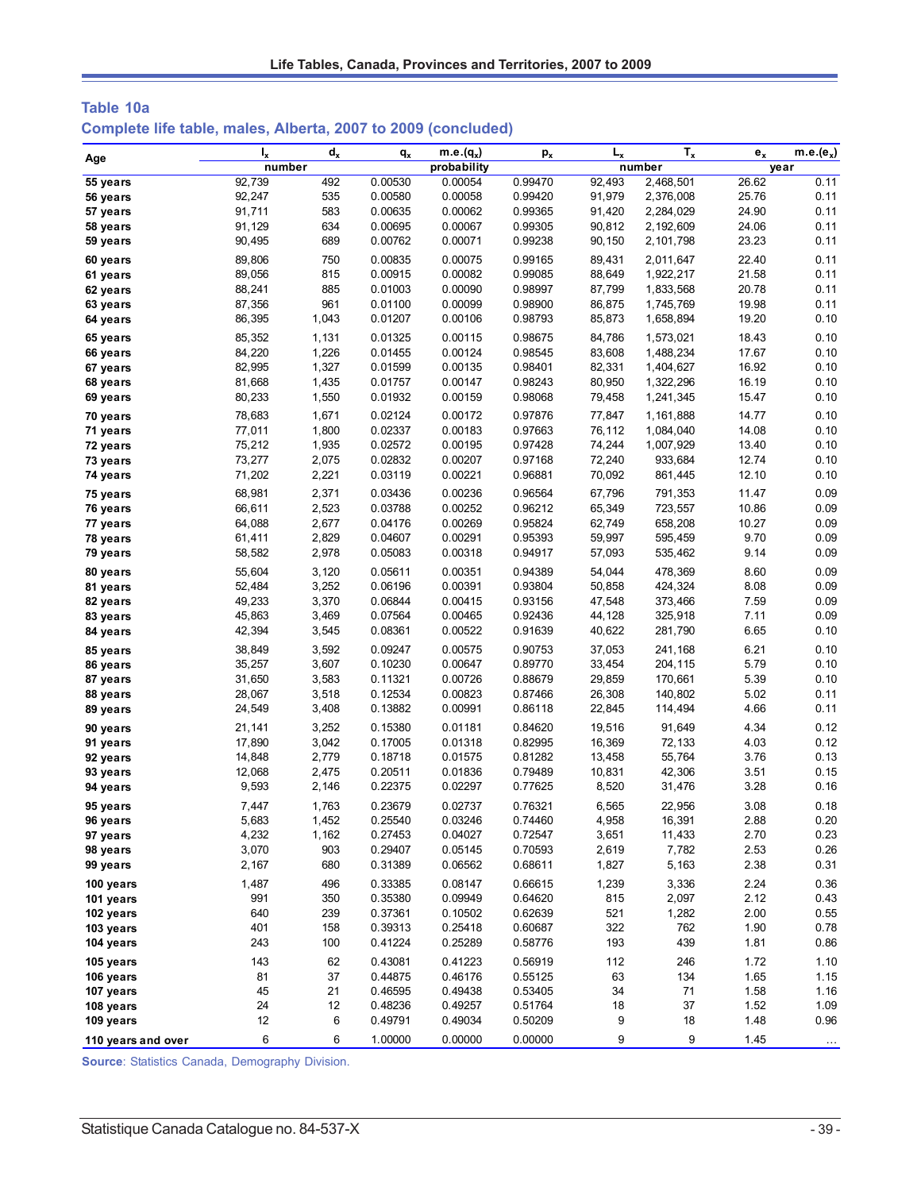## Table 10a

### Complete life table, males, Alberta, 2007 to 2009 (concluded)

| Age | $l_x$ | $d_x$ | $q_x$ | m.e.($q_x$) | $p_x$ | $L_x$ | $T_x$ | $e_x$ | m.e.($e_x$) |
|---|---|---|---|---|---|---|---|---|---|
| | number | | probability | | | number | | year | |
| 55 years | 92,739 | 492 | 0.00530 | 0.00054 | 0.99470 | 92,493 | 2,468,501 | 26.62 | 0.11 |
| 56 years | 92,247 | 535 | 0.00580 | 0.00058 | 0.99420 | 91,979 | 2,376,008 | 25.76 | 0.11 |
| 57 years | 91,711 | 583 | 0.00635 | 0.00062 | 0.99365 | 91,420 | 2,284,029 | 24.90 | 0.11 |
| 58 years | 91,129 | 634 | 0.00695 | 0.00067 | 0.99305 | 90,812 | 2,192,609 | 24.06 | 0.11 |
| 59 years | 90,495 | 689 | 0.00762 | 0.00071 | 0.99238 | 90,150 | 2,101,798 | 23.23 | 0.11 |
| 60 years | 89,806 | 750 | 0.00835 | 0.00075 | 0.99165 | 89,431 | 2,011,647 | 22.40 | 0.11 |
| 61 years | 89,056 | 815 | 0.00915 | 0.00082 | 0.99085 | 88,649 | 1,922,217 | 21.58 | 0.11 |
| 62 years | 88,241 | 885 | 0.01003 | 0.00090 | 0.98997 | 87,799 | 1,833,568 | 20.78 | 0.11 |
| 63 years | 87,356 | 961 | 0.01100 | 0.00099 | 0.98900 | 86,875 | 1,745,769 | 19.98 | 0.11 |
| 64 years | 86,395 | 1,043 | 0.01207 | 0.00106 | 0.98793 | 85,873 | 1,658,894 | 19.20 | 0.10 |
| 65 years | 85,352 | 1,131 | 0.01325 | 0.00115 | 0.98675 | 84,786 | 1,573,021 | 18.43 | 0.10 |
| 66 years | 84,220 | 1,226 | 0.01455 | 0.00124 | 0.98545 | 83,608 | 1,488,234 | 17.67 | 0.10 |
| 67 years | 82,995 | 1,327 | 0.01599 | 0.00135 | 0.98401 | 82,331 | 1,404,627 | 16.92 | 0.10 |
| 68 years | 81,668 | 1,435 | 0.01757 | 0.00147 | 0.98243 | 80,950 | 1,322,296 | 16.19 | 0.10 |
| 69 years | 80,233 | 1,550 | 0.01932 | 0.00159 | 0.98068 | 79,458 | 1,241,345 | 15.47 | 0.10 |
| 70 years | 78,683 | 1,671 | 0.02124 | 0.00172 | 0.97876 | 77,847 | 1,161,888 | 14.77 | 0.10 |
| 71 years | 77,011 | 1,800 | 0.02337 | 0.00183 | 0.97663 | 76,112 | 1,084,040 | 14.08 | 0.10 |
| 72 years | 75,212 | 1,935 | 0.02572 | 0.00195 | 0.97428 | 74,244 | 1,007,929 | 13.40 | 0.10 |
| 73 years | 73,277 | 2,075 | 0.02832 | 0.00207 | 0.97168 | 72,240 | 933,684 | 12.74 | 0.10 |
| 74 years | 71,202 | 2,221 | 0.03119 | 0.00221 | 0.96881 | 70,092 | 861,445 | 12.10 | 0.10 |
| 75 years | 68,981 | 2,371 | 0.03436 | 0.00236 | 0.96564 | 67,796 | 791,353 | 11.47 | 0.09 |
| 76 years | 66,611 | 2,523 | 0.03788 | 0.00252 | 0.96212 | 65,349 | 723,557 | 10.86 | 0.09 |
| 77 years | 64,088 | 2,677 | 0.04176 | 0.00269 | 0.95824 | 62,749 | 658,208 | 10.27 | 0.09 |
| 78 years | 61,411 | 2,829 | 0.04607 | 0.00291 | 0.95393 | 59,997 | 595,459 | 9.70 | 0.09 |
| 79 years | 58,582 | 2,978 | 0.05083 | 0.00318 | 0.94917 | 57,093 | 535,462 | 9.14 | 0.09 |
| 80 years | 55,604 | 3,120 | 0.05611 | 0.00351 | 0.94389 | 54,044 | 478,369 | 8.60 | 0.09 |
| 81 years | 52,484 | 3,252 | 0.06196 | 0.00391 | 0.93804 | 50,858 | 424,324 | 8.08 | 0.09 |
| 82 years | 49,233 | 3,370 | 0.06844 | 0.00415 | 0.93156 | 47,548 | 373,466 | 7.59 | 0.09 |
| 83 years | 45,863 | 3,469 | 0.07564 | 0.00465 | 0.92436 | 44,128 | 325,918 | 7.11 | 0.09 |
| 84 years | 42,394 | 3,545 | 0.08361 | 0.00522 | 0.91639 | 40,622 | 281,790 | 6.65 | 0.10 |
| 85 years | 38,849 | 3,592 | 0.09247 | 0.00575 | 0.90753 | 37,053 | 241,168 | 6.21 | 0.10 |
| 86 years | 35,257 | 3,607 | 0.10230 | 0.00647 | 0.89770 | 33,454 | 204,115 | 5.79 | 0.10 |
| 87 years | 31,650 | 3,583 | 0.11321 | 0.00726 | 0.88679 | 29,859 | 170,661 | 5.39 | 0.10 |
| 88 years | 28,067 | 3,518 | 0.12534 | 0.00823 | 0.87466 | 26,308 | 140,802 | 5.02 | 0.11 |
| 89 years | 24,549 | 3,408 | 0.13882 | 0.00991 | 0.86118 | 22,845 | 114,494 | 4.66 | 0.11 |
| 90 years | 21,141 | 3,252 | 0.15380 | 0.01181 | 0.84620 | 19,516 | 91,649 | 4.34 | 0.12 |
| 91 years | 17,890 | 3,042 | 0.17005 | 0.01318 | 0.82995 | 16,369 | 72,133 | 4.03 | 0.12 |
| 92 years | 14,848 | 2,779 | 0.18718 | 0.01575 | 0.81282 | 13,458 | 55,764 | 3.76 | 0.13 |
| 93 years | 12,068 | 2,475 | 0.20511 | 0.01836 | 0.79489 | 10,831 | 42,306 | 3.51 | 0.15 |
| 94 years | 9,593 | 2,146 | 0.22375 | 0.02297 | 0.77625 | 8,520 | 31,476 | 3.28 | 0.16 |
| 95 years | 7,447 | 1,763 | 0.23679 | 0.02737 | 0.76321 | 6,565 | 22,956 | 3.08 | 0.18 |
| 96 years | 5,683 | 1,452 | 0.25540 | 0.03246 | 0.74460 | 4,958 | 16,391 | 2.88 | 0.20 |
| 97 years | 4,232 | 1,162 | 0.27453 | 0.04027 | 0.72547 | 3,651 | 11,433 | 2.70 | 0.23 |
| 98 years | 3,070 | 903 | 0.29407 | 0.05145 | 0.70593 | 2,619 | 7,782 | 2.53 | 0.26 |
| 99 years | 2,167 | 680 | 0.31389 | 0.06562 | 0.68611 | 1,827 | 5,163 | 2.38 | 0.31 |
| 100 years | 1,487 | 496 | 0.33385 | 0.08147 | 0.66615 | 1,239 | 3,336 | 2.24 | 0.36 |
| 101 years | 991 | 350 | 0.35380 | 0.09949 | 0.64620 | 815 | 2,097 | 2.12 | 0.43 |
| 102 years | 640 | 239 | 0.37361 | 0.10502 | 0.62639 | 521 | 1,282 | 2.00 | 0.55 |
| 103 years | 401 | 158 | 0.39313 | 0.25418 | 0.60687 | 322 | 762 | 1.90 | 0.78 |
| 104 years | 243 | 100 | 0.41224 | 0.25289 | 0.58776 | 193 | 439 | 1.81 | 0.86 |
| 105 years | 143 | 62 | 0.43081 | 0.41223 | 0.56919 | 112 | 246 | 1.72 | 1.10 |
| 106 years | 81 | 37 | 0.44875 | 0.46176 | 0.55125 | 63 | 134 | 1.65 | 1.15 |
| 107 years | 45 | 21 | 0.46595 | 0.49438 | 0.53405 | 34 | 71 | 1.58 | 1.16 |
| 108 years | 24 | 12 | 0.48236 | 0.49257 | 0.51764 | 18 | 37 | 1.52 | 1.09 |
| 109 years | 12 | 6 | 0.49791 | 0.49034 | 0.50209 | 9 | 18 | 1.48 | 0.96 |
| 110 years and over | 6 | 6 | 1.00000 | 0.00000 | 0.00000 | 9 | 9 | 1.45 | ... |

**Source**: Statistics Canada, Demography Division.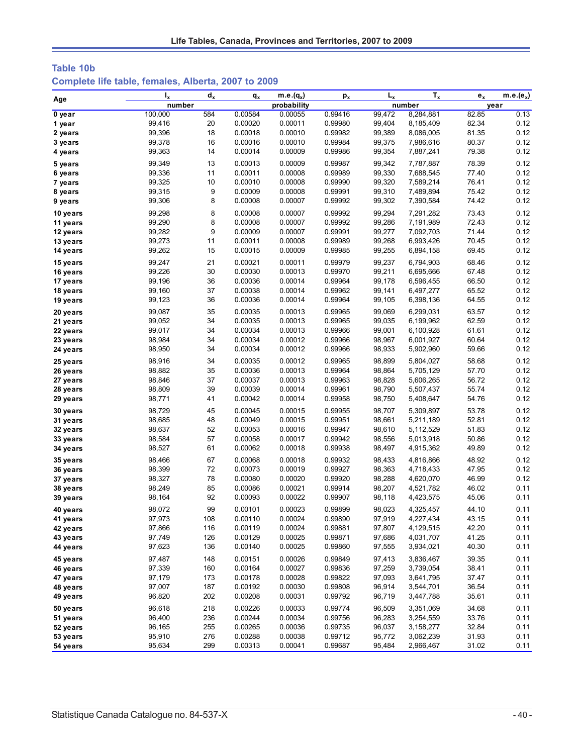**Table 10b**

**Complete life table, females, Alberta, 2007 to 2009**

| Age | $l_x$ | $d_x$ | $q_x$ | m.e.($q_x$) | $p_x$ | $L_x$ | $T_x$ | $e_x$ | m.e.($e_x$) |
|---|---|---|---|---|---|---|---|---|---|
| | number | | probability | | | number | | year | |
| 0 year | 100,000 | 584 | 0.00584 | 0.00055 | 0.99416 | 99,472 | 8,284,881 | 82.85 | 0.13 |
| 1 year | 99,416 | 20 | 0.00020 | 0.00011 | 0.99980 | 99,404 | 8,185,409 | 82.34 | 0.12 |
| 2 years | 99,396 | 18 | 0.00018 | 0.00010 | 0.99982 | 99,389 | 8,086,005 | 81.35 | 0.12 |
| 3 years | 99,378 | 16 | 0.00016 | 0.00010 | 0.99984 | 99,375 | 7,986,616 | 80.37 | 0.12 |
| 4 years | 99,363 | 14 | 0.00014 | 0.00009 | 0.99986 | 99,354 | 7,887,241 | 79.38 | 0.12 |
| 5 years | 99,349 | 13 | 0.00013 | 0.00009 | 0.99987 | 99,342 | 7,787,887 | 78.39 | 0.12 |
| 6 years | 99,336 | 11 | 0.00011 | 0.00008 | 0.99989 | 99,330 | 7,688,545 | 77.40 | 0.12 |
| 7 years | 99,325 | 10 | 0.00010 | 0.00008 | 0.99990 | 99,320 | 7,589,214 | 76.41 | 0.12 |
| 8 years | 99,315 | 9 | 0.00009 | 0.00008 | 0.99991 | 99,310 | 7,489,894 | 75.42 | 0.12 |
| 9 years | 99,306 | 8 | 0.00008 | 0.00007 | 0.99992 | 99,302 | 7,390,584 | 74.42 | 0.12 |
| 10 years | 99,298 | 8 | 0.00008 | 0.00007 | 0.99992 | 99,294 | 7,291,282 | 73.43 | 0.12 |
| 11 years | 99,290 | 8 | 0.00008 | 0.00007 | 0.99992 | 99,286 | 7,191,989 | 72.43 | 0.12 |
| 12 years | 99,282 | 9 | 0.00009 | 0.00007 | 0.99991 | 99,277 | 7,092,703 | 71.44 | 0.12 |
| 13 years | 99,273 | 11 | 0.00011 | 0.00008 | 0.99989 | 99,268 | 6,993,426 | 70.45 | 0.12 |
| 14 years | 99,262 | 15 | 0.00015 | 0.00009 | 0.99985 | 99,255 | 6,894,158 | 69.45 | 0.12 |
| 15 years | 99,247 | 21 | 0.00021 | 0.00011 | 0.99979 | 99,237 | 6,794,903 | 68.46 | 0.12 |
| 16 years | 99,226 | 30 | 0.00030 | 0.00013 | 0.99970 | 99,211 | 6,695,666 | 67.48 | 0.12 |
| 17 years | 99,196 | 36 | 0.00036 | 0.00014 | 0.99964 | 99,178 | 6,596,455 | 66.50 | 0.12 |
| 18 years | 99,160 | 37 | 0.00038 | 0.00014 | 0.99962 | 99,141 | 6,497,277 | 65.52 | 0.12 |
| 19 years | 99,123 | 36 | 0.00036 | 0.00014 | 0.99964 | 99,105 | 6,398,136 | 64.55 | 0.12 |
| 20 years | 99,087 | 35 | 0.00035 | 0.00013 | 0.99965 | 99,069 | 6,299,031 | 63.57 | 0.12 |
| 21 years | 99,052 | 34 | 0.00035 | 0.00013 | 0.99965 | 99,035 | 6,199,962 | 62.59 | 0.12 |
| 22 years | 99,017 | 34 | 0.00034 | 0.00013 | 0.99966 | 99,001 | 6,100,928 | 61.61 | 0.12 |
| 23 years | 98,984 | 34 | 0.00034 | 0.00012 | 0.99966 | 98,967 | 6,001,927 | 60.64 | 0.12 |
| 24 years | 98,950 | 34 | 0.00034 | 0.00012 | 0.99966 | 98,933 | 5,902,960 | 59.66 | 0.12 |
| 25 years | 98,916 | 34 | 0.00035 | 0.00012 | 0.99965 | 98,899 | 5,804,027 | 58.68 | 0.12 |
| 26 years | 98,882 | 35 | 0.00036 | 0.00013 | 0.99964 | 98,864 | 5,705,129 | 57.70 | 0.12 |
| 27 years | 98,846 | 37 | 0.00037 | 0.00013 | 0.99963 | 98,828 | 5,606,265 | 56.72 | 0.12 |
| 28 years | 98,809 | 39 | 0.00039 | 0.00014 | 0.99961 | 98,790 | 5,507,437 | 55.74 | 0.12 |
| 29 years | 98,771 | 41 | 0.00042 | 0.00014 | 0.99958 | 98,750 | 5,408,647 | 54.76 | 0.12 |
| 30 years | 98,729 | 45 | 0.00045 | 0.00015 | 0.99955 | 98,707 | 5,309,897 | 53.78 | 0.12 |
| 31 years | 98,685 | 48 | 0.00049 | 0.00015 | 0.99951 | 98,661 | 5,211,189 | 52.81 | 0.12 |
| 32 years | 98,637 | 52 | 0.00053 | 0.00016 | 0.99947 | 98,610 | 5,112,529 | 51.83 | 0.12 |
| 33 years | 98,584 | 57 | 0.00058 | 0.00017 | 0.99942 | 98,556 | 5,013,918 | 50.86 | 0.12 |
| 34 years | 98,527 | 61 | 0.00062 | 0.00018 | 0.99938 | 98,497 | 4,915,362 | 49.89 | 0.12 |
| 35 years | 98,466 | 67 | 0.00068 | 0.00018 | 0.99932 | 98,433 | 4,816,866 | 48.92 | 0.12 |
| 36 years | 98,399 | 72 | 0.00073 | 0.00019 | 0.99927 | 98,363 | 4,718,433 | 47.95 | 0.12 |
| 37 years | 98,327 | 78 | 0.00080 | 0.00020 | 0.99920 | 98,288 | 4,620,070 | 46.99 | 0.12 |
| 38 years | 98,249 | 85 | 0.00086 | 0.00021 | 0.99914 | 98,207 | 4,521,782 | 46.02 | 0.11 |
| 39 years | 98,164 | 92 | 0.00093 | 0.00022 | 0.99907 | 98,118 | 4,423,575 | 45.06 | 0.11 |
| 40 years | 98,072 | 99 | 0.00101 | 0.00023 | 0.99899 | 98,023 | 4,325,457 | 44.10 | 0.11 |
| 41 years | 97,973 | 108 | 0.00110 | 0.00024 | 0.99890 | 97,919 | 4,227,434 | 43.15 | 0.11 |
| 42 years | 97,866 | 116 | 0.00119 | 0.00024 | 0.99881 | 97,807 | 4,129,515 | 42.20 | 0.11 |
| 43 years | 97,749 | 126 | 0.00129 | 0.00025 | 0.99871 | 97,686 | 4,031,707 | 41.25 | 0.11 |
| 44 years | 97,623 | 136 | 0.00140 | 0.00025 | 0.99860 | 97,555 | 3,934,021 | 40.30 | 0.11 |
| 45 years | 97,487 | 148 | 0.00151 | 0.00026 | 0.99849 | 97,413 | 3,836,467 | 39.35 | 0.11 |
| 46 years | 97,339 | 160 | 0.00164 | 0.00027 | 0.99836 | 97,259 | 3,739,054 | 38.41 | 0.11 |
| 47 years | 97,179 | 173 | 0.00178 | 0.00028 | 0.99822 | 97,093 | 3,641,795 | 37.47 | 0.11 |
| 48 years | 97,007 | 187 | 0.00192 | 0.00030 | 0.99808 | 96,914 | 3,544,701 | 36.54 | 0.11 |
| 49 years | 96,820 | 202 | 0.00208 | 0.00031 | 0.99792 | 96,719 | 3,447,788 | 35.61 | 0.11 |
| 50 years | 96,618 | 218 | 0.00226 | 0.00033 | 0.99774 | 96,509 | 3,351,069 | 34.68 | 0.11 |
| 51 years | 96,400 | 236 | 0.00244 | 0.00034 | 0.99756 | 96,283 | 3,254,559 | 33.76 | 0.11 |
| 52 years | 96,165 | 255 | 0.00265 | 0.00036 | 0.99735 | 96,037 | 3,158,277 | 32.84 | 0.11 |
| 53 years | 95,910 | 276 | 0.00288 | 0.00038 | 0.99712 | 95,772 | 3,062,239 | 31.93 | 0.11 |
| 54 years | 95,634 | 299 | 0.00313 | 0.00041 | 0.99687 | 95,484 | 2,966,467 | 31.02 | 0.11 |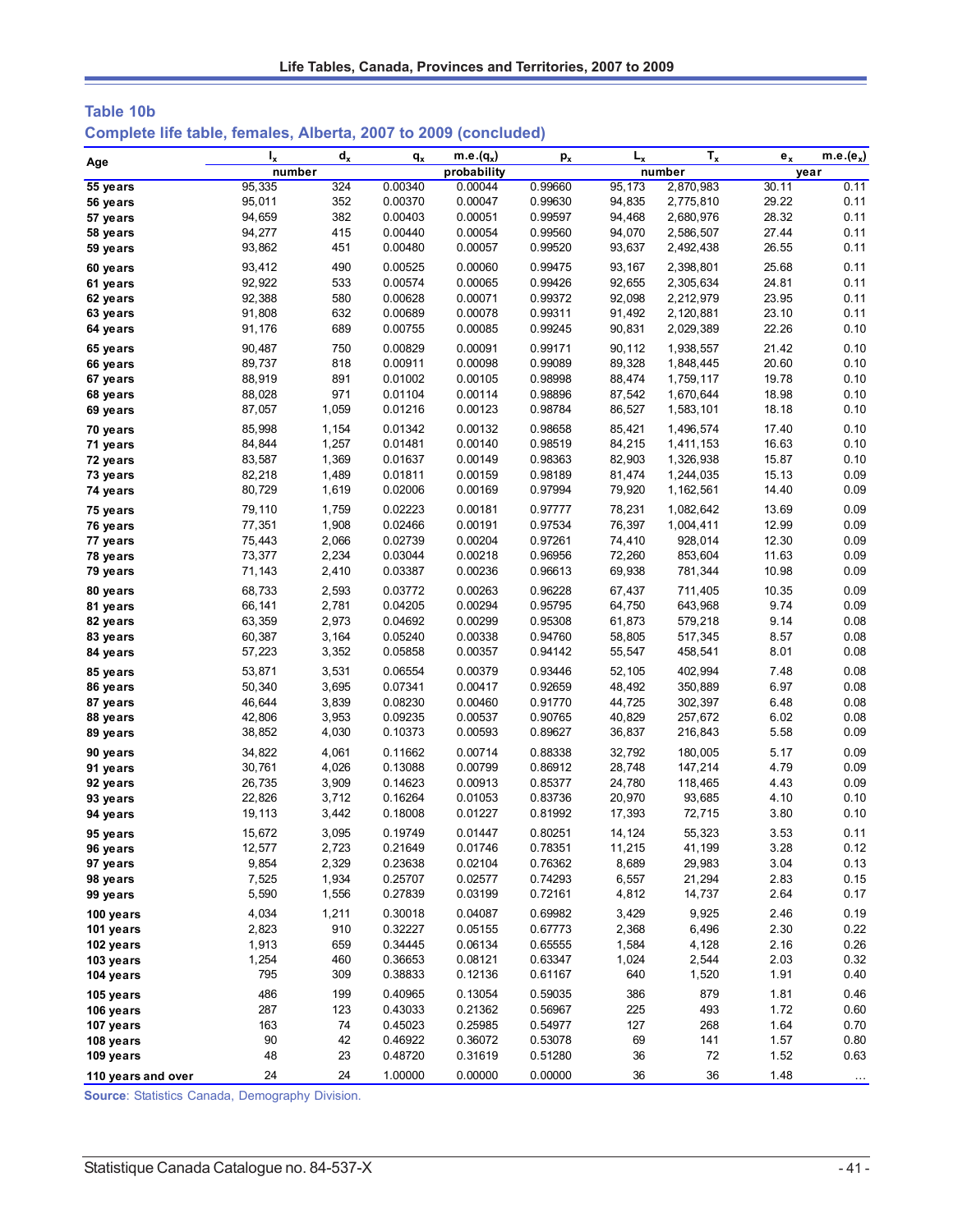## Table 10b

### Complete life table, females, Alberta, 2007 to 2009 (concluded)

| Age | $l_x$ | $d_x$ | $q_x$ | m.e.($q_x$) | $p_x$ | $L_x$ | $T_x$ | $e_x$ | m.e.($e_x$) |
|---|---|---|---|---|---|---|---|---|---|
| | number | | probability | | | number | | year | |
| 55 years | 95,335 | 324 | 0.00340 | 0.00044 | 0.99660 | 95,173 | 2,870,983 | 30.11 | 0.11 |
| 56 years | 95,011 | 352 | 0.00370 | 0.00047 | 0.99630 | 94,835 | 2,775,810 | 29.22 | 0.11 |
| 57 years | 94,659 | 382 | 0.00403 | 0.00051 | 0.99597 | 94,468 | 2,680,976 | 28.32 | 0.11 |
| 58 years | 94,277 | 415 | 0.00440 | 0.00054 | 0.99560 | 94,070 | 2,586,507 | 27.44 | 0.11 |
| 59 years | 93,862 | 451 | 0.00480 | 0.00057 | 0.99520 | 93,637 | 2,492,438 | 26.55 | 0.11 |
| 60 years | 93,412 | 490 | 0.00525 | 0.00060 | 0.99475 | 93,167 | 2,398,801 | 25.68 | 0.11 |
| 61 years | 92,922 | 533 | 0.00574 | 0.00065 | 0.99426 | 92,655 | 2,305,634 | 24.81 | 0.11 |
| 62 years | 92,388 | 580 | 0.00628 | 0.00071 | 0.99372 | 92,098 | 2,212,979 | 23.95 | 0.11 |
| 63 years | 91,808 | 632 | 0.00689 | 0.00078 | 0.99311 | 91,492 | 2,120,881 | 23.10 | 0.11 |
| 64 years | 91,176 | 689 | 0.00755 | 0.00085 | 0.99245 | 90,831 | 2,029,389 | 22.26 | 0.10 |
| 65 years | 90,487 | 750 | 0.00829 | 0.00091 | 0.99171 | 90,112 | 1,938,557 | 21.42 | 0.10 |
| 66 years | 89,737 | 818 | 0.00911 | 0.00098 | 0.99089 | 89,328 | 1,848,445 | 20.60 | 0.10 |
| 67 years | 88,919 | 891 | 0.01002 | 0.00105 | 0.98998 | 88,474 | 1,759,117 | 19.78 | 0.10 |
| 68 years | 88,028 | 971 | 0.01104 | 0.00114 | 0.98896 | 87,542 | 1,670,644 | 18.98 | 0.10 |
| 69 years | 87,057 | 1,059 | 0.01216 | 0.00123 | 0.98784 | 86,527 | 1,583,101 | 18.18 | 0.10 |
| 70 years | 85,998 | 1,154 | 0.01342 | 0.00132 | 0.98658 | 85,421 | 1,496,574 | 17.40 | 0.10 |
| 71 years | 84,844 | 1,257 | 0.01481 | 0.00140 | 0.98519 | 84,215 | 1,411,153 | 16.63 | 0.10 |
| 72 years | 83,587 | 1,369 | 0.01637 | 0.00149 | 0.98363 | 82,903 | 1,326,938 | 15.87 | 0.10 |
| 73 years | 82,218 | 1,489 | 0.01811 | 0.00159 | 0.98189 | 81,474 | 1,244,035 | 15.13 | 0.09 |
| 74 years | 80,729 | 1,619 | 0.02006 | 0.00169 | 0.97994 | 79,920 | 1,162,561 | 14.40 | 0.09 |
| 75 years | 79,110 | 1,759 | 0.02223 | 0.00181 | 0.97777 | 78,231 | 1,082,642 | 13.69 | 0.09 |
| 76 years | 77,351 | 1,908 | 0.02466 | 0.00191 | 0.97534 | 76,397 | 1,004,411 | 12.99 | 0.09 |
| 77 years | 75,443 | 2,066 | 0.02739 | 0.00204 | 0.97261 | 74,410 | 928,014 | 12.30 | 0.09 |
| 78 years | 73,377 | 2,234 | 0.03044 | 0.00218 | 0.96956 | 72,260 | 853,604 | 11.63 | 0.09 |
| 79 years | 71,143 | 2,410 | 0.03387 | 0.00236 | 0.96613 | 69,938 | 781,344 | 10.98 | 0.09 |
| 80 years | 68,733 | 2,593 | 0.03772 | 0.00263 | 0.96228 | 67,437 | 711,405 | 10.35 | 0.09 |
| 81 years | 66,141 | 2,781 | 0.04205 | 0.00294 | 0.95795 | 64,750 | 643,968 | 9.74 | 0.09 |
| 82 years | 63,359 | 2,973 | 0.04692 | 0.00299 | 0.95308 | 61,873 | 579,218 | 9.14 | 0.08 |
| 83 years | 60,387 | 3,164 | 0.05240 | 0.00338 | 0.94760 | 58,805 | 517,345 | 8.57 | 0.08 |
| 84 years | 57,223 | 3,352 | 0.05858 | 0.00357 | 0.94142 | 55,547 | 458,541 | 8.01 | 0.08 |
| 85 years | 53,871 | 3,531 | 0.06554 | 0.00379 | 0.93446 | 52,105 | 402,994 | 7.48 | 0.08 |
| 86 years | 50,340 | 3,695 | 0.07341 | 0.00417 | 0.92659 | 48,492 | 350,889 | 6.97 | 0.08 |
| 87 years | 46,644 | 3,839 | 0.08230 | 0.00460 | 0.91770 | 44,725 | 302,397 | 6.48 | 0.08 |
| 88 years | 42,806 | 3,953 | 0.09235 | 0.00537 | 0.90765 | 40,829 | 257,672 | 6.02 | 0.08 |
| 89 years | 38,852 | 4,030 | 0.10373 | 0.00593 | 0.89627 | 36,837 | 216,843 | 5.58 | 0.09 |
| 90 years | 34,822 | 4,061 | 0.11662 | 0.00714 | 0.88338 | 32,792 | 180,005 | 5.17 | 0.09 |
| 91 years | 30,761 | 4,026 | 0.13088 | 0.00799 | 0.86912 | 28,748 | 147,214 | 4.79 | 0.09 |
| 92 years | 26,735 | 3,909 | 0.14623 | 0.00913 | 0.85377 | 24,780 | 118,465 | 4.43 | 0.09 |
| 93 years | 22,826 | 3,712 | 0.16264 | 0.01053 | 0.83736 | 20,970 | 93,685 | 4.10 | 0.10 |
| 94 years | 19,113 | 3,442 | 0.18008 | 0.01227 | 0.81992 | 17,393 | 72,715 | 3.80 | 0.10 |
| 95 years | 15,672 | 3,095 | 0.19749 | 0.01447 | 0.80251 | 14,124 | 55,323 | 3.53 | 0.11 |
| 96 years | 12,577 | 2,723 | 0.21649 | 0.01746 | 0.78351 | 11,215 | 41,199 | 3.28 | 0.12 |
| 97 years | 9,854 | 2,329 | 0.23638 | 0.02104 | 0.76362 | 8,689 | 29,983 | 3.04 | 0.13 |
| 98 years | 7,525 | 1,934 | 0.25707 | 0.02577 | 0.74293 | 6,557 | 21,294 | 2.83 | 0.15 |
| 99 years | 5,590 | 1,556 | 0.27839 | 0.03199 | 0.72161 | 4,812 | 14,737 | 2.64 | 0.17 |
| 100 years | 4,034 | 1,211 | 0.30018 | 0.04087 | 0.69982 | 3,429 | 9,925 | 2.46 | 0.19 |
| 101 years | 2,823 | 910 | 0.32227 | 0.05155 | 0.67773 | 2,368 | 6,496 | 2.30 | 0.22 |
| 102 years | 1,913 | 659 | 0.34445 | 0.06134 | 0.65555 | 1,584 | 4,128 | 2.16 | 0.26 |
| 103 years | 1,254 | 460 | 0.36653 | 0.08121 | 0.63347 | 1,024 | 2,544 | 2.03 | 0.32 |
| 104 years | 795 | 309 | 0.38833 | 0.12136 | 0.61167 | 640 | 1,520 | 1.91 | 0.40 |
| 105 years | 486 | 199 | 0.40965 | 0.13054 | 0.59035 | 386 | 879 | 1.81 | 0.46 |
| 106 years | 287 | 123 | 0.43033 | 0.21362 | 0.56967 | 225 | 493 | 1.72 | 0.60 |
| 107 years | 163 | 74 | 0.45023 | 0.25985 | 0.54977 | 127 | 268 | 1.64 | 0.70 |
| 108 years | 90 | 42 | 0.46922 | 0.36072 | 0.53078 | 69 | 141 | 1.57 | 0.80 |
| 109 years | 48 | 23 | 0.48720 | 0.31619 | 0.51280 | 36 | 72 | 1.52 | 0.63 |
| 110 years and over | 24 | 24 | 1.00000 | 0.00000 | 0.00000 | 36 | 36 | 1.48 | ... |

**Source**: Statistics Canada, Demography Division.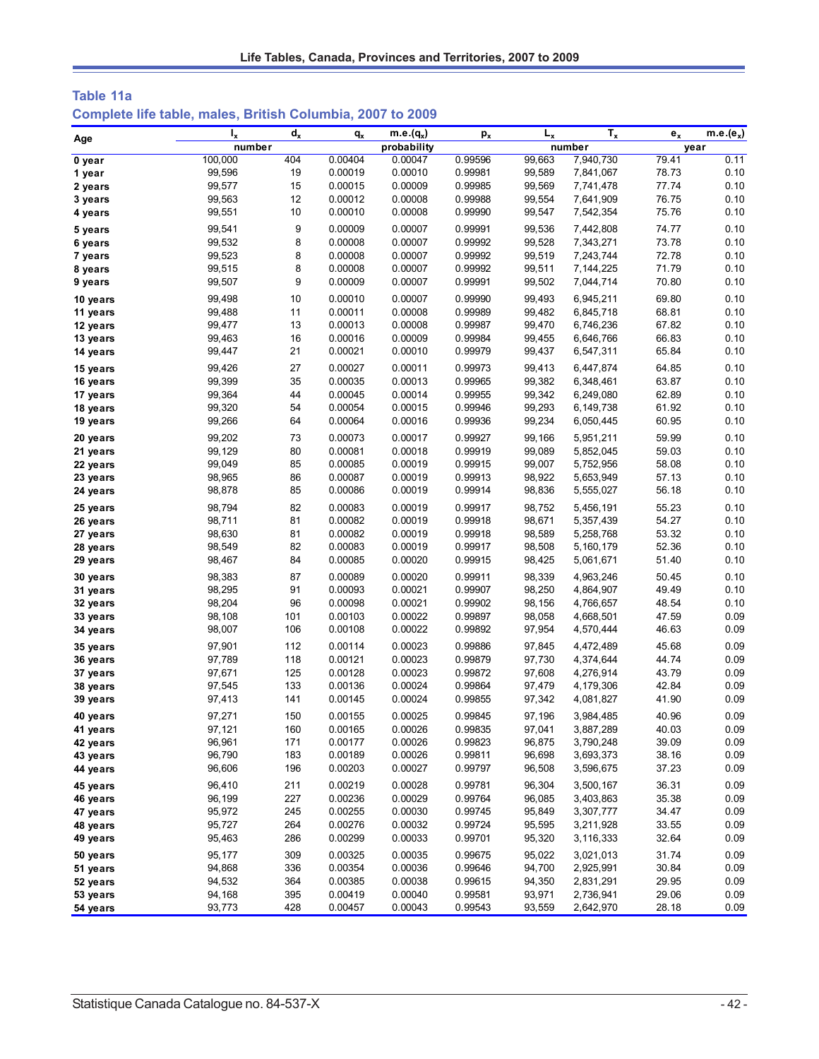## Table 11a

### Complete life table, males, British Columbia, 2007 to 2009

| Age | $l_x$ | $d_x$ | $q_x$ | m.e.($q_x$) | $p_x$ | $L_x$ | $T_x$ | $e_x$ | m.e.($e_x$) |
|---|---|---|---|---|---|---|---|---|---|
| | number | | probability | | | number | | year | |
| 0 year | 100,000 | 404 | 0.00404 | 0.00047 | 0.99596 | 99,663 | 7,940,730 | 79.41 | 0.11 |
| 1 year | 99,596 | 19 | 0.00019 | 0.00010 | 0.99981 | 99,589 | 7,841,067 | 78.73 | 0.10 |
| 2 years | 99,577 | 15 | 0.00015 | 0.00009 | 0.99985 | 99,569 | 7,741,478 | 77.74 | 0.10 |
| 3 years | 99,563 | 12 | 0.00012 | 0.00008 | 0.99988 | 99,554 | 7,641,909 | 76.75 | 0.10 |
| 4 years | 99,551 | 10 | 0.00010 | 0.00008 | 0.99990 | 99,547 | 7,542,354 | 75.76 | 0.10 |
| 5 years | 99,541 | 9 | 0.00009 | 0.00007 | 0.99991 | 99,536 | 7,442,808 | 74.77 | 0.10 |
| 6 years | 99,532 | 8 | 0.00008 | 0.00007 | 0.99992 | 99,528 | 7,343,271 | 73.78 | 0.10 |
| 7 years | 99,523 | 8 | 0.00008 | 0.00007 | 0.99992 | 99,519 | 7,243,744 | 72.78 | 0.10 |
| 8 years | 99,515 | 8 | 0.00008 | 0.00007 | 0.99992 | 99,511 | 7,144,225 | 71.79 | 0.10 |
| 9 years | 99,507 | 9 | 0.00009 | 0.00007 | 0.99991 | 99,502 | 7,044,714 | 70.80 | 0.10 |
| 10 years | 99,498 | 10 | 0.00010 | 0.00007 | 0.99990 | 99,493 | 6,945,211 | 69.80 | 0.10 |
| 11 years | 99,488 | 11 | 0.00011 | 0.00008 | 0.99989 | 99,482 | 6,845,718 | 68.81 | 0.10 |
| 12 years | 99,477 | 13 | 0.00013 | 0.00008 | 0.99987 | 99,470 | 6,746,236 | 67.82 | 0.10 |
| 13 years | 99,463 | 16 | 0.00016 | 0.00009 | 0.99984 | 99,455 | 6,646,766 | 66.83 | 0.10 |
| 14 years | 99,447 | 21 | 0.00021 | 0.00010 | 0.99979 | 99,437 | 6,547,311 | 65.84 | 0.10 |
| 15 years | 99,426 | 27 | 0.00027 | 0.00011 | 0.99973 | 99,413 | 6,447,874 | 64.85 | 0.10 |
| 16 years | 99,399 | 35 | 0.00035 | 0.00013 | 0.99965 | 99,382 | 6,348,461 | 63.87 | 0.10 |
| 17 years | 99,364 | 44 | 0.00045 | 0.00014 | 0.99955 | 99,342 | 6,249,080 | 62.89 | 0.10 |
| 18 years | 99,320 | 54 | 0.00054 | 0.00015 | 0.99946 | 99,293 | 6,149,738 | 61.92 | 0.10 |
| 19 years | 99,266 | 64 | 0.00064 | 0.00016 | 0.99936 | 99,234 | 6,050,445 | 60.95 | 0.10 |
| 20 years | 99,202 | 73 | 0.00073 | 0.00017 | 0.99927 | 99,166 | 5,951,211 | 59.99 | 0.10 |
| 21 years | 99,129 | 80 | 0.00081 | 0.00018 | 0.99919 | 99,089 | 5,852,045 | 59.03 | 0.10 |
| 22 years | 99,049 | 85 | 0.00085 | 0.00019 | 0.99915 | 99,007 | 5,752,956 | 58.08 | 0.10 |
| 23 years | 98,965 | 86 | 0.00087 | 0.00019 | 0.99913 | 98,922 | 5,653,949 | 57.13 | 0.10 |
| 24 years | 98,878 | 85 | 0.00086 | 0.00019 | 0.99914 | 98,836 | 5,555,027 | 56.18 | 0.10 |
| 25 years | 98,794 | 82 | 0.00083 | 0.00019 | 0.99917 | 98,752 | 5,456,191 | 55.23 | 0.10 |
| 26 years | 98,711 | 81 | 0.00082 | 0.00019 | 0.99918 | 98,671 | 5,357,439 | 54.27 | 0.10 |
| 27 years | 98,630 | 81 | 0.00082 | 0.00019 | 0.99918 | 98,589 | 5,258,768 | 53.32 | 0.10 |
| 28 years | 98,549 | 82 | 0.00083 | 0.00019 | 0.99917 | 98,508 | 5,160,179 | 52.36 | 0.10 |
| 29 years | 98,467 | 84 | 0.00085 | 0.00020 | 0.99915 | 98,425 | 5,061,671 | 51.40 | 0.10 |
| 30 years | 98,383 | 87 | 0.00089 | 0.00020 | 0.99911 | 98,339 | 4,963,246 | 50.45 | 0.10 |
| 31 years | 98,295 | 91 | 0.00093 | 0.00021 | 0.99907 | 98,250 | 4,864,907 | 49.49 | 0.10 |
| 32 years | 98,204 | 96 | 0.00098 | 0.00021 | 0.99902 | 98,156 | 4,766,657 | 48.54 | 0.10 |
| 33 years | 98,108 | 101 | 0.00103 | 0.00022 | 0.99897 | 98,058 | 4,668,501 | 47.59 | 0.09 |
| 34 years | 98,007 | 106 | 0.00108 | 0.00022 | 0.99892 | 97,954 | 4,570,444 | 46.63 | 0.09 |
| 35 years | 97,901 | 112 | 0.00114 | 0.00023 | 0.99886 | 97,845 | 4,472,489 | 45.68 | 0.09 |
| 36 years | 97,789 | 118 | 0.00121 | 0.00023 | 0.99879 | 97,730 | 4,374,644 | 44.74 | 0.09 |
| 37 years | 97,671 | 125 | 0.00128 | 0.00023 | 0.99872 | 97,608 | 4,276,914 | 43.79 | 0.09 |
| 38 years | 97,545 | 133 | 0.00136 | 0.00024 | 0.99864 | 97,479 | 4,179,306 | 42.84 | 0.09 |
| 39 years | 97,413 | 141 | 0.00145 | 0.00024 | 0.99855 | 97,342 | 4,081,827 | 41.90 | 0.09 |
| 40 years | 97,271 | 150 | 0.00155 | 0.00025 | 0.99845 | 97,196 | 3,984,485 | 40.96 | 0.09 |
| 41 years | 97,121 | 160 | 0.00165 | 0.00026 | 0.99835 | 97,041 | 3,887,289 | 40.03 | 0.09 |
| 42 years | 96,961 | 171 | 0.00177 | 0.00026 | 0.99823 | 96,875 | 3,790,248 | 39.09 | 0.09 |
| 43 years | 96,790 | 183 | 0.00189 | 0.00026 | 0.99811 | 96,698 | 3,693,373 | 38.16 | 0.09 |
| 44 years | 96,606 | 196 | 0.00203 | 0.00027 | 0.99797 | 96,508 | 3,596,675 | 37.23 | 0.09 |
| 45 years | 96,410 | 211 | 0.00219 | 0.00028 | 0.99781 | 96,304 | 3,500,167 | 36.31 | 0.09 |
| 46 years | 96,199 | 227 | 0.00236 | 0.00029 | 0.99764 | 96,085 | 3,403,863 | 35.38 | 0.09 |
| 47 years | 95,972 | 245 | 0.00255 | 0.00030 | 0.99745 | 95,849 | 3,307,777 | 34.47 | 0.09 |
| 48 years | 95,727 | 264 | 0.00276 | 0.00032 | 0.99724 | 95,595 | 3,211,928 | 33.55 | 0.09 |
| 49 years | 95,463 | 286 | 0.00299 | 0.00033 | 0.99701 | 95,320 | 3,116,333 | 32.64 | 0.09 |
| 50 years | 95,177 | 309 | 0.00325 | 0.00035 | 0.99675 | 95,022 | 3,021,013 | 31.74 | 0.09 |
| 51 years | 94,868 | 336 | 0.00354 | 0.00036 | 0.99646 | 94,700 | 2,925,991 | 30.84 | 0.09 |
| 52 years | 94,532 | 364 | 0.00385 | 0.00038 | 0.99615 | 94,350 | 2,831,291 | 29.95 | 0.09 |
| 53 years | 94,168 | 395 | 0.00419 | 0.00040 | 0.99581 | 93,971 | 2,736,941 | 29.06 | 0.09 |
| 54 years | 93,773 | 428 | 0.00457 | 0.00043 | 0.99543 | 93,559 | 2,642,970 | 28.18 | 0.09 |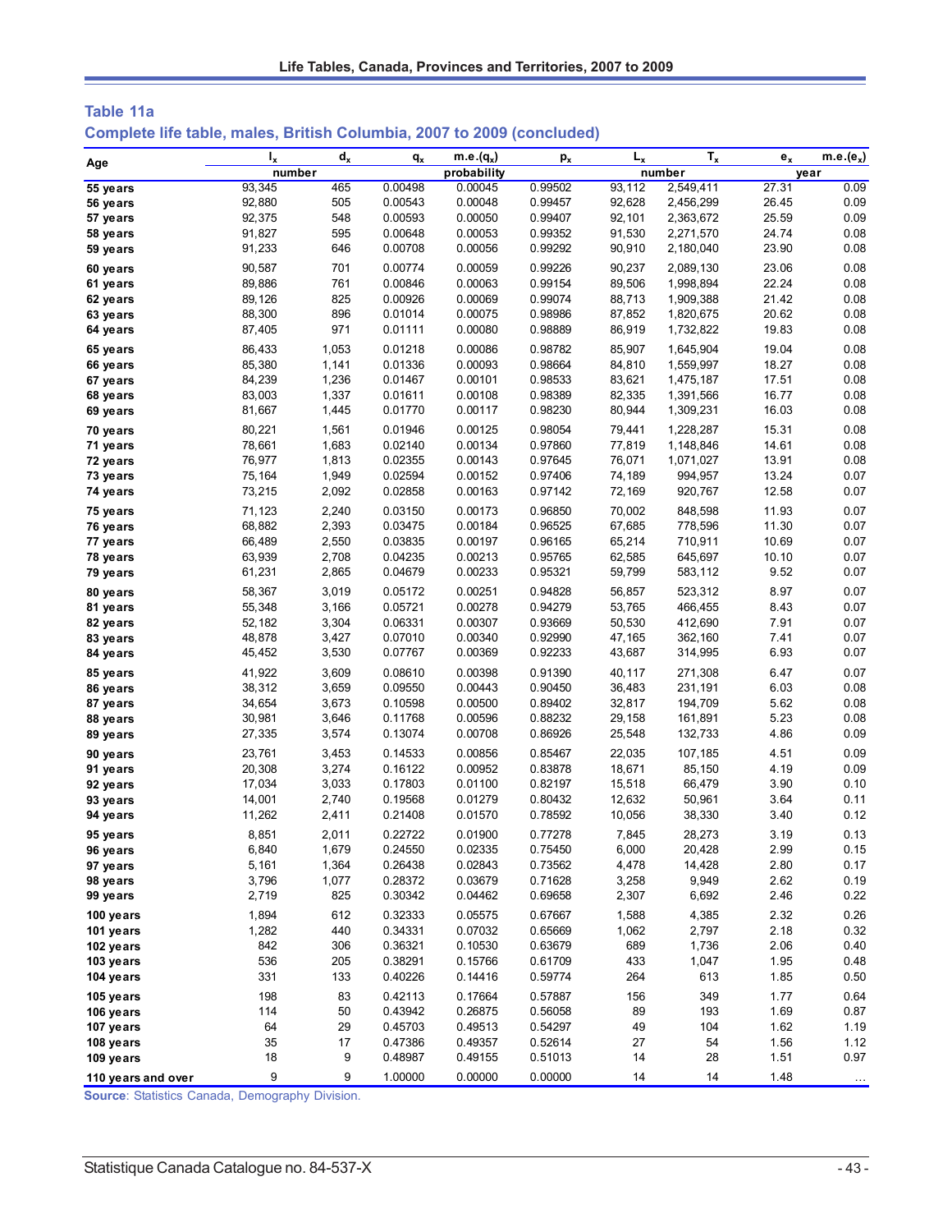## Table 11a

### Complete life table, males, British Columbia, 2007 to 2009 (concluded)

| Age | $l_x$ | $d_x$ | $q_x$ | m.e.($q_x$) | $p_x$ | $L_x$ | $T_x$ | $e_x$ | m.e.($e_x$) |
|---|---|---|---|---|---|---|---|---|---|
| | number | | probability | | | number | | year | |
| 55 years | 93,345 | 465 | 0.00498 | 0.00045 | 0.99502 | 93,112 | 2,549,411 | 27.31 | 0.09 |
| 56 years | 92,880 | 505 | 0.00543 | 0.00048 | 0.99457 | 92,628 | 2,456,299 | 26.45 | 0.09 |
| 57 years | 92,375 | 548 | 0.00593 | 0.00050 | 0.99407 | 92,101 | 2,363,672 | 25.59 | 0.09 |
| 58 years | 91,827 | 595 | 0.00648 | 0.00053 | 0.99352 | 91,530 | 2,271,570 | 24.74 | 0.08 |
| 59 years | 91,233 | 646 | 0.00708 | 0.00056 | 0.99292 | 90,910 | 2,180,040 | 23.90 | 0.08 |
| 60 years | 90,587 | 701 | 0.00774 | 0.00059 | 0.99226 | 90,237 | 2,089,130 | 23.06 | 0.08 |
| 61 years | 89,886 | 761 | 0.00846 | 0.00063 | 0.99154 | 89,506 | 1,998,894 | 22.24 | 0.08 |
| 62 years | 89,126 | 825 | 0.00926 | 0.00069 | 0.99074 | 88,713 | 1,909,388 | 21.42 | 0.08 |
| 63 years | 88,300 | 896 | 0.01014 | 0.00075 | 0.98986 | 87,852 | 1,820,675 | 20.62 | 0.08 |
| 64 years | 87,405 | 971 | 0.01111 | 0.00080 | 0.98889 | 86,919 | 1,732,822 | 19.83 | 0.08 |
| 65 years | 86,433 | 1,053 | 0.01218 | 0.00086 | 0.98782 | 85,907 | 1,645,904 | 19.04 | 0.08 |
| 66 years | 85,380 | 1,141 | 0.01336 | 0.00093 | 0.98664 | 84,810 | 1,559,997 | 18.27 | 0.08 |
| 67 years | 84,239 | 1,236 | 0.01467 | 0.00101 | 0.98533 | 83,621 | 1,475,187 | 17.51 | 0.08 |
| 68 years | 83,003 | 1,337 | 0.01611 | 0.00108 | 0.98389 | 82,335 | 1,391,566 | 16.77 | 0.08 |
| 69 years | 81,667 | 1,445 | 0.01770 | 0.00117 | 0.98230 | 80,944 | 1,309,231 | 16.03 | 0.08 |
| 70 years | 80,221 | 1,561 | 0.01946 | 0.00125 | 0.98054 | 79,441 | 1,228,287 | 15.31 | 0.08 |
| 71 years | 78,661 | 1,683 | 0.02140 | 0.00134 | 0.97860 | 77,819 | 1,148,846 | 14.61 | 0.08 |
| 72 years | 76,977 | 1,813 | 0.02355 | 0.00143 | 0.97645 | 76,071 | 1,071,027 | 13.91 | 0.08 |
| 73 years | 75,164 | 1,949 | 0.02594 | 0.00152 | 0.97406 | 74,189 | 994,957 | 13.24 | 0.07 |
| 74 years | 73,215 | 2,092 | 0.02858 | 0.00163 | 0.97142 | 72,169 | 920,767 | 12.58 | 0.07 |
| 75 years | 71,123 | 2,240 | 0.03150 | 0.00173 | 0.96850 | 70,002 | 848,598 | 11.93 | 0.07 |
| 76 years | 68,882 | 2,393 | 0.03475 | 0.00184 | 0.96525 | 67,685 | 778,596 | 11.30 | 0.07 |
| 77 years | 66,489 | 2,550 | 0.03835 | 0.00197 | 0.96165 | 65,214 | 710,911 | 10.69 | 0.07 |
| 78 years | 63,939 | 2,708 | 0.04235 | 0.00213 | 0.95765 | 62,585 | 645,697 | 10.10 | 0.07 |
| 79 years | 61,231 | 2,865 | 0.04679 | 0.00233 | 0.95321 | 59,799 | 583,112 | 9.52 | 0.07 |
| 80 years | 58,367 | 3,019 | 0.05172 | 0.00251 | 0.94828 | 56,857 | 523,312 | 8.97 | 0.07 |
| 81 years | 55,348 | 3,166 | 0.05721 | 0.00278 | 0.94279 | 53,765 | 466,455 | 8.43 | 0.07 |
| 82 years | 52,182 | 3,304 | 0.06331 | 0.00307 | 0.93669 | 50,530 | 412,690 | 7.91 | 0.07 |
| 83 years | 48,878 | 3,427 | 0.07010 | 0.00340 | 0.92990 | 47,165 | 362,160 | 7.41 | 0.07 |
| 84 years | 45,452 | 3,530 | 0.07767 | 0.00369 | 0.92233 | 43,687 | 314,995 | 6.93 | 0.07 |
| 85 years | 41,922 | 3,609 | 0.08610 | 0.00398 | 0.91390 | 40,117 | 271,308 | 6.47 | 0.07 |
| 86 years | 38,312 | 3,659 | 0.09550 | 0.00443 | 0.90450 | 36,483 | 231,191 | 6.03 | 0.08 |
| 87 years | 34,654 | 3,673 | 0.10598 | 0.00500 | 0.89402 | 32,817 | 194,709 | 5.62 | 0.08 |
| 88 years | 30,981 | 3,646 | 0.11768 | 0.00596 | 0.88232 | 29,158 | 161,891 | 5.23 | 0.08 |
| 89 years | 27,335 | 3,574 | 0.13074 | 0.00708 | 0.86926 | 25,548 | 132,733 | 4.86 | 0.09 |
| 90 years | 23,761 | 3,453 | 0.14533 | 0.00856 | 0.85467 | 22,035 | 107,185 | 4.51 | 0.09 |
| 91 years | 20,308 | 3,274 | 0.16122 | 0.00952 | 0.83878 | 18,671 | 85,150 | 4.19 | 0.09 |
| 92 years | 17,034 | 3,033 | 0.17803 | 0.01100 | 0.82197 | 15,518 | 66,479 | 3.90 | 0.10 |
| 93 years | 14,001 | 2,740 | 0.19568 | 0.01279 | 0.80432 | 12,632 | 50,961 | 3.64 | 0.11 |
| 94 years | 11,262 | 2,411 | 0.21408 | 0.01570 | 0.78592 | 10,056 | 38,330 | 3.40 | 0.12 |
| 95 years | 8,851 | 2,011 | 0.22722 | 0.01900 | 0.77278 | 7,845 | 28,273 | 3.19 | 0.13 |
| 96 years | 6,840 | 1,679 | 0.24550 | 0.02335 | 0.75450 | 6,000 | 20,428 | 2.99 | 0.15 |
| 97 years | 5,161 | 1,364 | 0.26438 | 0.02843 | 0.73562 | 4,478 | 14,428 | 2.80 | 0.17 |
| 98 years | 3,796 | 1,077 | 0.28372 | 0.03679 | 0.71628 | 3,258 | 9,949 | 2.62 | 0.19 |
| 99 years | 2,719 | 825 | 0.30342 | 0.04462 | 0.69658 | 2,307 | 6,692 | 2.46 | 0.22 |
| 100 years | 1,894 | 612 | 0.32333 | 0.05575 | 0.67667 | 1,588 | 4,385 | 2.32 | 0.26 |
| 101 years | 1,282 | 440 | 0.34331 | 0.07032 | 0.65669 | 1,062 | 2,797 | 2.18 | 0.32 |
| 102 years | 842 | 306 | 0.36321 | 0.10530 | 0.63679 | 689 | 1,736 | 2.06 | 0.40 |
| 103 years | 536 | 205 | 0.38291 | 0.15766 | 0.61709 | 433 | 1,047 | 1.95 | 0.48 |
| 104 years | 331 | 133 | 0.40226 | 0.14416 | 0.59774 | 264 | 613 | 1.85 | 0.50 |
| 105 years | 198 | 83 | 0.42113 | 0.17664 | 0.57887 | 156 | 349 | 1.77 | 0.64 |
| 106 years | 114 | 50 | 0.43942 | 0.26875 | 0.56058 | 89 | 193 | 1.69 | 0.87 |
| 107 years | 64 | 29 | 0.45703 | 0.49513 | 0.54297 | 49 | 104 | 1.62 | 1.19 |
| 108 years | 35 | 17 | 0.47386 | 0.49357 | 0.52614 | 27 | 54 | 1.56 | 1.12 |
| 109 years | 18 | 9 | 0.48987 | 0.49155 | 0.51013 | 14 | 28 | 1.51 | 0.97 |
| 110 years and over | 9 | 9 | 1.00000 | 0.00000 | 0.00000 | 14 | 14 | 1.48 | ... |

**Source**: Statistics Canada, Demography Division.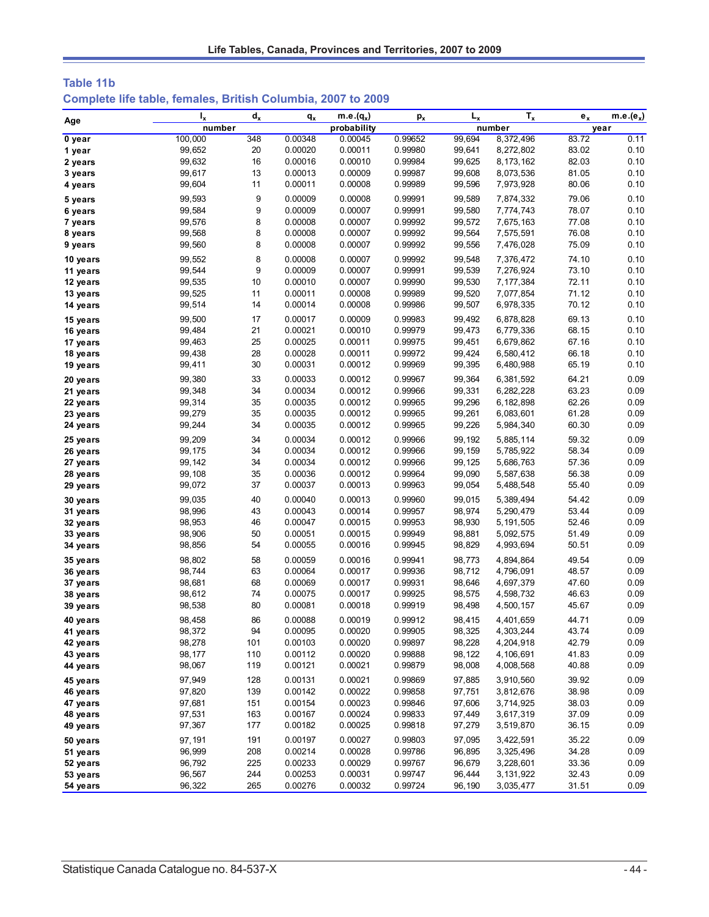## Table 11b

### Complete life table, females, British Columbia, 2007 to 2009

| Age | $l_x$ | $d_x$ | $q_x$ | m.e.($q_x$) | $p_x$ | $L_x$ | $T_x$ | $e_x$ | m.e.($e_x$) |
|---|---|---|---|---|---|---|---|---|---|
| | number | | probability | | | number | | year | |
| 0 year | 100,000 | 348 | 0.00348 | 0.00045 | 0.99652 | 99,694 | 8,372,496 | 83.72 | 0.11 |
| 1 year | 99,652 | 20 | 0.00020 | 0.00011 | 0.99980 | 99,641 | 8,272,802 | 83.02 | 0.10 |
| 2 years | 99,632 | 16 | 0.00016 | 0.00010 | 0.99984 | 99,625 | 8,173,162 | 82.03 | 0.10 |
| 3 years | 99,617 | 13 | 0.00013 | 0.00009 | 0.99987 | 99,608 | 8,073,536 | 81.05 | 0.10 |
| 4 years | 99,604 | 11 | 0.00011 | 0.00008 | 0.99989 | 99,596 | 7,973,928 | 80.06 | 0.10 |
| 5 years | 99,593 | 9 | 0.00009 | 0.00008 | 0.99991 | 99,589 | 7,874,332 | 79.06 | 0.10 |
| 6 years | 99,584 | 9 | 0.00009 | 0.00007 | 0.99991 | 99,580 | 7,774,743 | 78.07 | 0.10 |
| 7 years | 99,576 | 8 | 0.00008 | 0.00007 | 0.99992 | 99,572 | 7,675,163 | 77.08 | 0.10 |
| 8 years | 99,568 | 8 | 0.00008 | 0.00007 | 0.99992 | 99,564 | 7,575,591 | 76.08 | 0.10 |
| 9 years | 99,560 | 8 | 0.00008 | 0.00007 | 0.99992 | 99,556 | 7,476,028 | 75.09 | 0.10 |
| 10 years | 99,552 | 8 | 0.00008 | 0.00007 | 0.99992 | 99,548 | 7,376,472 | 74.10 | 0.10 |
| 11 years | 99,544 | 9 | 0.00009 | 0.00007 | 0.99991 | 99,539 | 7,276,924 | 73.10 | 0.10 |
| 12 years | 99,535 | 10 | 0.00010 | 0.00007 | 0.99990 | 99,530 | 7,177,384 | 72.11 | 0.10 |
| 13 years | 99,525 | 11 | 0.00011 | 0.00008 | 0.99989 | 99,520 | 7,077,854 | 71.12 | 0.10 |
| 14 years | 99,514 | 14 | 0.00014 | 0.00008 | 0.99986 | 99,507 | 6,978,335 | 70.12 | 0.10 |
| 15 years | 99,500 | 17 | 0.00017 | 0.00009 | 0.99983 | 99,492 | 6,878,828 | 69.13 | 0.10 |
| 16 years | 99,484 | 21 | 0.00021 | 0.00010 | 0.99979 | 99,473 | 6,779,336 | 68.15 | 0.10 |
| 17 years | 99,463 | 25 | 0.00025 | 0.00011 | 0.99975 | 99,451 | 6,679,862 | 67.16 | 0.10 |
| 18 years | 99,438 | 28 | 0.00028 | 0.00011 | 0.99972 | 99,424 | 6,580,412 | 66.18 | 0.10 |
| 19 years | 99,411 | 30 | 0.00031 | 0.00012 | 0.99969 | 99,395 | 6,480,988 | 65.19 | 0.10 |
| 20 years | 99,380 | 33 | 0.00033 | 0.00012 | 0.99967 | 99,364 | 6,381,592 | 64.21 | 0.09 |
| 21 years | 99,348 | 34 | 0.00034 | 0.00012 | 0.99966 | 99,331 | 6,282,228 | 63.23 | 0.09 |
| 22 years | 99,314 | 35 | 0.00035 | 0.00012 | 0.99965 | 99,296 | 6,182,898 | 62.26 | 0.09 |
| 23 years | 99,279 | 35 | 0.00035 | 0.00012 | 0.99965 | 99,261 | 6,083,601 | 61.28 | 0.09 |
| 24 years | 99,244 | 34 | 0.00035 | 0.00012 | 0.99965 | 99,226 | 5,984,340 | 60.30 | 0.09 |
| 25 years | 99,209 | 34 | 0.00034 | 0.00012 | 0.99966 | 99,192 | 5,885,114 | 59.32 | 0.09 |
| 26 years | 99,175 | 34 | 0.00034 | 0.00012 | 0.99966 | 99,159 | 5,785,922 | 58.34 | 0.09 |
| 27 years | 99,142 | 34 | 0.00034 | 0.00012 | 0.99966 | 99,125 | 5,686,763 | 57.36 | 0.09 |
| 28 years | 99,108 | 35 | 0.00036 | 0.00012 | 0.99964 | 99,090 | 5,587,638 | 56.38 | 0.09 |
| 29 years | 99,072 | 37 | 0.00037 | 0.00013 | 0.99963 | 99,054 | 5,488,548 | 55.40 | 0.09 |
| 30 years | 99,035 | 40 | 0.00040 | 0.00013 | 0.99960 | 99,015 | 5,389,494 | 54.42 | 0.09 |
| 31 years | 98,996 | 43 | 0.00043 | 0.00014 | 0.99957 | 98,974 | 5,290,479 | 53.44 | 0.09 |
| 32 years | 98,953 | 46 | 0.00047 | 0.00015 | 0.99953 | 98,930 | 5,191,505 | 52.46 | 0.09 |
| 33 years | 98,906 | 50 | 0.00051 | 0.00015 | 0.99949 | 98,881 | 5,092,575 | 51.49 | 0.09 |
| 34 years | 98,856 | 54 | 0.00055 | 0.00016 | 0.99945 | 98,829 | 4,993,694 | 50.51 | 0.09 |
| 35 years | 98,802 | 58 | 0.00059 | 0.00016 | 0.99941 | 98,773 | 4,894,864 | 49.54 | 0.09 |
| 36 years | 98,744 | 63 | 0.00064 | 0.00017 | 0.99936 | 98,712 | 4,796,091 | 48.57 | 0.09 |
| 37 years | 98,681 | 68 | 0.00069 | 0.00017 | 0.99931 | 98,646 | 4,697,379 | 47.60 | 0.09 |
| 38 years | 98,612 | 74 | 0.00075 | 0.00017 | 0.99925 | 98,575 | 4,598,732 | 46.63 | 0.09 |
| 39 years | 98,538 | 80 | 0.00081 | 0.00018 | 0.99919 | 98,498 | 4,500,157 | 45.67 | 0.09 |
| 40 years | 98,458 | 86 | 0.00088 | 0.00019 | 0.99912 | 98,415 | 4,401,659 | 44.71 | 0.09 |
| 41 years | 98,372 | 94 | 0.00095 | 0.00020 | 0.99905 | 98,325 | 4,303,244 | 43.74 | 0.09 |
| 42 years | 98,278 | 101 | 0.00103 | 0.00020 | 0.99897 | 98,228 | 4,204,918 | 42.79 | 0.09 |
| 43 years | 98,177 | 110 | 0.00112 | 0.00020 | 0.99888 | 98,122 | 4,106,691 | 41.83 | 0.09 |
| 44 years | 98,067 | 119 | 0.00121 | 0.00021 | 0.99879 | 98,008 | 4,008,568 | 40.88 | 0.09 |
| 45 years | 97,949 | 128 | 0.00131 | 0.00021 | 0.99869 | 97,885 | 3,910,560 | 39.92 | 0.09 |
| 46 years | 97,820 | 139 | 0.00142 | 0.00022 | 0.99858 | 97,751 | 3,812,676 | 38.98 | 0.09 |
| 47 years | 97,681 | 151 | 0.00154 | 0.00023 | 0.99846 | 97,606 | 3,714,925 | 38.03 | 0.09 |
| 48 years | 97,531 | 163 | 0.00167 | 0.00024 | 0.99833 | 97,449 | 3,617,319 | 37.09 | 0.09 |
| 49 years | 97,367 | 177 | 0.00182 | 0.00025 | 0.99818 | 97,279 | 3,519,870 | 36.15 | 0.09 |
| 50 years | 97,191 | 191 | 0.00197 | 0.00027 | 0.99803 | 97,095 | 3,422,591 | 35.22 | 0.09 |
| 51 years | 96,999 | 208 | 0.00214 | 0.00028 | 0.99786 | 96,895 | 3,325,496 | 34.28 | 0.09 |
| 52 years | 96,792 | 225 | 0.00233 | 0.00029 | 0.99767 | 96,679 | 3,228,601 | 33.36 | 0.09 |
| 53 years | 96,567 | 244 | 0.00253 | 0.00031 | 0.99747 | 96,444 | 3,131,922 | 32.43 | 0.09 |
| 54 years | 96,322 | 265 | 0.00276 | 0.00032 | 0.99724 | 96,190 | 3,035,477 | 31.51 | 0.09 |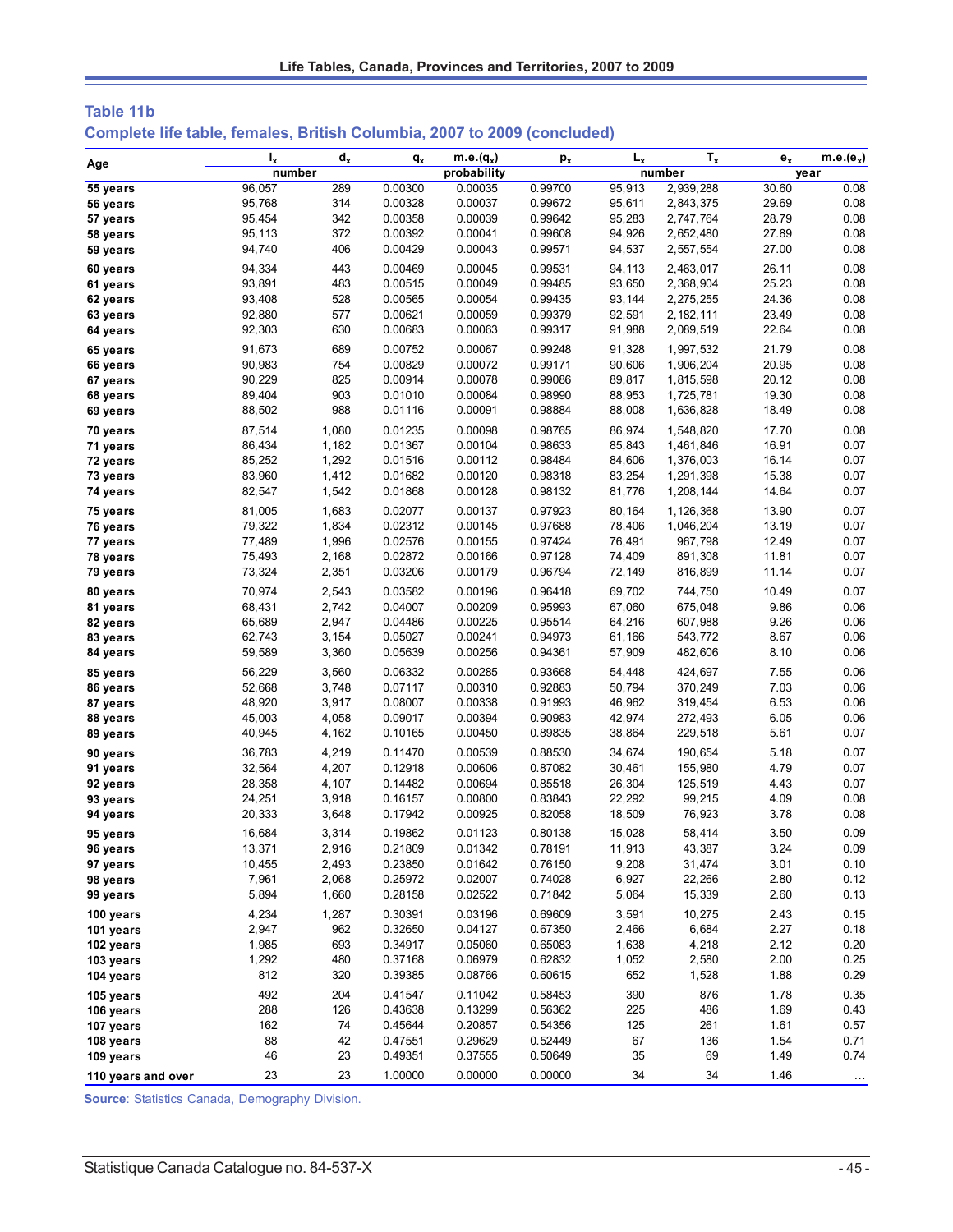## Table 11b

### Complete life table, females, British Columbia, 2007 to 2009 (concluded)

| Age | $l_x$ | $d_x$ | $q_x$ | m.e.($q_x$) | $p_x$ | $L_x$ | $T_x$ | $e_x$ | m.e.($e_x$) |
|---|---|---|---|---|---|---|---|---|---|
| | number | | probability | | | number | | year | |
| 55 years | 96,057 | 289 | 0.00300 | 0.00035 | 0.99700 | 95,913 | 2,939,288 | 30.60 | 0.08 |
| 56 years | 95,768 | 314 | 0.00328 | 0.00037 | 0.99672 | 95,611 | 2,843,375 | 29.69 | 0.08 |
| 57 years | 95,454 | 342 | 0.00358 | 0.00039 | 0.99642 | 95,283 | 2,747,764 | 28.79 | 0.08 |
| 58 years | 95,113 | 372 | 0.00392 | 0.00041 | 0.99608 | 94,926 | 2,652,480 | 27.89 | 0.08 |
| 59 years | 94,740 | 406 | 0.00429 | 0.00043 | 0.99571 | 94,537 | 2,557,554 | 27.00 | 0.08 |
| 60 years | 94,334 | 443 | 0.00469 | 0.00045 | 0.99531 | 94,113 | 2,463,017 | 26.11 | 0.08 |
| 61 years | 93,891 | 483 | 0.00515 | 0.00049 | 0.99485 | 93,650 | 2,368,904 | 25.23 | 0.08 |
| 62 years | 93,408 | 528 | 0.00565 | 0.00054 | 0.99435 | 93,144 | 2,275,255 | 24.36 | 0.08 |
| 63 years | 92,880 | 577 | 0.00621 | 0.00059 | 0.99379 | 92,591 | 2,182,111 | 23.49 | 0.08 |
| 64 years | 92,303 | 630 | 0.00683 | 0.00063 | 0.99317 | 91,988 | 2,089,519 | 22.64 | 0.08 |
| 65 years | 91,673 | 689 | 0.00752 | 0.00067 | 0.99248 | 91,328 | 1,997,532 | 21.79 | 0.08 |
| 66 years | 90,983 | 754 | 0.00829 | 0.00072 | 0.99171 | 90,606 | 1,906,204 | 20.95 | 0.08 |
| 67 years | 90,229 | 825 | 0.00914 | 0.00078 | 0.99086 | 89,817 | 1,815,598 | 20.12 | 0.08 |
| 68 years | 89,404 | 903 | 0.01010 | 0.00084 | 0.98990 | 88,953 | 1,725,781 | 19.30 | 0.08 |
| 69 years | 88,502 | 988 | 0.01116 | 0.00091 | 0.98884 | 88,008 | 1,636,828 | 18.49 | 0.08 |
| 70 years | 87,514 | 1,080 | 0.01235 | 0.00098 | 0.98765 | 86,974 | 1,548,820 | 17.70 | 0.08 |
| 71 years | 86,434 | 1,182 | 0.01367 | 0.00104 | 0.98633 | 85,843 | 1,461,846 | 16.91 | 0.07 |
| 72 years | 85,252 | 1,292 | 0.01516 | 0.00112 | 0.98484 | 84,606 | 1,376,003 | 16.14 | 0.07 |
| 73 years | 83,960 | 1,412 | 0.01682 | 0.00120 | 0.98318 | 83,254 | 1,291,398 | 15.38 | 0.07 |
| 74 years | 82,547 | 1,542 | 0.01868 | 0.00128 | 0.98132 | 81,776 | 1,208,144 | 14.64 | 0.07 |
| 75 years | 81,005 | 1,683 | 0.02077 | 0.00137 | 0.97923 | 80,164 | 1,126,368 | 13.90 | 0.07 |
| 76 years | 79,322 | 1,834 | 0.02312 | 0.00145 | 0.97688 | 78,406 | 1,046,204 | 13.19 | 0.07 |
| 77 years | 77,489 | 1,996 | 0.02576 | 0.00155 | 0.97424 | 76,491 | 967,798 | 12.49 | 0.07 |
| 78 years | 75,493 | 2,168 | 0.02872 | 0.00166 | 0.97128 | 74,409 | 891,308 | 11.81 | 0.07 |
| 79 years | 73,324 | 2,351 | 0.03206 | 0.00179 | 0.96794 | 72,149 | 816,899 | 11.14 | 0.07 |
| 80 years | 70,974 | 2,543 | 0.03582 | 0.00196 | 0.96418 | 69,702 | 744,750 | 10.49 | 0.07 |
| 81 years | 68,431 | 2,742 | 0.04007 | 0.00209 | 0.95993 | 67,060 | 675,048 | 9.86 | 0.06 |
| 82 years | 65,689 | 2,947 | 0.04486 | 0.00225 | 0.95514 | 64,216 | 607,988 | 9.26 | 0.06 |
| 83 years | 62,743 | 3,154 | 0.05027 | 0.00241 | 0.94973 | 61,166 | 543,772 | 8.67 | 0.06 |
| 84 years | 59,589 | 3,360 | 0.05639 | 0.00256 | 0.94361 | 57,909 | 482,606 | 8.10 | 0.06 |
| 85 years | 56,229 | 3,560 | 0.06332 | 0.00285 | 0.93668 | 54,448 | 424,697 | 7.55 | 0.06 |
| 86 years | 52,668 | 3,748 | 0.07117 | 0.00310 | 0.92883 | 50,794 | 370,249 | 7.03 | 0.06 |
| 87 years | 48,920 | 3,917 | 0.08007 | 0.00338 | 0.91993 | 46,962 | 319,454 | 6.53 | 0.06 |
| 88 years | 45,003 | 4,058 | 0.09017 | 0.00394 | 0.90983 | 42,974 | 272,493 | 6.05 | 0.06 |
| 89 years | 40,945 | 4,162 | 0.10165 | 0.00450 | 0.89835 | 38,864 | 229,518 | 5.61 | 0.07 |
| 90 years | 36,783 | 4,219 | 0.11470 | 0.00539 | 0.88530 | 34,674 | 190,654 | 5.18 | 0.07 |
| 91 years | 32,564 | 4,207 | 0.12918 | 0.00606 | 0.87082 | 30,461 | 155,980 | 4.79 | 0.07 |
| 92 years | 28,358 | 4,107 | 0.14482 | 0.00694 | 0.85518 | 26,304 | 125,519 | 4.43 | 0.07 |
| 93 years | 24,251 | 3,918 | 0.16157 | 0.00800 | 0.83843 | 22,292 | 99,215 | 4.09 | 0.08 |
| 94 years | 20,333 | 3,648 | 0.17942 | 0.00925 | 0.82058 | 18,509 | 76,923 | 3.78 | 0.08 |
| 95 years | 16,684 | 3,314 | 0.19862 | 0.01123 | 0.80138 | 15,028 | 58,414 | 3.50 | 0.09 |
| 96 years | 13,371 | 2,916 | 0.21809 | 0.01342 | 0.78191 | 11,913 | 43,387 | 3.24 | 0.09 |
| 97 years | 10,455 | 2,493 | 0.23850 | 0.01642 | 0.76150 | 9,208 | 31,474 | 3.01 | 0.10 |
| 98 years | 7,961 | 2,068 | 0.25972 | 0.02007 | 0.74028 | 6,927 | 22,266 | 2.80 | 0.12 |
| 99 years | 5,894 | 1,660 | 0.28158 | 0.02522 | 0.71842 | 5,064 | 15,339 | 2.60 | 0.13 |
| 100 years | 4,234 | 1,287 | 0.30391 | 0.03196 | 0.69609 | 3,591 | 10,275 | 2.43 | 0.15 |
| 101 years | 2,947 | 962 | 0.32650 | 0.04127 | 0.67350 | 2,466 | 6,684 | 2.27 | 0.18 |
| 102 years | 1,985 | 693 | 0.34917 | 0.05060 | 0.65083 | 1,638 | 4,218 | 2.12 | 0.20 |
| 103 years | 1,292 | 480 | 0.37168 | 0.06979 | 0.62832 | 1,052 | 2,580 | 2.00 | 0.25 |
| 104 years | 812 | 320 | 0.39385 | 0.08766 | 0.60615 | 652 | 1,528 | 1.88 | 0.29 |
| 105 years | 492 | 204 | 0.41547 | 0.11042 | 0.58453 | 390 | 876 | 1.78 | 0.35 |
| 106 years | 288 | 126 | 0.43638 | 0.13299 | 0.56362 | 225 | 486 | 1.69 | 0.43 |
| 107 years | 162 | 74 | 0.45644 | 0.20857 | 0.54356 | 125 | 261 | 1.61 | 0.57 |
| 108 years | 88 | 42 | 0.47551 | 0.29629 | 0.52449 | 67 | 136 | 1.54 | 0.71 |
| 109 years | 46 | 23 | 0.49351 | 0.37555 | 0.50649 | 35 | 69 | 1.49 | 0.74 |
| 110 years and over | 23 | 23 | 1.00000 | 0.00000 | 0.00000 | 34 | 34 | 1.46 | ... |

**Source**: Statistics Canada, Demography Division.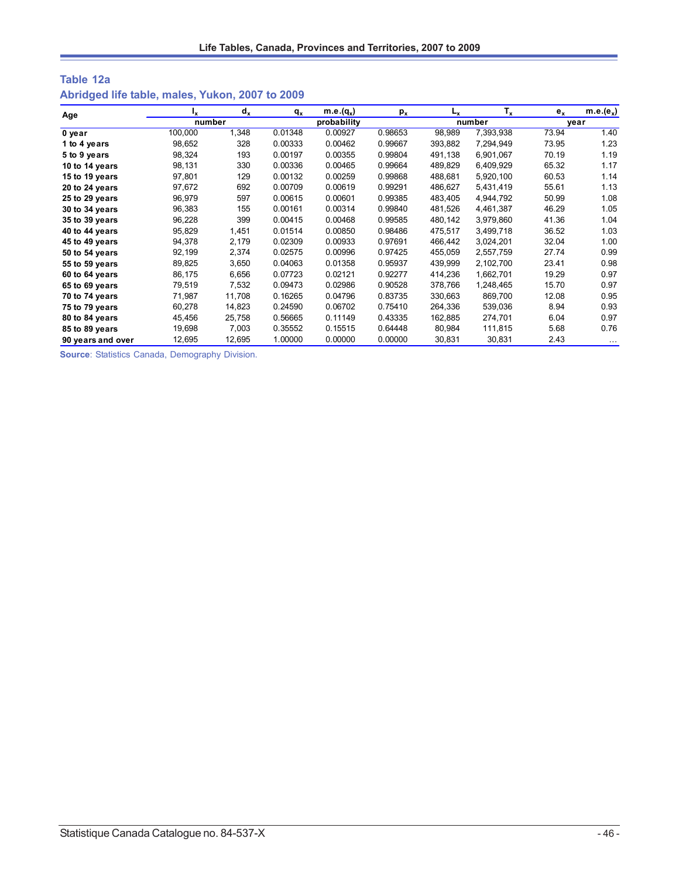## Table 12a

## Abridged life table, males, Yukon, 2007 to 2009

| Age | $l_x$ | $d_x$ | $q_x$ | m.e.($q_x$) | $p_x$ | $L_x$ | $T_x$ | $e_x$ | m.e.($e_x$) |
|---|---|---|---|---|---|---|---|---|---|
| | number | | probability | | | number | | year | |
| **0 year** | 100,000 | 1,348 | 0.01348 | 0.00927 | 0.98653 | 98,989 | 7,393,938 | 73.94 | 1.40 |
| **1 to 4 years** | 98,652 | 328 | 0.00333 | 0.00462 | 0.99667 | 393,882 | 7,294,949 | 73.95 | 1.23 |
| **5 to 9 years** | 98,324 | 193 | 0.00197 | 0.00355 | 0.99804 | 491,138 | 6,901,067 | 70.19 | 1.19 |
| **10 to 14 years** | 98,131 | 330 | 0.00336 | 0.00465 | 0.99664 | 489,829 | 6,409,929 | 65.32 | 1.17 |
| **15 to 19 years** | 97,801 | 129 | 0.00132 | 0.00259 | 0.99868 | 488,681 | 5,920,100 | 60.53 | 1.14 |
| **20 to 24 years** | 97,672 | 692 | 0.00709 | 0.00619 | 0.99291 | 486,627 | 5,431,419 | 55.61 | 1.13 |
| **25 to 29 years** | 96,979 | 597 | 0.00615 | 0.00601 | 0.99385 | 483,405 | 4,944,792 | 50.99 | 1.08 |
| **30 to 34 years** | 96,383 | 155 | 0.00161 | 0.00314 | 0.99840 | 481,526 | 4,461,387 | 46.29 | 1.05 |
| **35 to 39 years** | 96,228 | 399 | 0.00415 | 0.00468 | 0.99585 | 480,142 | 3,979,860 | 41.36 | 1.04 |
| **40 to 44 years** | 95,829 | 1,451 | 0.01514 | 0.00850 | 0.98486 | 475,517 | 3,499,718 | 36.52 | 1.03 |
| **45 to 49 years** | 94,378 | 2,179 | 0.02309 | 0.00933 | 0.97691 | 466,442 | 3,024,201 | 32.04 | 1.00 |
| **50 to 54 years** | 92,199 | 2,374 | 0.02575 | 0.00996 | 0.97425 | 455,059 | 2,557,759 | 27.74 | 0.99 |
| **55 to 59 years** | 89,825 | 3,650 | 0.04063 | 0.01358 | 0.95937 | 439,999 | 2,102,700 | 23.41 | 0.98 |
| **60 to 64 years** | 86,175 | 6,656 | 0.07723 | 0.02121 | 0.92277 | 414,236 | 1,662,701 | 19.29 | 0.97 |
| **65 to 69 years** | 79,519 | 7,532 | 0.09473 | 0.02986 | 0.90528 | 378,766 | 1,248,465 | 15.70 | 0.97 |
| **70 to 74 years** | 71,987 | 11,708 | 0.16265 | 0.04796 | 0.83735 | 330,663 | 869,700 | 12.08 | 0.95 |
| **75 to 79 years** | 60,278 | 14,823 | 0.24590 | 0.06702 | 0.75410 | 264,336 | 539,036 | 8.94 | 0.93 |
| **80 to 84 years** | 45,456 | 25,758 | 0.56665 | 0.11149 | 0.43335 | 162,885 | 274,701 | 6.04 | 0.97 |
| **85 to 89 years** | 19,698 | 7,003 | 0.35552 | 0.15515 | 0.64448 | 80,984 | 111,815 | 5.68 | 0.76 |
| **90 years and over** | 12,695 | 12,695 | 1.00000 | 0.00000 | 0.00000 | 30,831 | 30,831 | 2.43 | ... |

**Source**: Statistics Canada, Demography Division.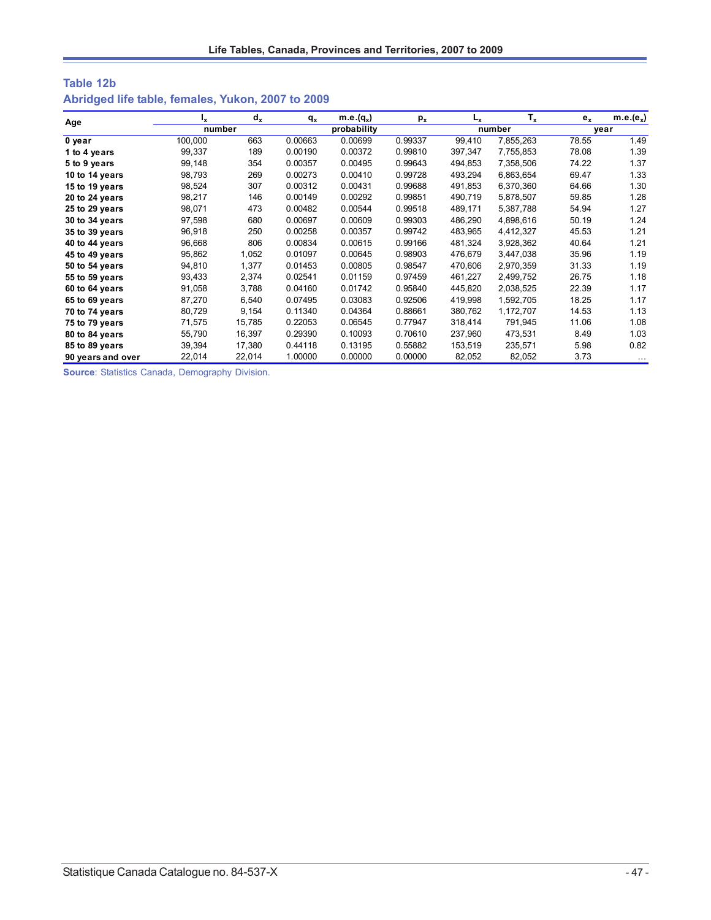## Table 12b

## Abridged life table, females, Yukon, 2007 to 2009

| Age | $l_x$ | $d_x$ | $q_x$ | m.e.($q_x$) | $p_x$ | $L_x$ | $T_x$ | $e_x$ | m.e.($e_x$) |
|---|---|---|---|---|---|---|---|---|---|
| | number | | probability | | | number | | year | |
| **0 year** | 100,000 | 663 | 0.00663 | 0.00699 | 0.99337 | 99,410 | 7,855,263 | 78.55 | 1.49 |
| **1 to 4 years** | 99,337 | 189 | 0.00190 | 0.00372 | 0.99810 | 397,347 | 7,755,853 | 78.08 | 1.39 |
| **5 to 9 years** | 99,148 | 354 | 0.00357 | 0.00495 | 0.99643 | 494,853 | 7,358,506 | 74.22 | 1.37 |
| **10 to 14 years** | 98,793 | 269 | 0.00273 | 0.00410 | 0.99728 | 493,294 | 6,863,654 | 69.47 | 1.33 |
| **15 to 19 years** | 98,524 | 307 | 0.00312 | 0.00431 | 0.99688 | 491,853 | 6,370,360 | 64.66 | 1.30 |
| **20 to 24 years** | 98,217 | 146 | 0.00149 | 0.00292 | 0.99851 | 490,719 | 5,878,507 | 59.85 | 1.28 |
| **25 to 29 years** | 98,071 | 473 | 0.00482 | 0.00544 | 0.99518 | 489,171 | 5,387,788 | 54.94 | 1.27 |
| **30 to 34 years** | 97,598 | 680 | 0.00697 | 0.00609 | 0.99303 | 486,290 | 4,898,616 | 50.19 | 1.24 |
| **35 to 39 years** | 96,918 | 250 | 0.00258 | 0.00357 | 0.99742 | 483,965 | 4,412,327 | 45.53 | 1.21 |
| **40 to 44 years** | 96,668 | 806 | 0.00834 | 0.00615 | 0.99166 | 481,324 | 3,928,362 | 40.64 | 1.21 |
| **45 to 49 years** | 95,862 | 1,052 | 0.01097 | 0.00645 | 0.98903 | 476,679 | 3,447,038 | 35.96 | 1.19 |
| **50 to 54 years** | 94,810 | 1,377 | 0.01453 | 0.00805 | 0.98547 | 470,606 | 2,970,359 | 31.33 | 1.19 |
| **55 to 59 years** | 93,433 | 2,374 | 0.02541 | 0.01159 | 0.97459 | 461,227 | 2,499,752 | 26.75 | 1.18 |
| **60 to 64 years** | 91,058 | 3,788 | 0.04160 | 0.01742 | 0.95840 | 445,820 | 2,038,525 | 22.39 | 1.17 |
| **65 to 69 years** | 87,270 | 6,540 | 0.07495 | 0.03083 | 0.92506 | 419,998 | 1,592,705 | 18.25 | 1.17 |
| **70 to 74 years** | 80,729 | 9,154 | 0.11340 | 0.04364 | 0.88661 | 380,762 | 1,172,707 | 14.53 | 1.13 |
| **75 to 79 years** | 71,575 | 15,785 | 0.22053 | 0.06545 | 0.77947 | 318,414 | 791,945 | 11.06 | 1.08 |
| **80 to 84 years** | 55,790 | 16,397 | 0.29390 | 0.10093 | 0.70610 | 237,960 | 473,531 | 8.49 | 1.03 |
| **85 to 89 years** | 39,394 | 17,380 | 0.44118 | 0.13195 | 0.55882 | 153,519 | 235,571 | 5.98 | 0.82 |
| **90 years and over** | 22,014 | 22,014 | 1.00000 | 0.00000 | 0.00000 | 82,052 | 82,052 | 3.73 | ... |

**Source**: Statistics Canada, Demography Division.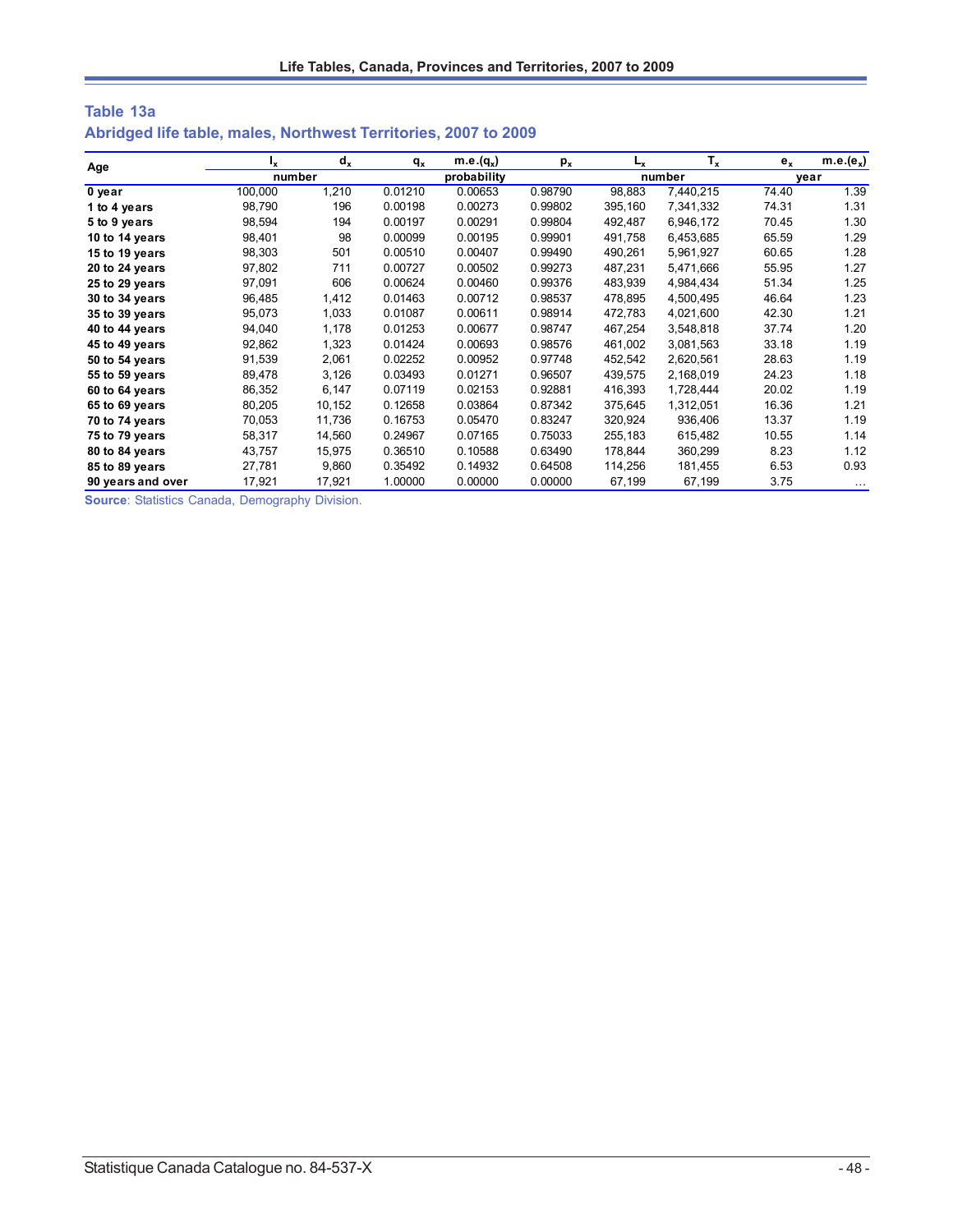## Table 13a

## Abridged life table, males, Northwest Territories, 2007 to 2009

| Age | $l_x$ | $d_x$ | $q_x$ | m.e.($q_x$) | $p_x$ | $L_x$ | $T_x$ | $e_x$ | m.e.($e_x$) |
|---|---|---|---|---|---|---|---|---|---|
| | number | | probability | | | number | | year | |
| **0 year** | 100,000 | 1,210 | 0.01210 | 0.00653 | 0.98790 | 98,883 | 7,440,215 | 74.40 | 1.39 |
| **1 to 4 years** | 98,790 | 196 | 0.00198 | 0.00273 | 0.99802 | 395,160 | 7,341,332 | 74.31 | 1.31 |
| **5 to 9 years** | 98,594 | 194 | 0.00197 | 0.00291 | 0.99804 | 492,487 | 6,946,172 | 70.45 | 1.30 |
| **10 to 14 years** | 98,401 | 98 | 0.00099 | 0.00195 | 0.99901 | 491,758 | 6,453,685 | 65.59 | 1.29 |
| **15 to 19 years** | 98,303 | 501 | 0.00510 | 0.00407 | 0.99490 | 490,261 | 5,961,927 | 60.65 | 1.28 |
| **20 to 24 years** | 97,802 | 711 | 0.00727 | 0.00502 | 0.99273 | 487,231 | 5,471,666 | 55.95 | 1.27 |
| **25 to 29 years** | 97,091 | 606 | 0.00624 | 0.00460 | 0.99376 | 483,939 | 4,984,434 | 51.34 | 1.25 |
| **30 to 34 years** | 96,485 | 1,412 | 0.01463 | 0.00712 | 0.98537 | 478,895 | 4,500,495 | 46.64 | 1.23 |
| **35 to 39 years** | 95,073 | 1,033 | 0.01087 | 0.00611 | 0.98914 | 472,783 | 4,021,600 | 42.30 | 1.21 |
| **40 to 44 years** | 94,040 | 1,178 | 0.01253 | 0.00677 | 0.98747 | 467,254 | 3,548,818 | 37.74 | 1.20 |
| **45 to 49 years** | 92,862 | 1,323 | 0.01424 | 0.00693 | 0.98576 | 461,002 | 3,081,563 | 33.18 | 1.19 |
| **50 to 54 years** | 91,539 | 2,061 | 0.02252 | 0.00952 | 0.97748 | 452,542 | 2,620,561 | 28.63 | 1.19 |
| **55 to 59 years** | 89,478 | 3,126 | 0.03493 | 0.01271 | 0.96507 | 439,575 | 2,168,019 | 24.23 | 1.18 |
| **60 to 64 years** | 86,352 | 6,147 | 0.07119 | 0.02153 | 0.92881 | 416,393 | 1,728,444 | 20.02 | 1.19 |
| **65 to 69 years** | 80,205 | 10,152 | 0.12658 | 0.03864 | 0.87342 | 375,645 | 1,312,051 | 16.36 | 1.21 |
| **70 to 74 years** | 70,053 | 11,736 | 0.16753 | 0.05470 | 0.83247 | 320,924 | 936,406 | 13.37 | 1.19 |
| **75 to 79 years** | 58,317 | 14,560 | 0.24967 | 0.07165 | 0.75033 | 255,183 | 615,482 | 10.55 | 1.14 |
| **80 to 84 years** | 43,757 | 15,975 | 0.36510 | 0.10588 | 0.63490 | 178,844 | 360,299 | 8.23 | 1.12 |
| **85 to 89 years** | 27,781 | 9,860 | 0.35492 | 0.14932 | 0.64508 | 114,256 | 181,455 | 6.53 | 0.93 |
| **90 years and over** | 17,921 | 17,921 | 1.00000 | 0.00000 | 0.00000 | 67,199 | 67,199 | 3.75 | ... |

**Source**: Statistics Canada, Demography Division.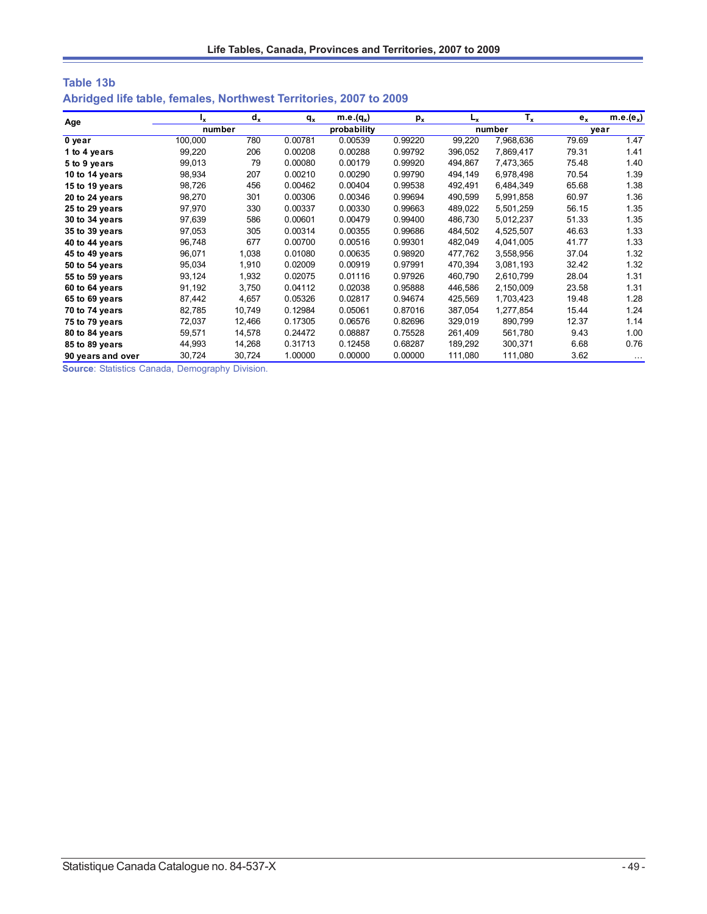## Table 13b

## Abridged life table, females, Northwest Territories, 2007 to 2009

| Age | $l_x$ | $d_x$ | $q_x$ | m.e.($q_x$) | $p_x$ | $L_x$ | $T_x$ | $e_x$ | m.e.($e_x$) |
|---|---|---|---|---|---|---|---|---|---|
| | number | | probability | | | number | | year | |
| **0 year** | 100,000 | 780 | 0.00781 | 0.00539 | 0.99220 | 99,220 | 7,968,636 | 79.69 | 1.47 |
| **1 to 4 years** | 99,220 | 206 | 0.00208 | 0.00288 | 0.99792 | 396,052 | 7,869,417 | 79.31 | 1.41 |
| **5 to 9 years** | 99,013 | 79 | 0.00080 | 0.00179 | 0.99920 | 494,867 | 7,473,365 | 75.48 | 1.40 |
| **10 to 14 years** | 98,934 | 207 | 0.00210 | 0.00290 | 0.99790 | 494,149 | 6,978,498 | 70.54 | 1.39 |
| **15 to 19 years** | 98,726 | 456 | 0.00462 | 0.00404 | 0.99538 | 492,491 | 6,484,349 | 65.68 | 1.38 |
| **20 to 24 years** | 98,270 | 301 | 0.00306 | 0.00346 | 0.99694 | 490,599 | 5,991,858 | 60.97 | 1.36 |
| **25 to 29 years** | 97,970 | 330 | 0.00337 | 0.00330 | 0.99663 | 489,022 | 5,501,259 | 56.15 | 1.35 |
| **30 to 34 years** | 97,639 | 586 | 0.00601 | 0.00479 | 0.99400 | 486,730 | 5,012,237 | 51.33 | 1.35 |
| **35 to 39 years** | 97,053 | 305 | 0.00314 | 0.00355 | 0.99686 | 484,502 | 4,525,507 | 46.63 | 1.33 |
| **40 to 44 years** | 96,748 | 677 | 0.00700 | 0.00516 | 0.99301 | 482,049 | 4,041,005 | 41.77 | 1.33 |
| **45 to 49 years** | 96,071 | 1,038 | 0.01080 | 0.00635 | 0.98920 | 477,762 | 3,558,956 | 37.04 | 1.32 |
| **50 to 54 years** | 95,034 | 1,910 | 0.02009 | 0.00919 | 0.97991 | 470,394 | 3,081,193 | 32.42 | 1.32 |
| **55 to 59 years** | 93,124 | 1,932 | 0.02075 | 0.01116 | 0.97926 | 460,790 | 2,610,799 | 28.04 | 1.31 |
| **60 to 64 years** | 91,192 | 3,750 | 0.04112 | 0.02038 | 0.95888 | 446,586 | 2,150,009 | 23.58 | 1.31 |
| **65 to 69 years** | 87,442 | 4,657 | 0.05326 | 0.02817 | 0.94674 | 425,569 | 1,703,423 | 19.48 | 1.28 |
| **70 to 74 years** | 82,785 | 10,749 | 0.12984 | 0.05061 | 0.87016 | 387,054 | 1,277,854 | 15.44 | 1.24 |
| **75 to 79 years** | 72,037 | 12,466 | 0.17305 | 0.06576 | 0.82696 | 329,019 | 890,799 | 12.37 | 1.14 |
| **80 to 84 years** | 59,571 | 14,578 | 0.24472 | 0.08887 | 0.75528 | 261,409 | 561,780 | 9.43 | 1.00 |
| **85 to 89 years** | 44,993 | 14,268 | 0.31713 | 0.12458 | 0.68287 | 189,292 | 300,371 | 6.68 | 0.76 |
| **90 years and over** | 30,724 | 30,724 | 1.00000 | 0.00000 | 0.00000 | 111,080 | 111,080 | 3.62 | … |

**Source**: Statistics Canada, Demography Division.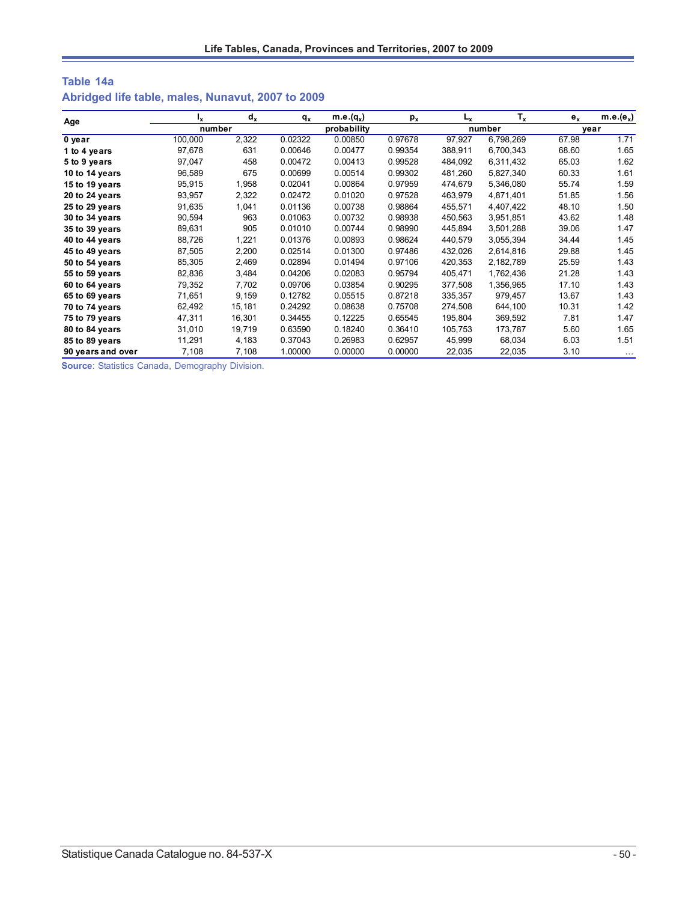## Table 14a

## Abridged life table, males, Nunavut, 2007 to 2009

| Age | $l_x$ | $d_x$ | $q_x$ | m.e.($q_x$) | $p_x$ | $L_x$ | $T_x$ | $e_x$ | m.e.($e_x$) |
|---|---|---|---|---|---|---|---|---|---|
| | number | | probability | | | number | | year | |
| **0 year** | 100,000 | 2,322 | 0.02322 | 0.00850 | 0.97678 | 97,927 | 6,798,269 | 67.98 | 1.71 |
| **1 to 4 years** | 97,678 | 631 | 0.00646 | 0.00477 | 0.99354 | 388,911 | 6,700,343 | 68.60 | 1.65 |
| **5 to 9 years** | 97,047 | 458 | 0.00472 | 0.00413 | 0.99528 | 484,092 | 6,311,432 | 65.03 | 1.62 |
| **10 to 14 years** | 96,589 | 675 | 0.00699 | 0.00514 | 0.99302 | 481,260 | 5,827,340 | 60.33 | 1.61 |
| **15 to 19 years** | 95,915 | 1,958 | 0.02041 | 0.00864 | 0.97959 | 474,679 | 5,346,080 | 55.74 | 1.59 |
| **20 to 24 years** | 93,957 | 2,322 | 0.02472 | 0.01020 | 0.97528 | 463,979 | 4,871,401 | 51.85 | 1.56 |
| **25 to 29 years** | 91,635 | 1,041 | 0.01136 | 0.00738 | 0.98864 | 455,571 | 4,407,422 | 48.10 | 1.50 |
| **30 to 34 years** | 90,594 | 963 | 0.01063 | 0.00732 | 0.98938 | 450,563 | 3,951,851 | 43.62 | 1.48 |
| **35 to 39 years** | 89,631 | 905 | 0.01010 | 0.00744 | 0.98990 | 445,894 | 3,501,288 | 39.06 | 1.47 |
| **40 to 44 years** | 88,726 | 1,221 | 0.01376 | 0.00893 | 0.98624 | 440,579 | 3,055,394 | 34.44 | 1.45 |
| **45 to 49 years** | 87,505 | 2,200 | 0.02514 | 0.01300 | 0.97486 | 432,026 | 2,614,816 | 29.88 | 1.45 |
| **50 to 54 years** | 85,305 | 2,469 | 0.02894 | 0.01494 | 0.97106 | 420,353 | 2,182,789 | 25.59 | 1.43 |
| **55 to 59 years** | 82,836 | 3,484 | 0.04206 | 0.02083 | 0.95794 | 405,471 | 1,762,436 | 21.28 | 1.43 |
| **60 to 64 years** | 79,352 | 7,702 | 0.09706 | 0.03854 | 0.90295 | 377,508 | 1,356,965 | 17.10 | 1.43 |
| **65 to 69 years** | 71,651 | 9,159 | 0.12782 | 0.05515 | 0.87218 | 335,357 | 979,457 | 13.67 | 1.43 |
| **70 to 74 years** | 62,492 | 15,181 | 0.24292 | 0.08638 | 0.75708 | 274,508 | 644,100 | 10.31 | 1.42 |
| **75 to 79 years** | 47,311 | 16,301 | 0.34455 | 0.12225 | 0.65545 | 195,804 | 369,592 | 7.81 | 1.47 |
| **80 to 84 years** | 31,010 | 19,719 | 0.63590 | 0.18240 | 0.36410 | 105,753 | 173,787 | 5.60 | 1.65 |
| **85 to 89 years** | 11,291 | 4,183 | 0.37043 | 0.26983 | 0.62957 | 45,999 | 68,034 | 6.03 | 1.51 |
| **90 years and over** | 7,108 | 7,108 | 1.00000 | 0.00000 | 0.00000 | 22,035 | 22,035 | 3.10 | ... |

**Source**: Statistics Canada, Demography Division.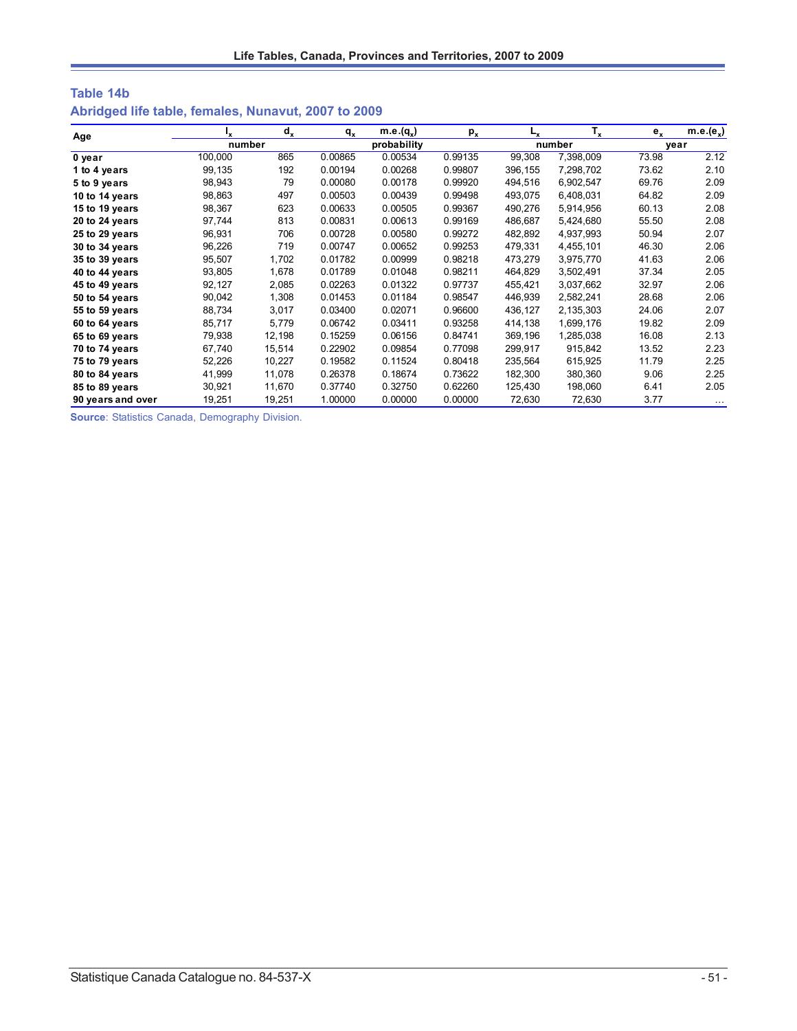## Table 14b

## Abridged life table, females, Nunavut, 2007 to 2009

| Age | $l_x$ | $d_x$ | $q_x$ | m.e.($q_x$) | $p_x$ | $L_x$ | $T_x$ | $e_x$ | m.e.($e_x$) |
|---|---|---|---|---|---|---|---|---|---|
| | number | | probability | | | number | | year | |
| 0 year | 100,000 | 865 | 0.00865 | 0.00534 | 0.99135 | 99,308 | 7,398,009 | 73.98 | 2.12 |
| 1 to 4 years | 99,135 | 192 | 0.00194 | 0.00268 | 0.99807 | 396,155 | 7,298,702 | 73.62 | 2.10 |
| 5 to 9 years | 98,943 | 79 | 0.00080 | 0.00178 | 0.99920 | 494,516 | 6,902,547 | 69.76 | 2.09 |
| 10 to 14 years | 98,863 | 497 | 0.00503 | 0.00439 | 0.99498 | 493,075 | 6,408,031 | 64.82 | 2.09 |
| 15 to 19 years | 98,367 | 623 | 0.00633 | 0.00505 | 0.99367 | 490,276 | 5,914,956 | 60.13 | 2.08 |
| 20 to 24 years | 97,744 | 813 | 0.00831 | 0.00613 | 0.99169 | 486,687 | 5,424,680 | 55.50 | 2.08 |
| 25 to 29 years | 96,931 | 706 | 0.00728 | 0.00580 | 0.99272 | 482,892 | 4,937,993 | 50.94 | 2.07 |
| 30 to 34 years | 96,226 | 719 | 0.00747 | 0.00652 | 0.99253 | 479,331 | 4,455,101 | 46.30 | 2.06 |
| 35 to 39 years | 95,507 | 1,702 | 0.01782 | 0.00999 | 0.98218 | 473,279 | 3,975,770 | 41.63 | 2.06 |
| 40 to 44 years | 93,805 | 1,678 | 0.01789 | 0.01048 | 0.98211 | 464,829 | 3,502,491 | 37.34 | 2.05 |
| 45 to 49 years | 92,127 | 2,085 | 0.02263 | 0.01322 | 0.97737 | 455,421 | 3,037,662 | 32.97 | 2.06 |
| 50 to 54 years | 90,042 | 1,308 | 0.01453 | 0.01184 | 0.98547 | 446,939 | 2,582,241 | 28.68 | 2.06 |
| 55 to 59 years | 88,734 | 3,017 | 0.03400 | 0.02071 | 0.96600 | 436,127 | 2,135,303 | 24.06 | 2.07 |
| 60 to 64 years | 85,717 | 5,779 | 0.06742 | 0.03411 | 0.93258 | 414,138 | 1,699,176 | 19.82 | 2.09 |
| 65 to 69 years | 79,938 | 12,198 | 0.15259 | 0.06156 | 0.84741 | 369,196 | 1,285,038 | 16.08 | 2.13 |
| 70 to 74 years | 67,740 | 15,514 | 0.22902 | 0.09854 | 0.77098 | 299,917 | 915,842 | 13.52 | 2.23 |
| 75 to 79 years | 52,226 | 10,227 | 0.19582 | 0.11524 | 0.80418 | 235,564 | 615,925 | 11.79 | 2.25 |
| 80 to 84 years | 41,999 | 11,078 | 0.26378 | 0.18674 | 0.73622 | 182,300 | 380,360 | 9.06 | 2.25 |
| 85 to 89 years | 30,921 | 11,670 | 0.37740 | 0.32750 | 0.62260 | 125,430 | 198,060 | 6.41 | 2.05 |
| 90 years and over | 19,251 | 19,251 | 1.00000 | 0.00000 | 0.00000 | 72,630 | 72,630 | 3.77 | ... |

**Source**: Statistics Canada, Demography Division.